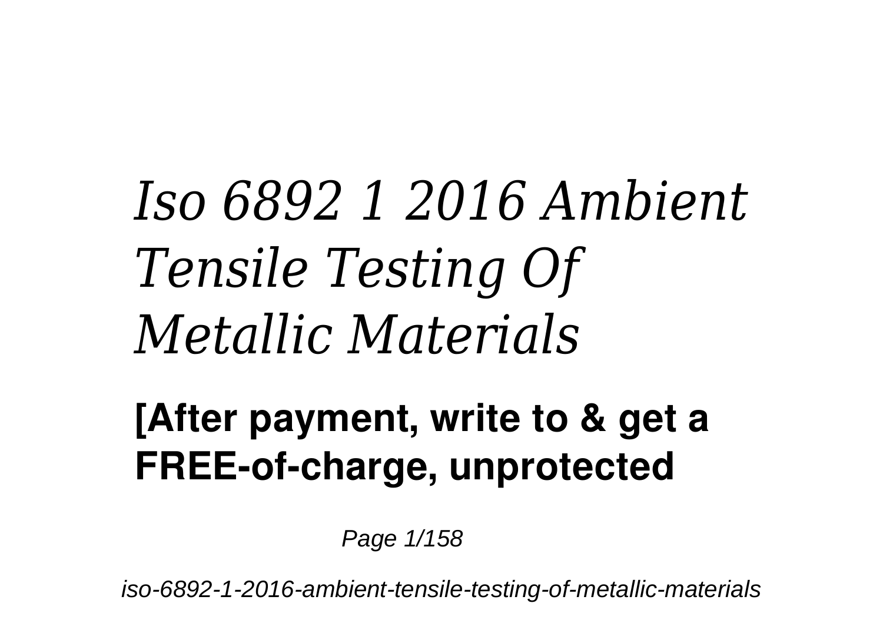# *Iso 6892 1 2016 Ambient Tensile Testing Of Metallic Materials*

**[After payment, write to & get a FREE-of-charge, unprotected**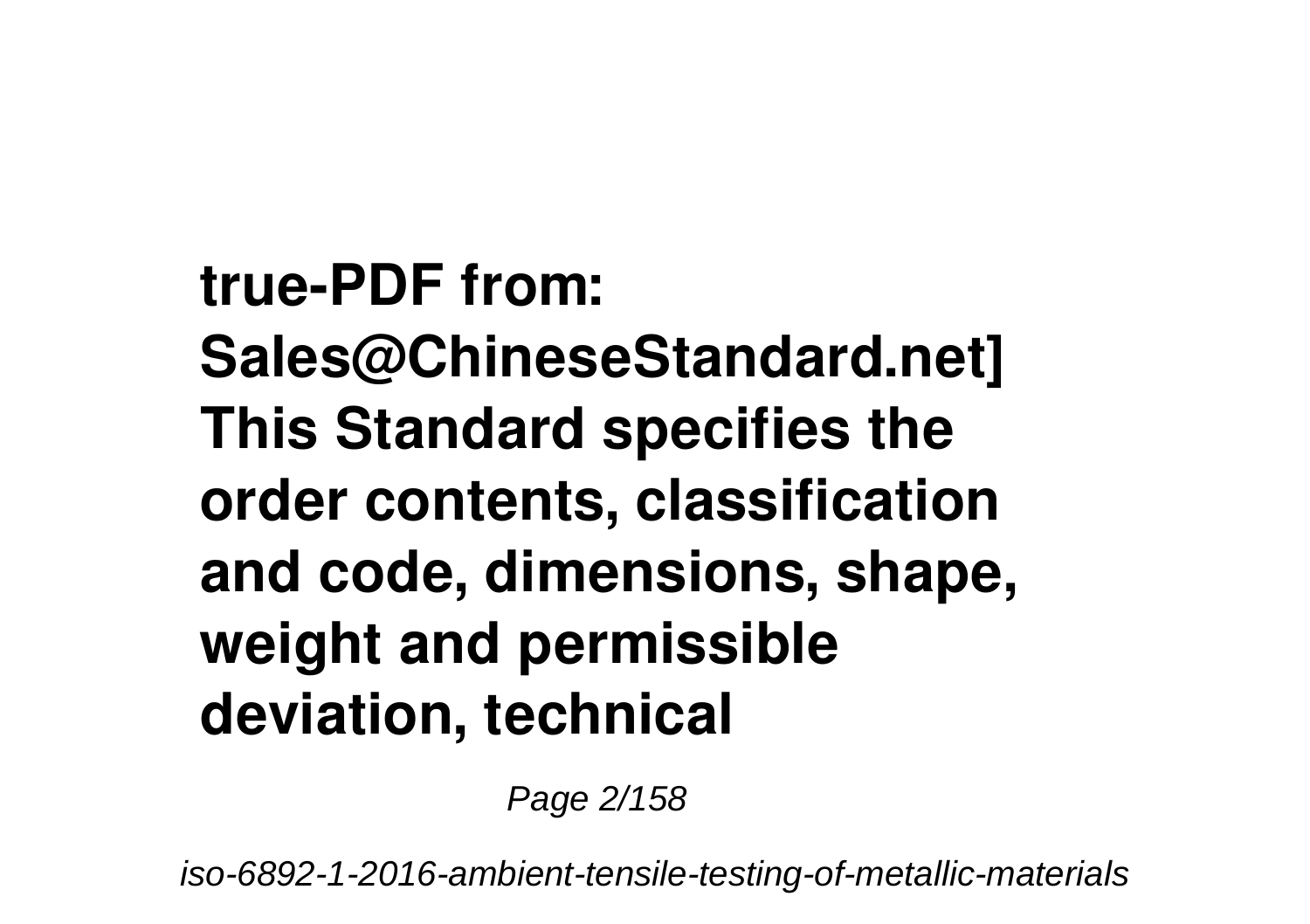**true-PDF from: Sales@ChineseStandard.net] This Standard specifies the order contents, classification and code, dimensions, shape, weight and permissible deviation, technical**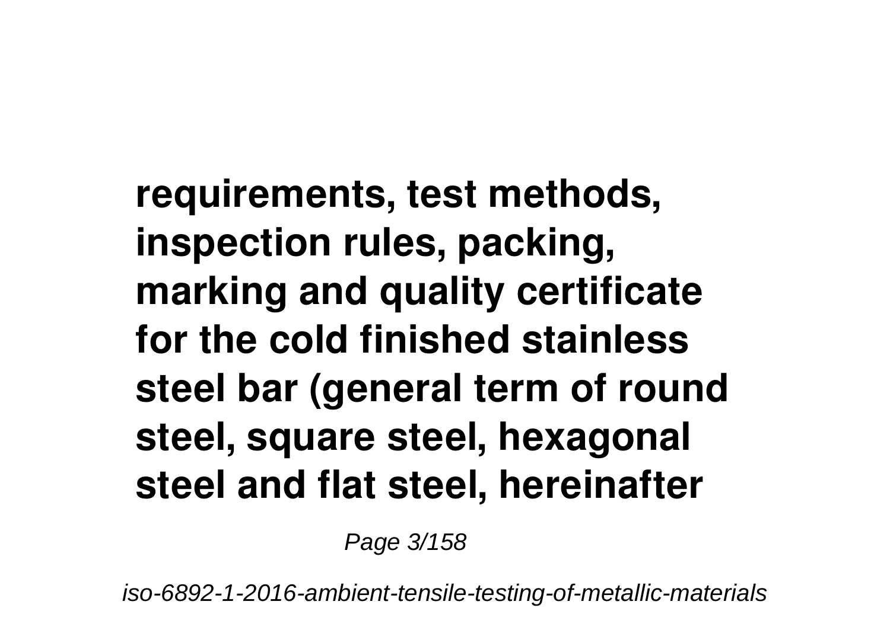**requirements, test methods, inspection rules, packing, marking and quality certificate for the cold finished stainless steel bar (general term of round steel, square steel, hexagonal steel and flat steel, hereinafter**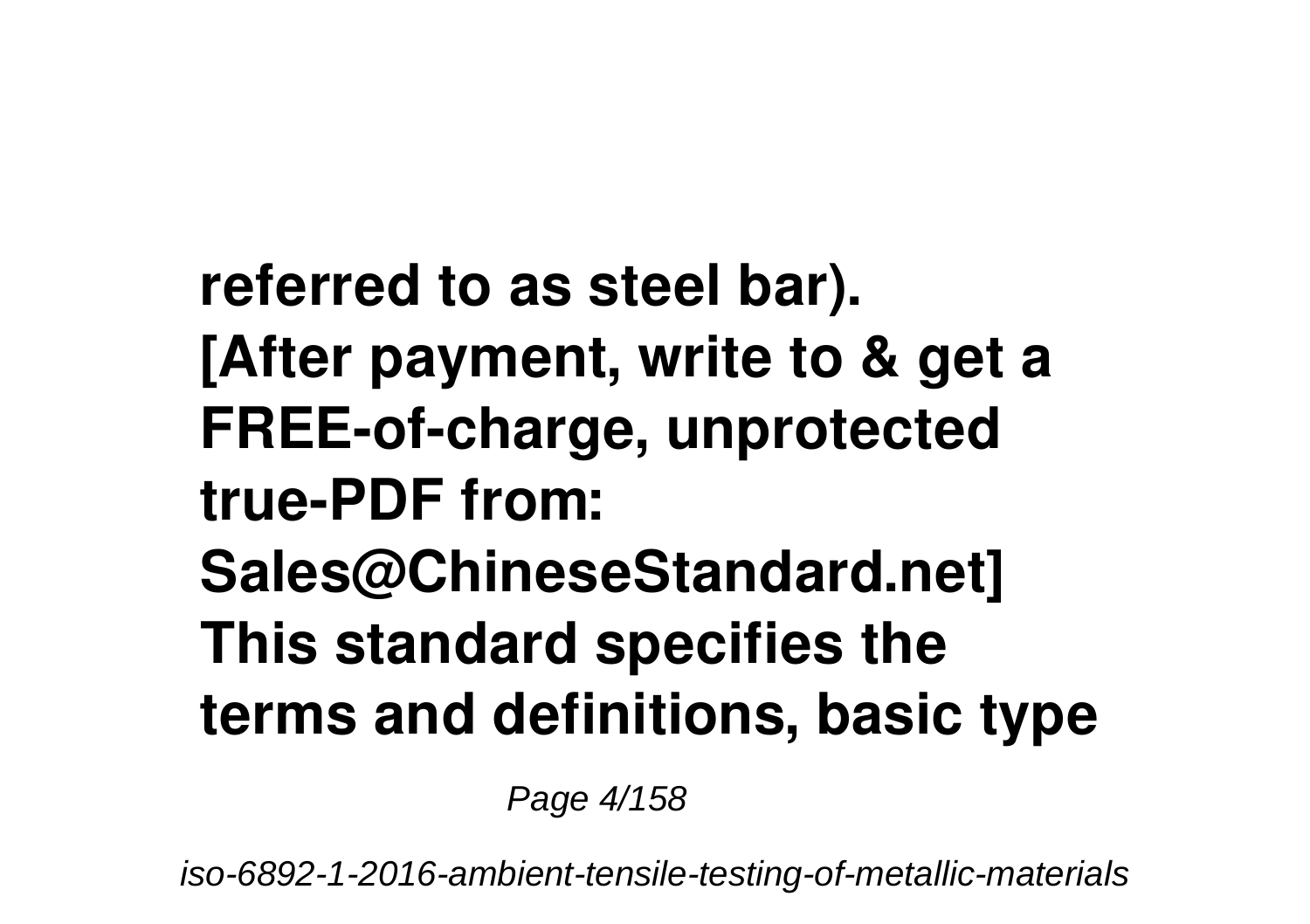**referred to as steel bar).**
**[After payment, write to & get a FREE-of-charge, unprotected true-PDF from: Sales@ChineseStandard.net]**
**This standard specifies the terms and definitions, basic type**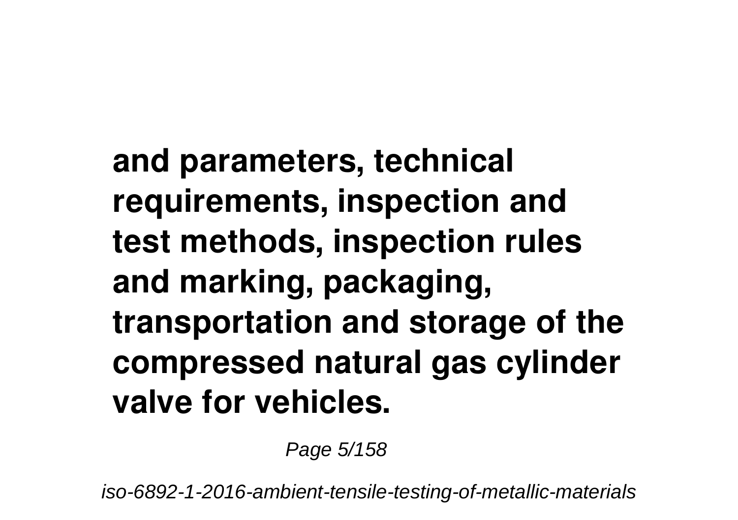**and parameters, technical requirements, inspection and test methods, inspection rules and marking, packaging, transportation and storage of the compressed natural gas cylinder valve for vehicles.**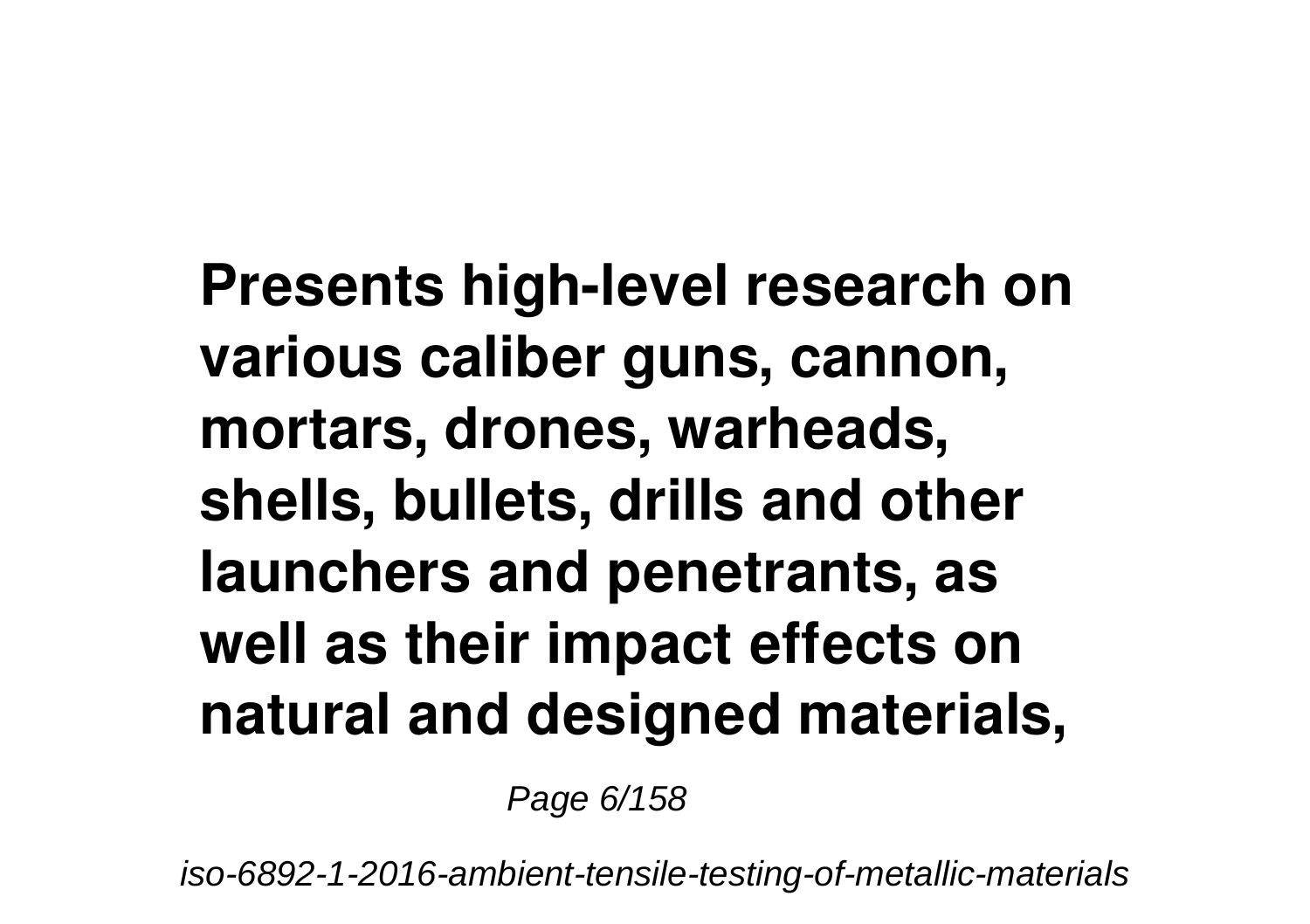**Presents high-level research on various caliber guns, cannon, mortars, drones, warheads, shells, bullets, drills and other launchers and penetrants, as well as their impact effects on natural and designed materials,**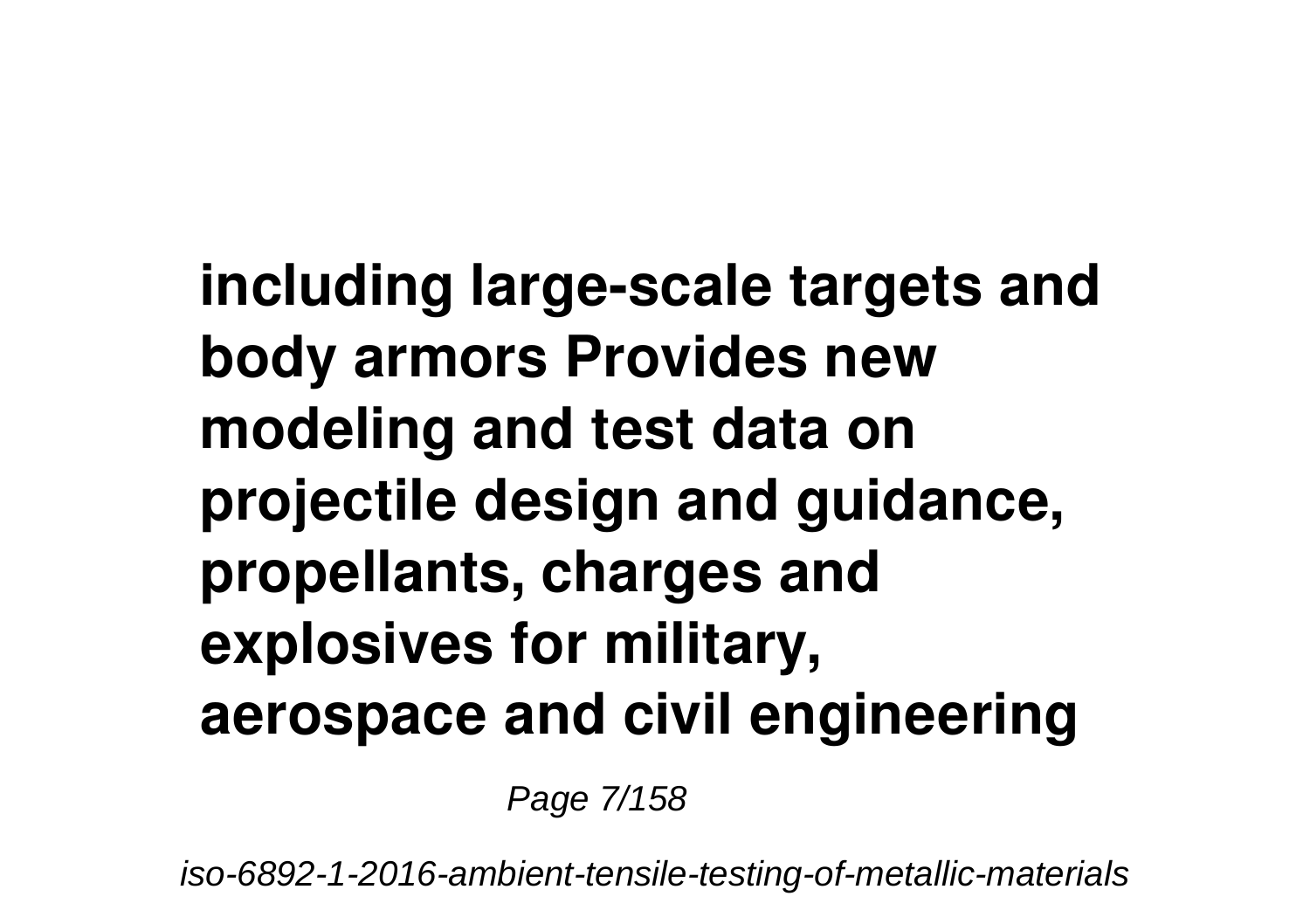**including large-scale targets and body armors Provides new modeling and test data on projectile design and guidance, propellants, charges and explosives for military, aerospace and civil engineering**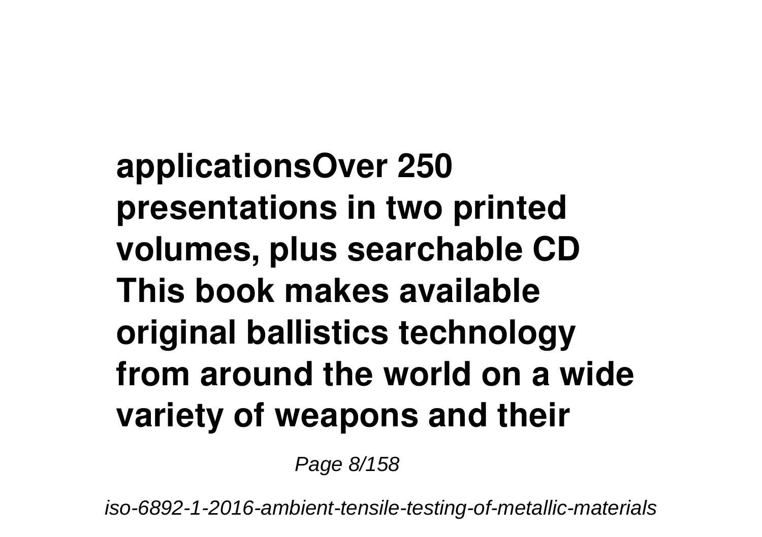**applicationsOver 250 presentations in two printed volumes, plus searchable CD This book makes available original ballistics technology from around the world on a wide variety of weapons and their**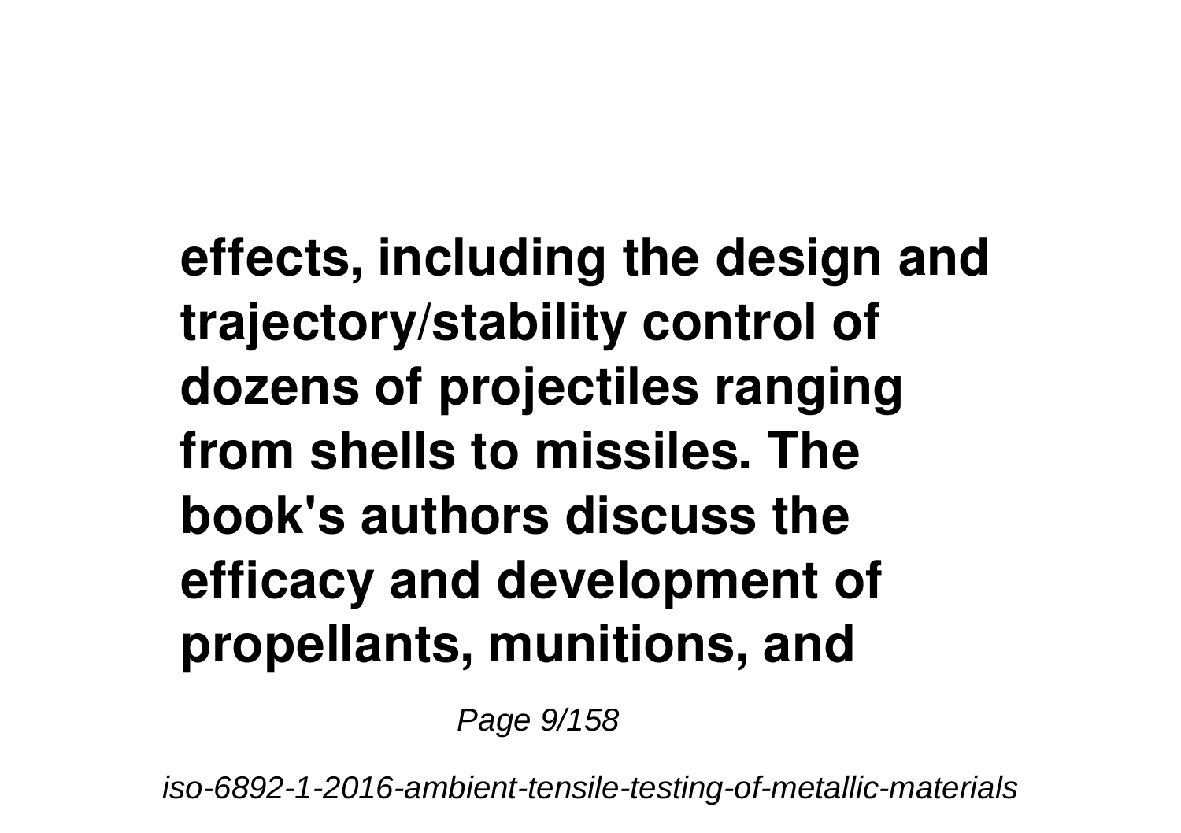**effects, including the design and trajectory/stability control of dozens of projectiles ranging from shells to missiles. The book's authors discuss the efficacy and development of propellants, munitions, and**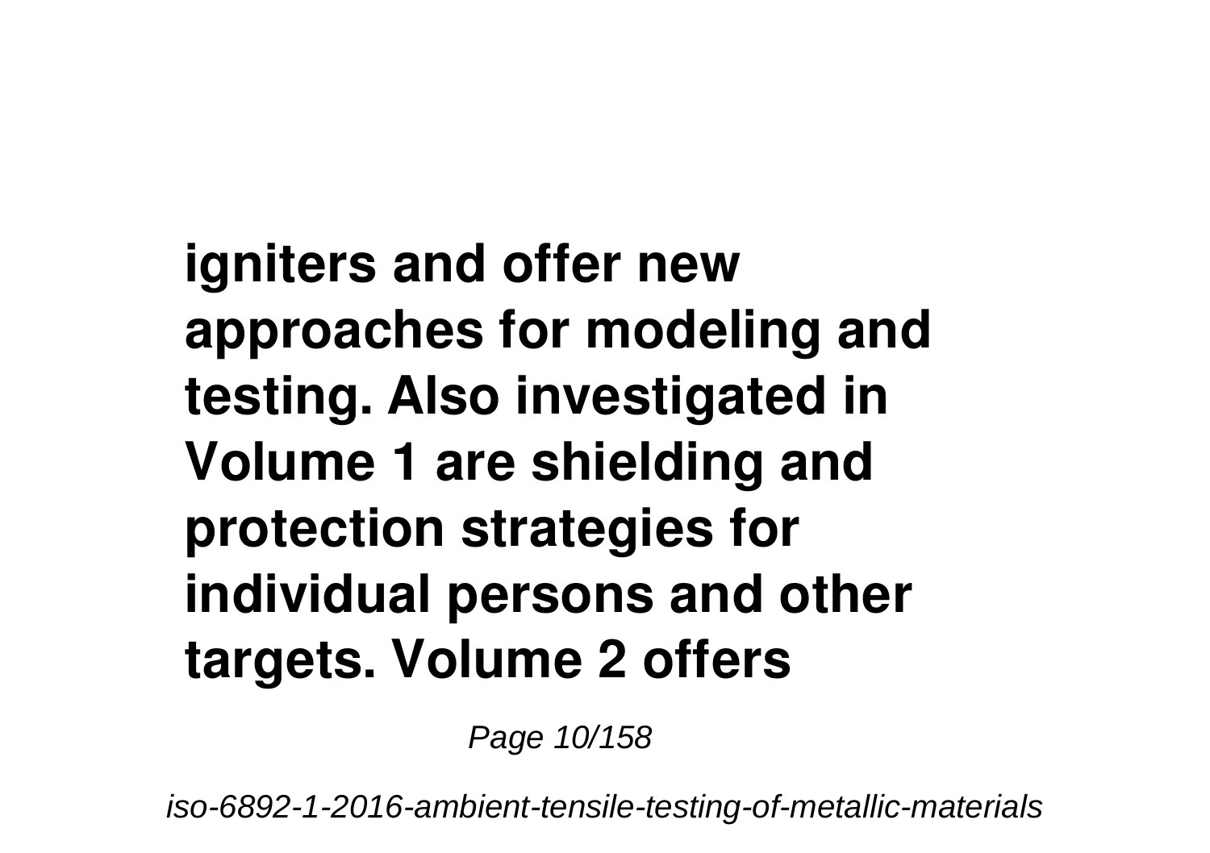**igniters and offer new approaches for modeling and testing. Also investigated in Volume 1 are shielding and protection strategies for individual persons and other targets. Volume 2 offers**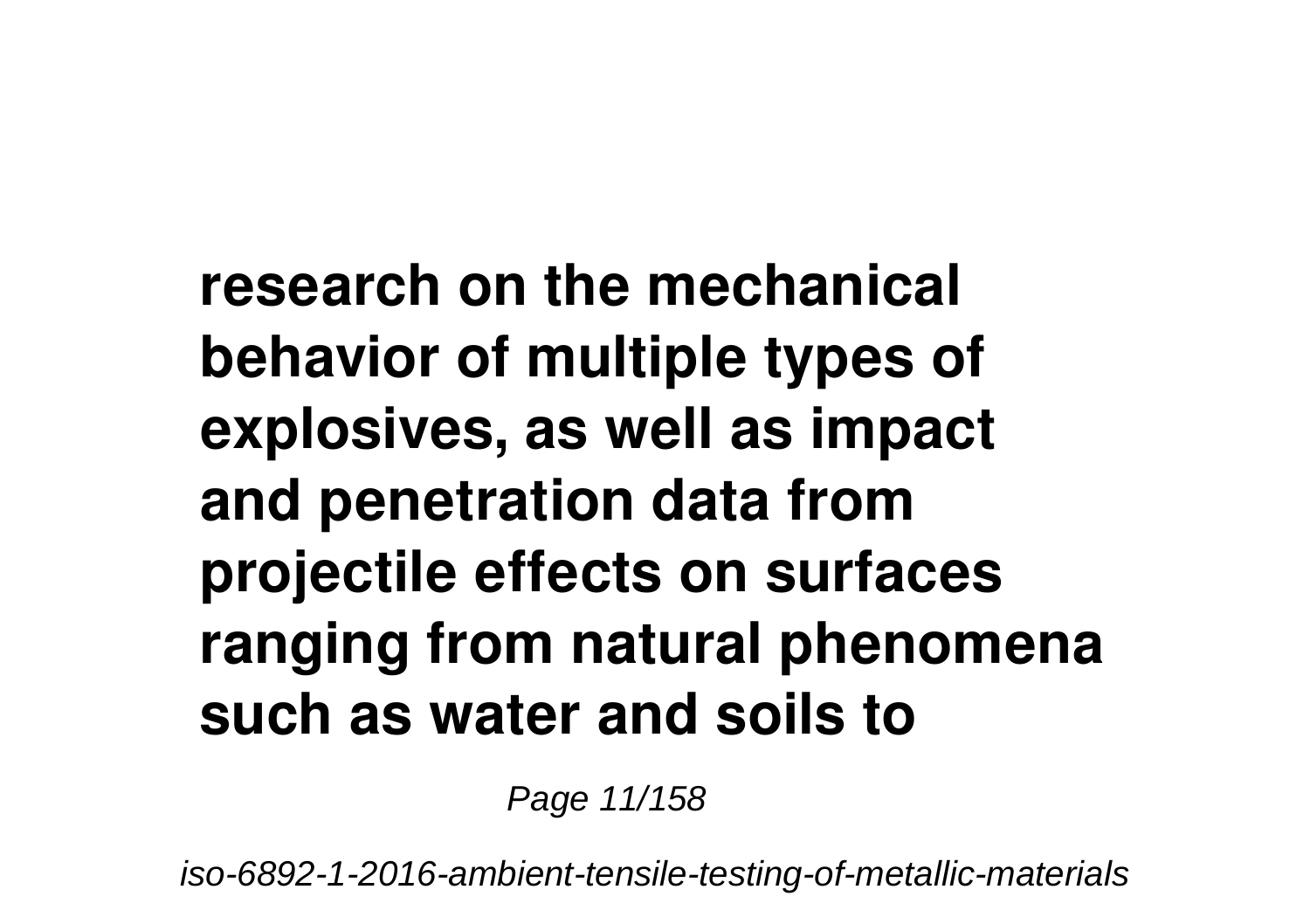**research on the mechanical behavior of multiple types of explosives, as well as impact and penetration data from projectile effects on surfaces ranging from natural phenomena such as water and soils to**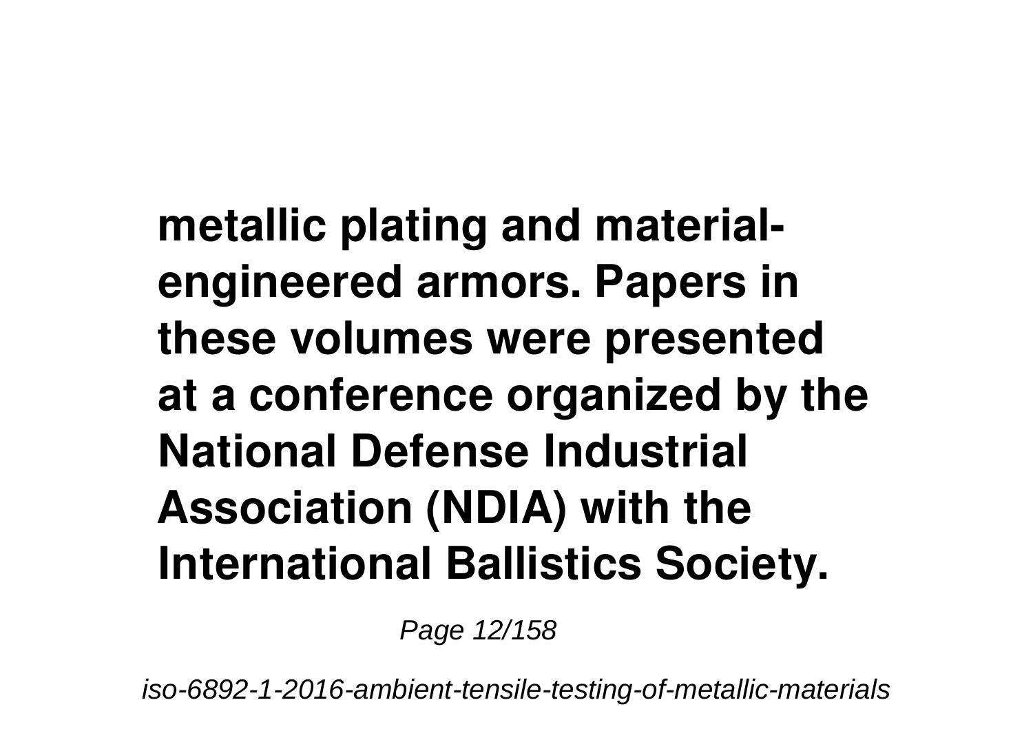**metallic plating and material-engineered armors. Papers in these volumes were presented at a conference organized by the National Defense Industrial Association (NDIA) with the International Ballistics Society.**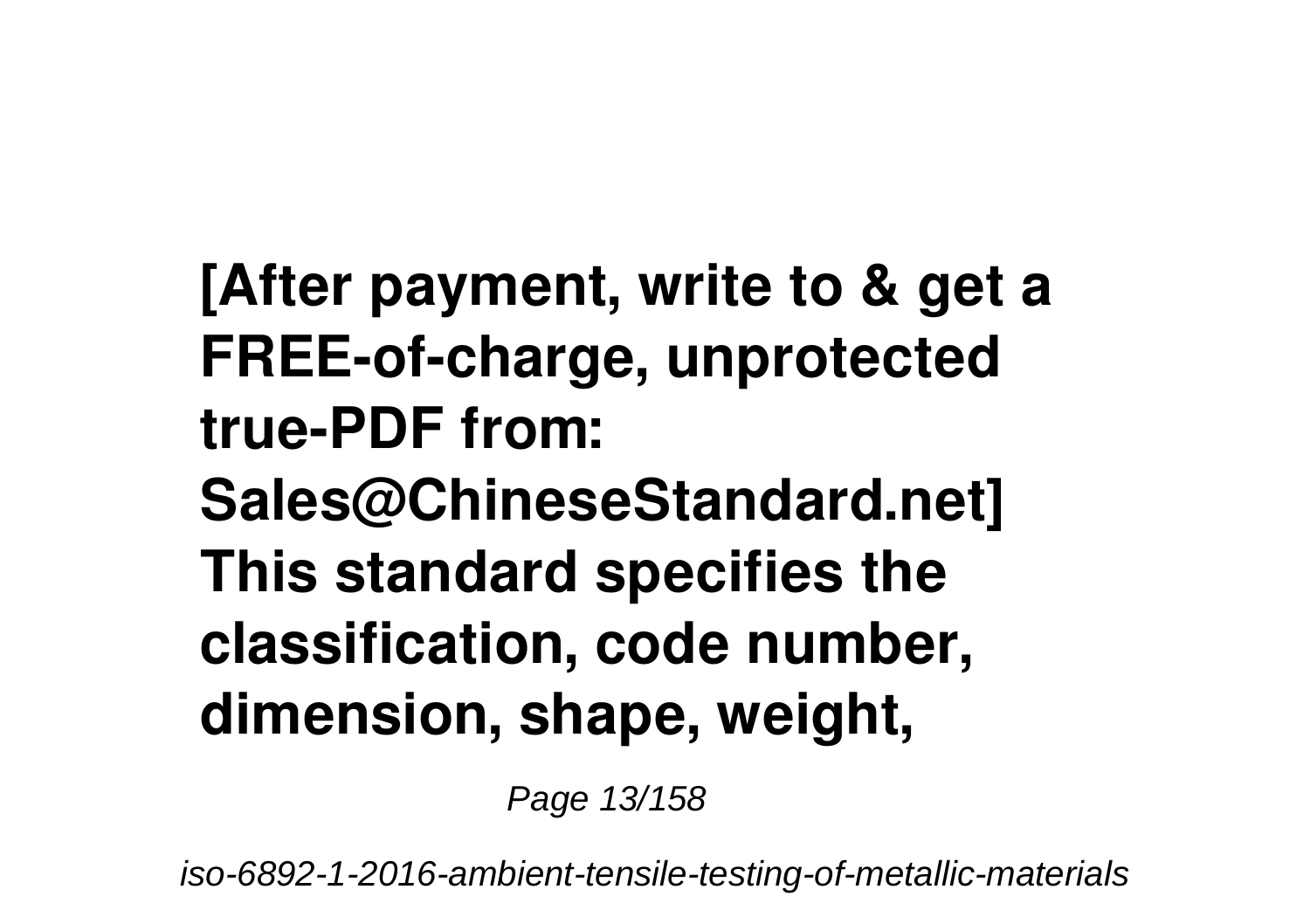**[After payment, write to & get a FREE-of-charge, unprotected true-PDF from: Sales@ChineseStandard.net] This standard specifies the classification, code number, dimension, shape, weight,**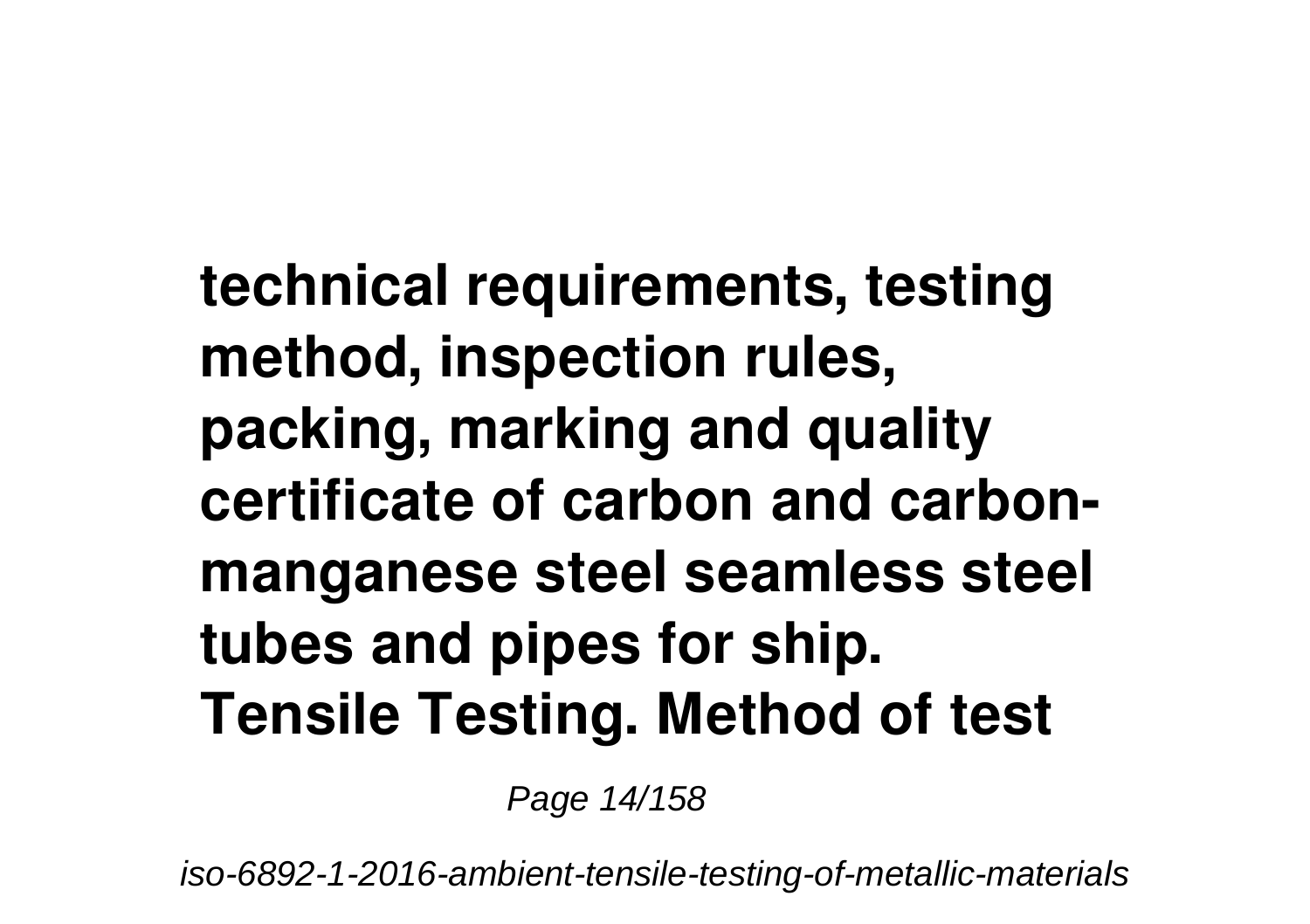**technical requirements, testing method, inspection rules, packing, marking and quality certificate of carbon and carbon-manganese steel seamless steel tubes and pipes for ship. Tensile Testing. Method of test**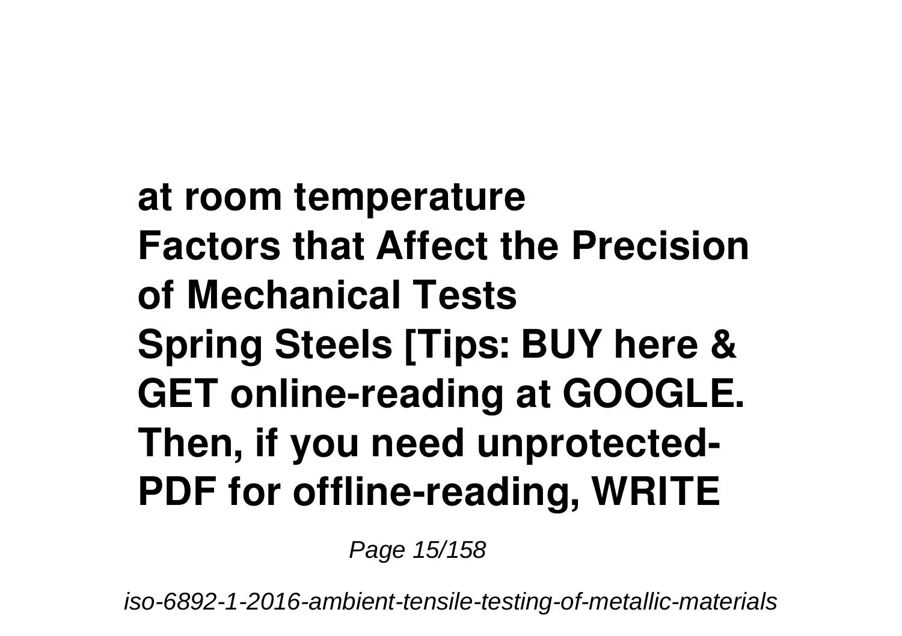**at room temperature**
**Factors that Affect the Precision of Mechanical Tests**
**Spring Steels [Tips: BUY here & GET online-reading at GOOGLE. Then, if you need unprotected-PDF for offline-reading, WRITE**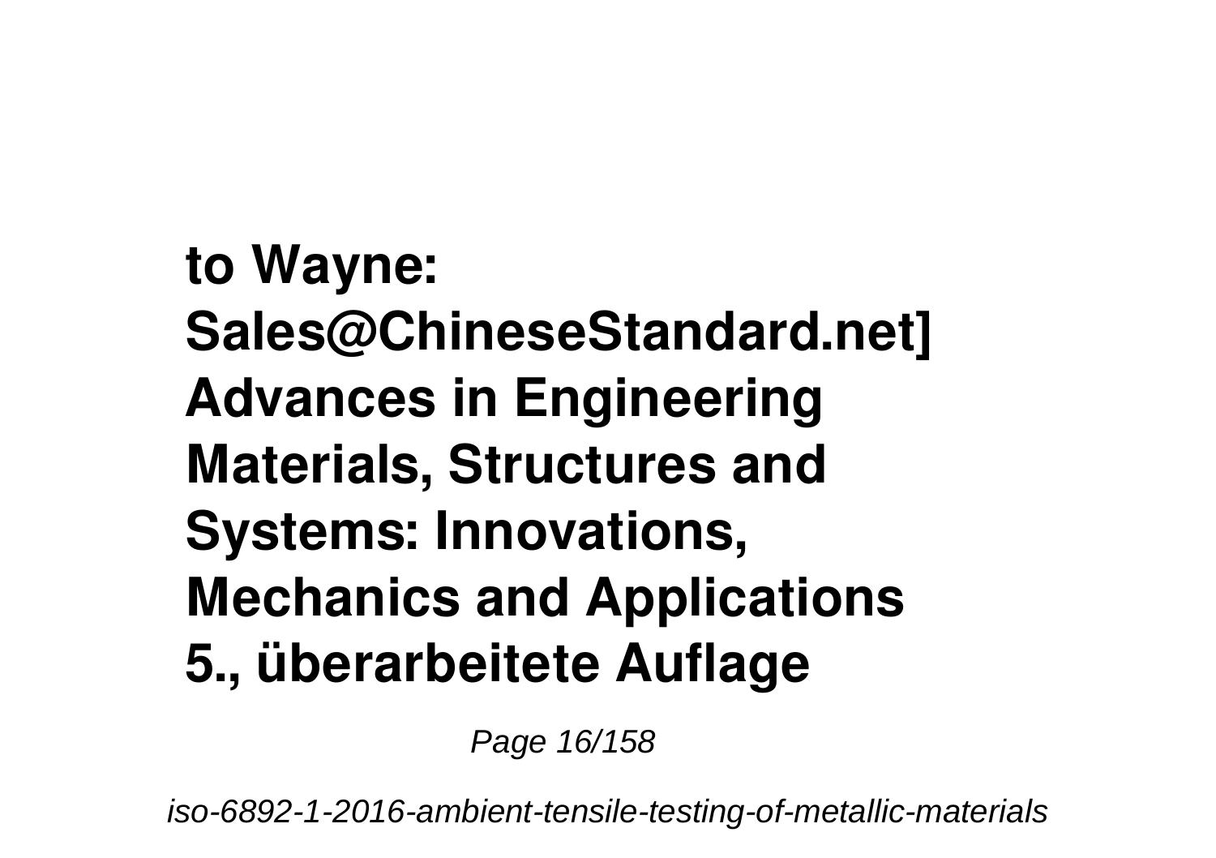**to Wayne: Sales@ChineseStandard.net] Advances in Engineering Materials, Structures and Systems: Innovations, Mechanics and Applications 5., überarbeitete Auflage**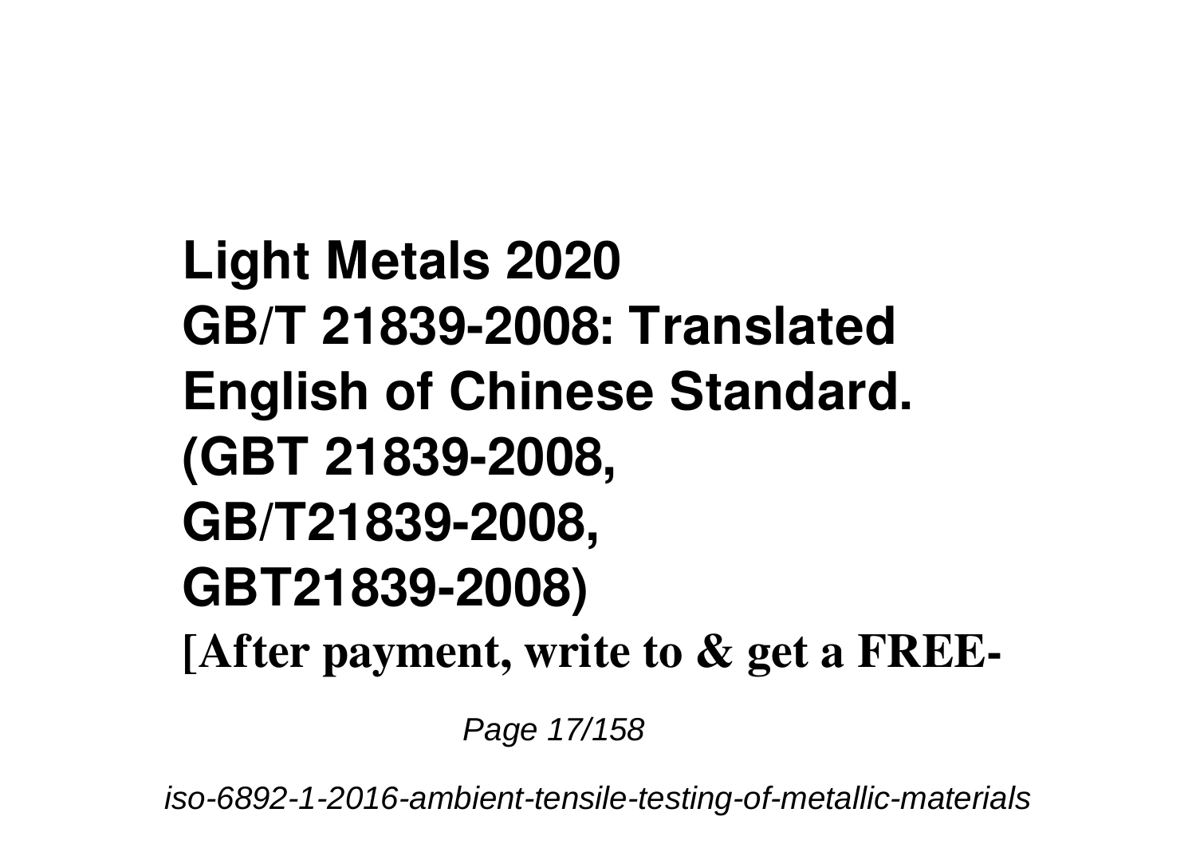**Light Metals 2020**

**GB/T 21839-2008: Translated English of Chinese Standard. (GBT 21839-2008, GB/T21839-2008, GBT21839-2008)**

**[After payment, write to & get a FREE-**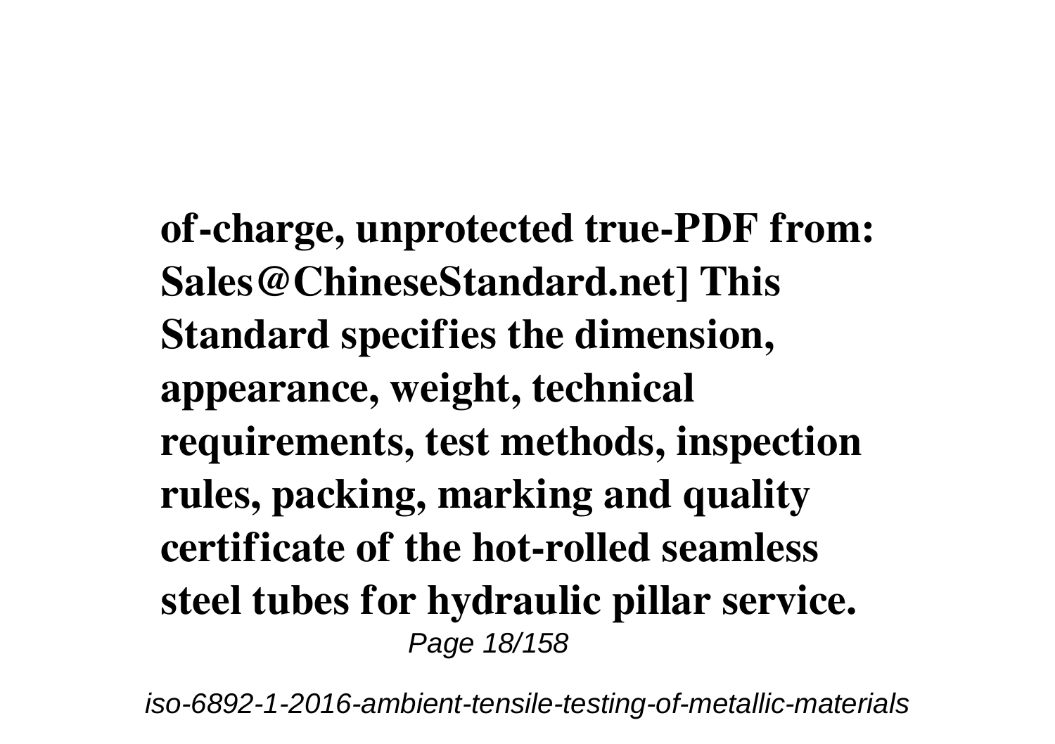**of-charge, unprotected true-PDF from: Sales@ChineseStandard.net] This Standard specifies the dimension, appearance, weight, technical requirements, test methods, inspection rules, packing, marking and quality certificate of the hot-rolled seamless steel tubes for hydraulic pillar service.**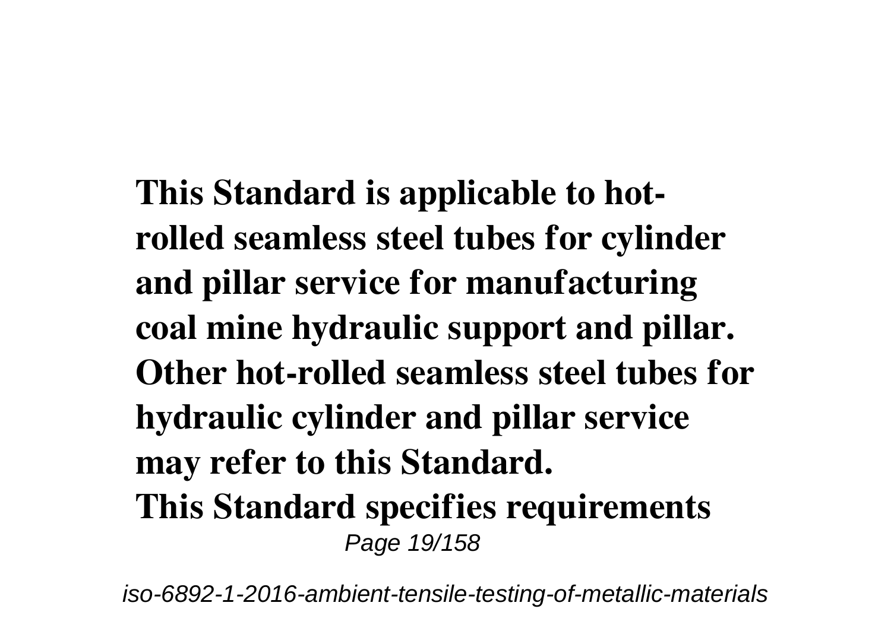**This Standard is applicable to hot-rolled seamless steel tubes for cylinder and pillar service for manufacturing coal mine hydraulic support and pillar. Other hot-rolled seamless steel tubes for hydraulic cylinder and pillar service may refer to this Standard.**

**This Standard specifies requirements**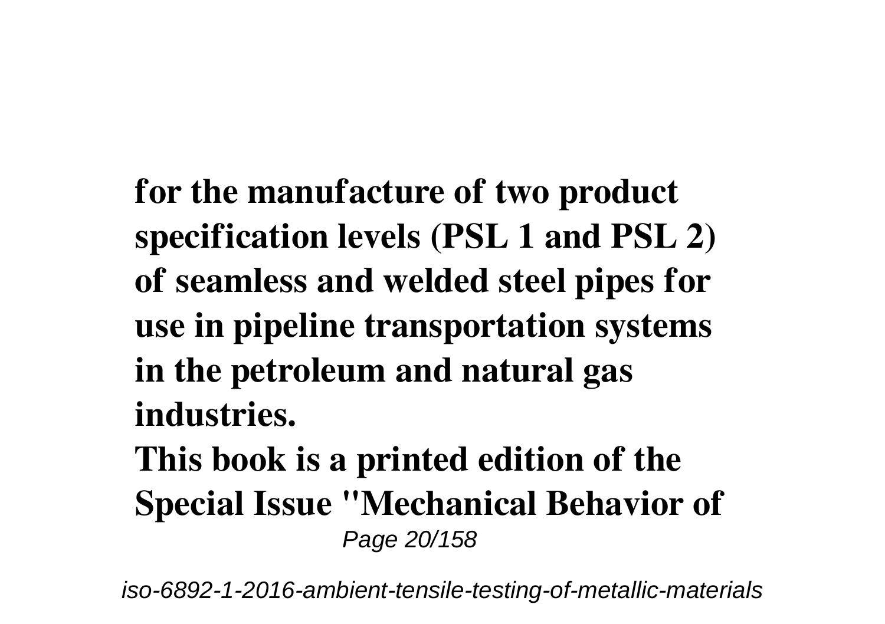**for the manufacture of two product specification levels (PSL 1 and PSL 2) of seamless and welded steel pipes for use in pipeline transportation systems in the petroleum and natural gas industries.**

**This book is a printed edition of the Special Issue "Mechanical Behavior of**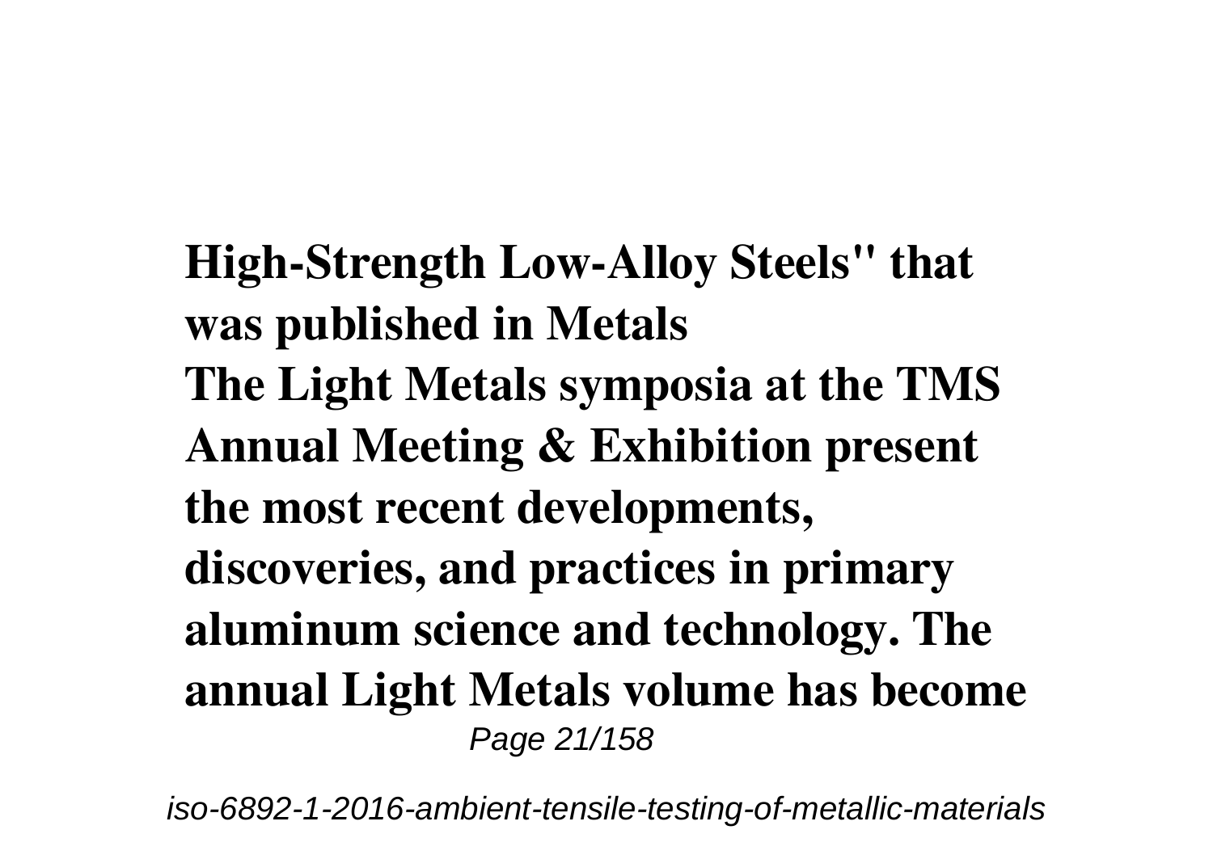**High-Strength Low-Alloy Steels" that was published in Metals**

**The Light Metals symposia at the TMS Annual Meeting & Exhibition present the most recent developments, discoveries, and practices in primary aluminum science and technology. The annual Light Metals volume has become**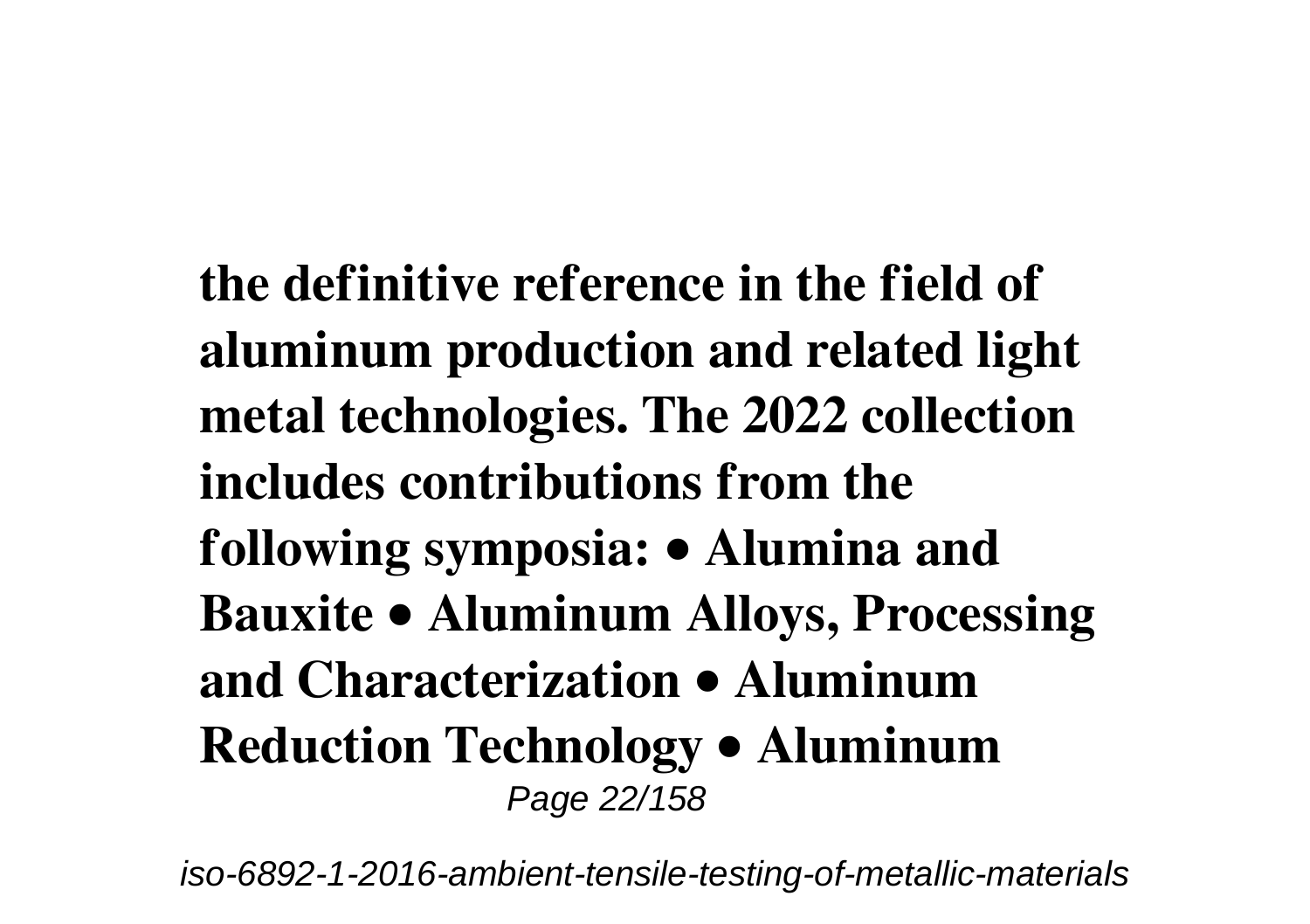**the definitive reference in the field of aluminum production and related light metal technologies. The 2022 collection includes contributions from the following symposia: • Alumina and Bauxite • Aluminum Alloys, Processing and Characterization • Aluminum Reduction Technology • Aluminum**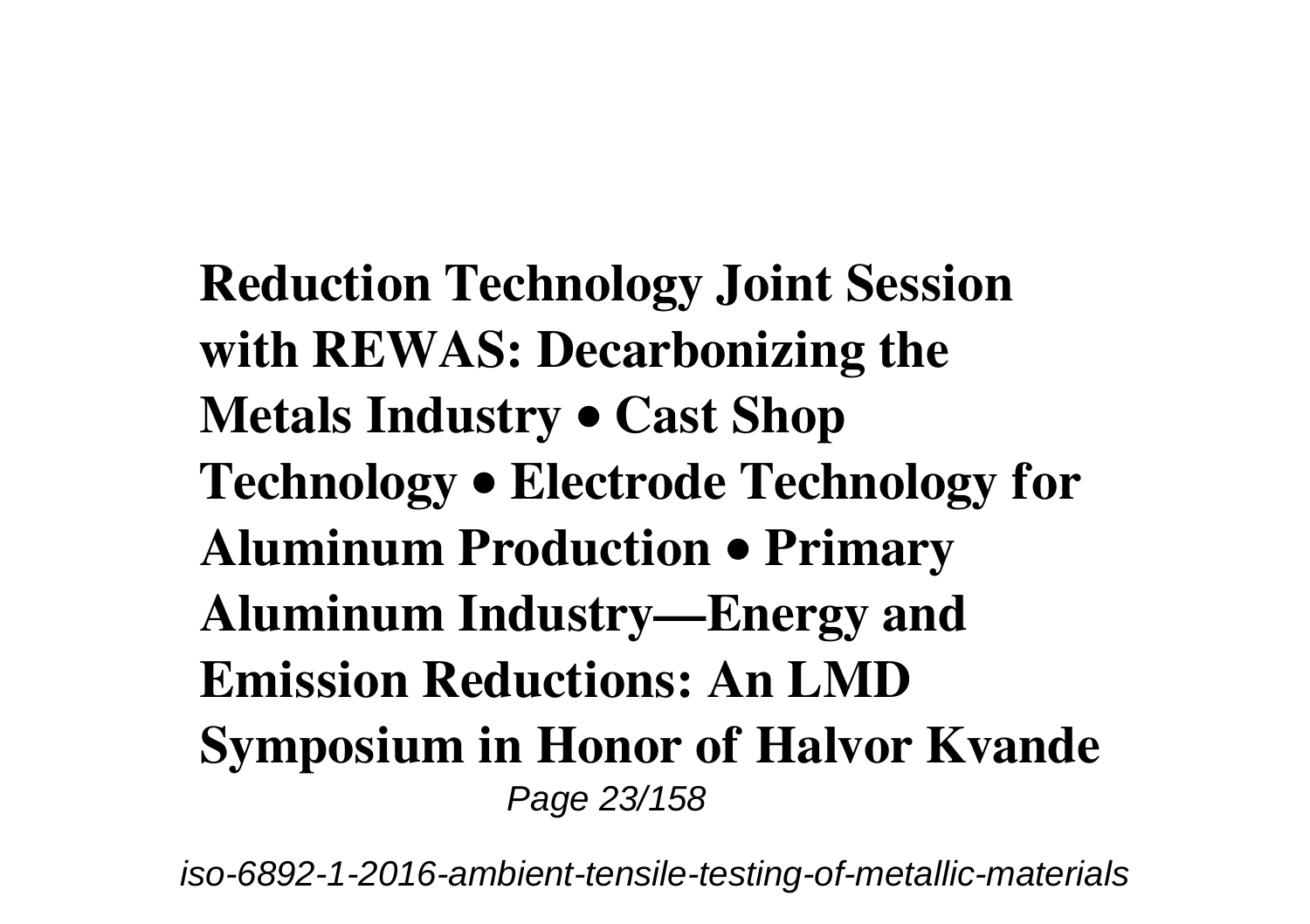**Reduction Technology Joint Session with REWAS: Decarbonizing the Metals Industry • Cast Shop Technology • Electrode Technology for Aluminum Production • Primary Aluminum Industry—Energy and Emission Reductions: An LMD Symposium in Honor of Halvor Kvande**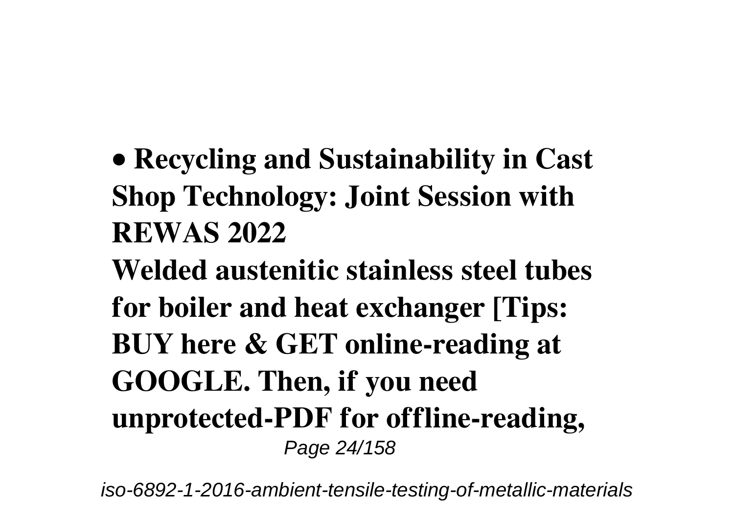- **Recycling and Sustainability in Cast Shop Technology: Joint Session with REWAS 2022**

**Welded austenitic stainless steel tubes for boiler and heat exchanger [Tips: BUY here & GET online-reading at GOOGLE. Then, if you need unprotected-PDF for offline-reading,**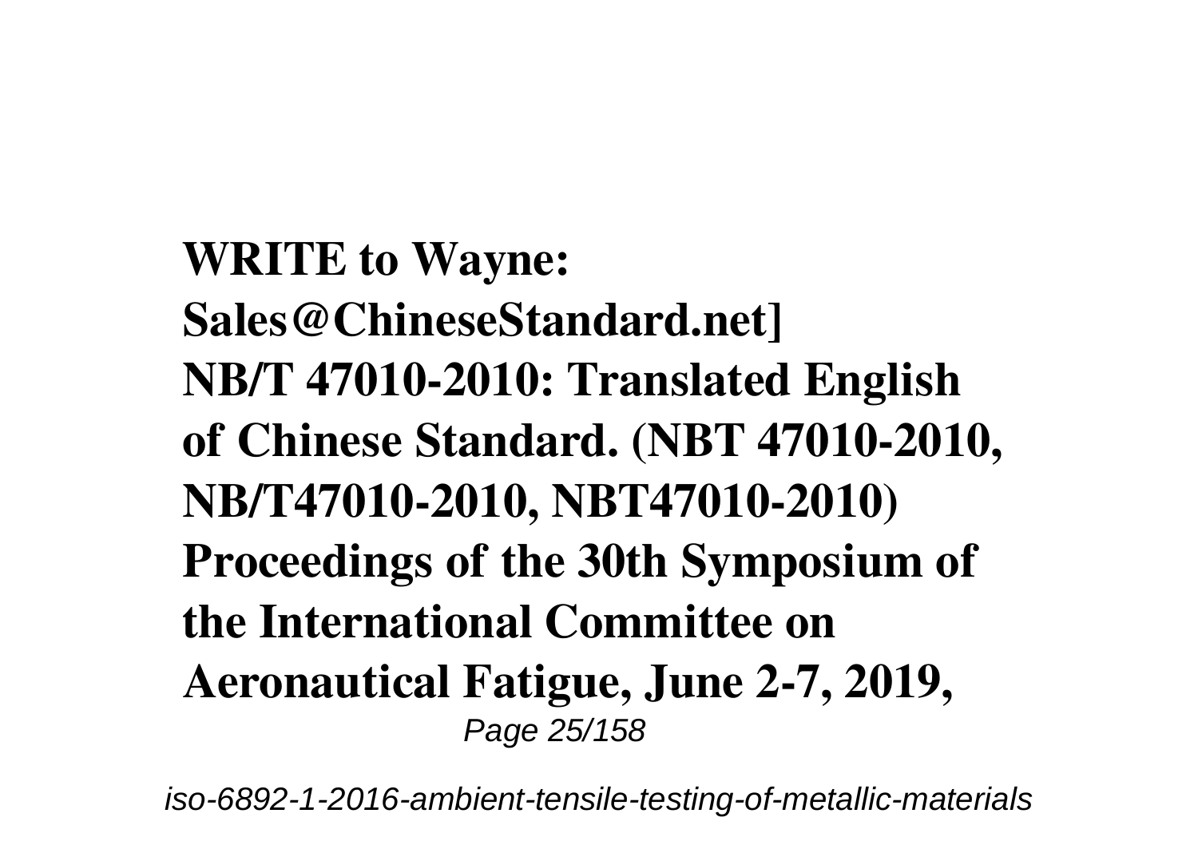**WRITE to Wayne: Sales@ChineseStandard.net]**
**NB/T 47010-2010: Translated English of Chinese Standard. (NBT 47010-2010, NB/T47010-2010, NBT47010-2010)**
**Proceedings of the 30th Symposium of the International Committee on Aeronautical Fatigue, June 2-7, 2019,**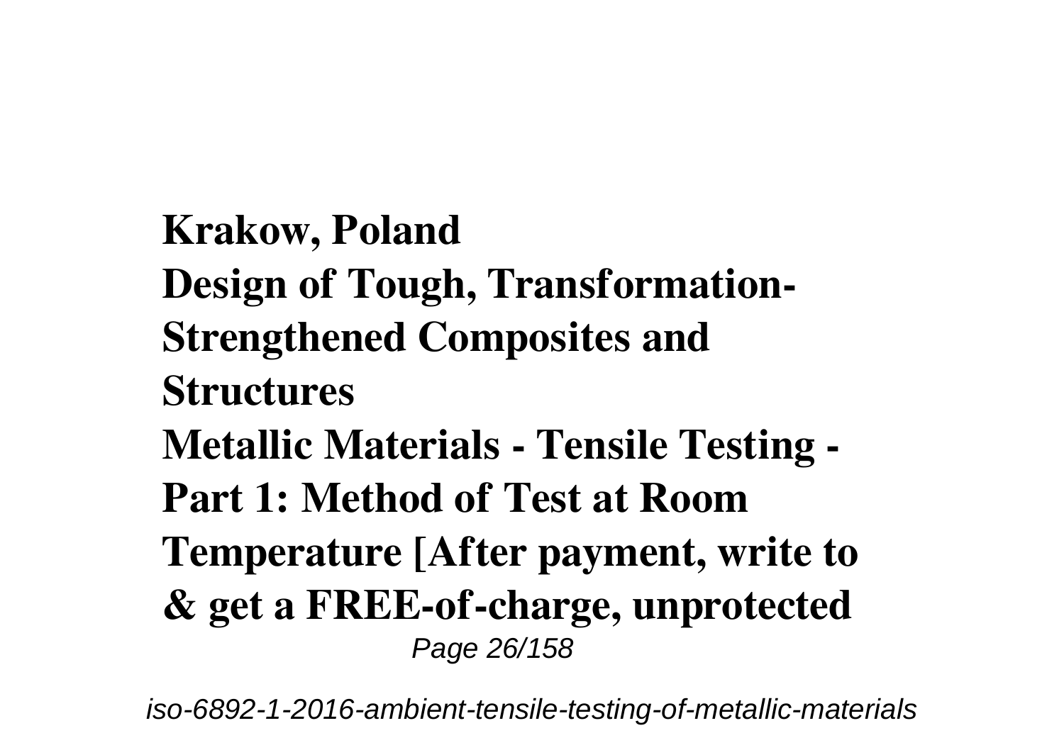**Krakow, Poland**

**Design of Tough, Transformation-Strengthened Composites and Structures**

**Metallic Materials - Tensile Testing - Part 1: Method of Test at Room Temperature [After payment, write to & get a FREE-of-charge, unprotected**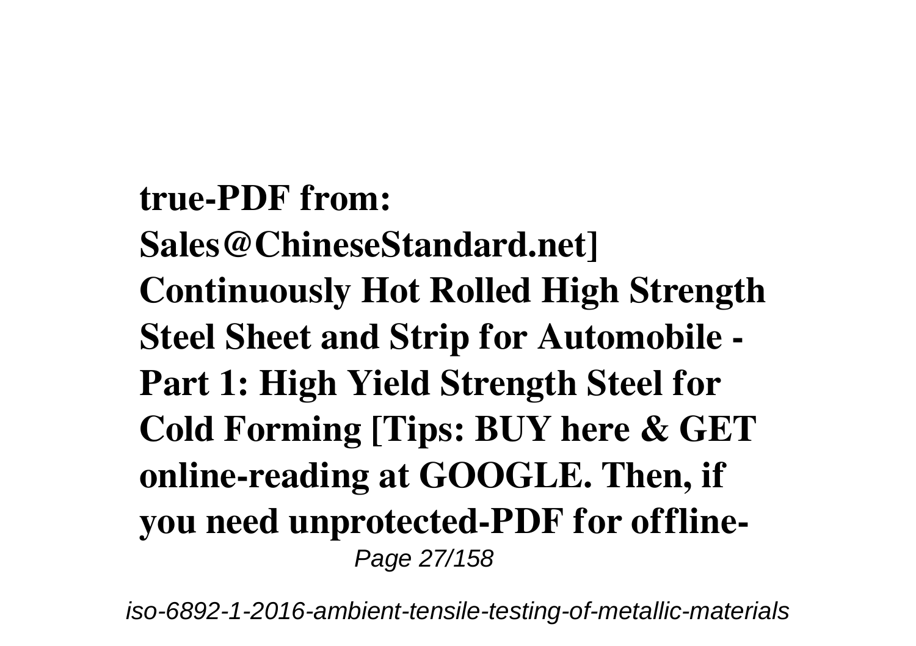**true-PDF from: Sales@ChineseStandard.net] Continuously Hot Rolled High Strength Steel Sheet and Strip for Automobile - Part 1: High Yield Strength Steel for Cold Forming [Tips: BUY here & GET online-reading at GOOGLE. Then, if you need unprotected-PDF for offline-**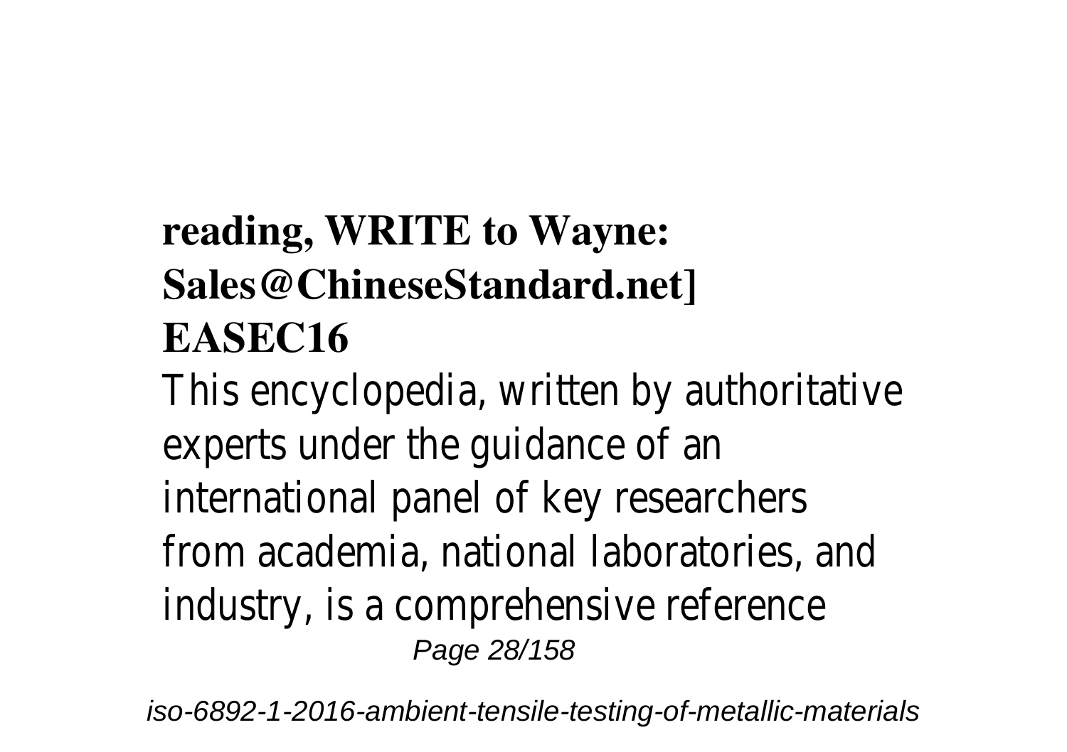**reading, WRITE to Wayne: Sales@ChineseStandard.net]**

**EASEC16**

This encyclopedia, written by authoritative experts under the guidance of an international panel of key researchers from academia, national laboratories, and industry, is a comprehensive reference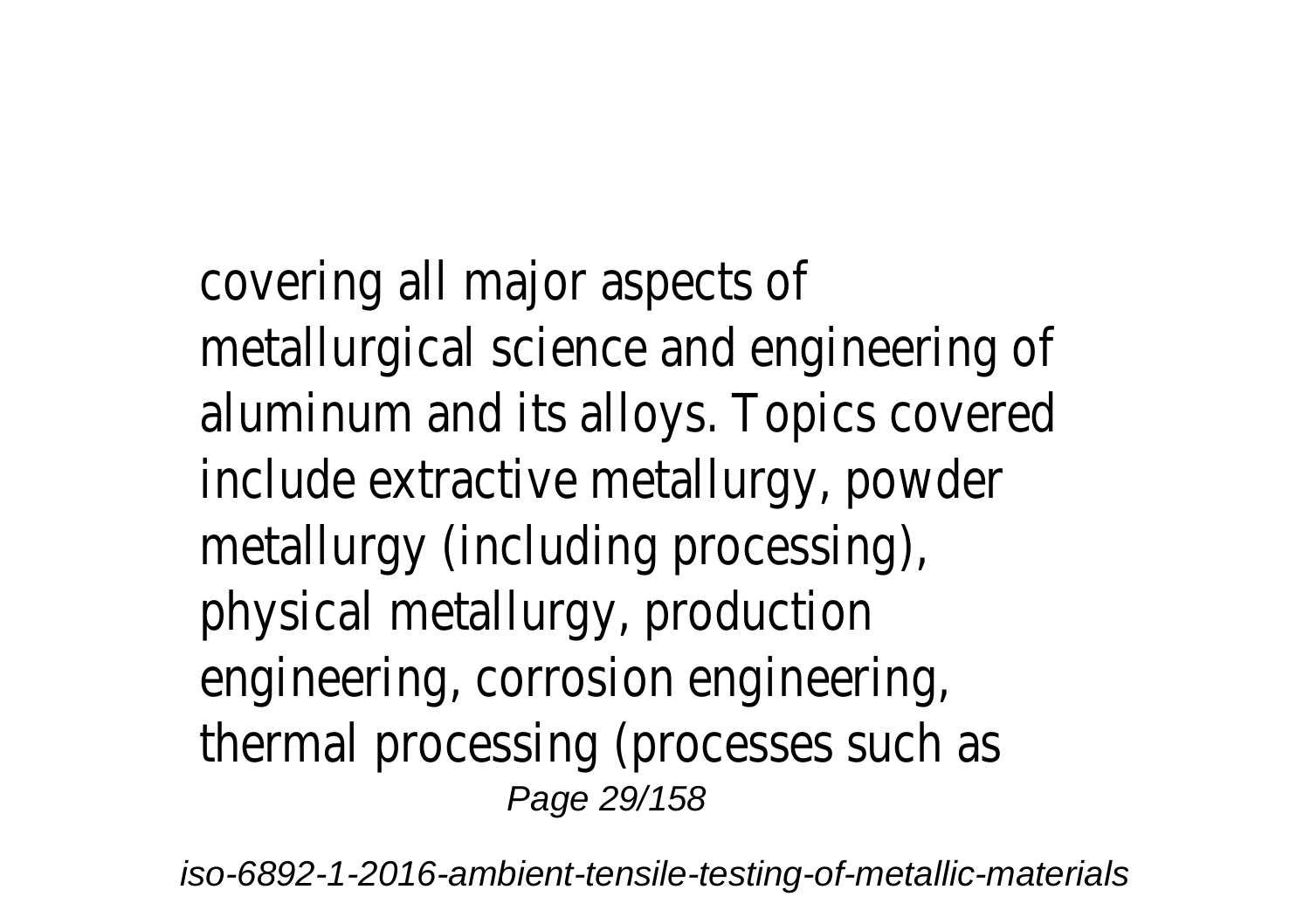covering all major aspects of metallurgical science and engineering of aluminum and its alloys. Topics covered include extractive metallurgy, powder metallurgy (including processing), physical metallurgy, production engineering, corrosion engineering, thermal processing (processes such as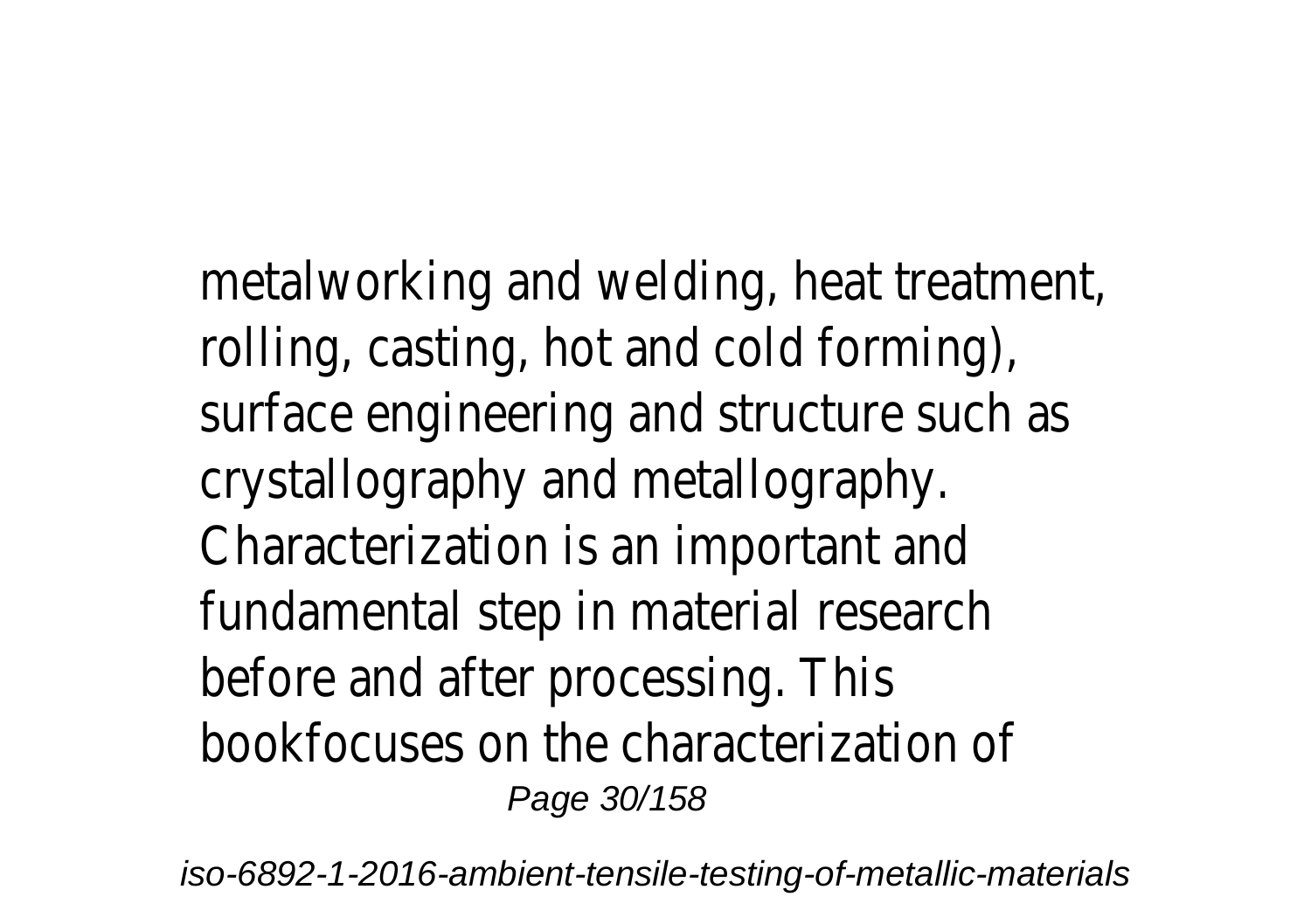metalworking and welding, heat treatment, rolling, casting, hot and cold forming), surface engineering and structure such as crystallography and metallography. Characterization is an important and fundamental step in material research before and after processing. This bookfocuses on the characterization of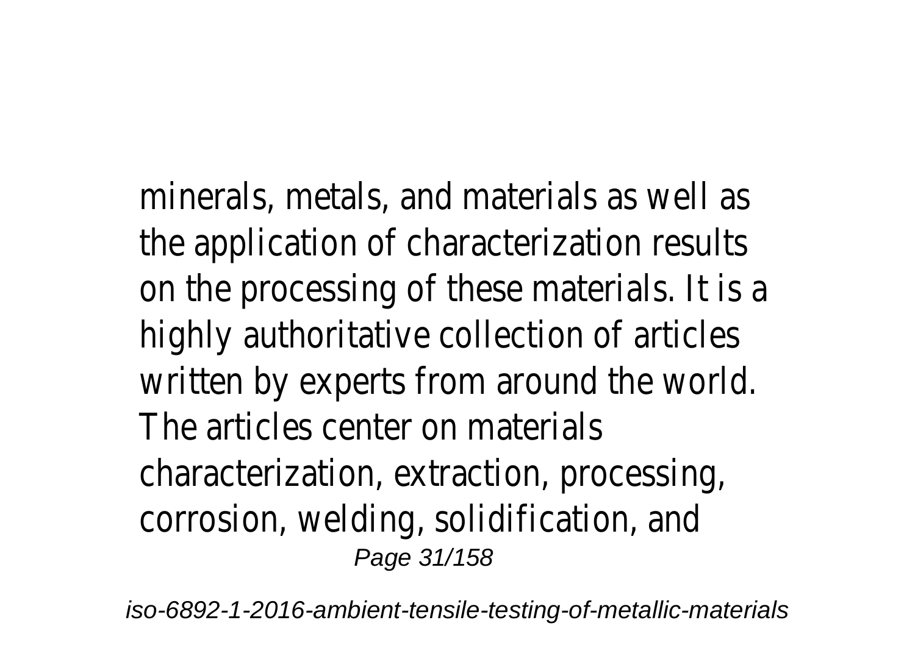minerals, metals, and materials as well as the application of characterization results on the processing of these materials. It is a highly authoritative collection of articles written by experts from around the world. The articles center on materials characterization, extraction, processing, corrosion, welding, solidification, and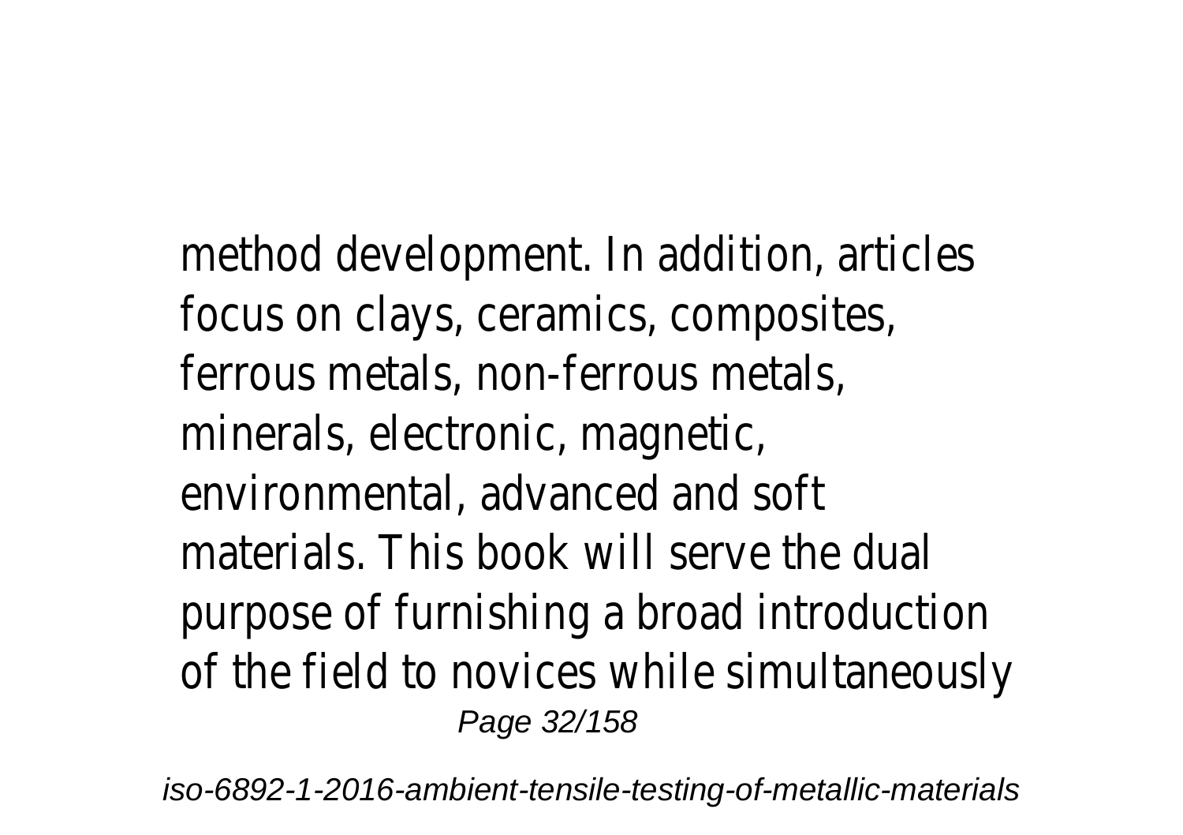method development. In addition, articles focus on clays, ceramics, composites, ferrous metals, non-ferrous metals, minerals, electronic, magnetic, environmental, advanced and soft materials. This book will serve the dual purpose of furnishing a broad introduction of the field to novices while simultaneously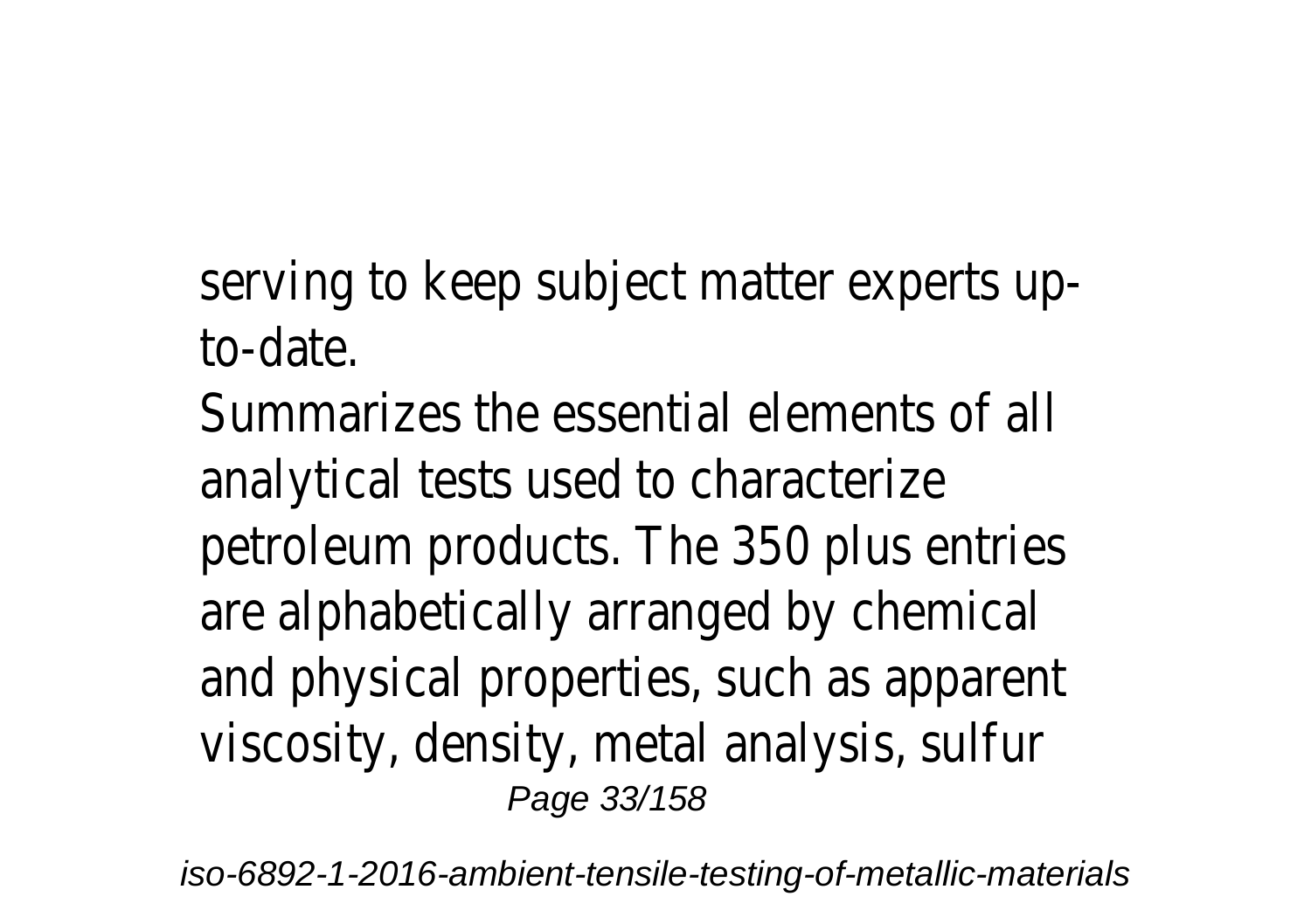serving to keep subject matter experts up-to-date.

Summarizes the essential elements of all analytical tests used to characterize petroleum products. The 350 plus entries are alphabetically arranged by chemical and physical properties, such as apparent viscosity, density, metal analysis, sulfur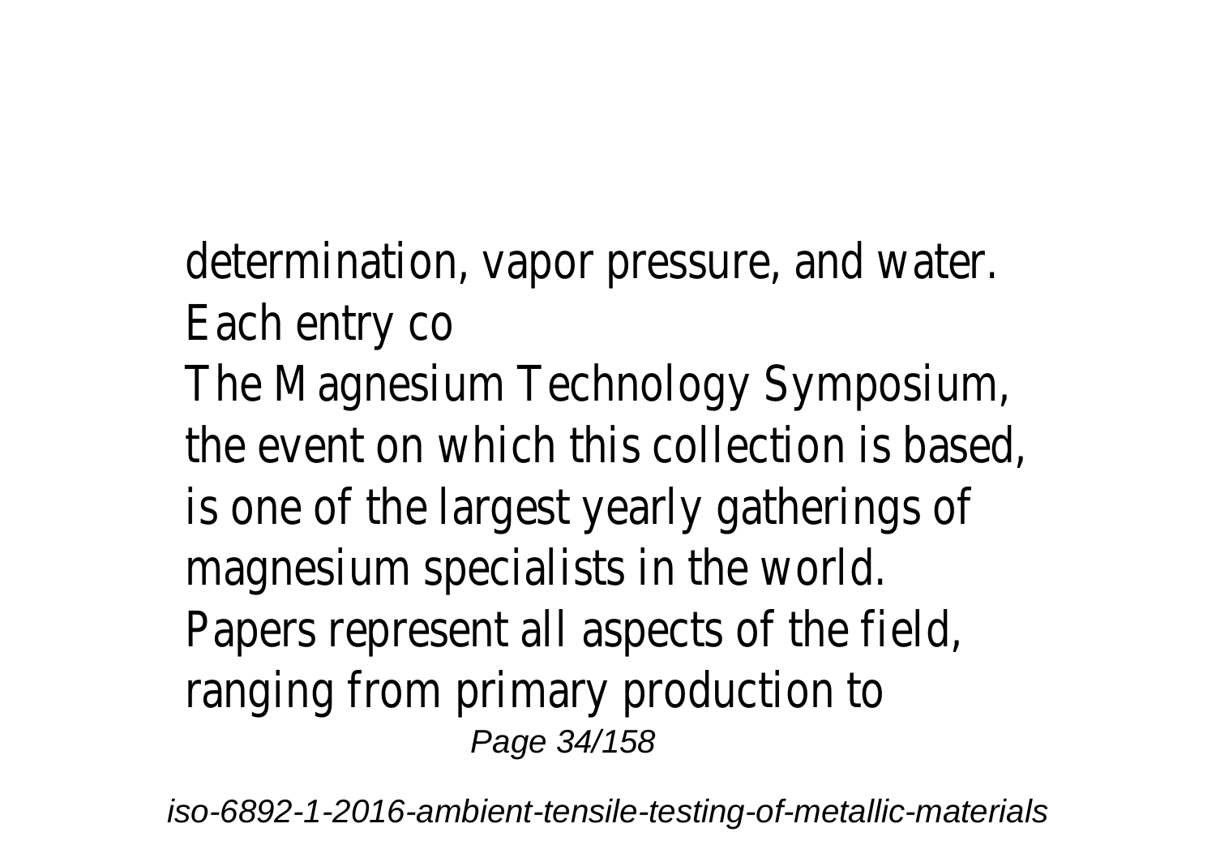determination, vapor pressure, and water. Each entry co

The Magnesium Technology Symposium, the event on which this collection is based, is one of the largest yearly gatherings of magnesium specialists in the world. Papers represent all aspects of the field, ranging from primary production to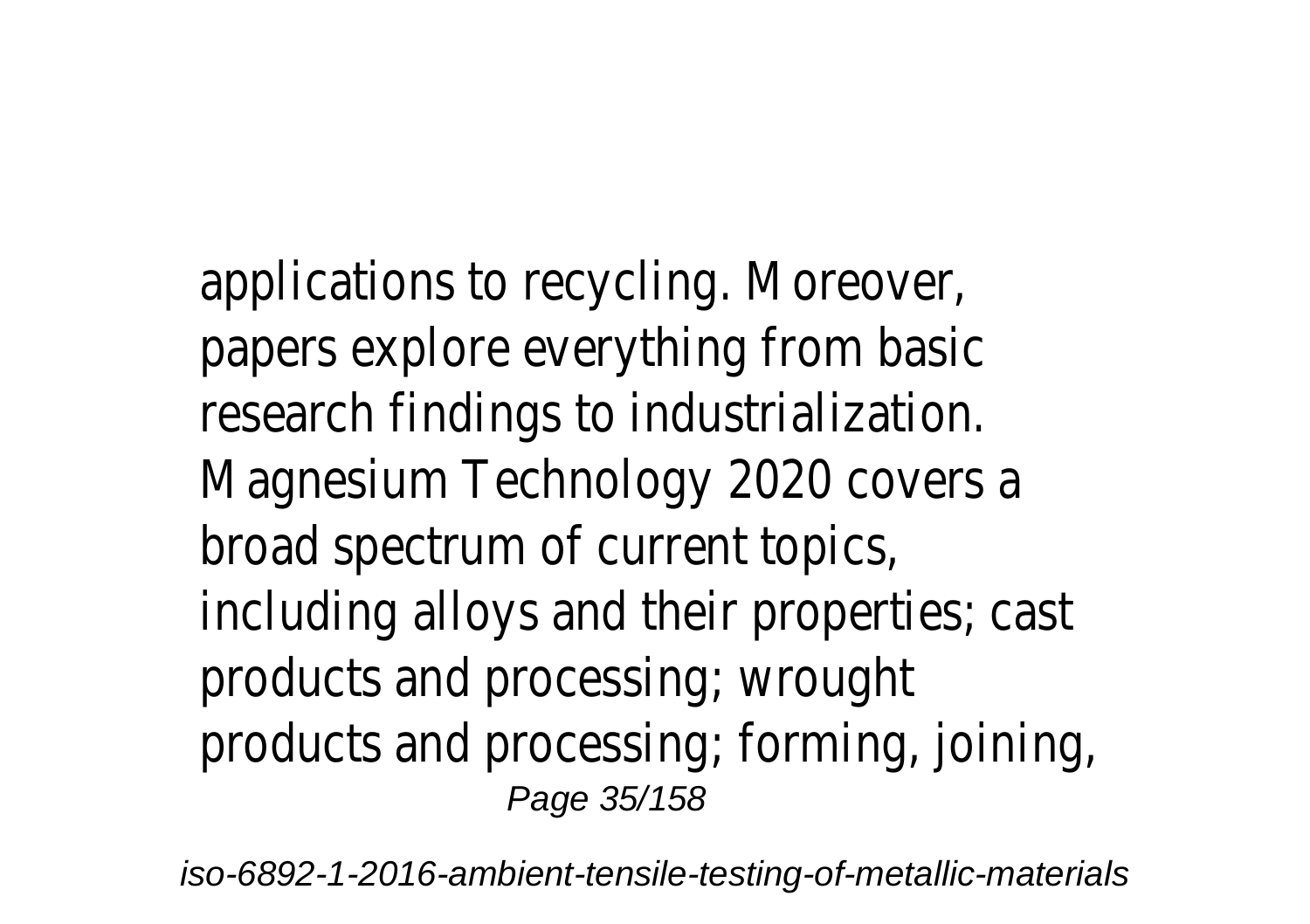applications to recycling. Moreover, papers explore everything from basic research findings to industrialization. Magnesium Technology 2020 covers a broad spectrum of current topics, including alloys and their properties; cast products and processing; wrought products and processing; forming, joining,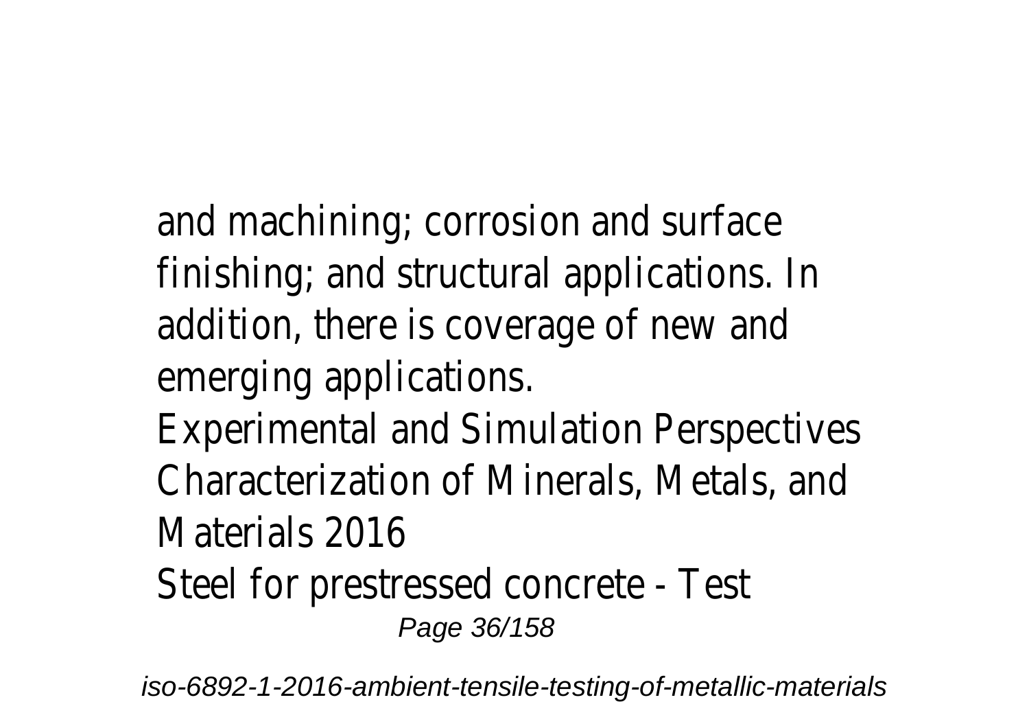and machining; corrosion and surface finishing; and structural applications. In addition, there is coverage of new and emerging applications.

Experimental and Simulation Perspectives

Characterization of Minerals, Metals, and Materials 2016

Steel for prestressed concrete - Test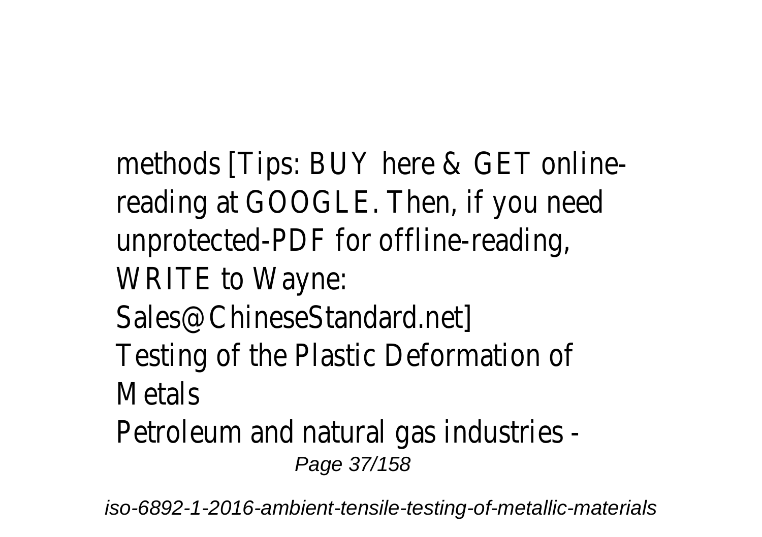methods [Tips: BUY here & GET online-reading at GOOGLE. Then, if you need unprotected-PDF for offline-reading, WRITE to Wayne: Sales@ChineseStandard.net]

Testing of the Plastic Deformation of Metals

Petroleum and natural gas industries -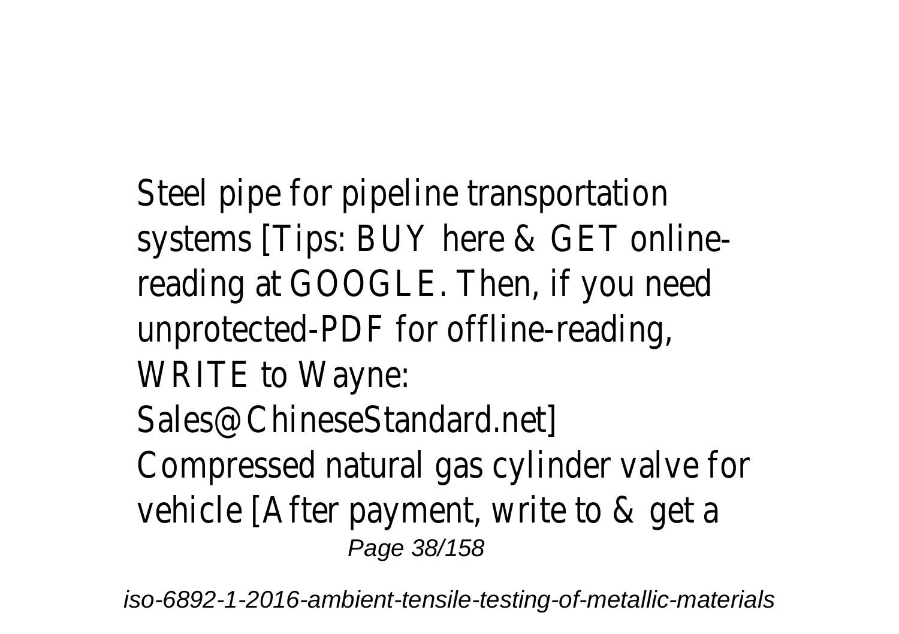Steel pipe for pipeline transportation systems [Tips: BUY here & GET online-reading at GOOGLE. Then, if you need unprotected-PDF for offline-reading, WRITE to Wayne: Sales@ChineseStandard.net]

Compressed natural gas cylinder valve for vehicle [After payment, write to & get a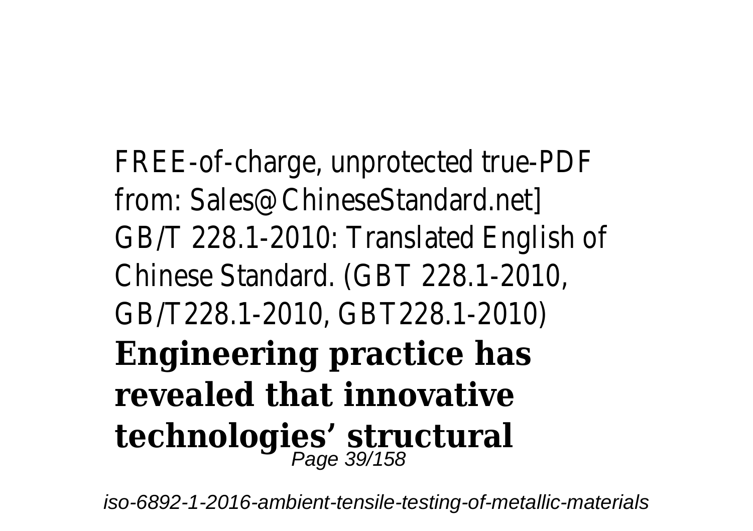FREE-of-charge, unprotected true-PDF from: Sales@ChineseStandard.net]
GB/T 228.1-2010: Translated English of Chinese Standard. (GBT 228.1-2010, GB/T228.1-2010, GBT228.1-2010)

**Engineering practice has revealed that innovative technologies' structural**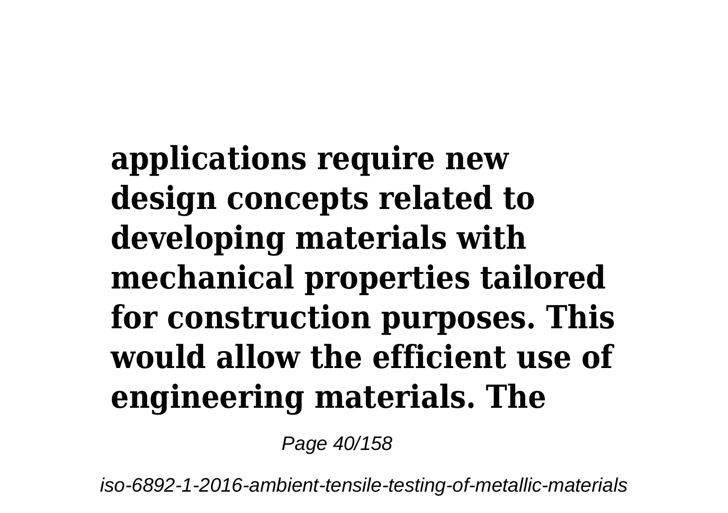**applications require new design concepts related to developing materials with mechanical properties tailored for construction purposes. This would allow the efficient use of engineering materials. The**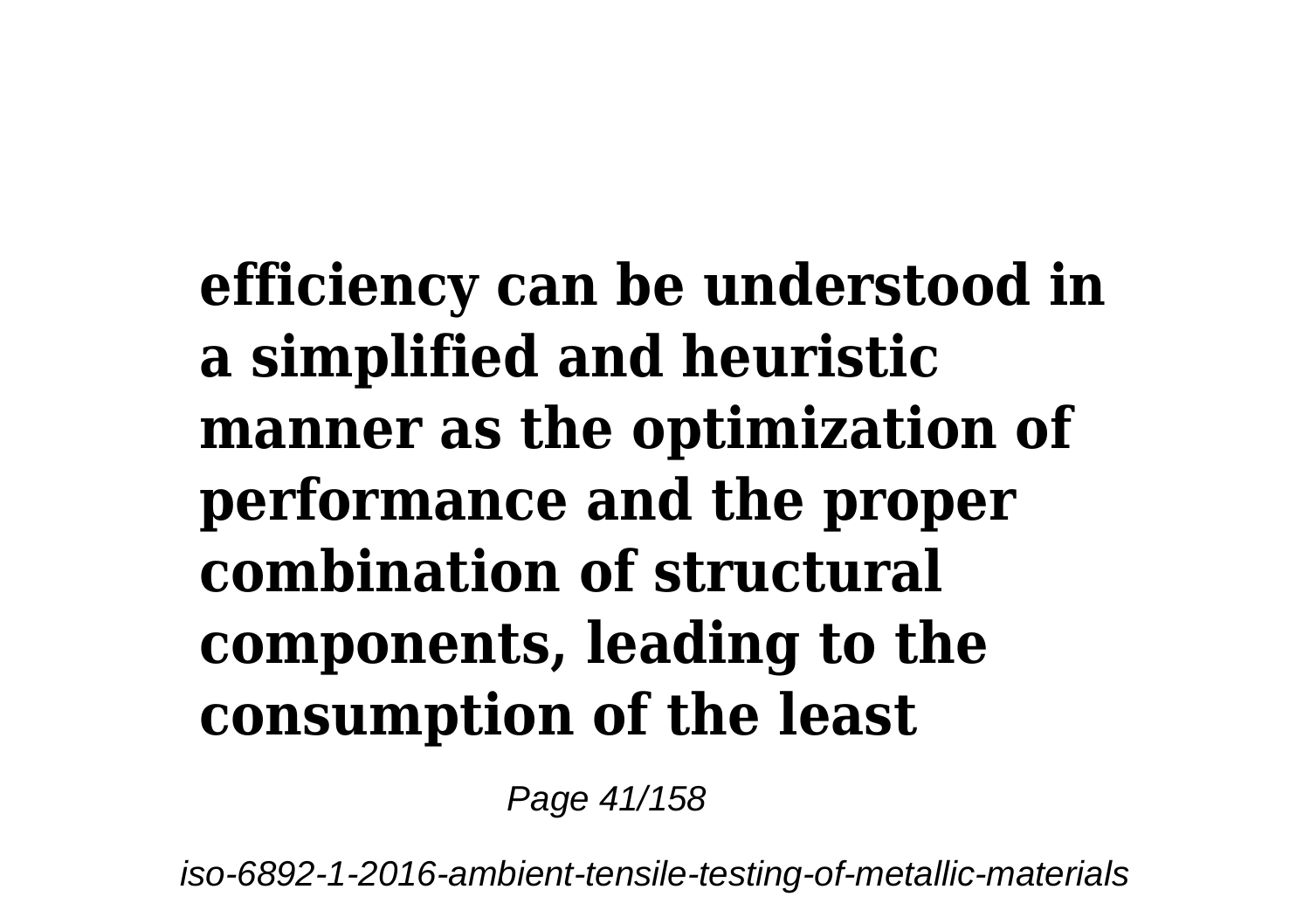**efficiency can be understood in a simplified and heuristic manner as the optimization of performance and the proper combination of structural components, leading to the consumption of the least**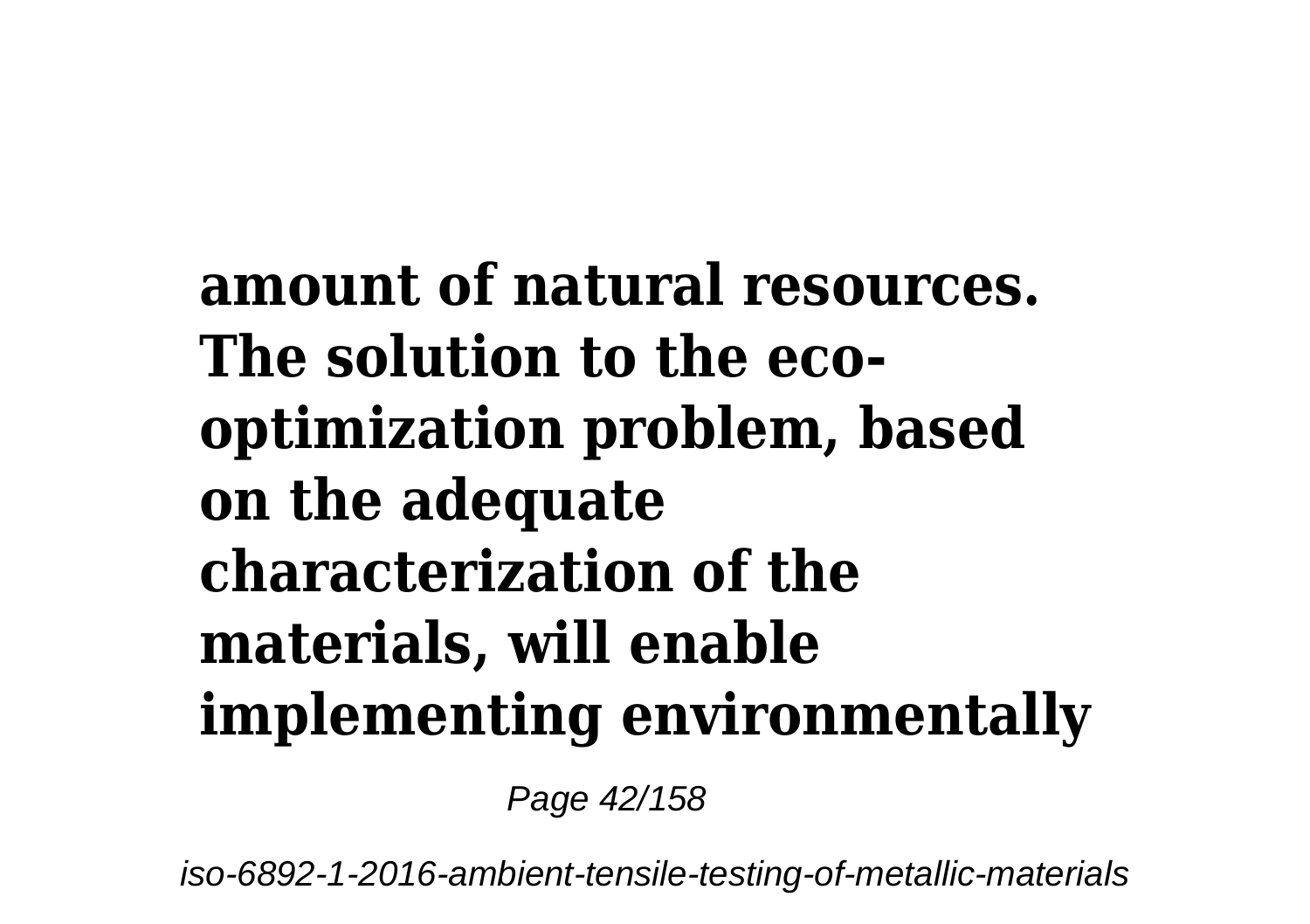**amount of natural resources. The solution to the eco-optimization problem, based on the adequate characterization of the materials, will enable implementing environmentally**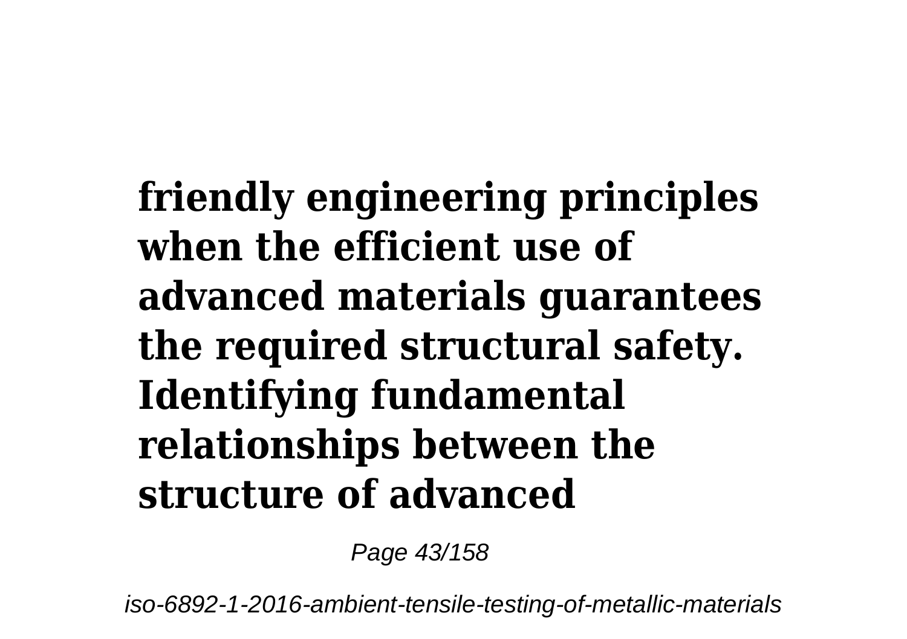**friendly engineering principles when the efficient use of advanced materials guarantees the required structural safety. Identifying fundamental relationships between the structure of advanced**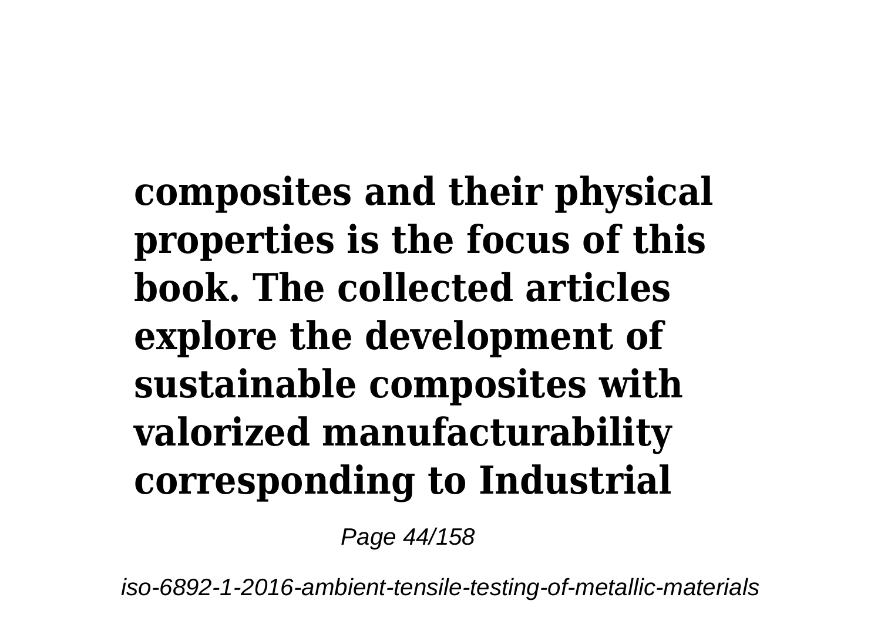**composites and their physical properties is the focus of this book. The collected articles explore the development of sustainable composites with valorized manufacturability corresponding to Industrial**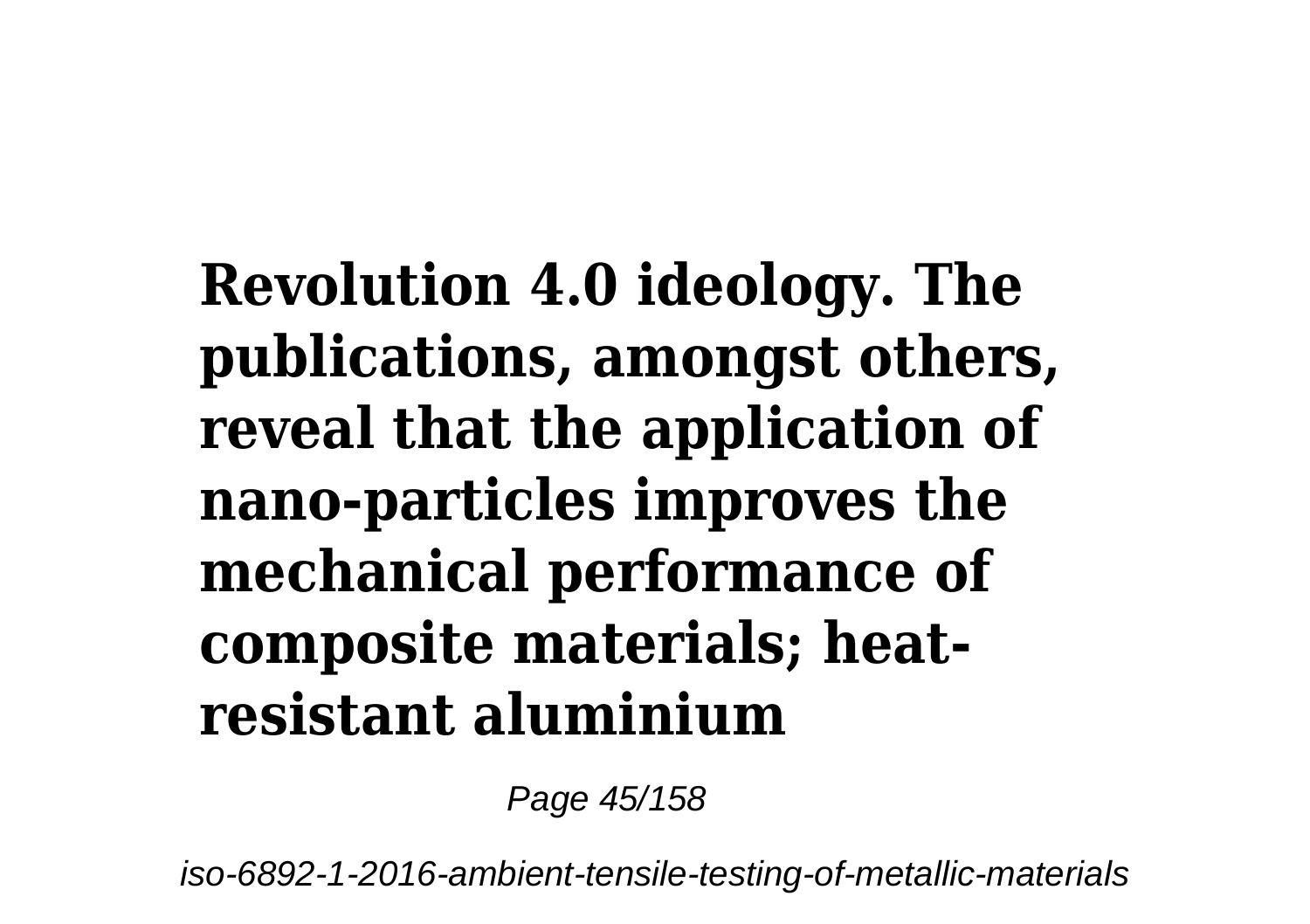**Revolution 4.0 ideology. The publications, amongst others, reveal that the application of nano-particles improves the mechanical performance of composite materials; heat-resistant aluminium**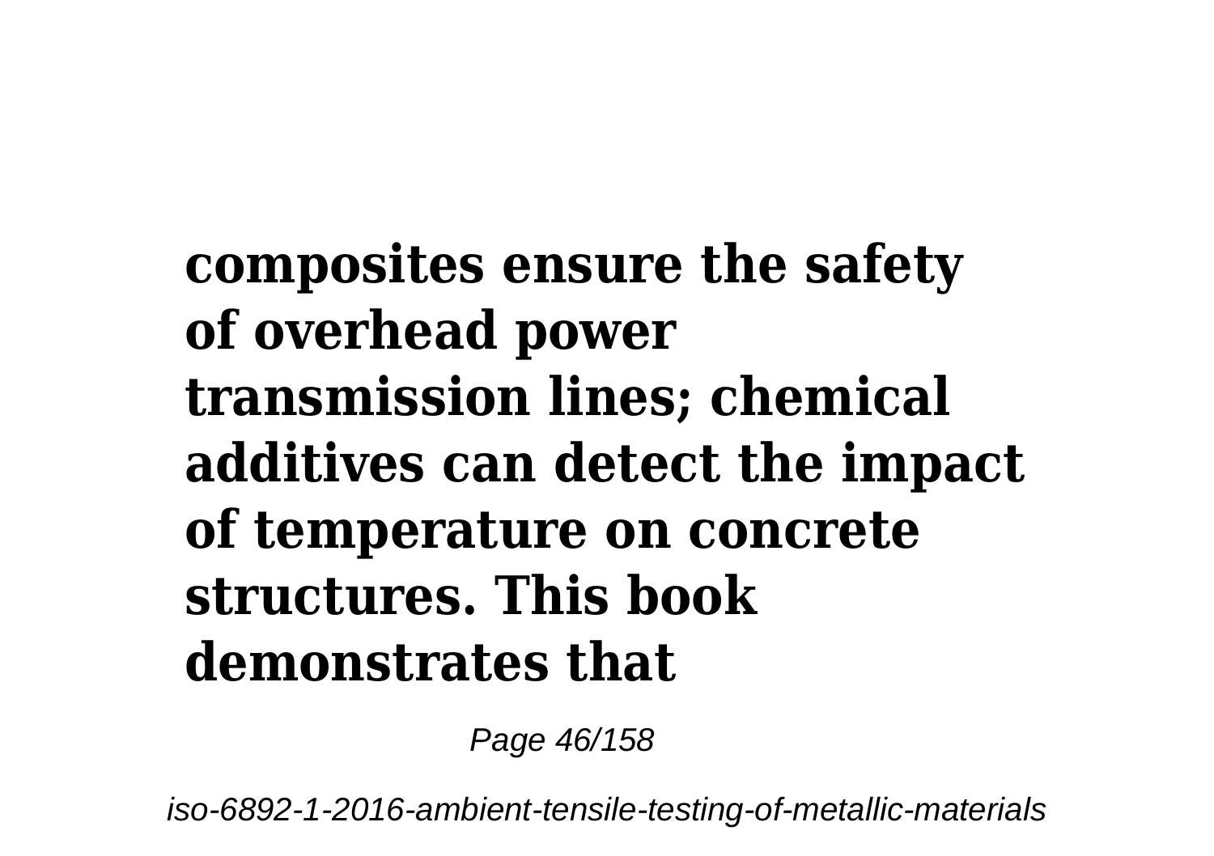**composites ensure the safety of overhead power transmission lines; chemical additives can detect the impact of temperature on concrete structures. This book demonstrates that**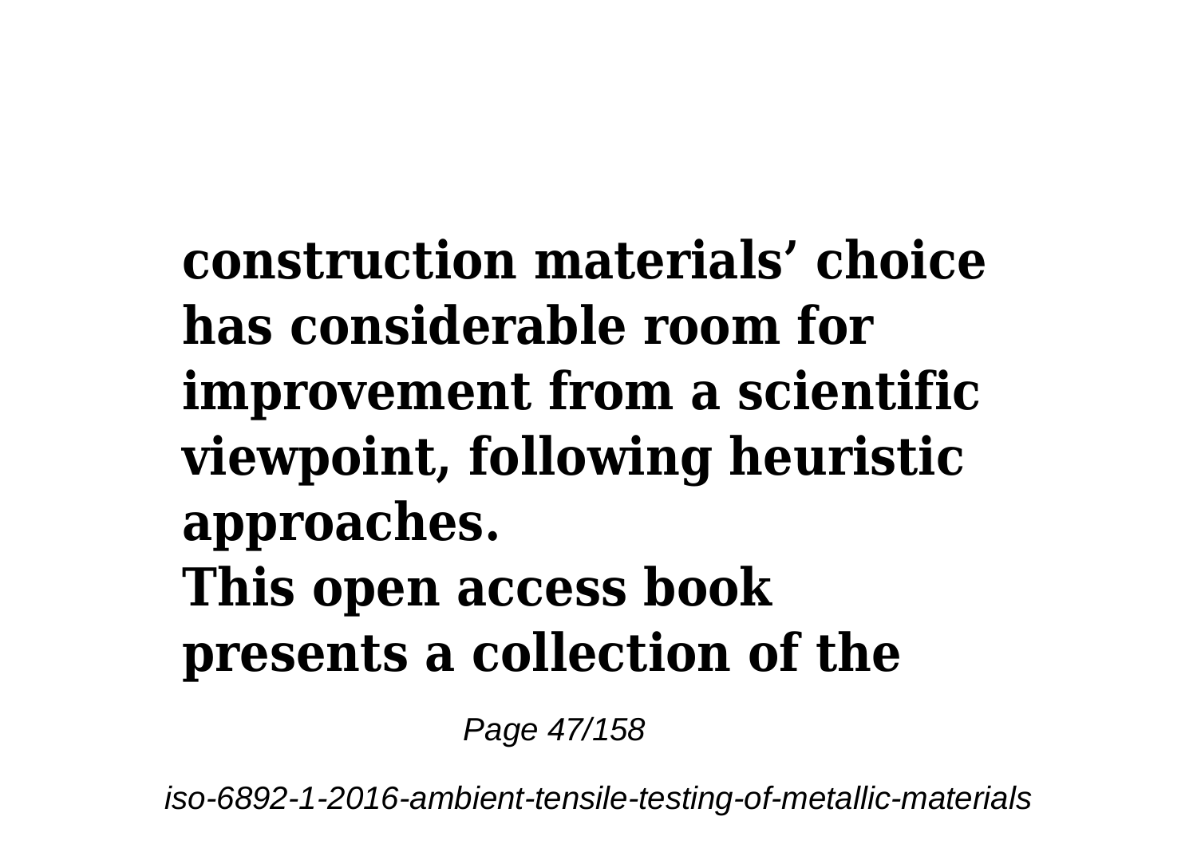**construction materials' choice has considerable room for improvement from a scientific viewpoint, following heuristic approaches.**
**This open access book presents a collection of the**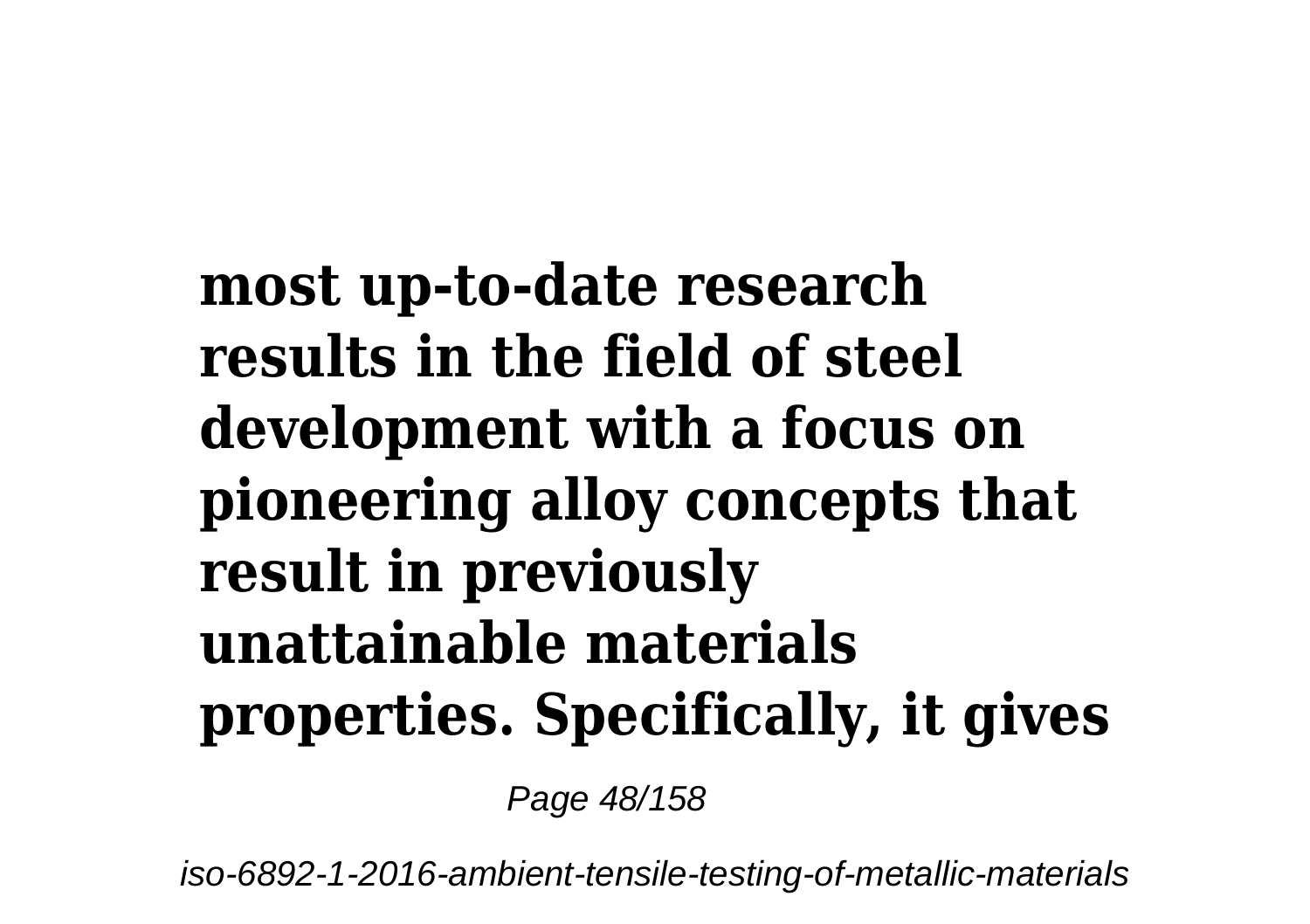**most up-to-date research results in the field of steel development with a focus on pioneering alloy concepts that result in previously unattainable materials properties. Specifically, it gives**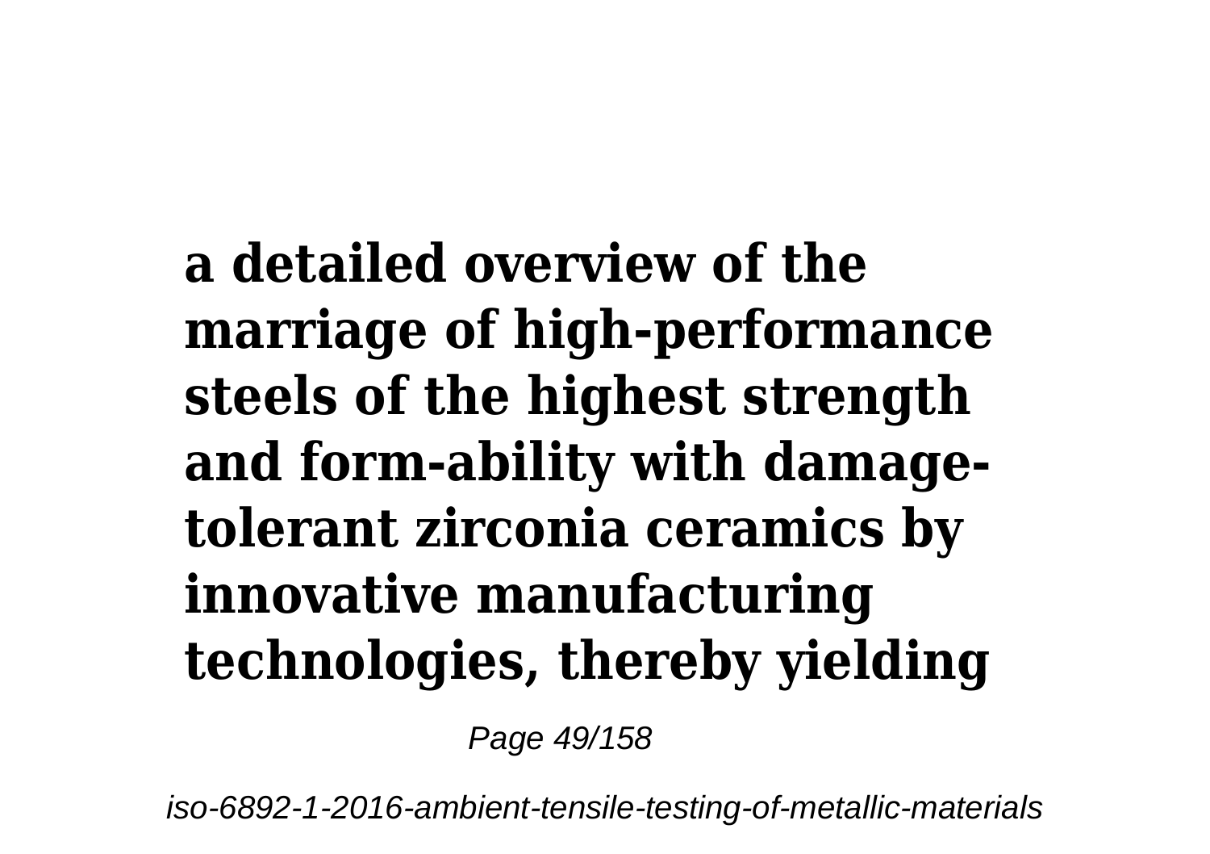**a detailed overview of the marriage of high-performance steels of the highest strength and form-ability with damage-tolerant zirconia ceramics by innovative manufacturing technologies, thereby yielding**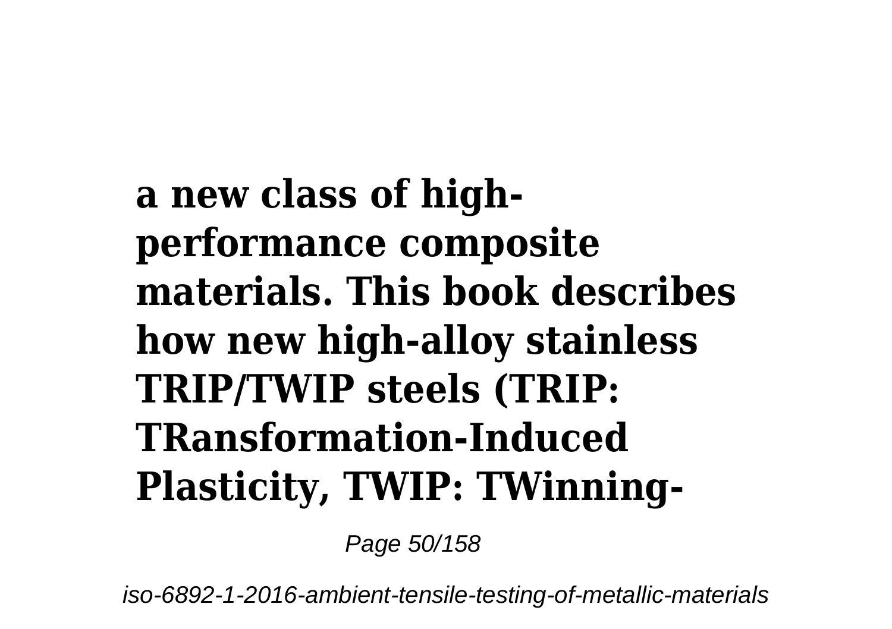**a new class of high-performance composite materials. This book describes how new high-alloy stainless TRIP/TWIP steels (TRIP: TRansformation-Induced Plasticity, TWIP: TWinning-**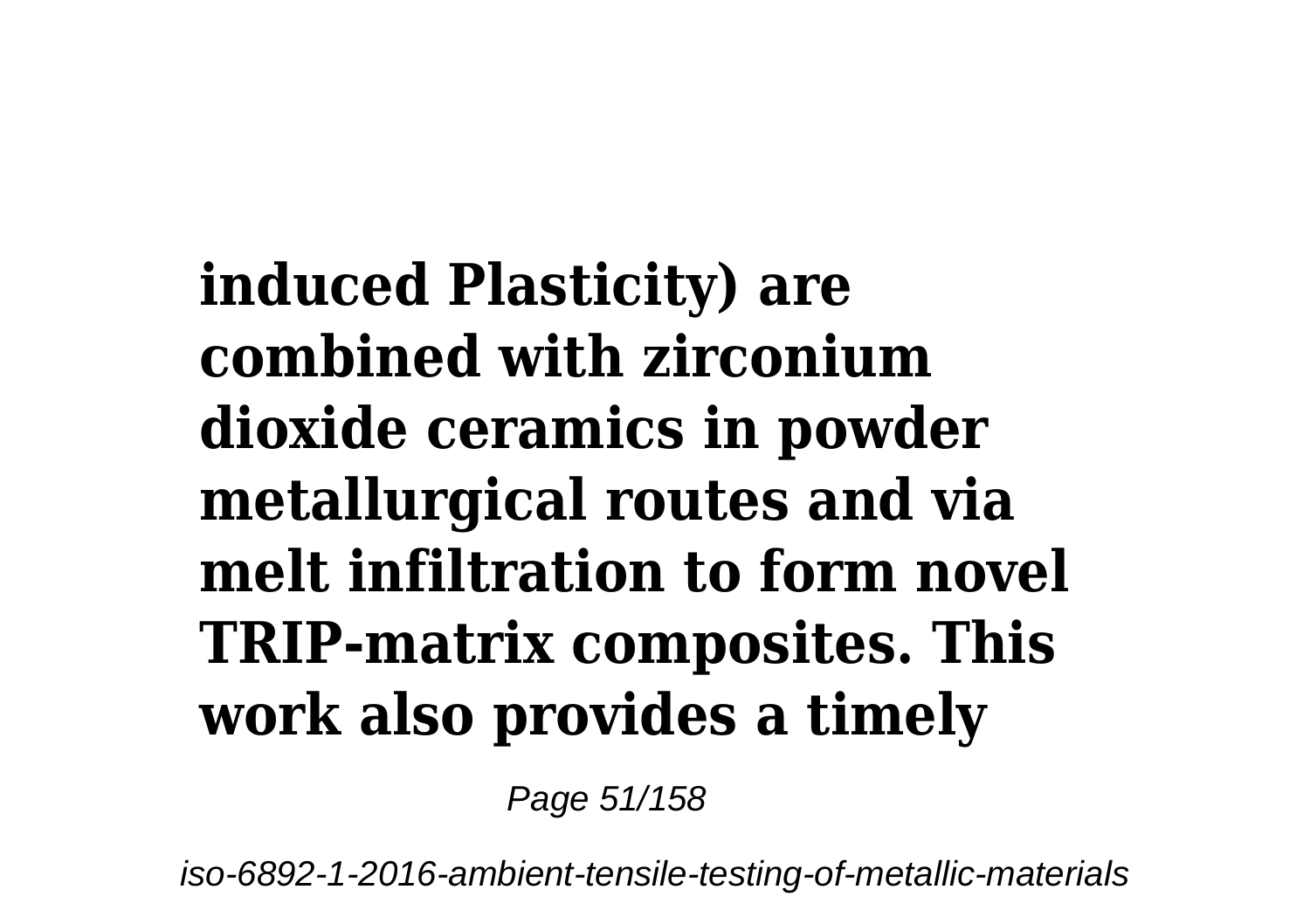**induced Plasticity) are combined with zirconium dioxide ceramics in powder metallurgical routes and via melt infiltration to form novel TRIP-matrix composites. This work also provides a timely**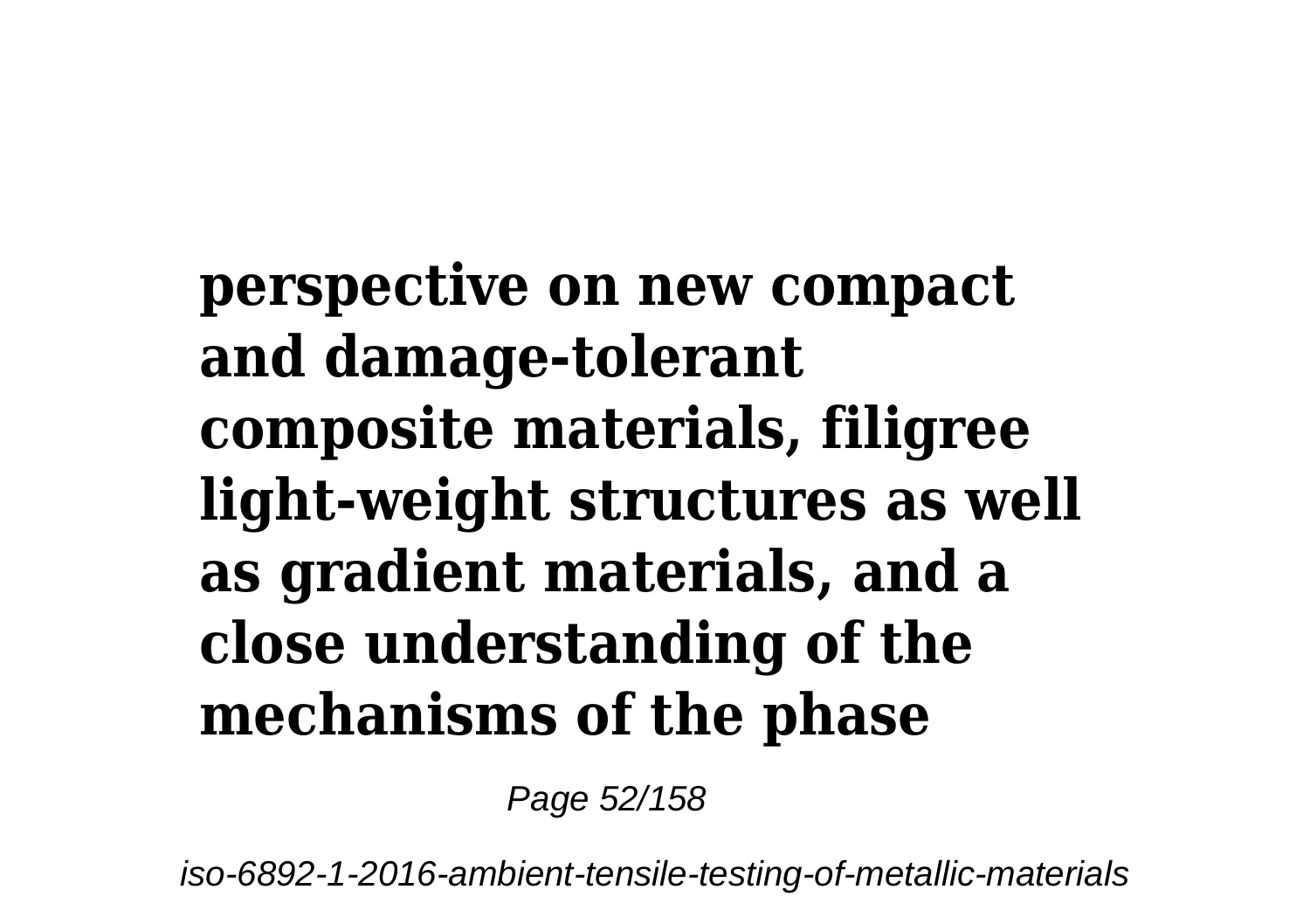**perspective on new compact and damage-tolerant composite materials, filigree light-weight structures as well as gradient materials, and a close understanding of the mechanisms of the phase**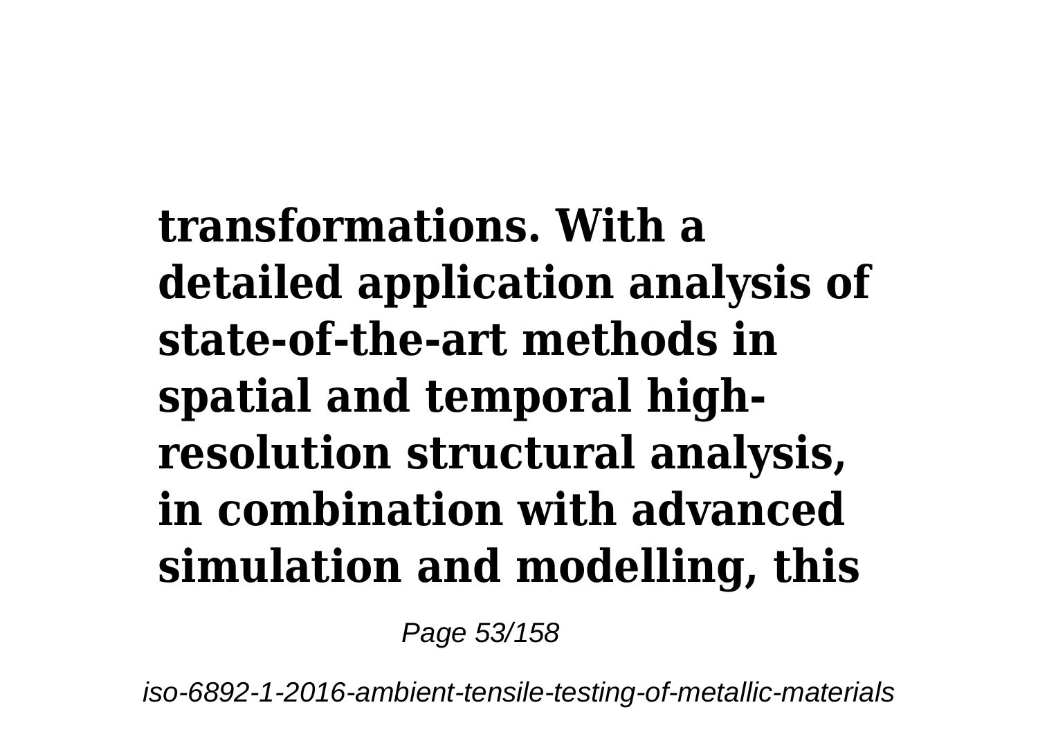**transformations. With a detailed application analysis of state-of-the-art methods in spatial and temporal high-resolution structural analysis, in combination with advanced simulation and modelling, this**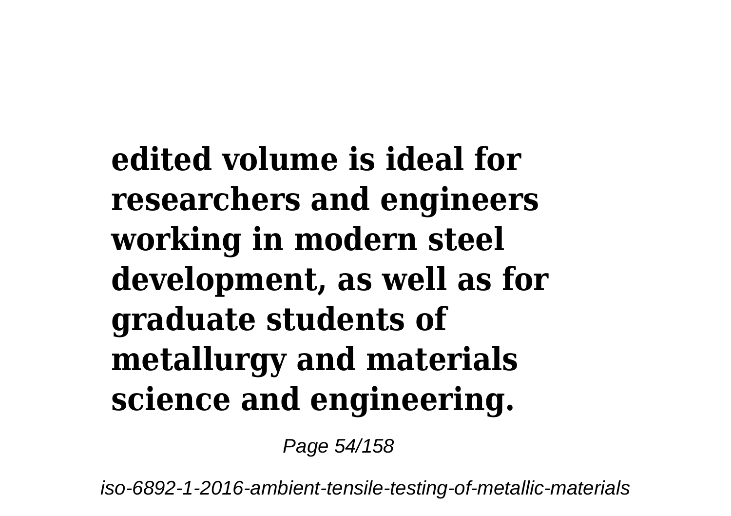**edited volume is ideal for researchers and engineers working in modern steel development, as well as for graduate students of metallurgy and materials science and engineering.**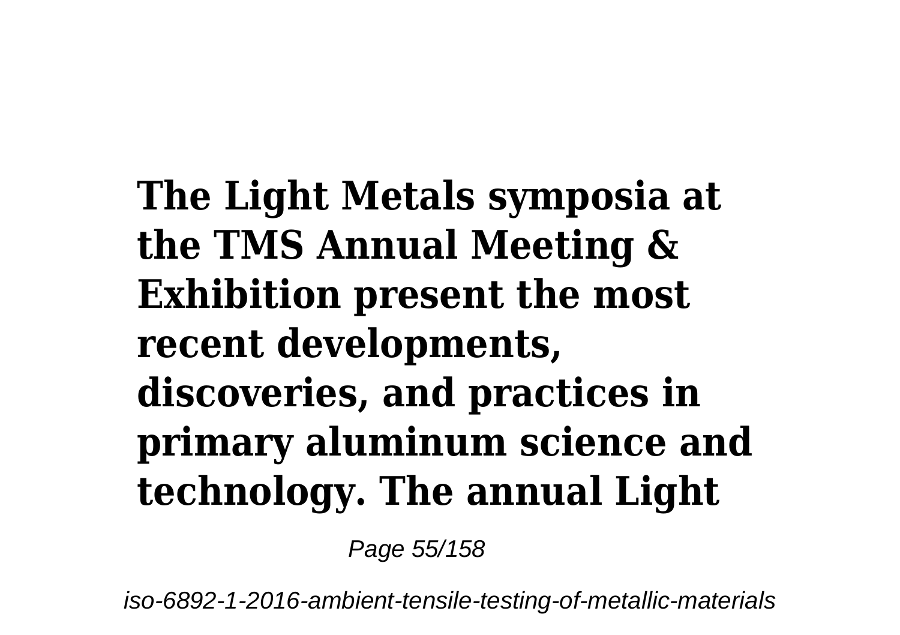**The Light Metals symposia at the TMS Annual Meeting & Exhibition present the most recent developments, discoveries, and practices in primary aluminum science and technology. The annual Light**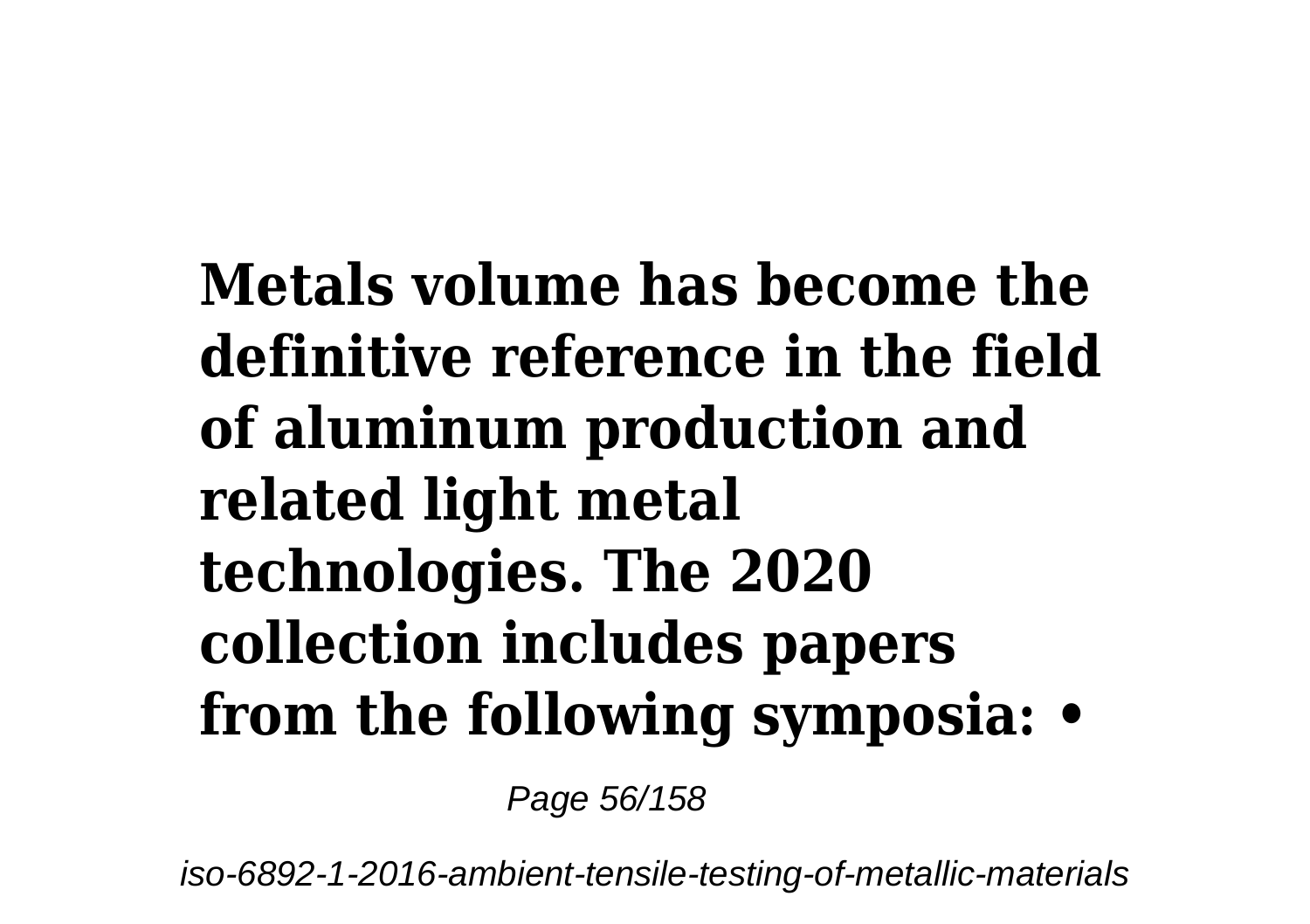**Metals volume has become the definitive reference in the field of aluminum production and related light metal technologies. The 2020 collection includes papers from the following symposia: •**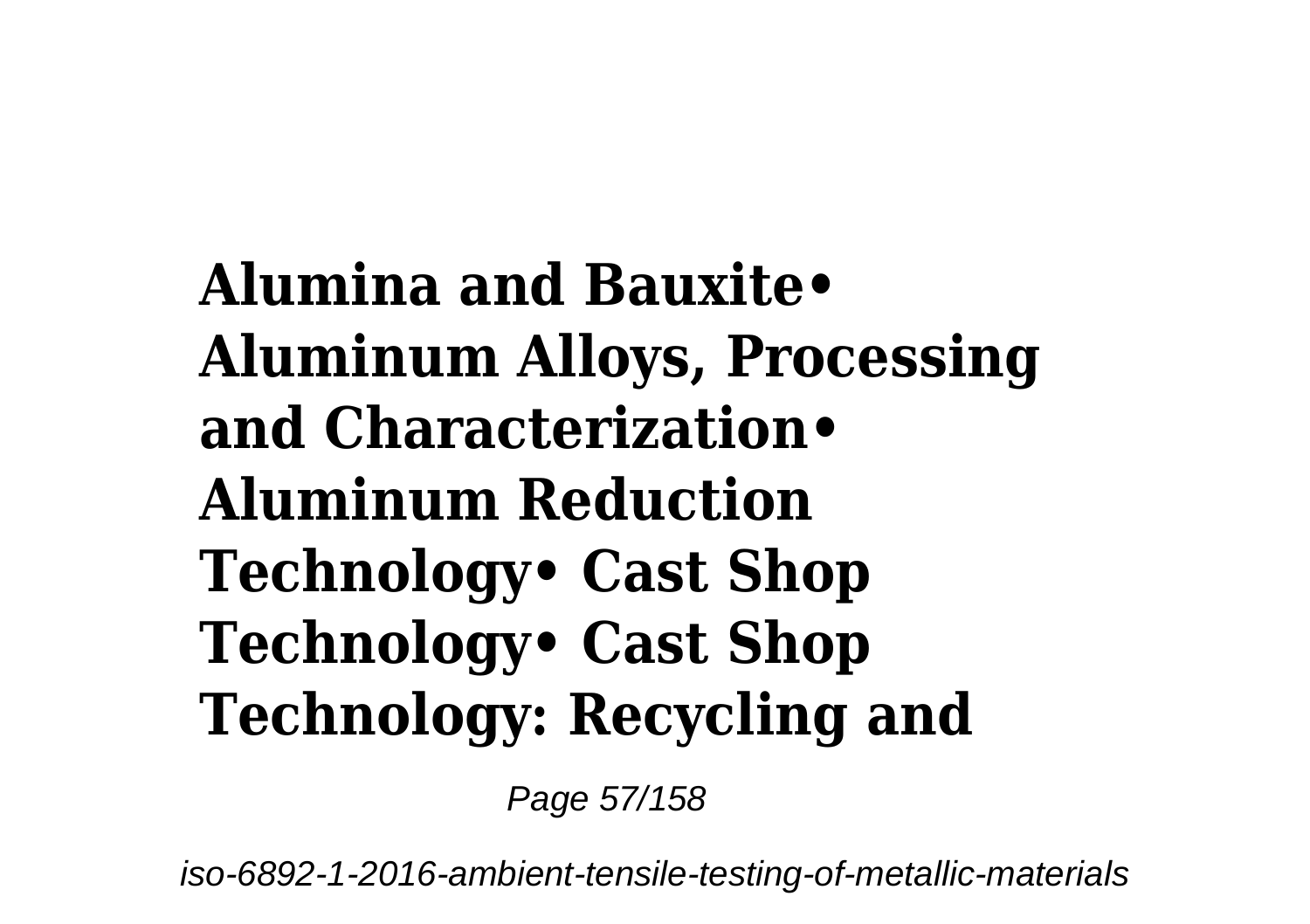**Alumina and Bauxite• Aluminum Alloys, Processing and Characterization• Aluminum Reduction Technology• Cast Shop Technology• Cast Shop Technology: Recycling and**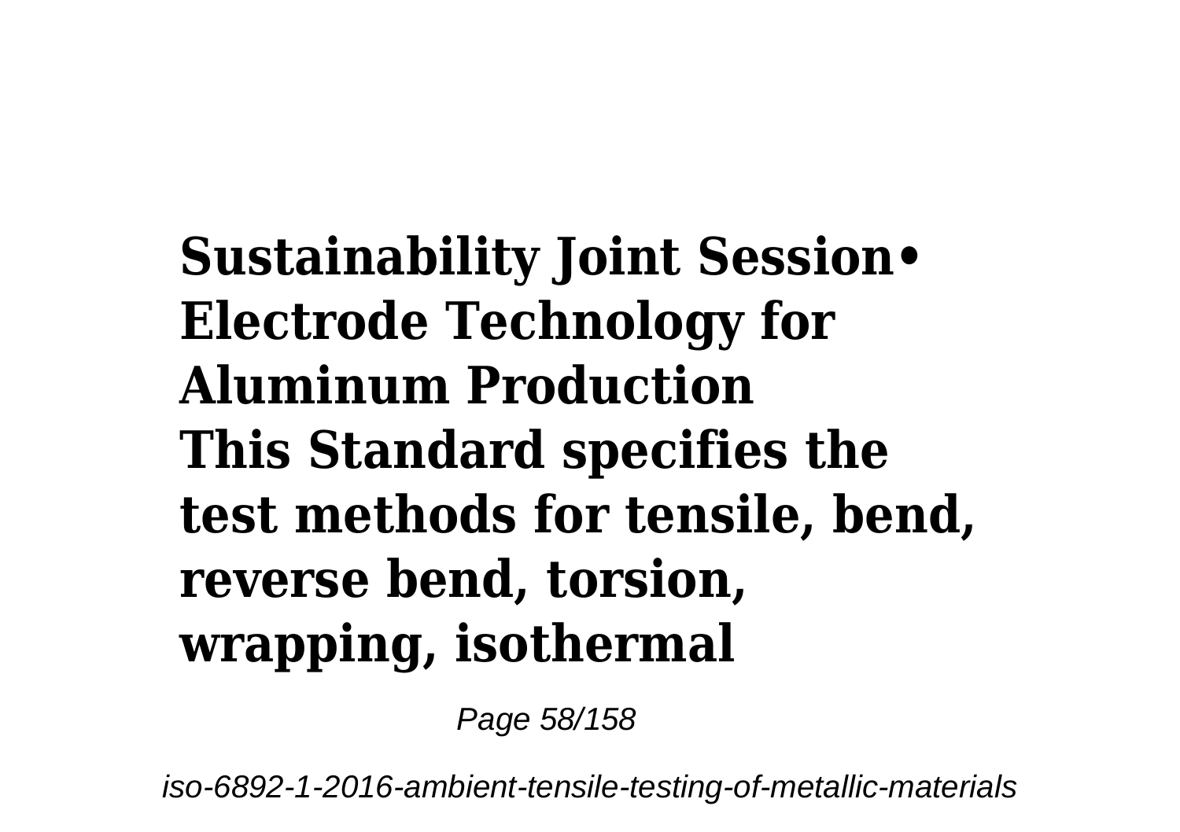**Sustainability Joint Session• Electrode Technology for Aluminum Production**
**This Standard specifies the test methods for tensile, bend, reverse bend, torsion, wrapping, isothermal**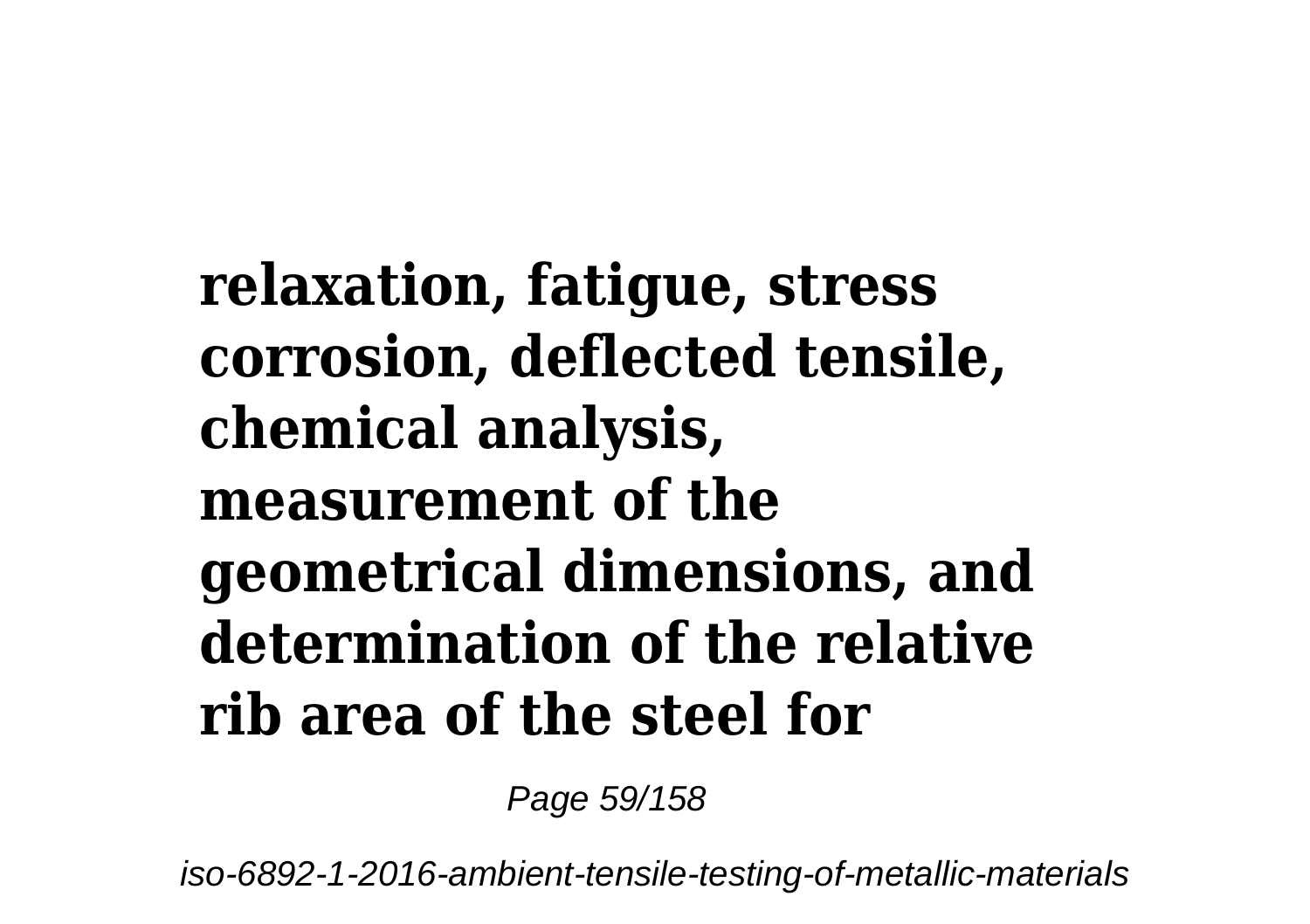**relaxation, fatigue, stress corrosion, deflected tensile, chemical analysis, measurement of the geometrical dimensions, and determination of the relative rib area of the steel for**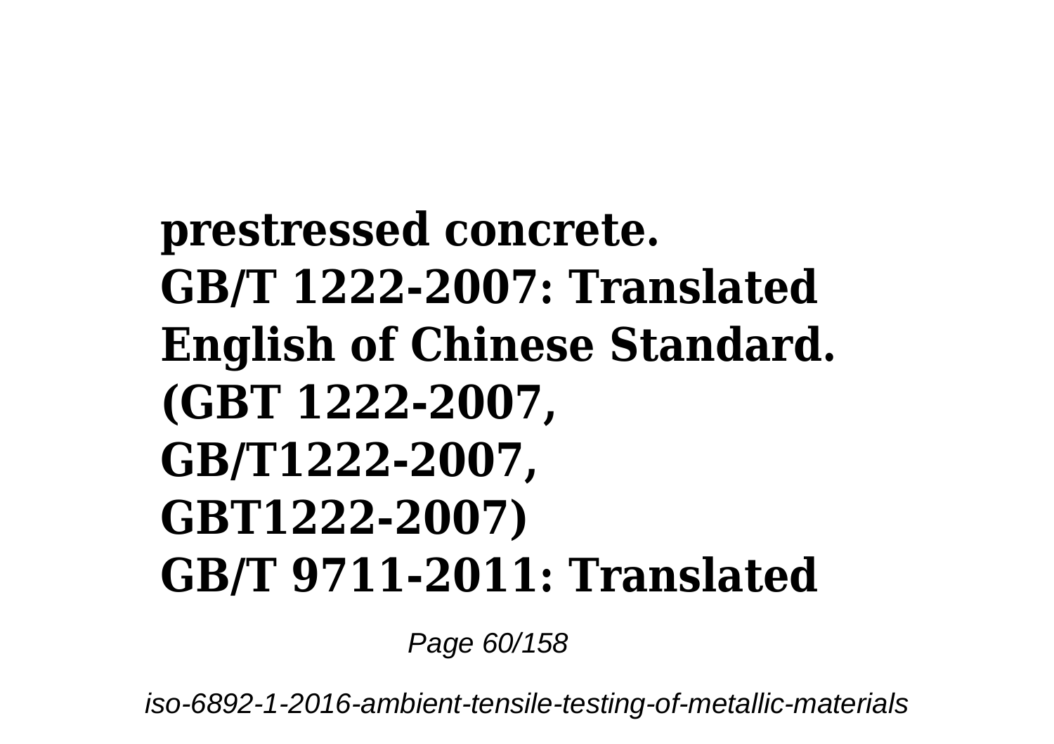**prestressed concrete.**
**GB/T 1222-2007: Translated English of Chinese Standard. (GBT 1222-2007, GB/T1222-2007, GBT1222-2007)**
**GB/T 9711-2011: Translated**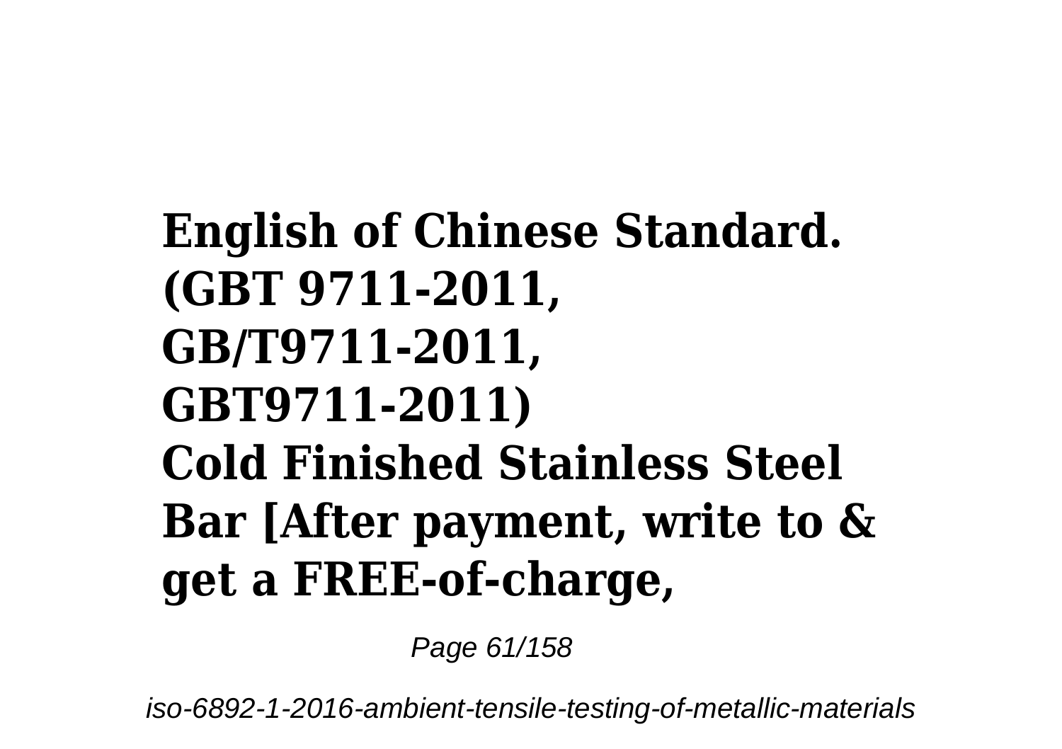**English of Chinese Standard. (GBT 9711-2011, GB/T9711-2011, GBT9711-2011) Cold Finished Stainless Steel Bar [After payment, write to & get a FREE-of-charge,**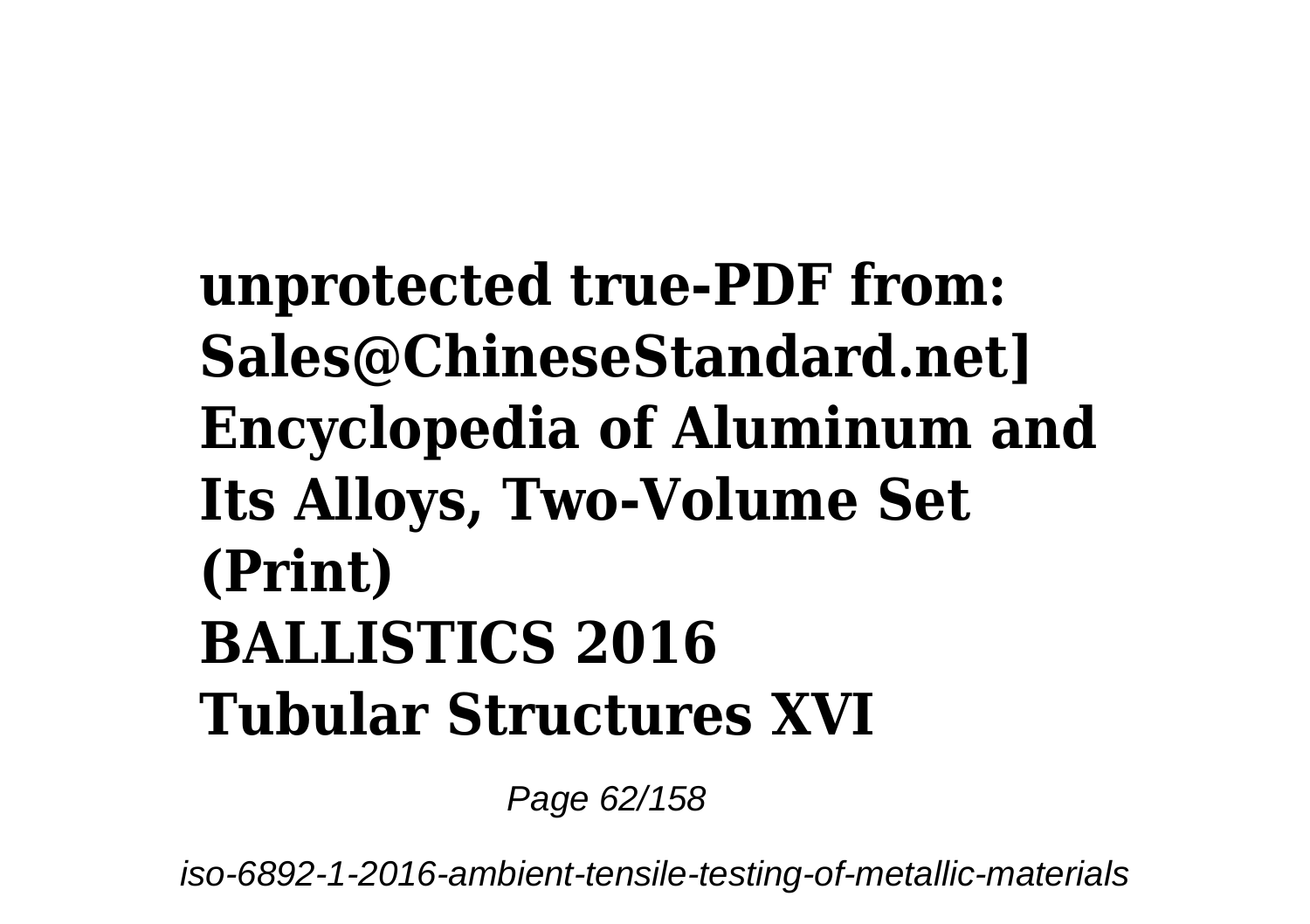**unprotected true-PDF from: Sales@ChineseStandard.net] Encyclopedia of Aluminum and Its Alloys, Two-Volume Set (Print)**
**BALLISTICS 2016**
**Tubular Structures XVI**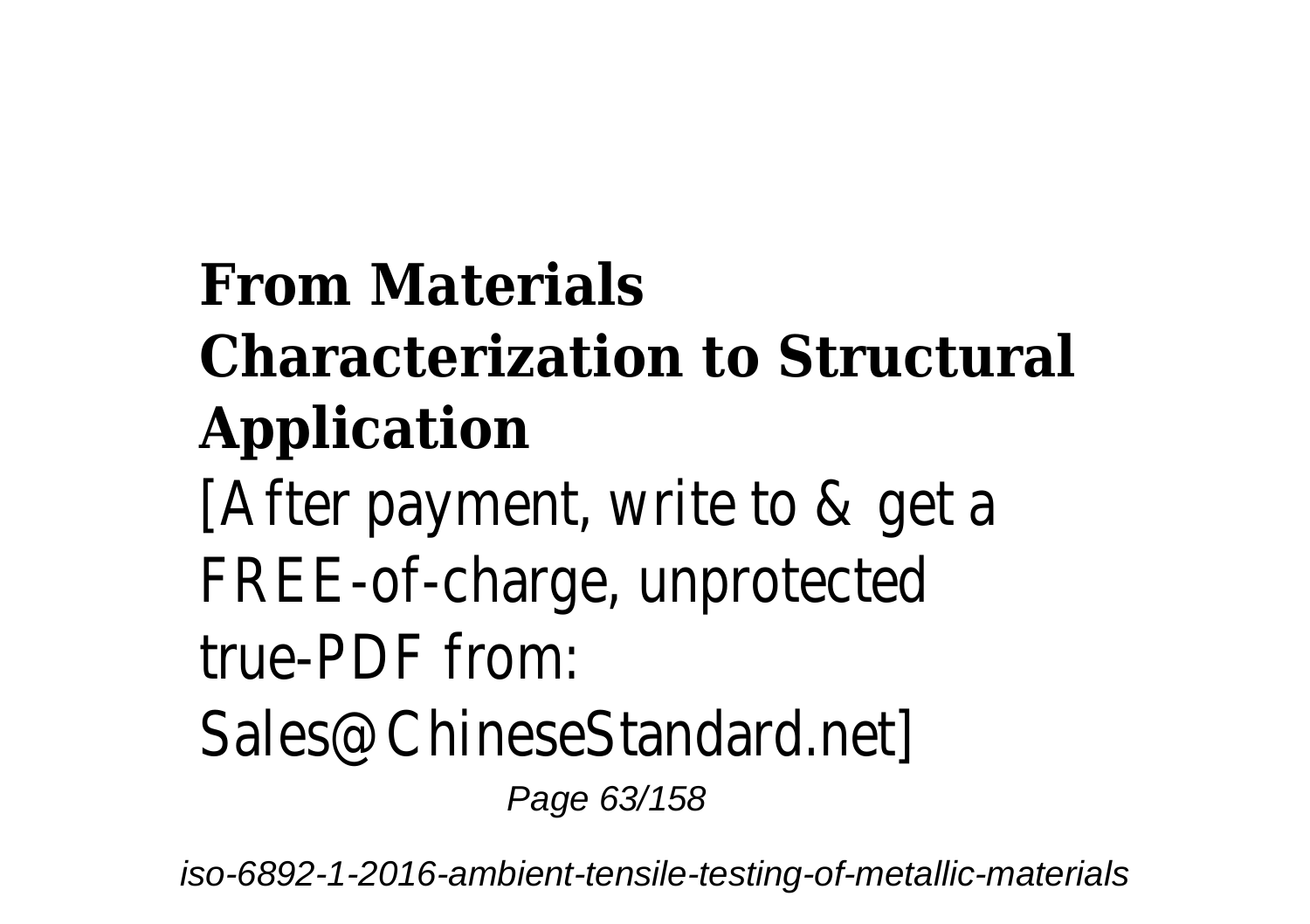**From Materials Characterization to Structural Application**

[After payment, write to & get a FREE-of-charge, unprotected true-PDF from: Sales@ChineseStandard.net]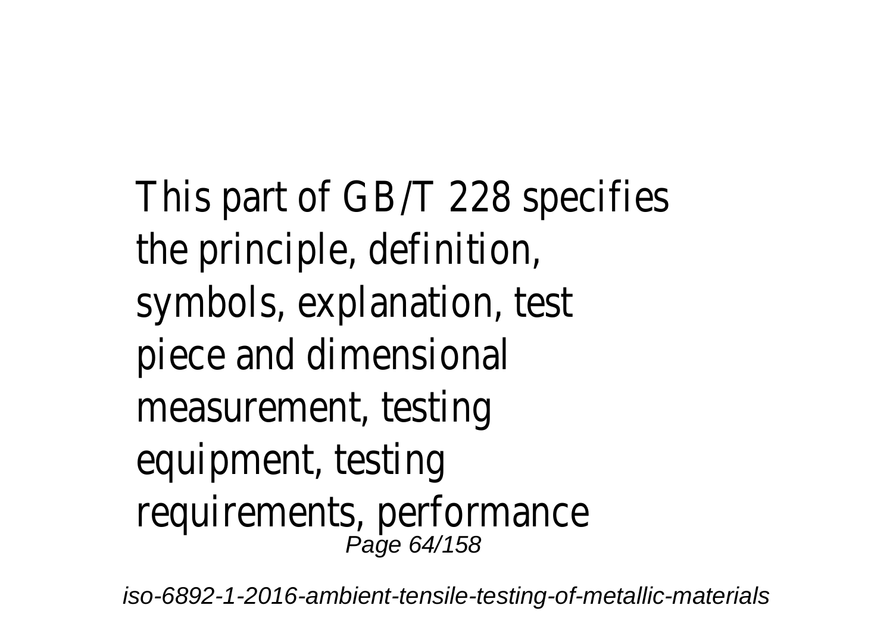This part of GB/T 228 specifies the principle, definition, symbols, explanation, test piece and dimensional measurement, testing equipment, testing requirements, performance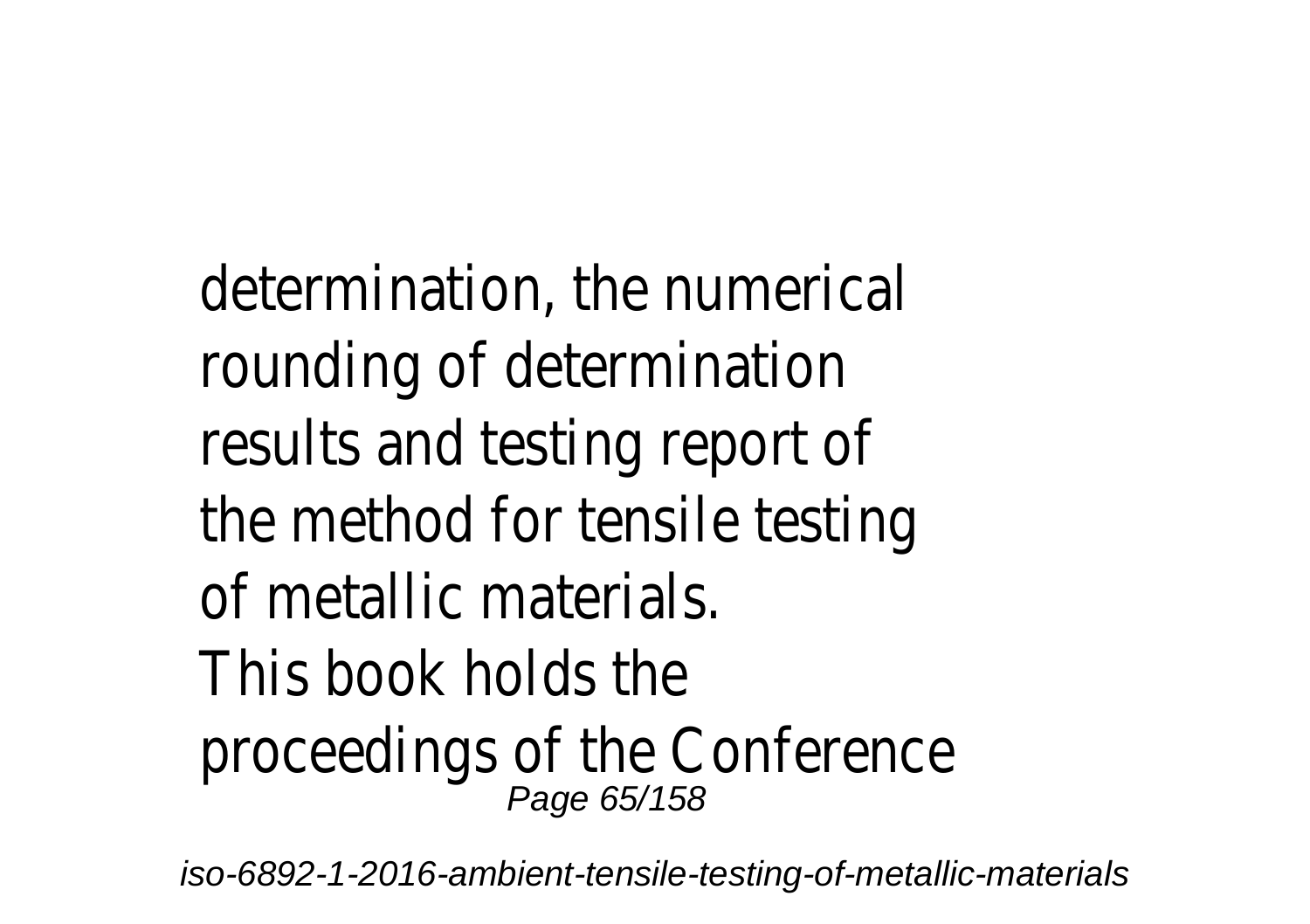determination, the numerical rounding of determination results and testing report of the method for tensile testing of metallic materials.

This book holds the proceedings of the Conference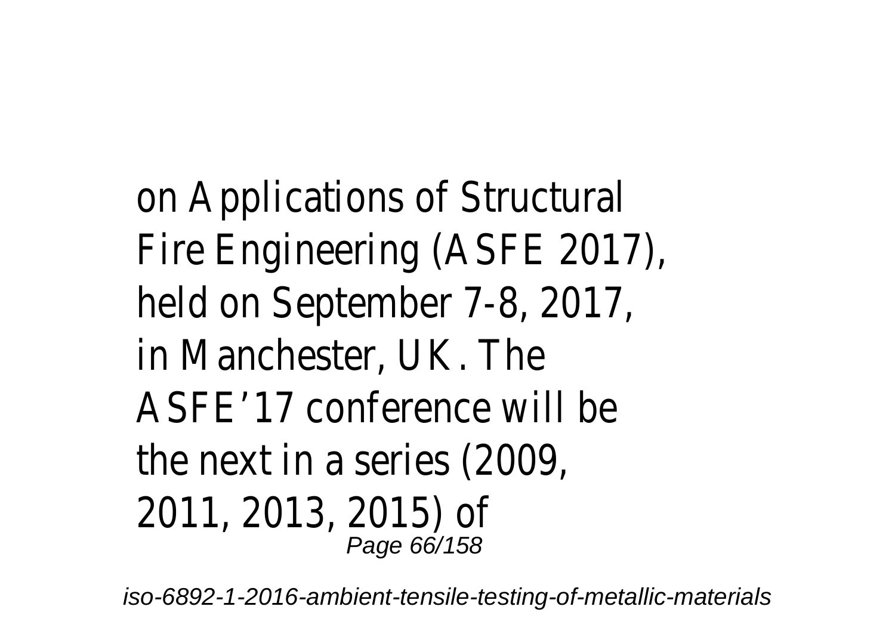on Applications of Structural Fire Engineering (ASFE 2017), held on September 7-8, 2017, in Manchester, UK. The ASFE’17 conference will be the next in a series (2009, 2011, 2013, 2015) of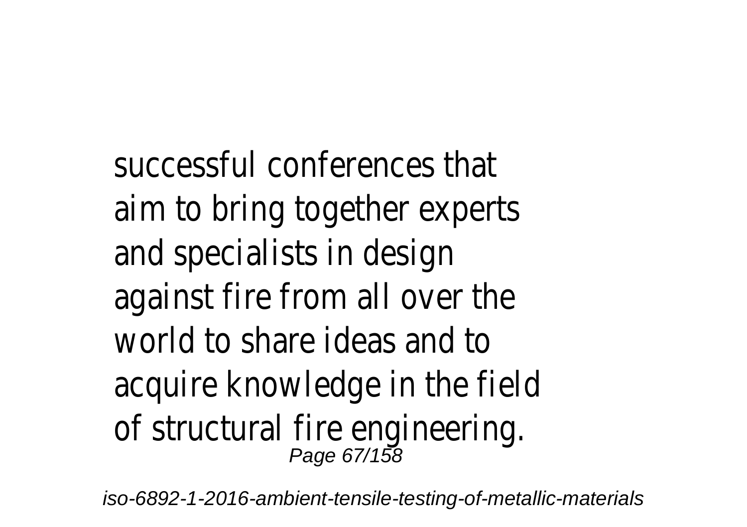successful conferences that aim to bring together experts and specialists in design against fire from all over the world to share ideas and to acquire knowledge in the field of structural fire engineering.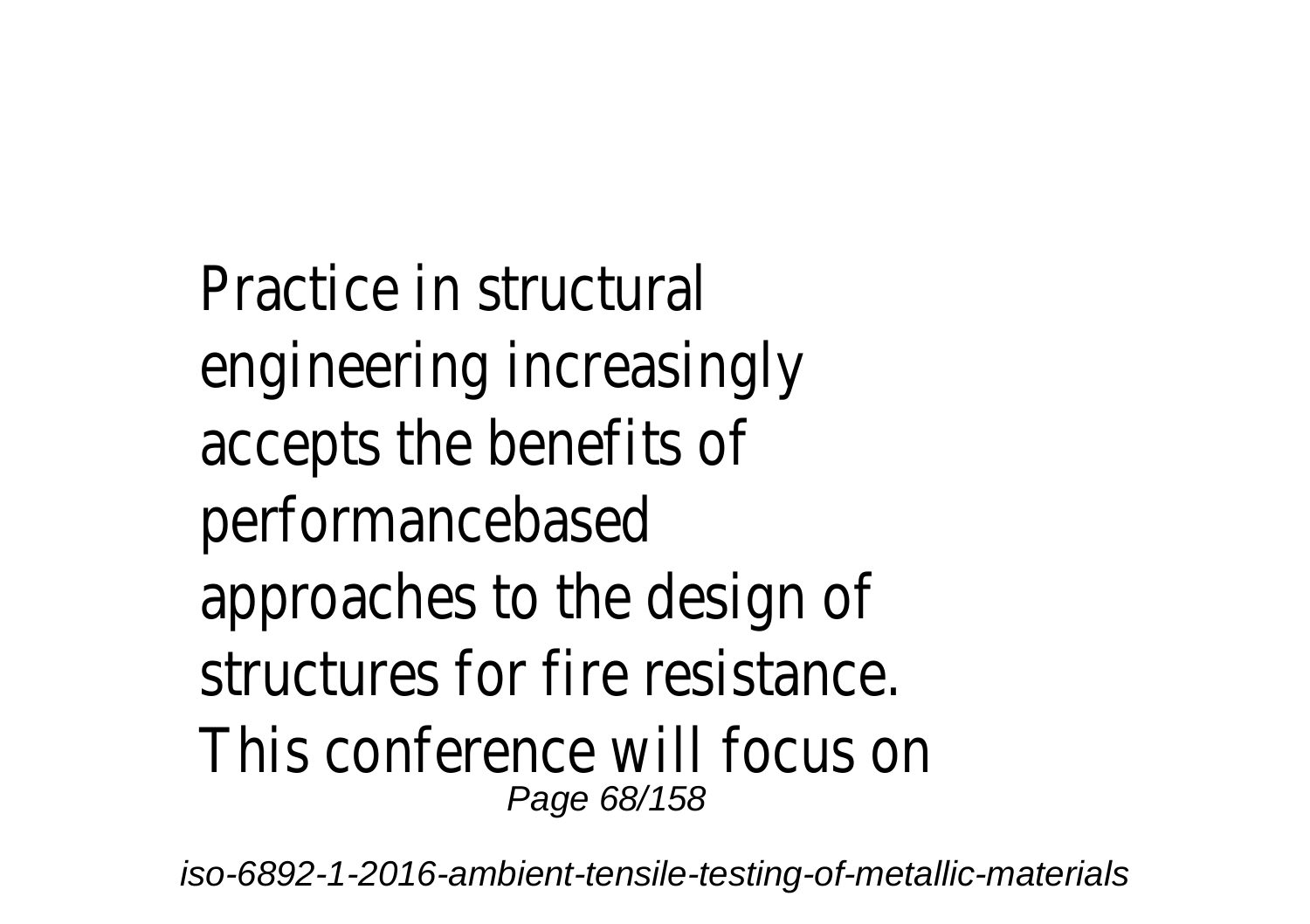Practice in structural engineering increasingly accepts the benefits of performancebased approaches to the design of structures for fire resistance. This conference will focus on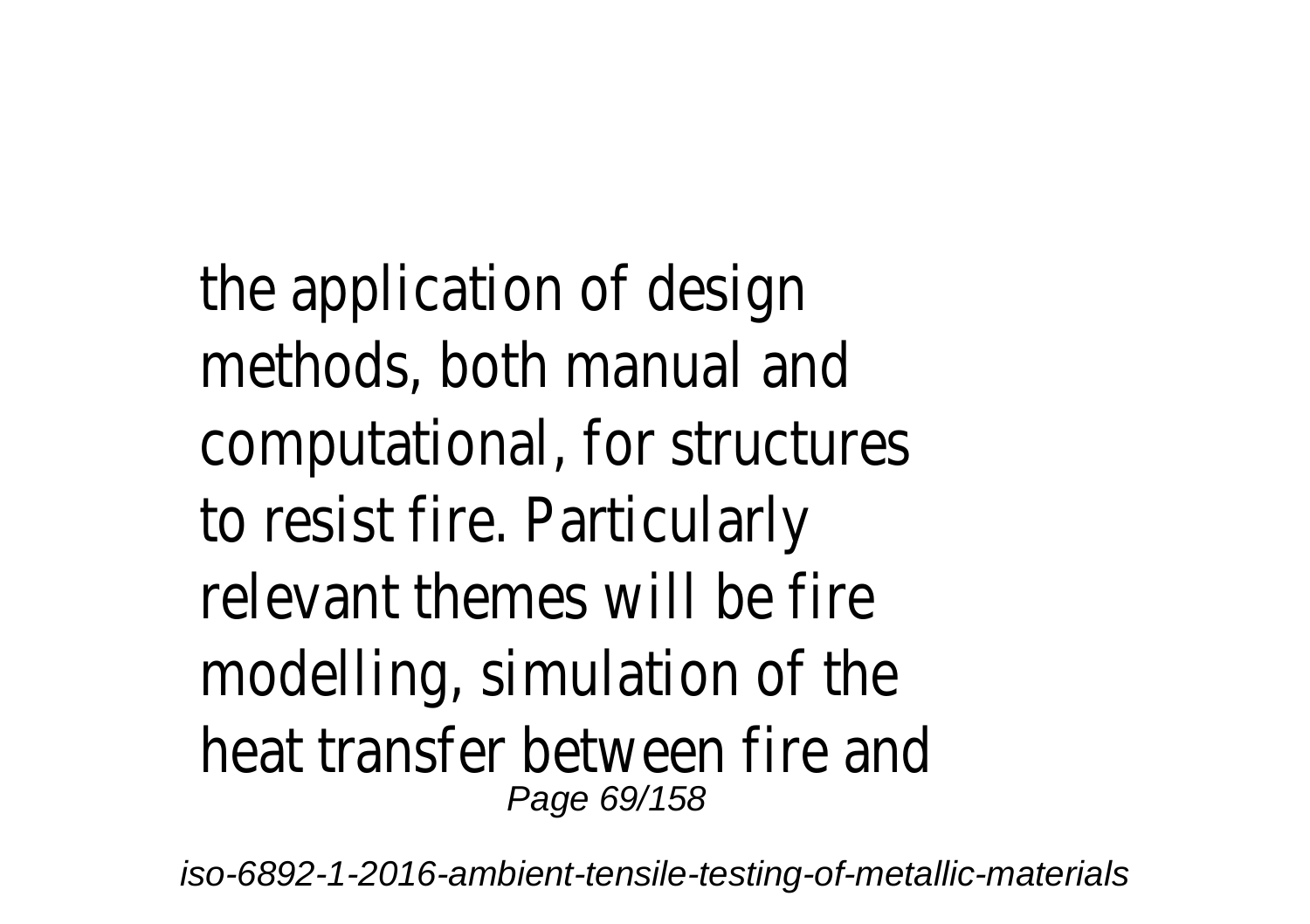the application of design methods, both manual and computational, for structures to resist fire. Particularly relevant themes will be fire modelling, simulation of the heat transfer between fire and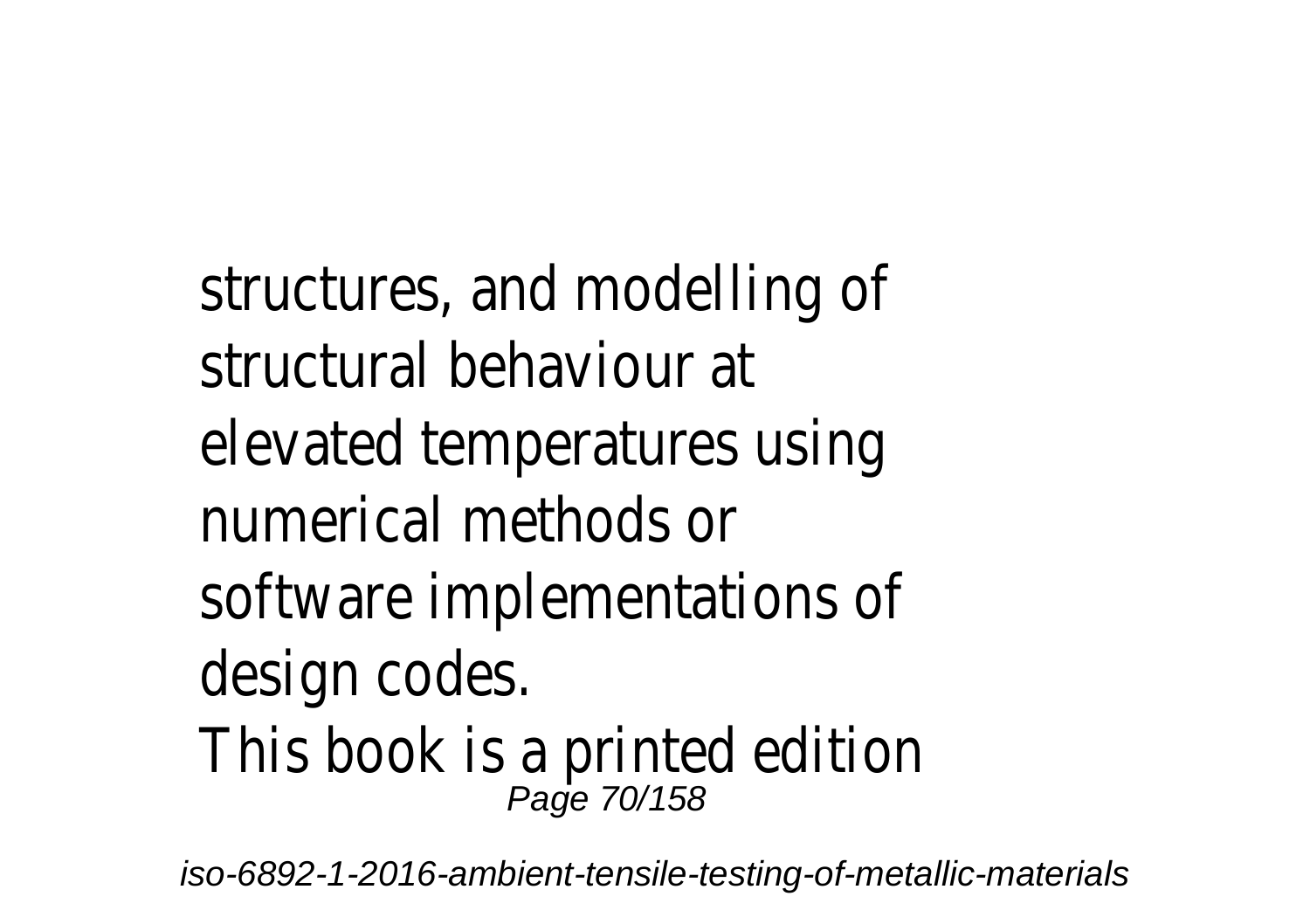structures, and modelling of structural behaviour at elevated temperatures using numerical methods or software implementations of design codes.

This book is a printed edition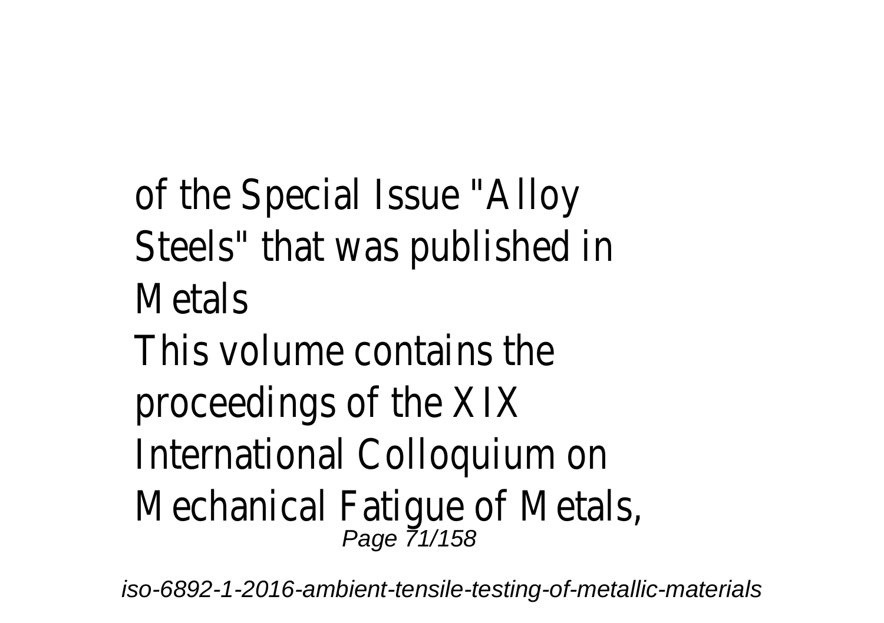of the Special Issue "Alloy Steels" that was published in Metals

This volume contains the proceedings of the XIX International Colloquium on Mechanical Fatigue of Metals,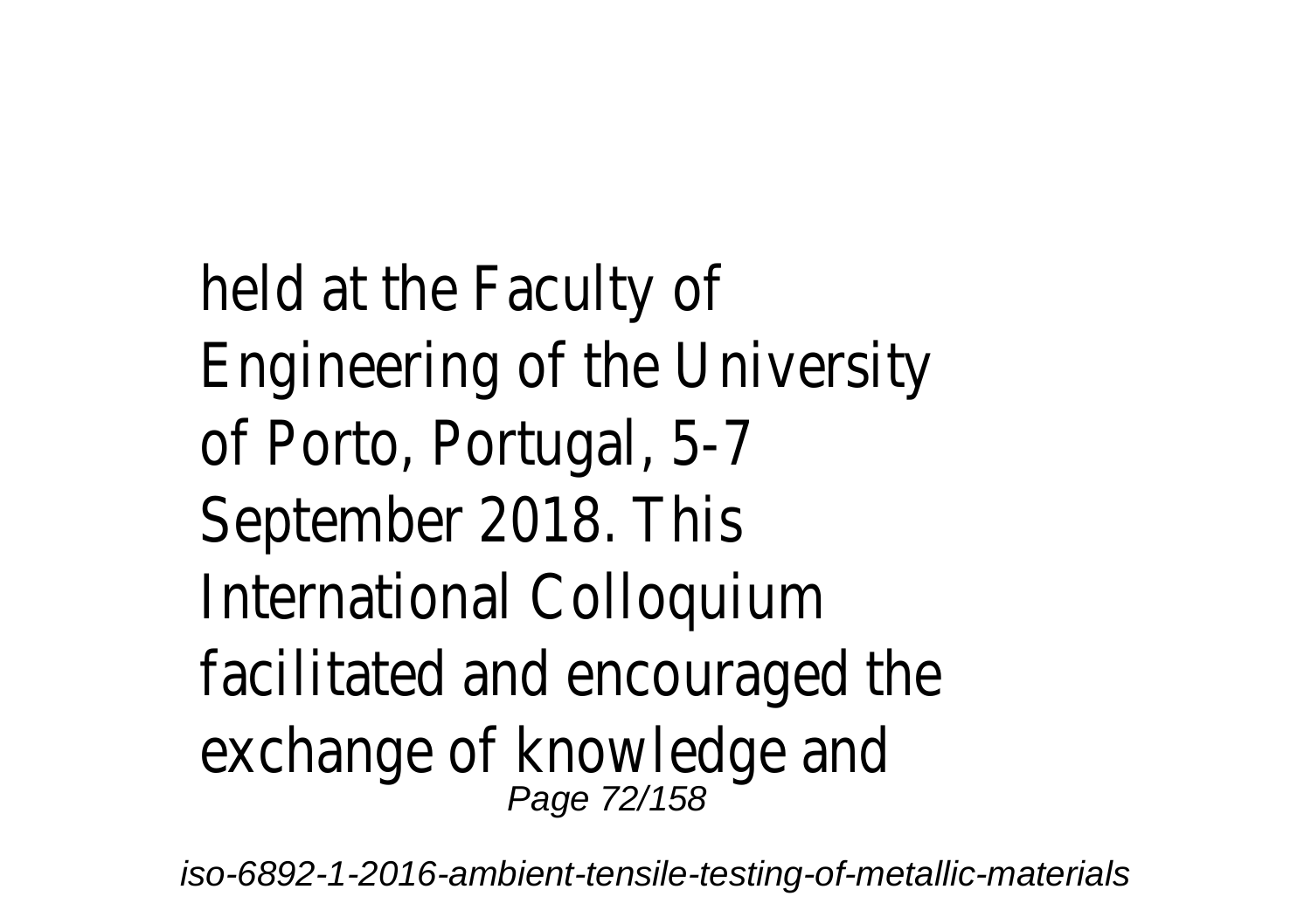held at the Faculty of Engineering of the University of Porto, Portugal, 5-7 September 2018. This International Colloquium facilitated and encouraged the exchange of knowledge and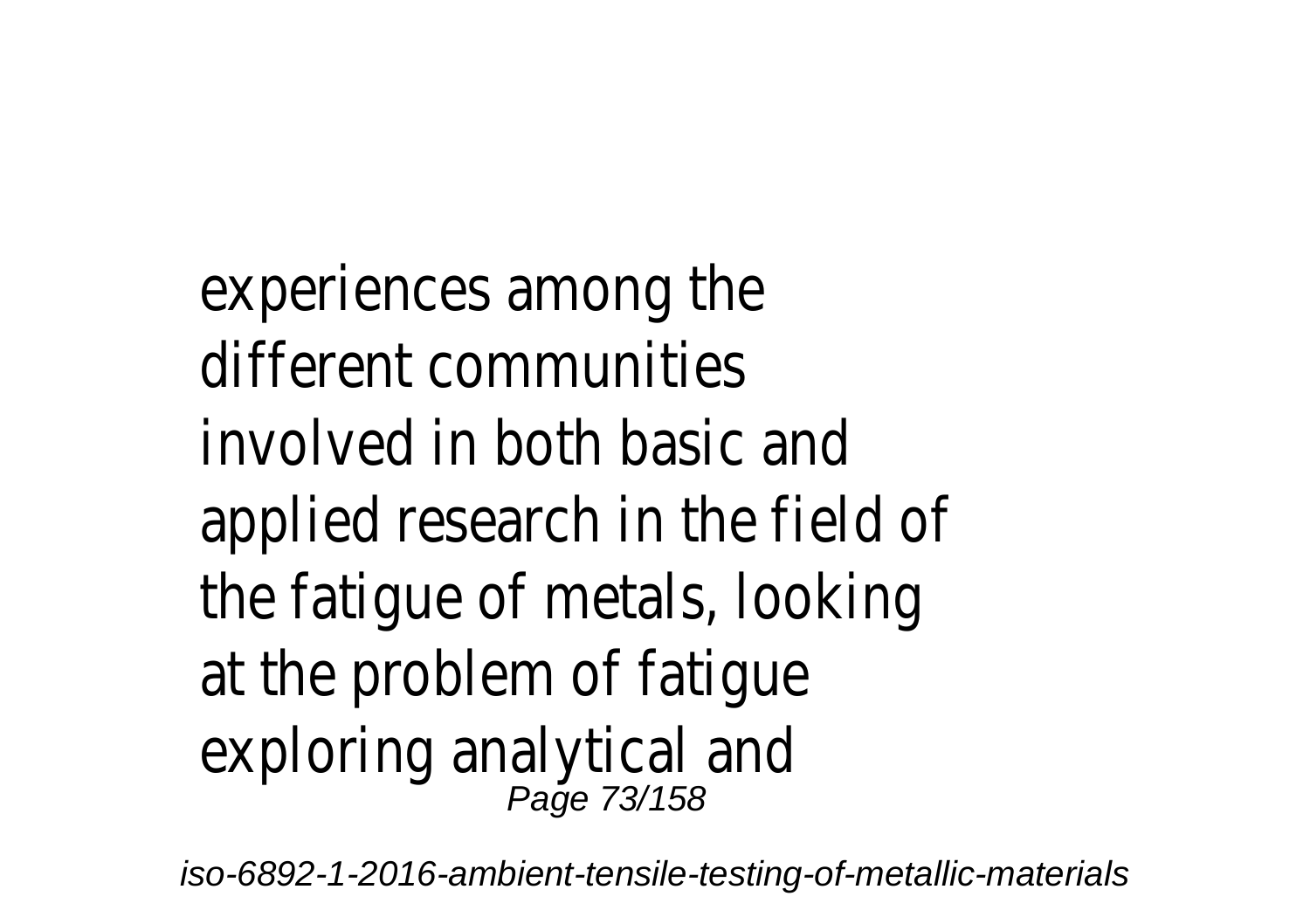experiences among the different communities involved in both basic and applied research in the field of the fatigue of metals, looking at the problem of fatigue exploring analytical and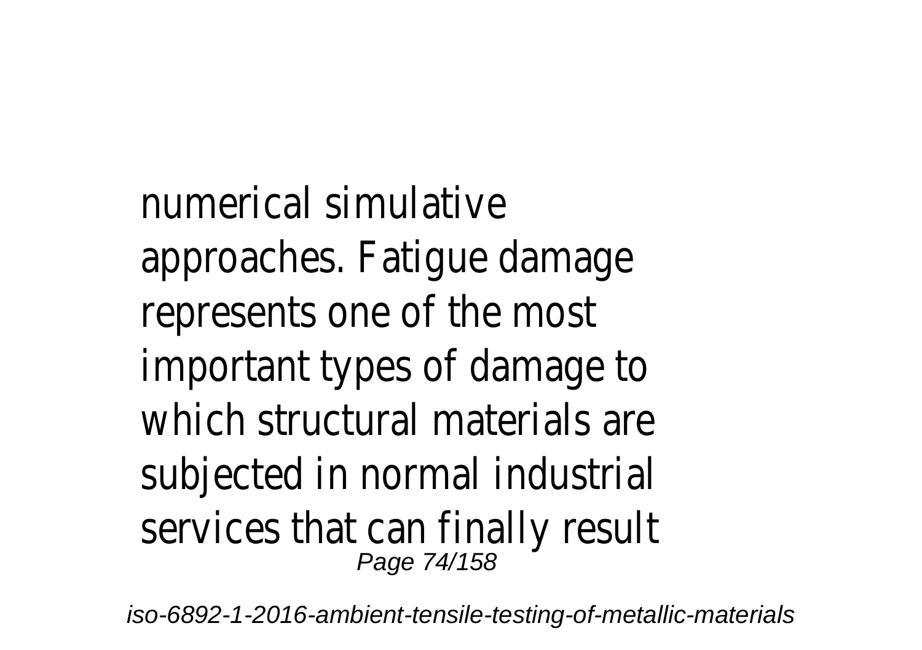numerical simulative approaches. Fatigue damage represents one of the most important types of damage to which structural materials are subjected in normal industrial services that can finally result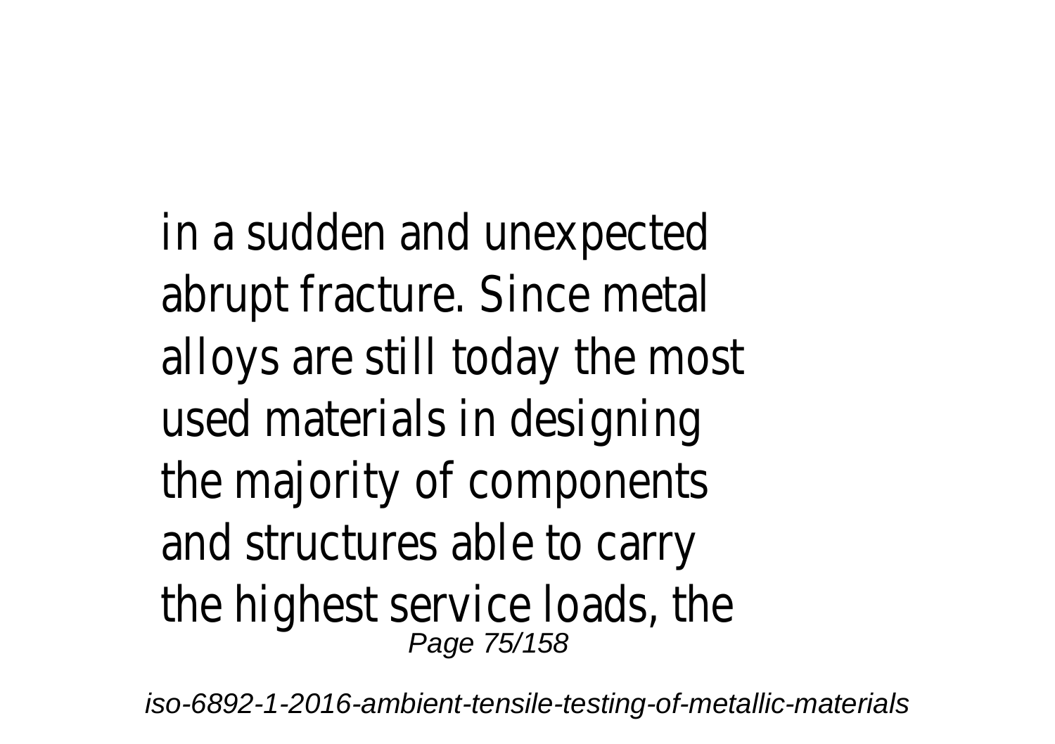in a sudden and unexpected abrupt fracture. Since metal alloys are still today the most used materials in designing the majority of components and structures able to carry the highest service loads, the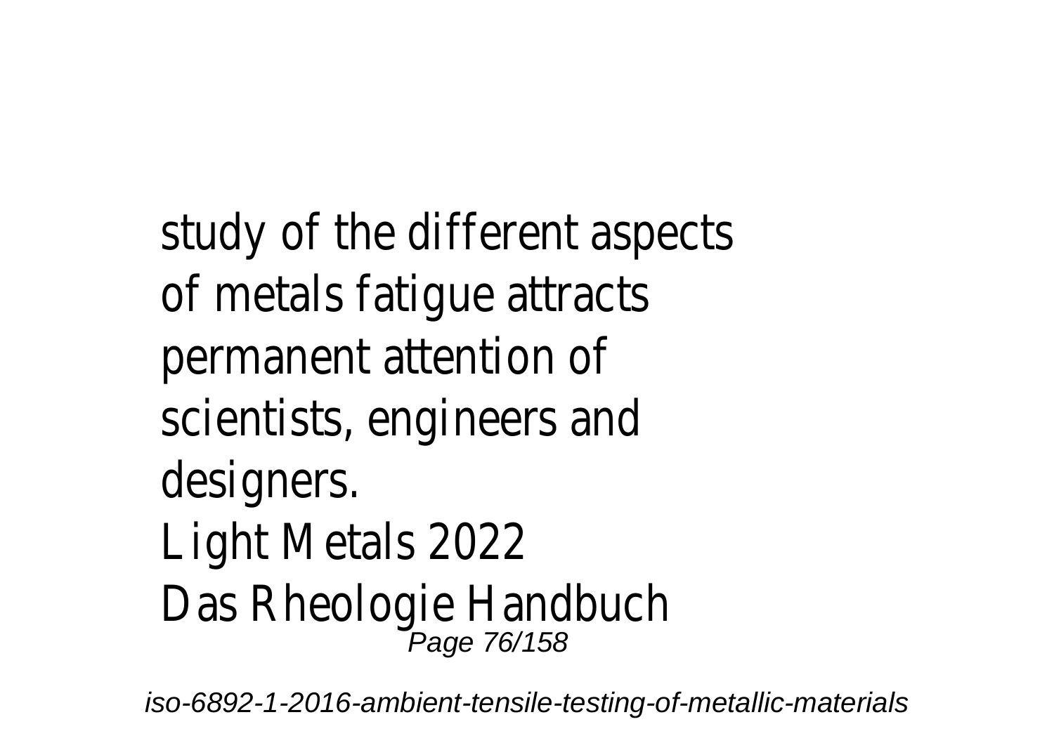study of the different aspects of metals fatigue attracts permanent attention of scientists, engineers and designers.

Light Metals 2022

Das Rheologie Handbuch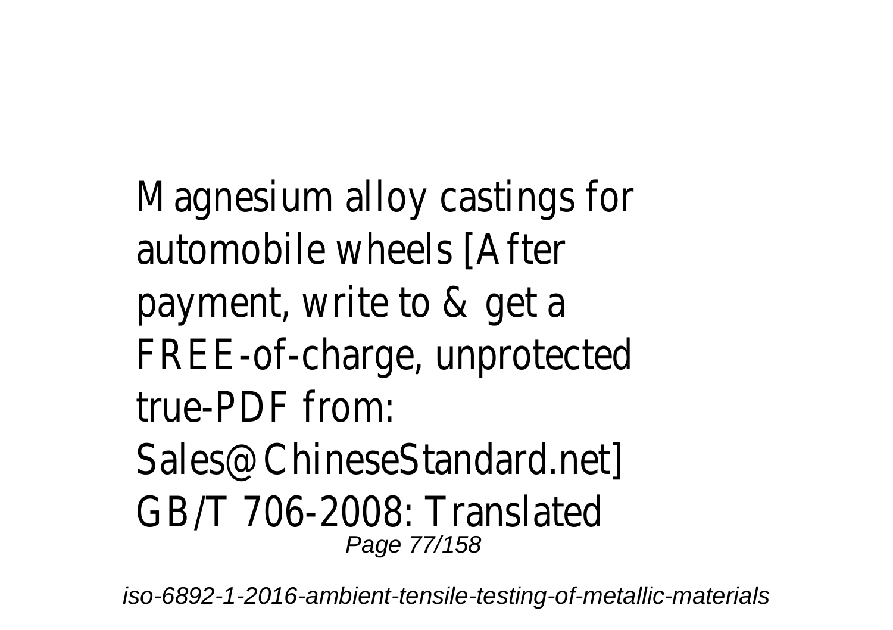Magnesium alloy castings for automobile wheels [After payment, write to & get a FREE-of-charge, unprotected true-PDF from: Sales@ChineseStandard.net] GB/T 706-2008: Translated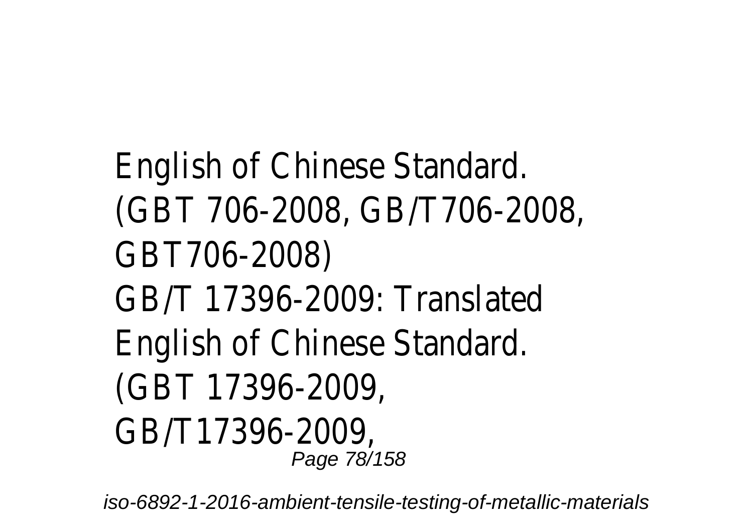English of Chinese Standard. (GBT 706-2008, GB/T706-2008, GBT706-2008)
GB/T 17396-2009: Translated English of Chinese Standard. (GBT 17396-2009, GB/T17396-2009,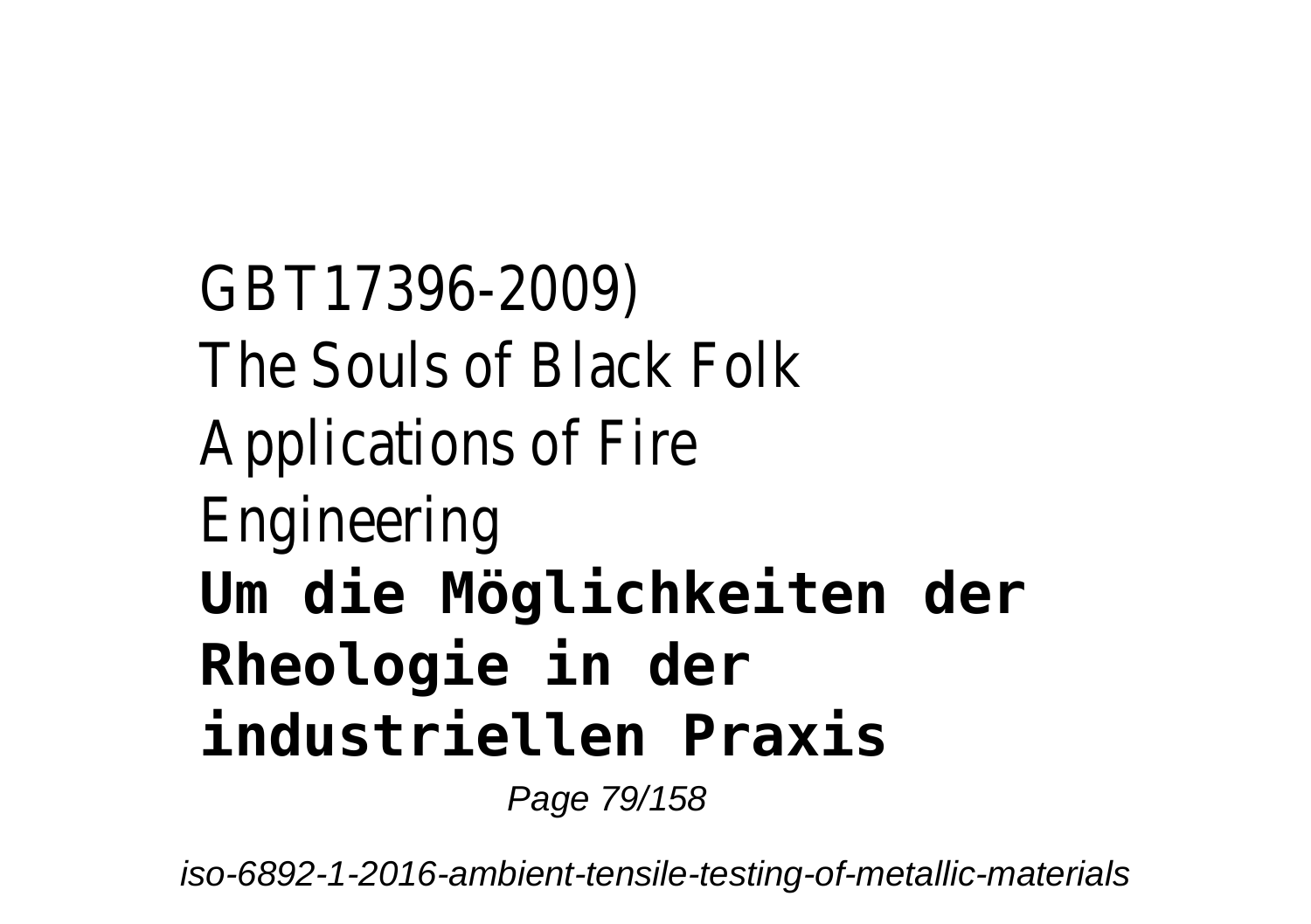GBT17396-2009)
The Souls of Black Folk
Applications of Fire
Engineering
**Um die Möglichkeiten der Rheologie in der industriellen Praxis**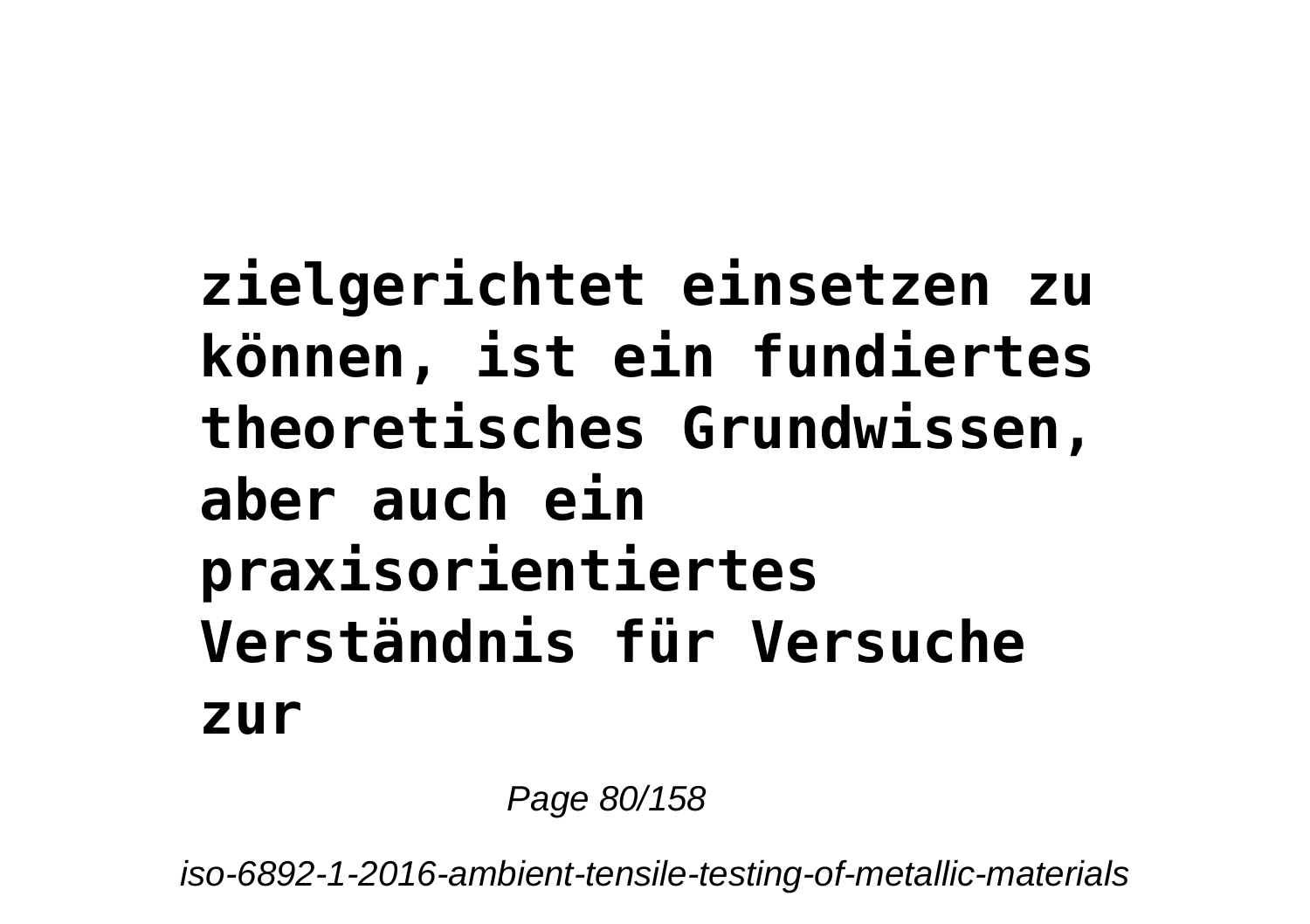**zielgerichtet einsetzen zu können, ist ein fundiertes theoretisches Grundwissen, aber auch ein praxisorientiertes Verständnis für Versuche zur**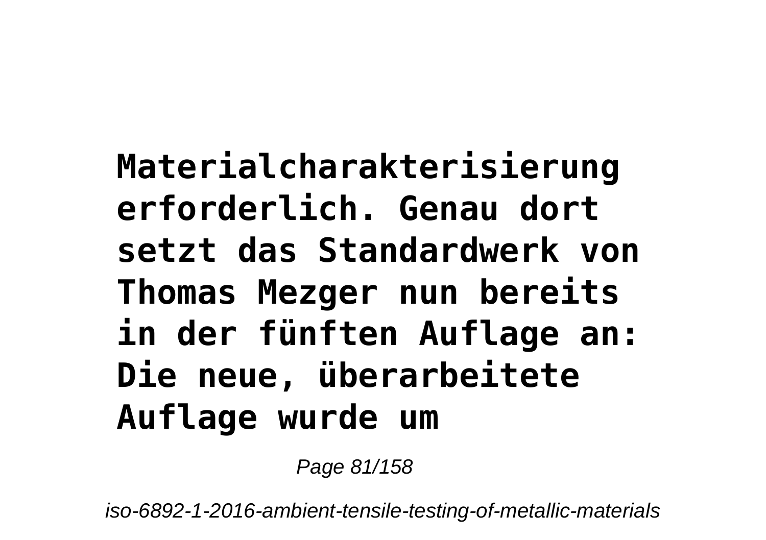**Materialcharakterisierung erforderlich. Genau dort setzt das Standardwerk von Thomas Mezger nun bereits in der fünften Auflage an: Die neue, überarbeitete Auflage wurde um**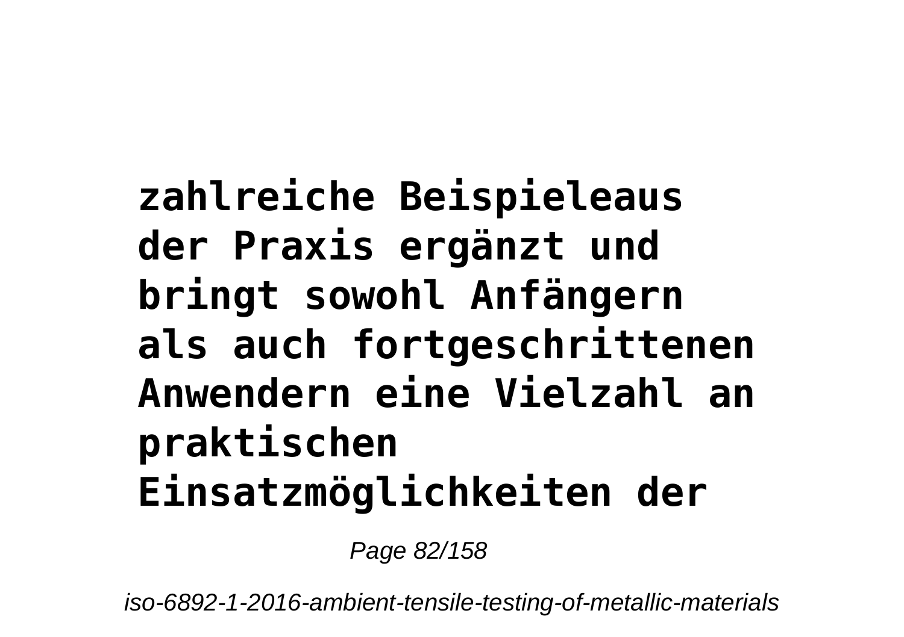**zahlreiche Beispieleaus der Praxis ergänzt und bringt sowohl Anfängern als auch fortgeschrittenen Anwendern eine Vielzahl an praktischen Einsatzmöglichkeiten der**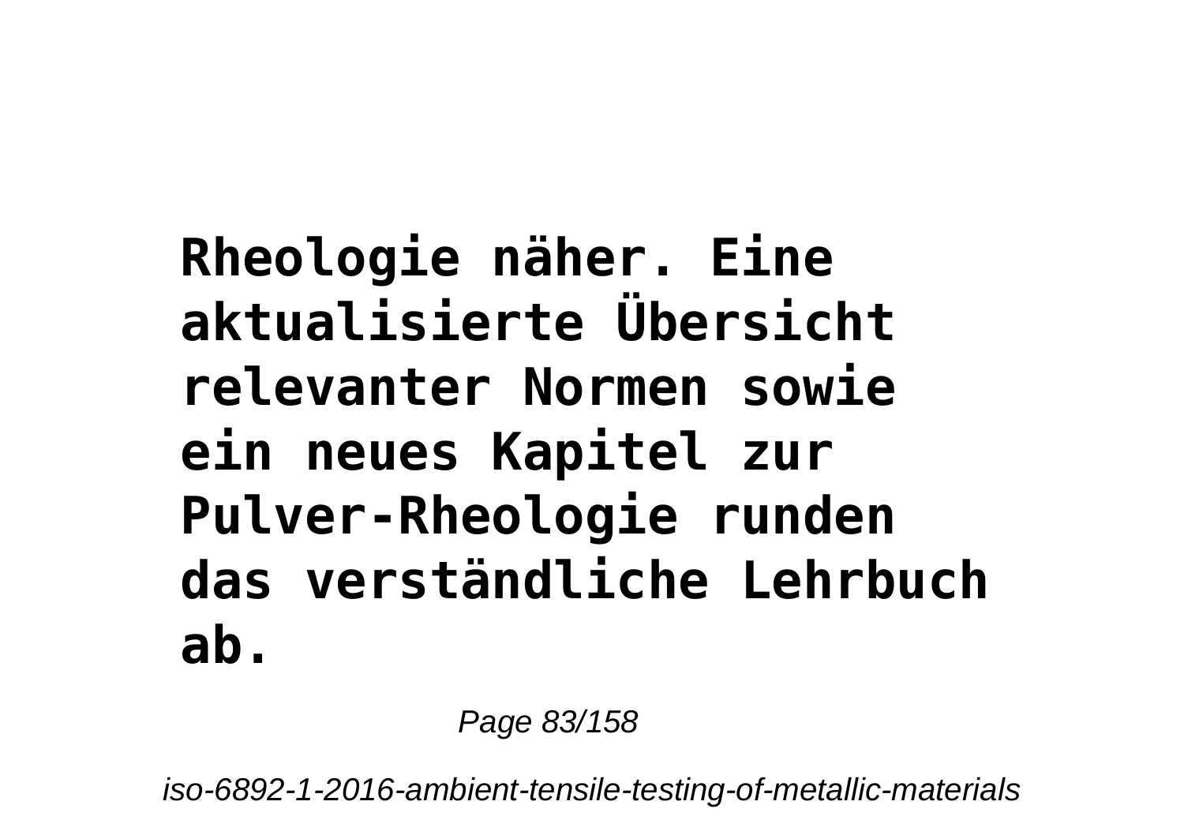**Rheologie näher. Eine aktualisierte Übersicht relevanter Normen sowie ein neues Kapitel zur Pulver-Rheologie runden das verständliche Lehrbuch ab.**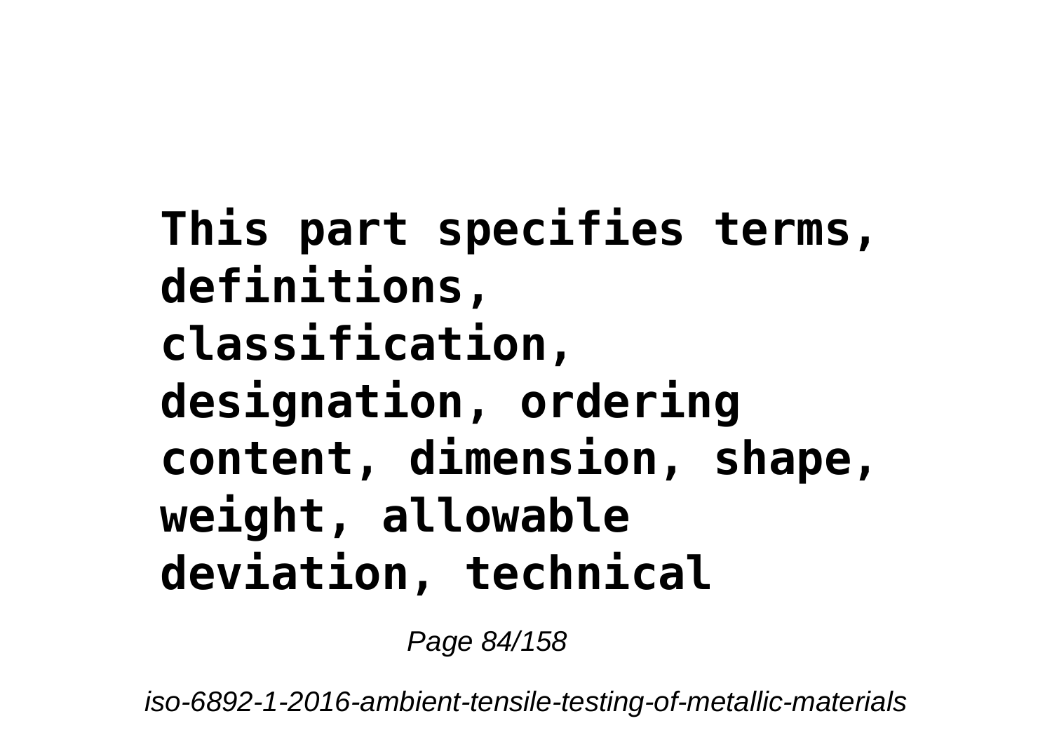**This part specifies terms, definitions, classification, designation, ordering content, dimension, shape, weight, allowable deviation, technical**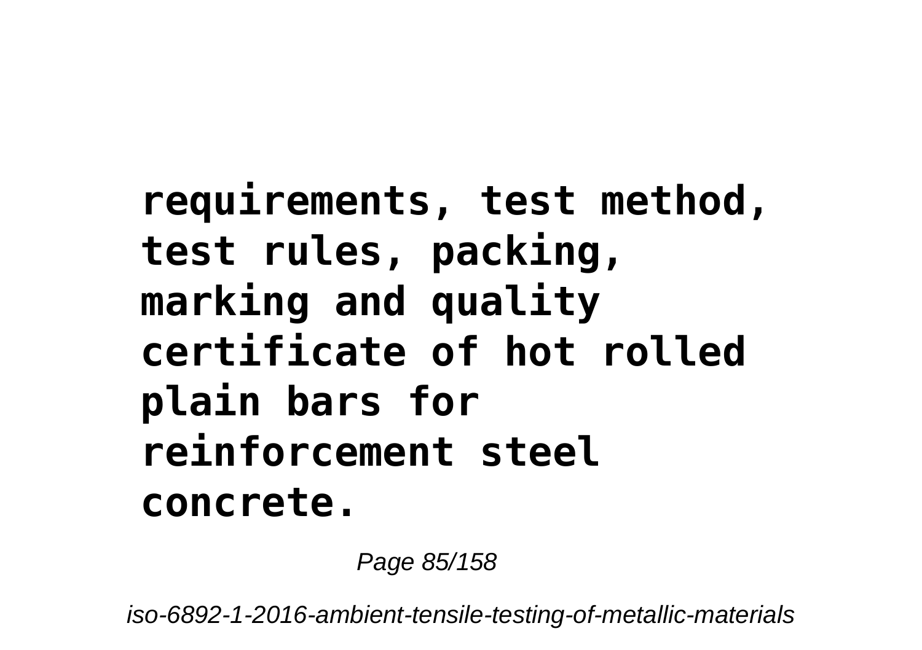**requirements, test method, test rules, packing, marking and quality certificate of hot rolled plain bars for reinforcement steel concrete.**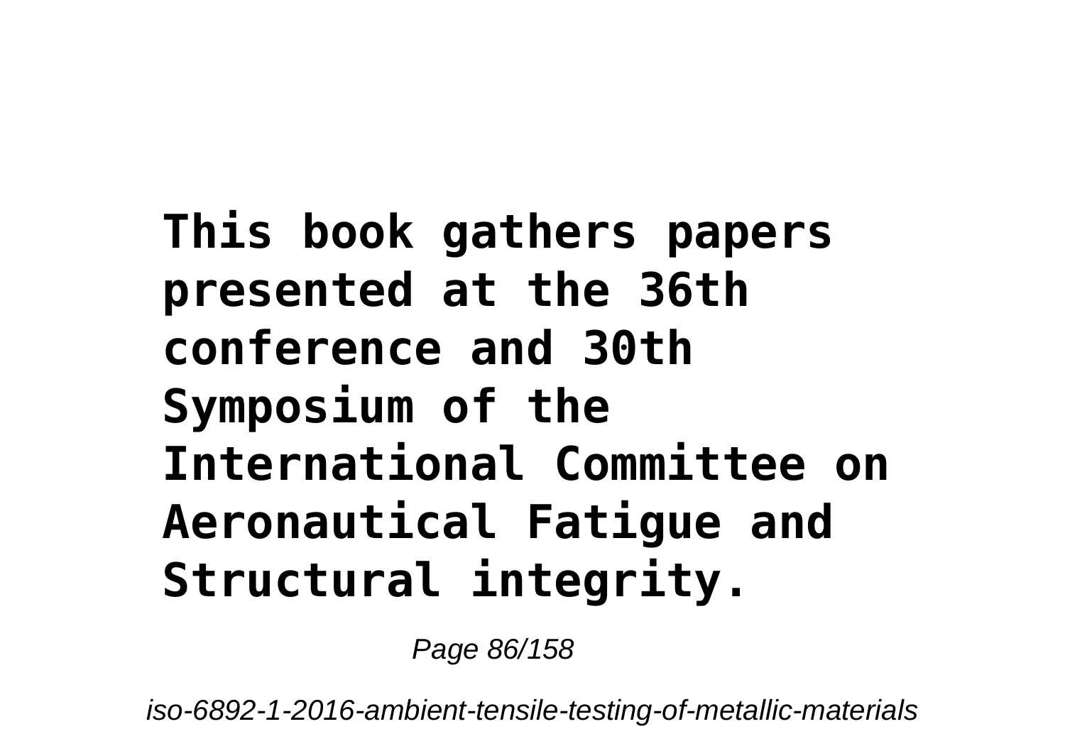**This book gathers papers presented at the 36th conference and 30th Symposium of the International Committee on Aeronautical Fatigue and Structural integrity.**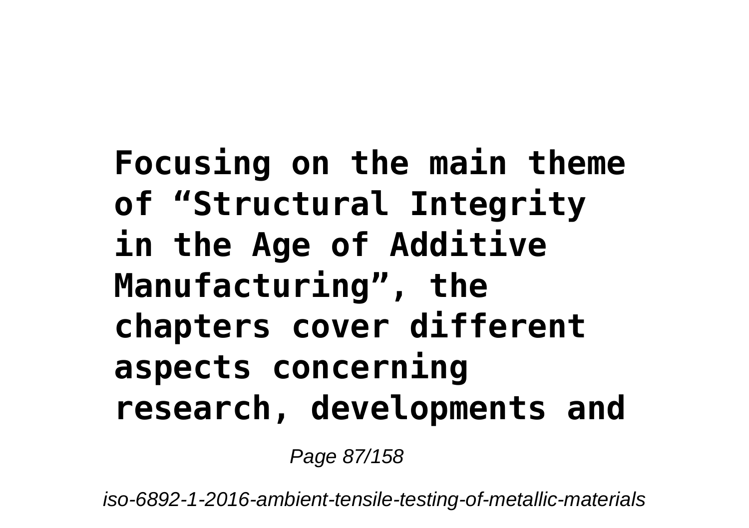**Focusing on the main theme of “Structural Integrity in the Age of Additive Manufacturing”, the chapters cover different aspects concerning research, developments and**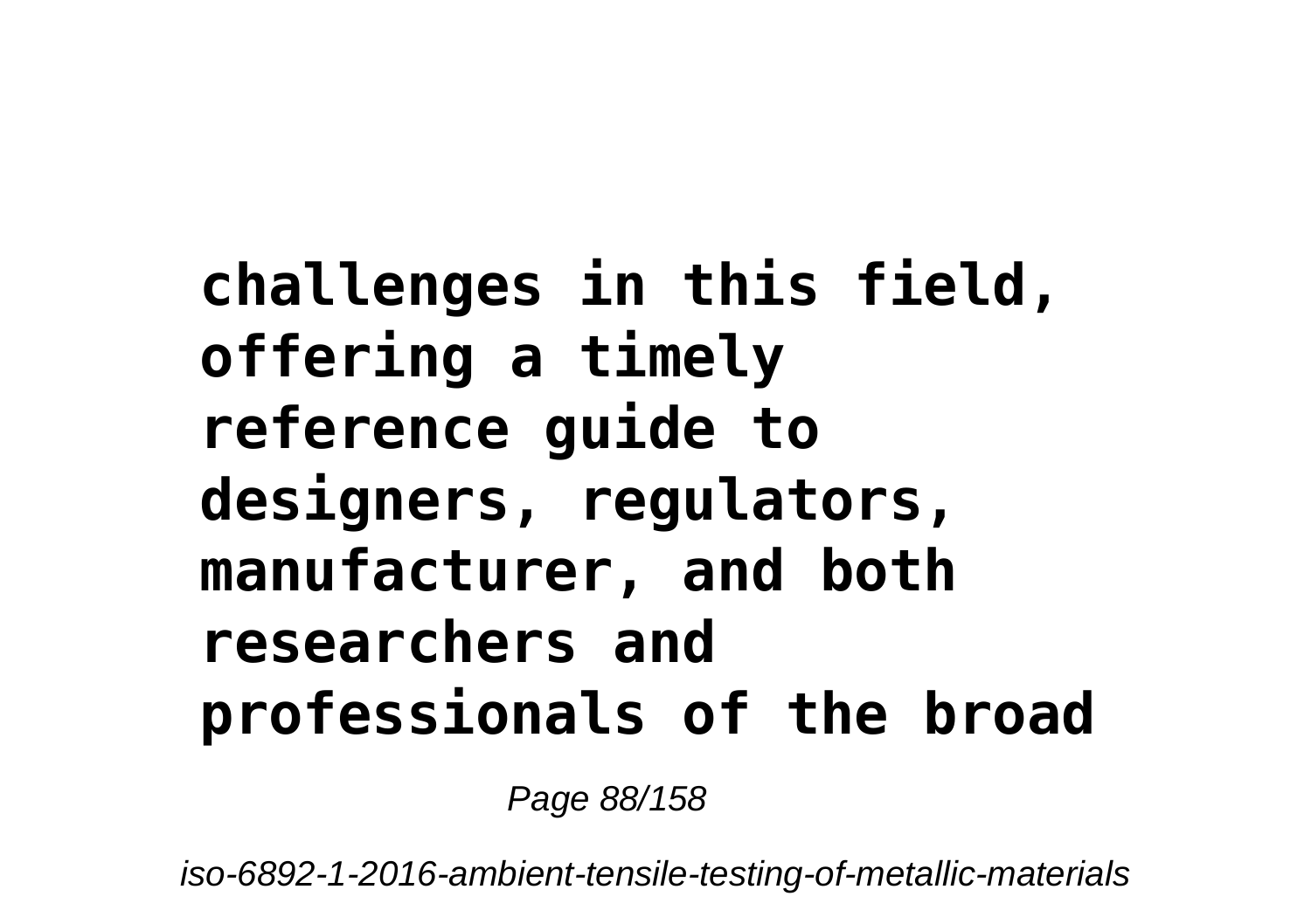**challenges in this field, offering a timely reference guide to designers, regulators, manufacturer, and both researchers and professionals of the broad**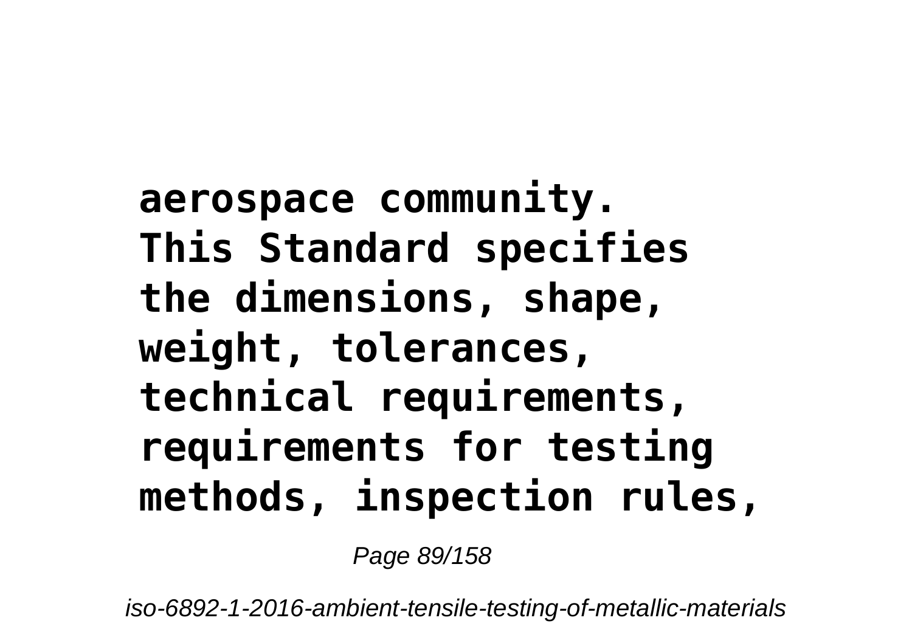**aerospace community. This Standard specifies the dimensions, shape, weight, tolerances, technical requirements, requirements for testing methods, inspection rules,**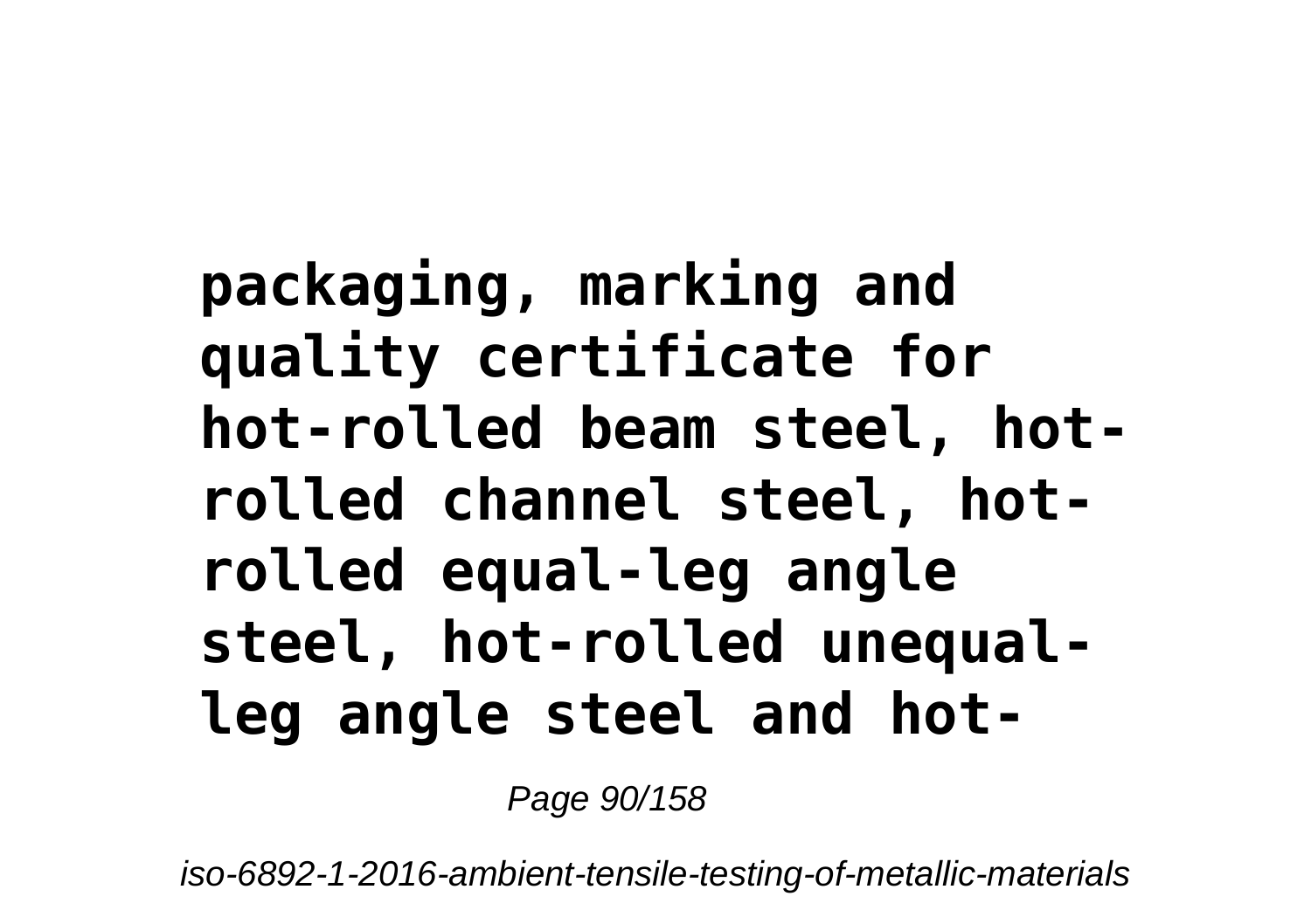**packaging, marking and quality certificate for hot-rolled beam steel, hot-rolled channel steel, hot-rolled equal-leg angle steel, hot-rolled unequal-leg angle steel and hot-**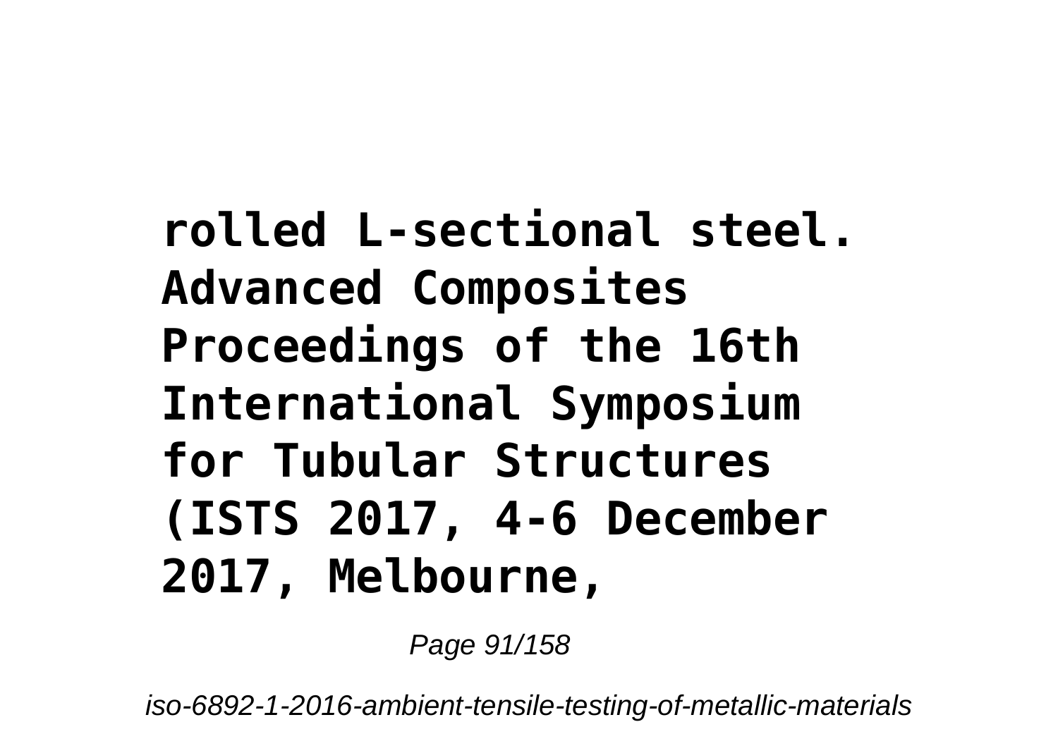**rolled L-sectional steel. Advanced Composites Proceedings of the 16th International Symposium for Tubular Structures (ISTS 2017, 4-6 December 2017, Melbourne,**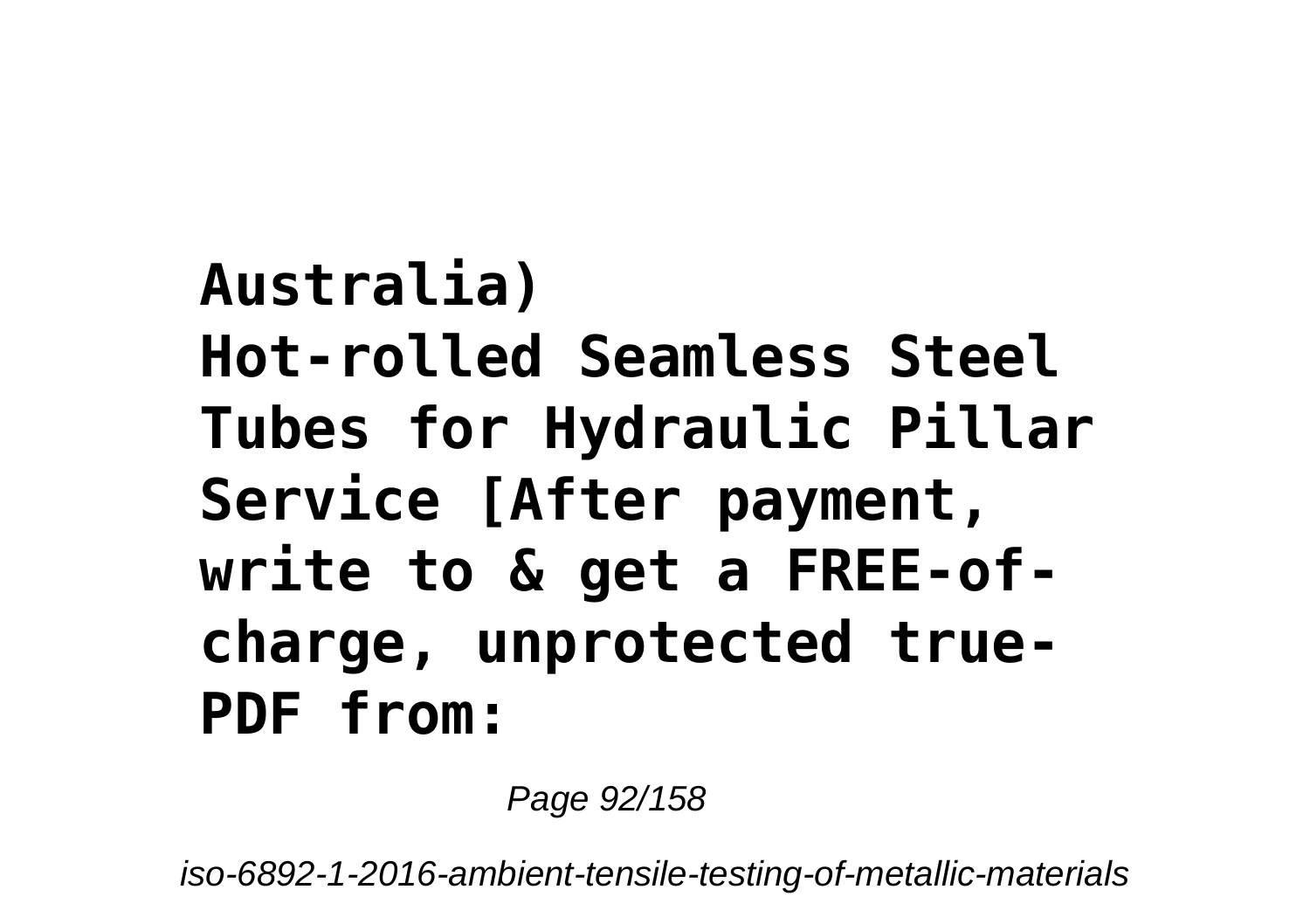**Australia)**
**Hot-rolled Seamless Steel Tubes for Hydraulic Pillar Service [After payment, write to & get a FREE-of-charge, unprotected true-PDF from:**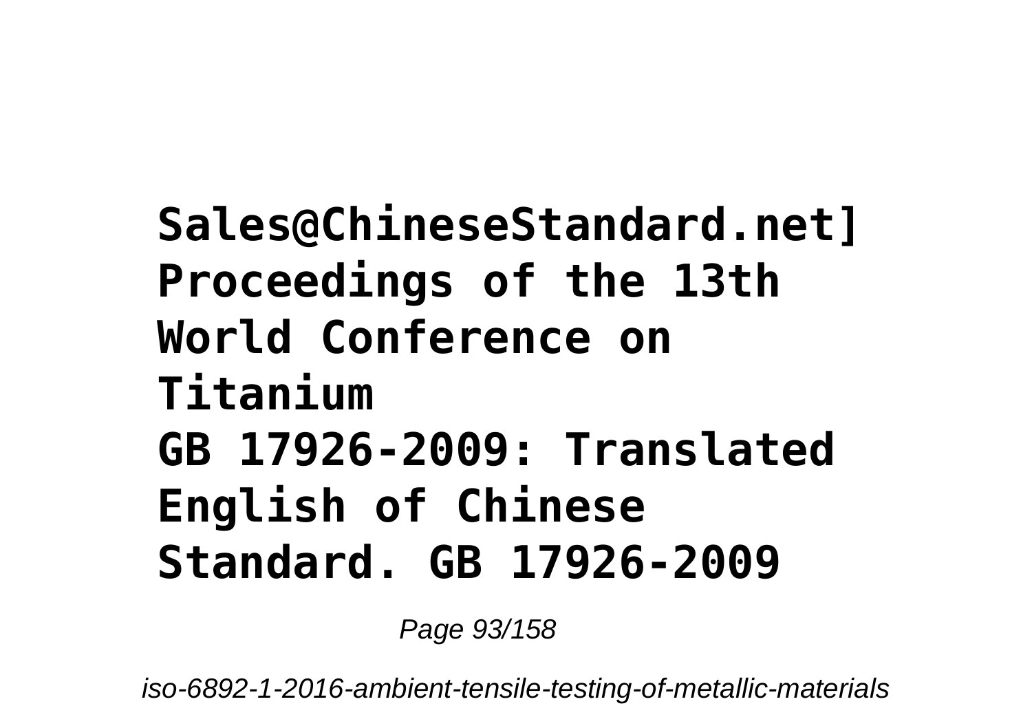**Sales@ChineseStandard.net]**
**Proceedings of the 13th World Conference on Titanium**
**GB 17926-2009: Translated English of Chinese Standard. GB 17926-2009**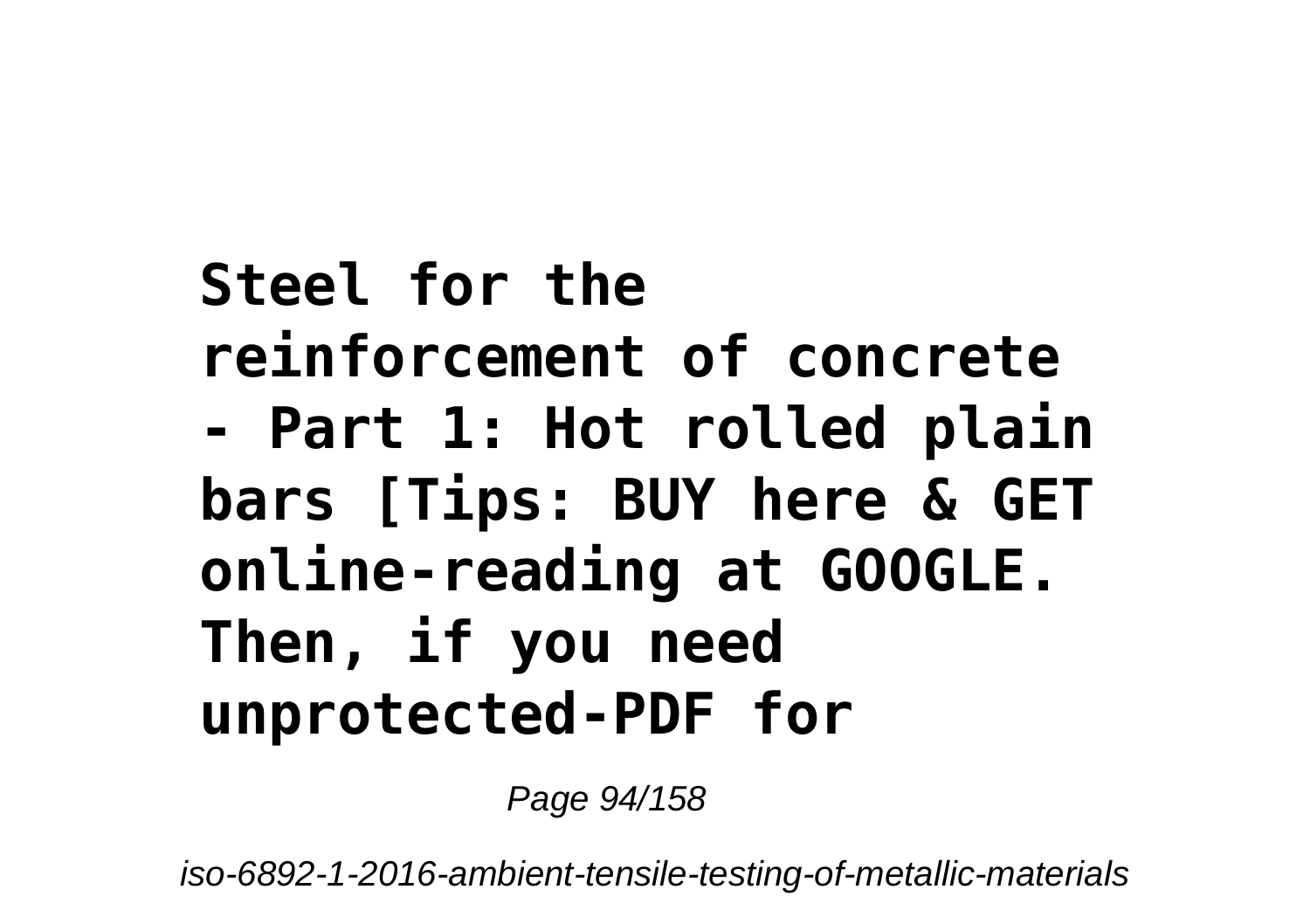**Steel for the reinforcement of concrete - Part 1: Hot rolled plain bars [Tips: BUY here & GET online-reading at GOOGLE. Then, if you need unprotected-PDF for**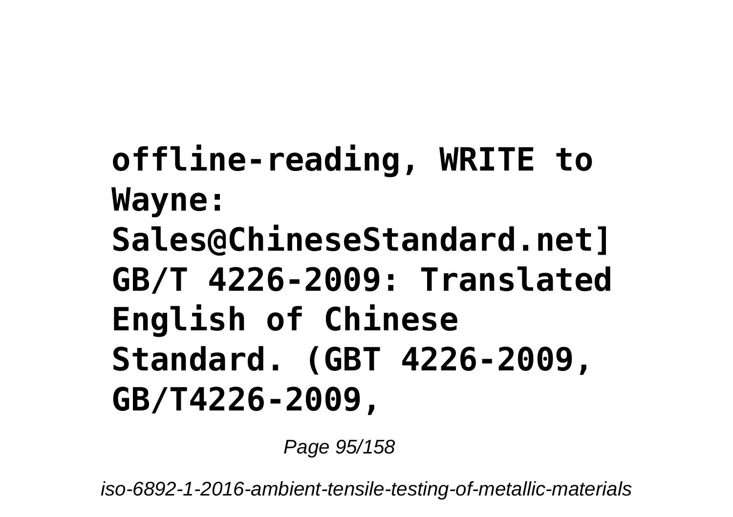**offline-reading, WRITE to Wayne: Sales@ChineseStandard.net] GB/T 4226-2009: Translated English of Chinese Standard. (GBT 4226-2009, GB/T4226-2009,**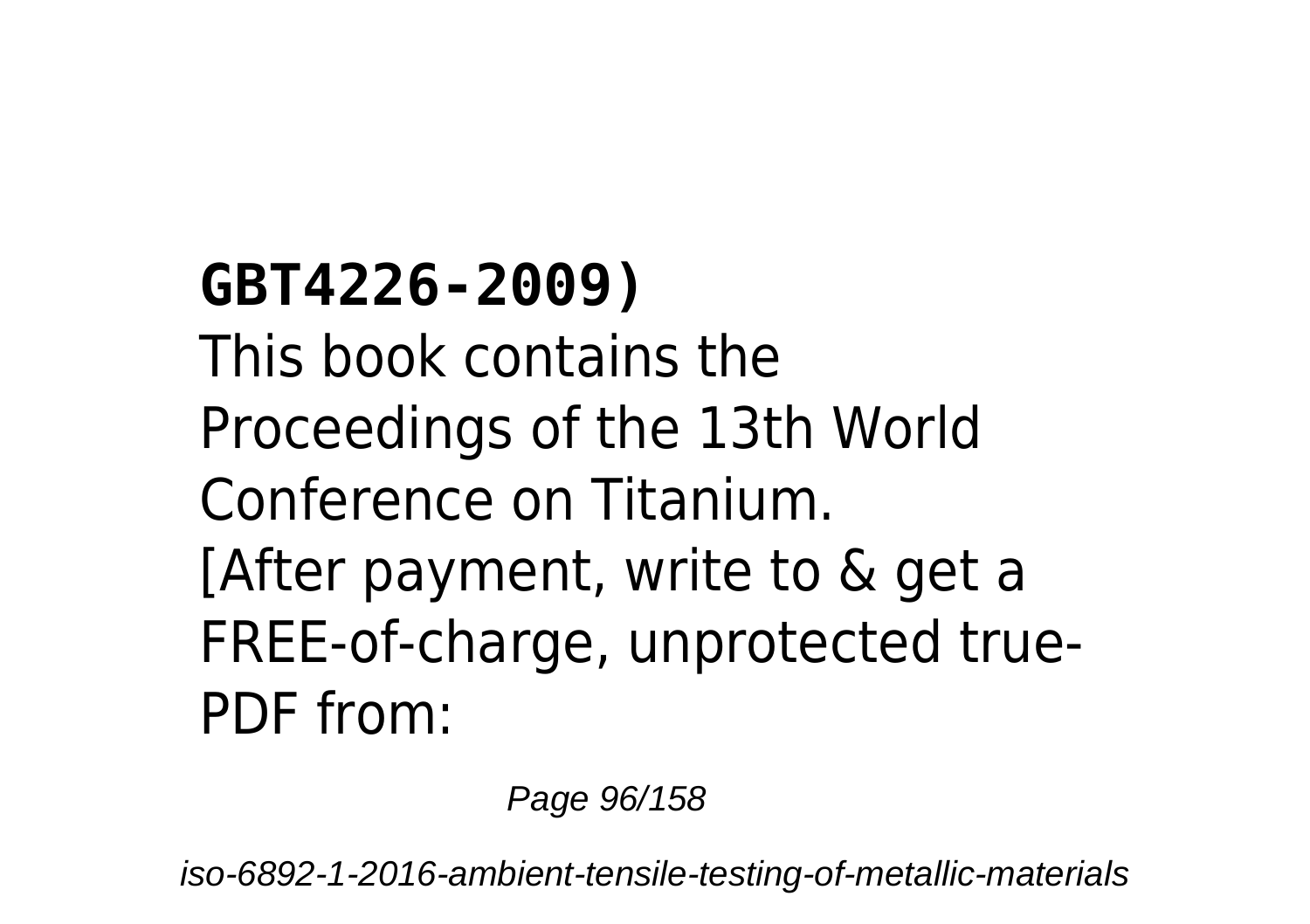**GBT4226-2009)**

This book contains the Proceedings of the 13th World Conference on Titanium.

[After payment, write to & get a FREE-of-charge, unprotected true-PDF from: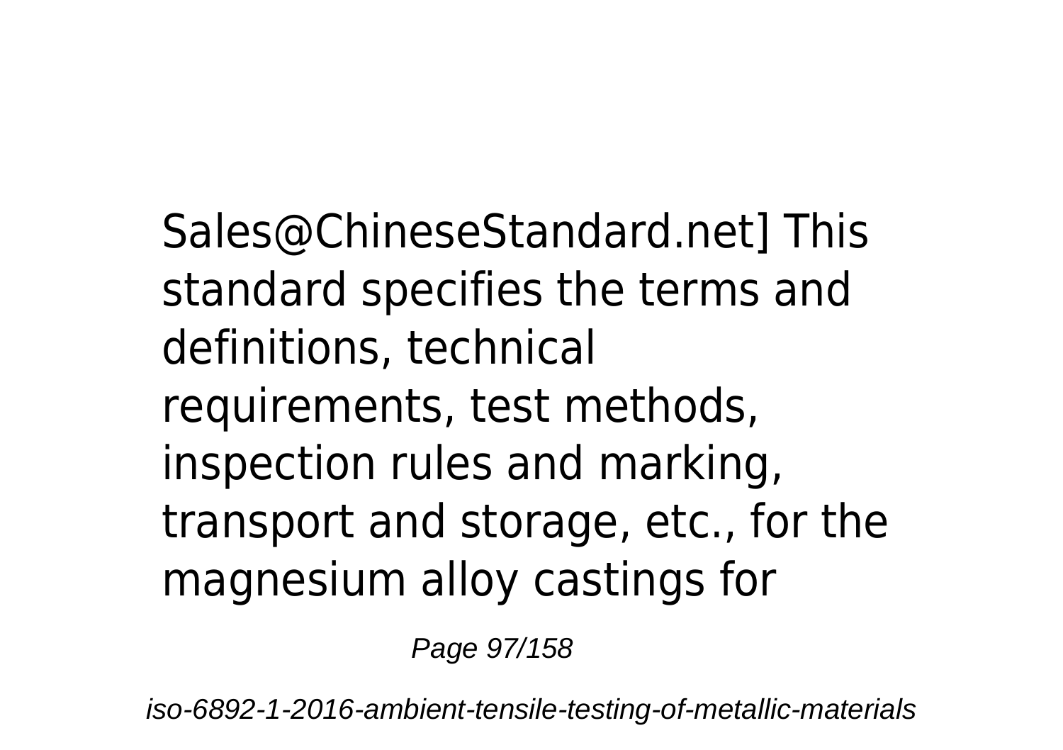Sales@ChineseStandard.net] This standard specifies the terms and definitions, technical requirements, test methods, inspection rules and marking, transport and storage, etc., for the magnesium alloy castings for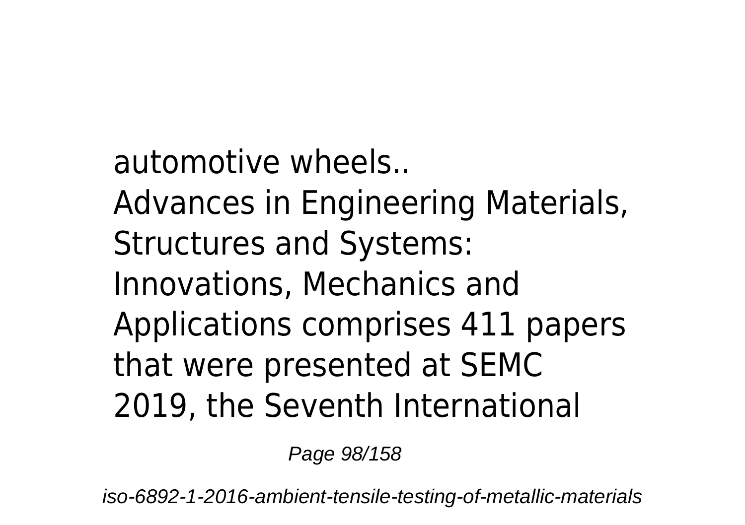automotive wheels..

Advances in Engineering Materials, Structures and Systems: Innovations, Mechanics and Applications comprises 411 papers that were presented at SEMC 2019, the Seventh International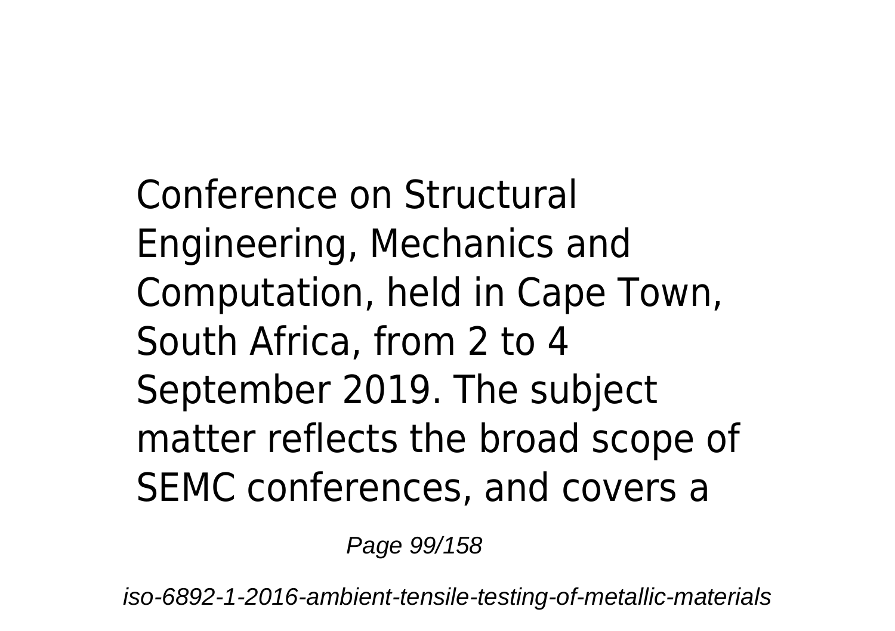Conference on Structural Engineering, Mechanics and Computation, held in Cape Town, South Africa, from 2 to 4 September 2019. The subject matter reflects the broad scope of SEMC conferences, and covers a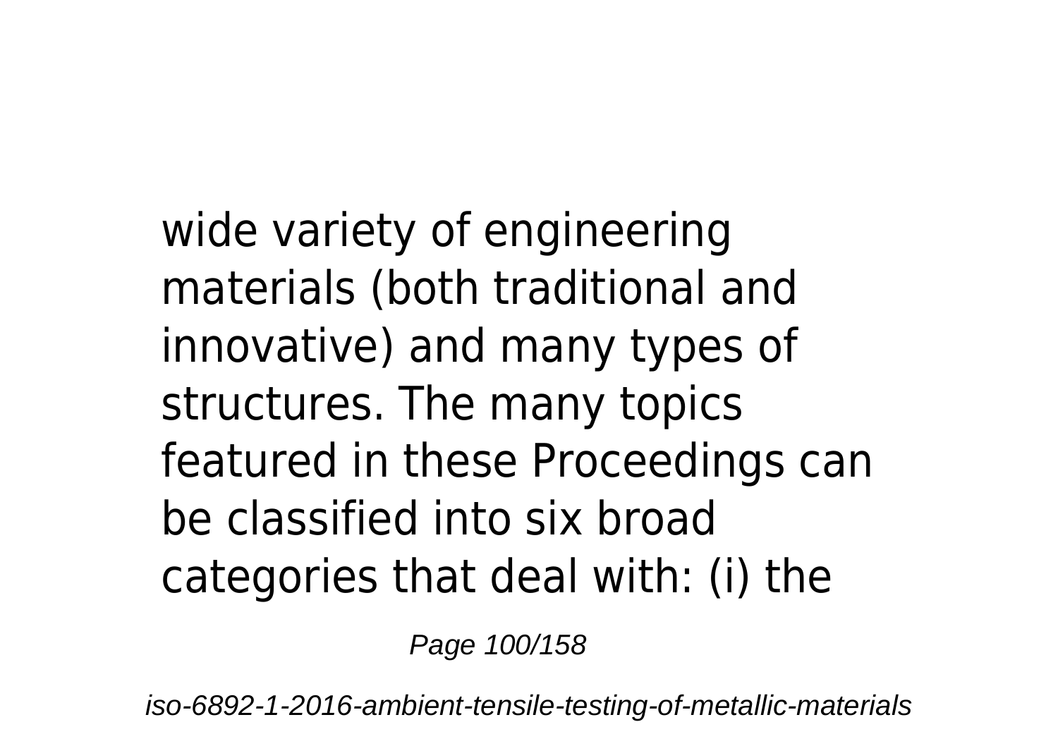wide variety of engineering materials (both traditional and innovative) and many types of structures. The many topics featured in these Proceedings can be classified into six broad categories that deal with: (i) the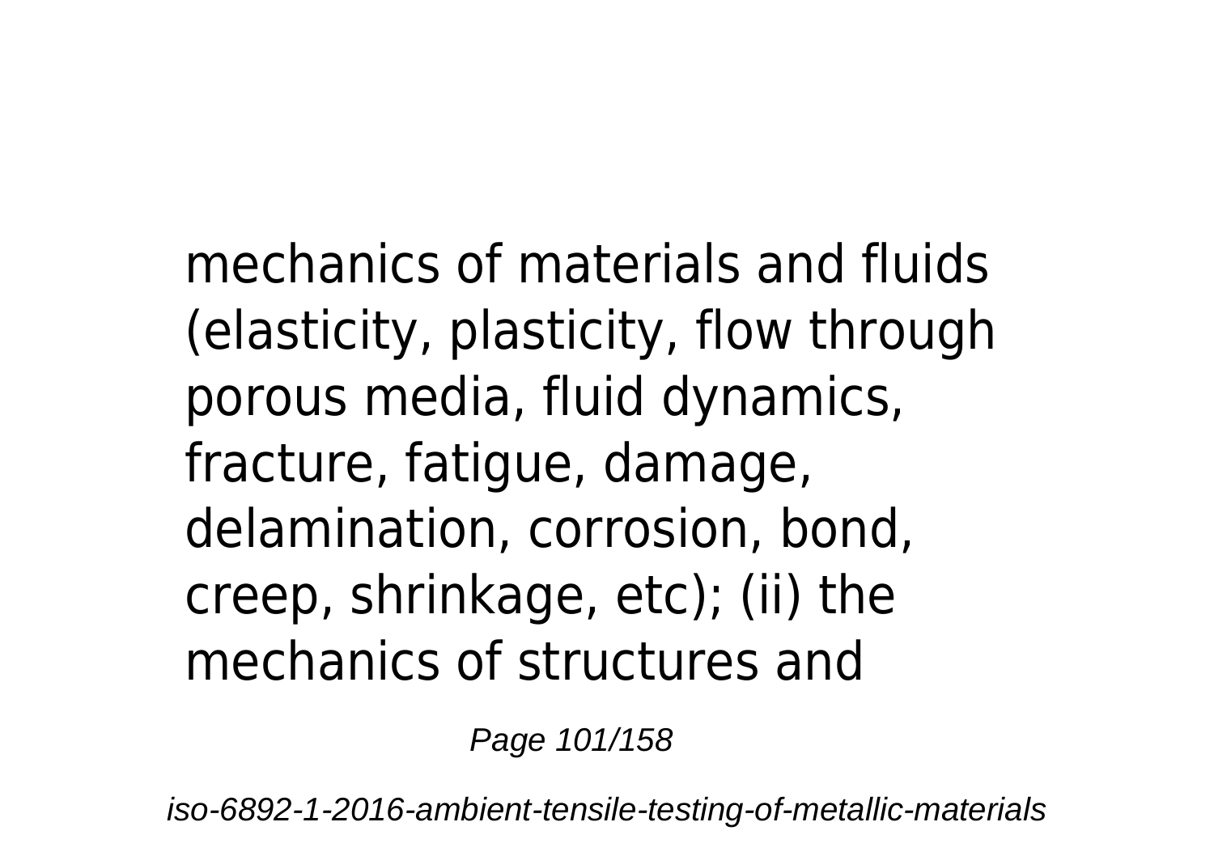mechanics of materials and fluids (elasticity, plasticity, flow through porous media, fluid dynamics, fracture, fatigue, damage, delamination, corrosion, bond, creep, shrinkage, etc); (ii) the mechanics of structures and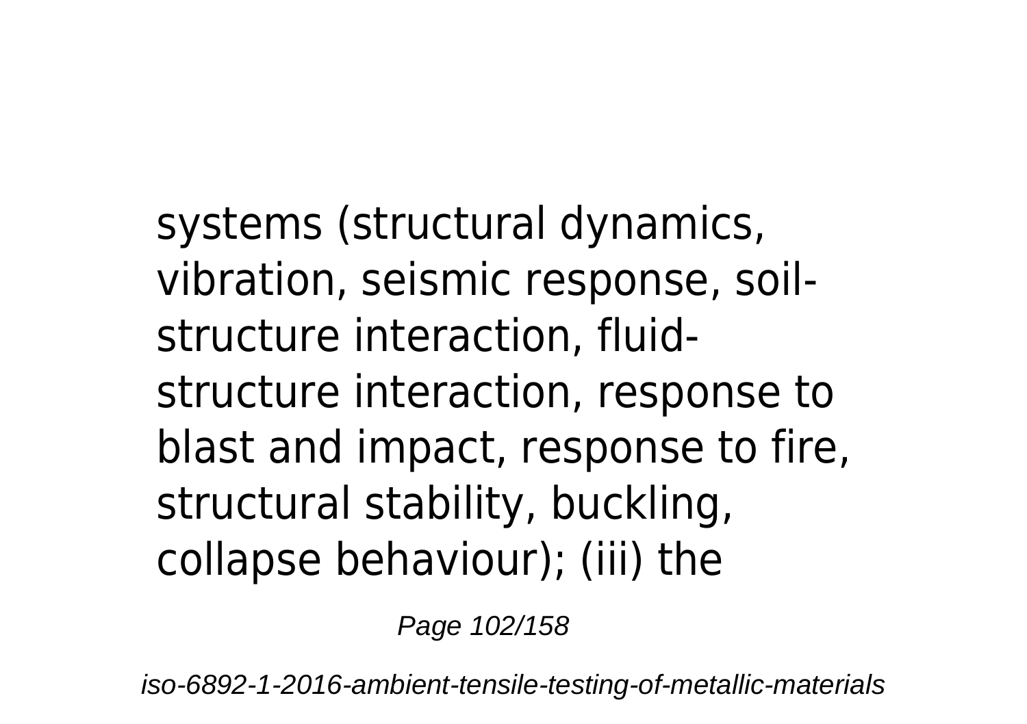systems (structural dynamics, vibration, seismic response, soil-structure interaction, fluid-structure interaction, response to blast and impact, response to fire, structural stability, buckling, collapse behaviour); (iii) the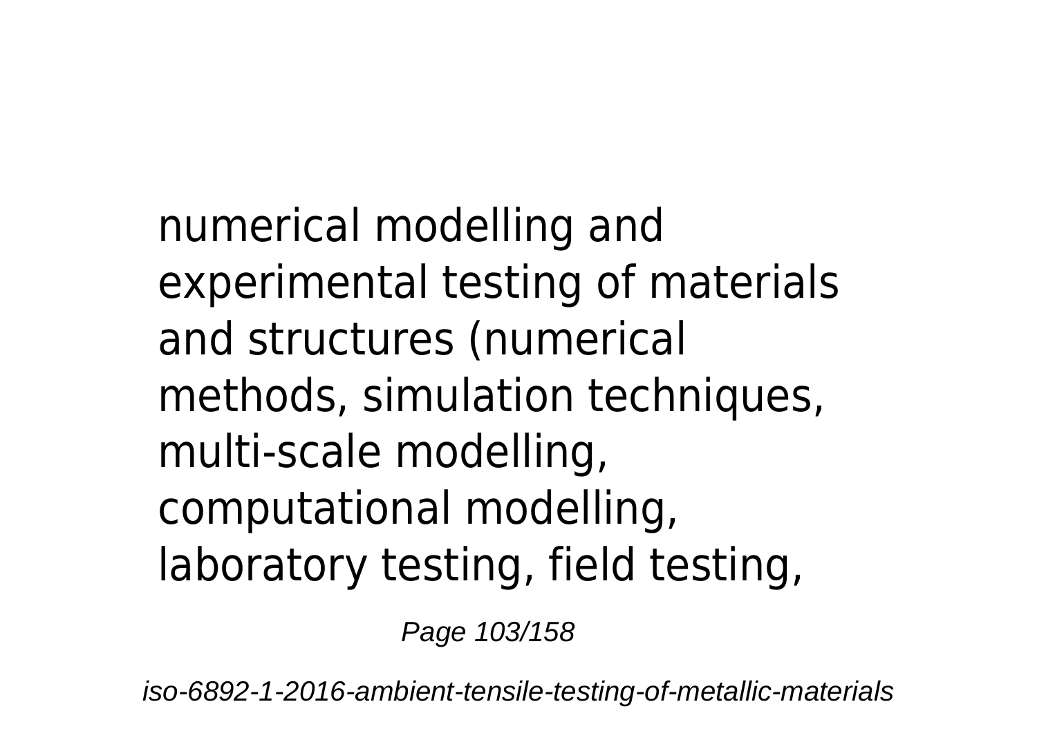numerical modelling and experimental testing of materials and structures (numerical methods, simulation techniques, multi-scale modelling, computational modelling, laboratory testing, field testing,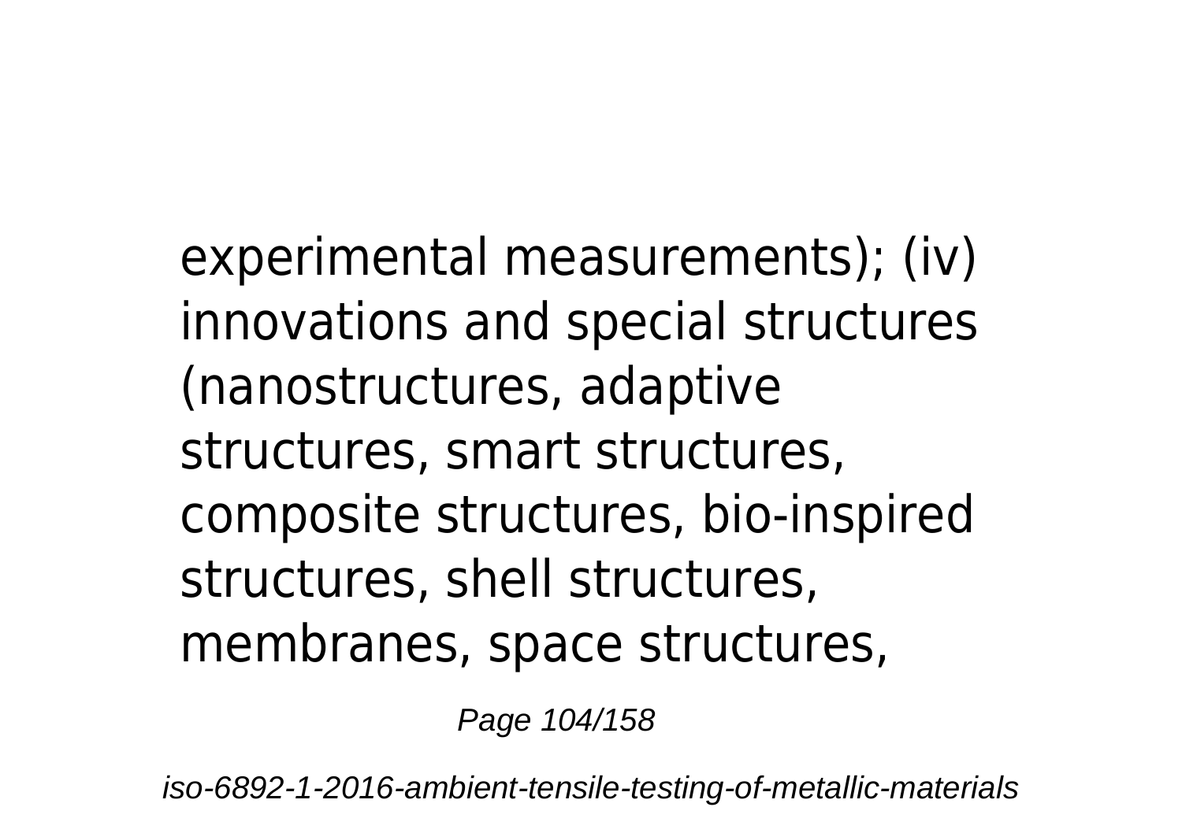experimental measurements); (iv) innovations and special structures (nanostructures, adaptive structures, smart structures, composite structures, bio-inspired structures, shell structures, membranes, space structures,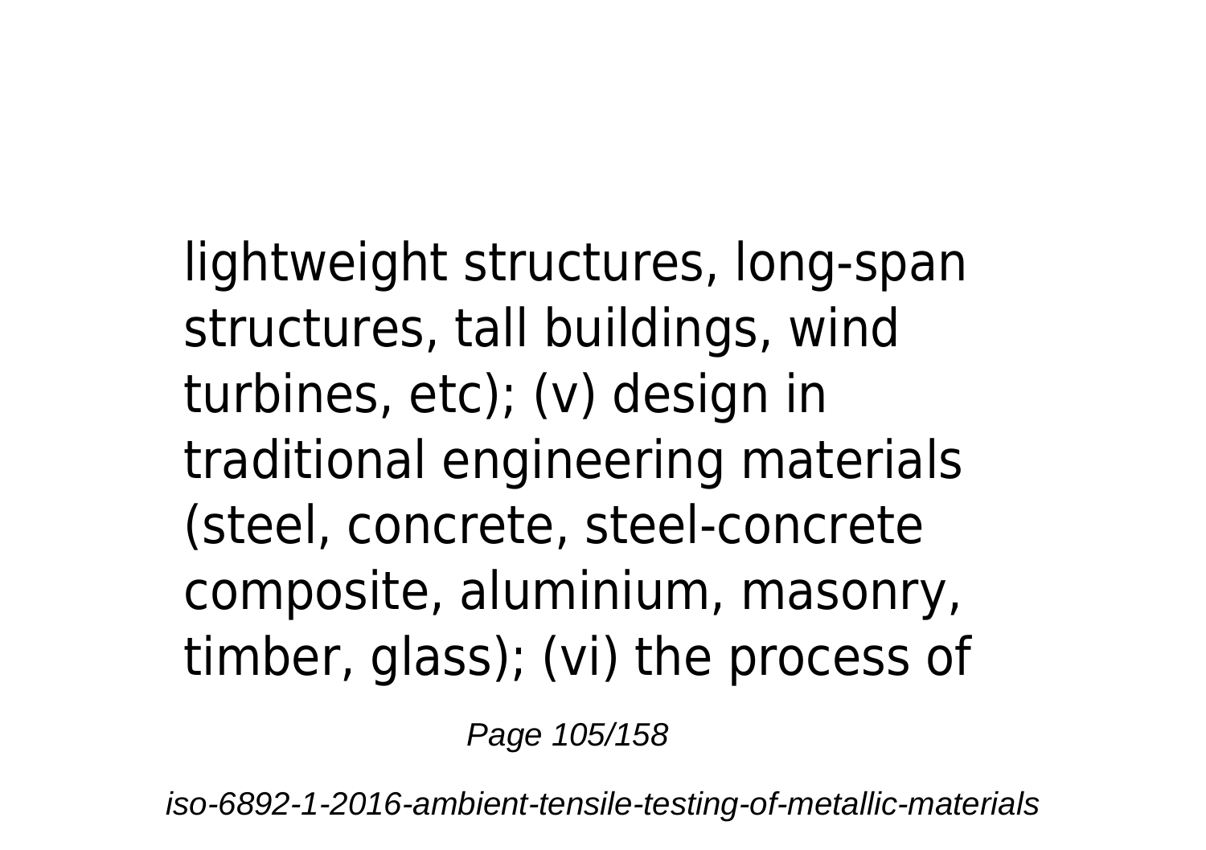lightweight structures, long-span structures, tall buildings, wind turbines, etc); (v) design in traditional engineering materials (steel, concrete, steel-concrete composite, aluminium, masonry, timber, glass); (vi) the process of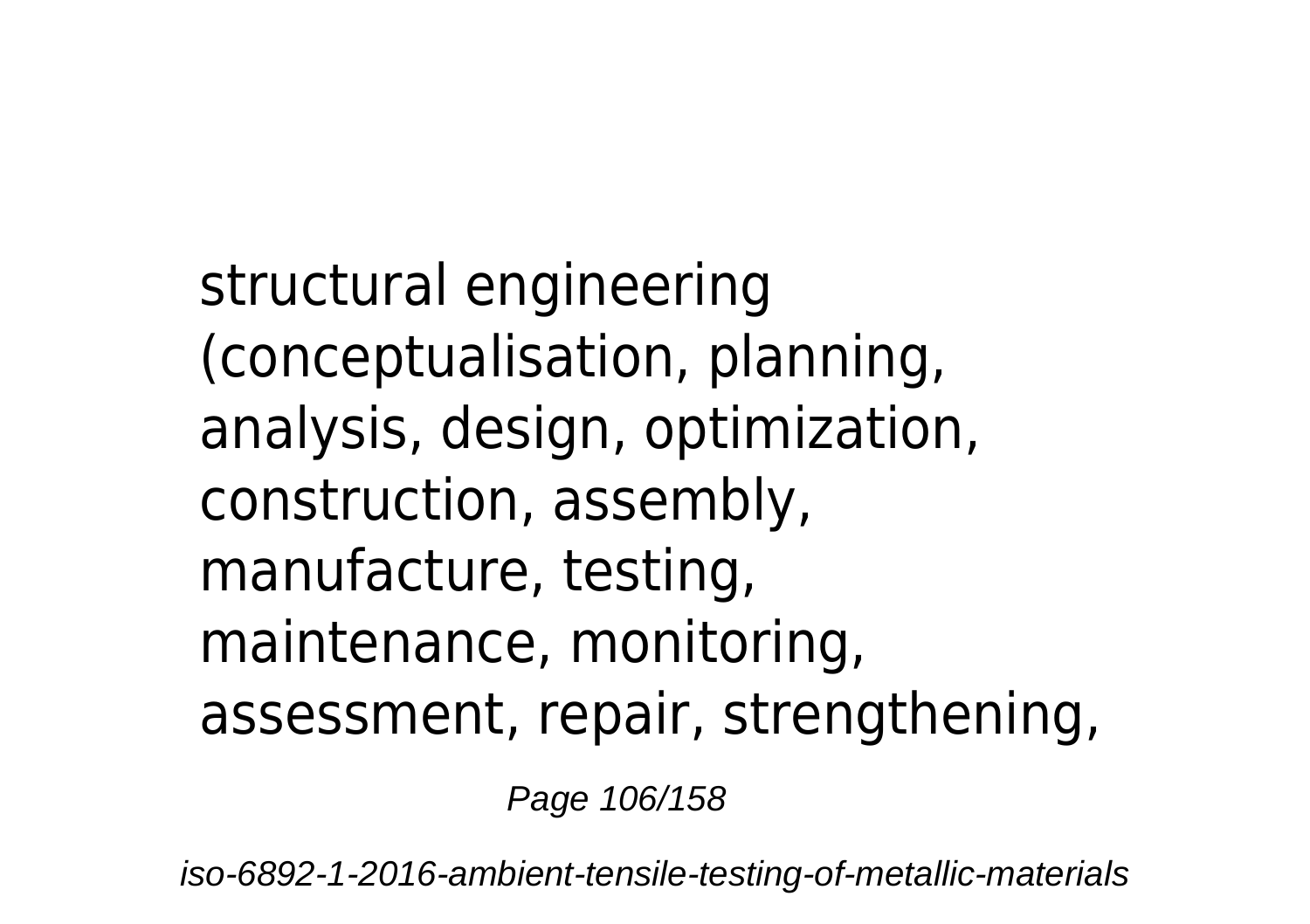structural engineering (conceptualisation, planning, analysis, design, optimization, construction, assembly, manufacture, testing, maintenance, monitoring, assessment, repair, strengthening,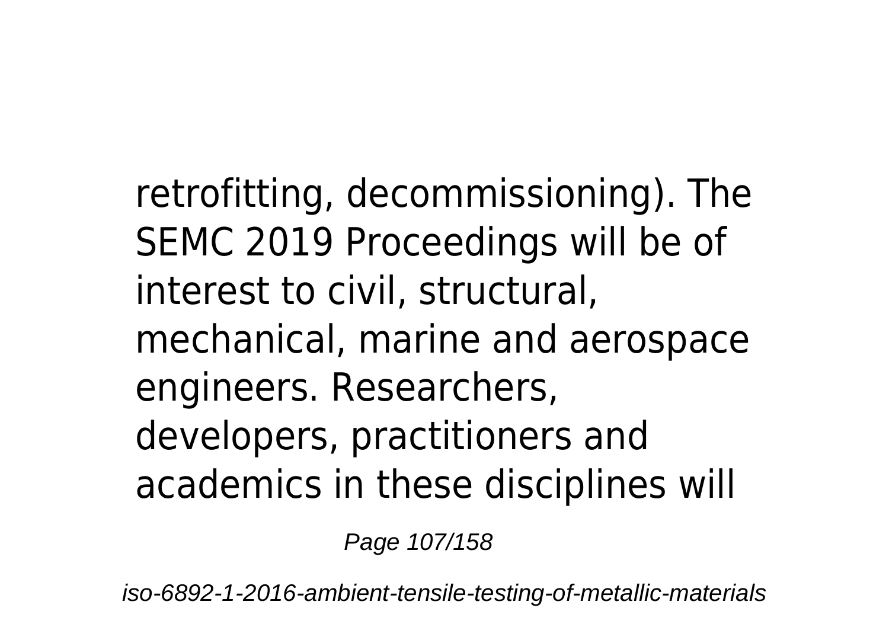retrofitting, decommissioning). The SEMC 2019 Proceedings will be of interest to civil, structural, mechanical, marine and aerospace engineers. Researchers, developers, practitioners and academics in these disciplines will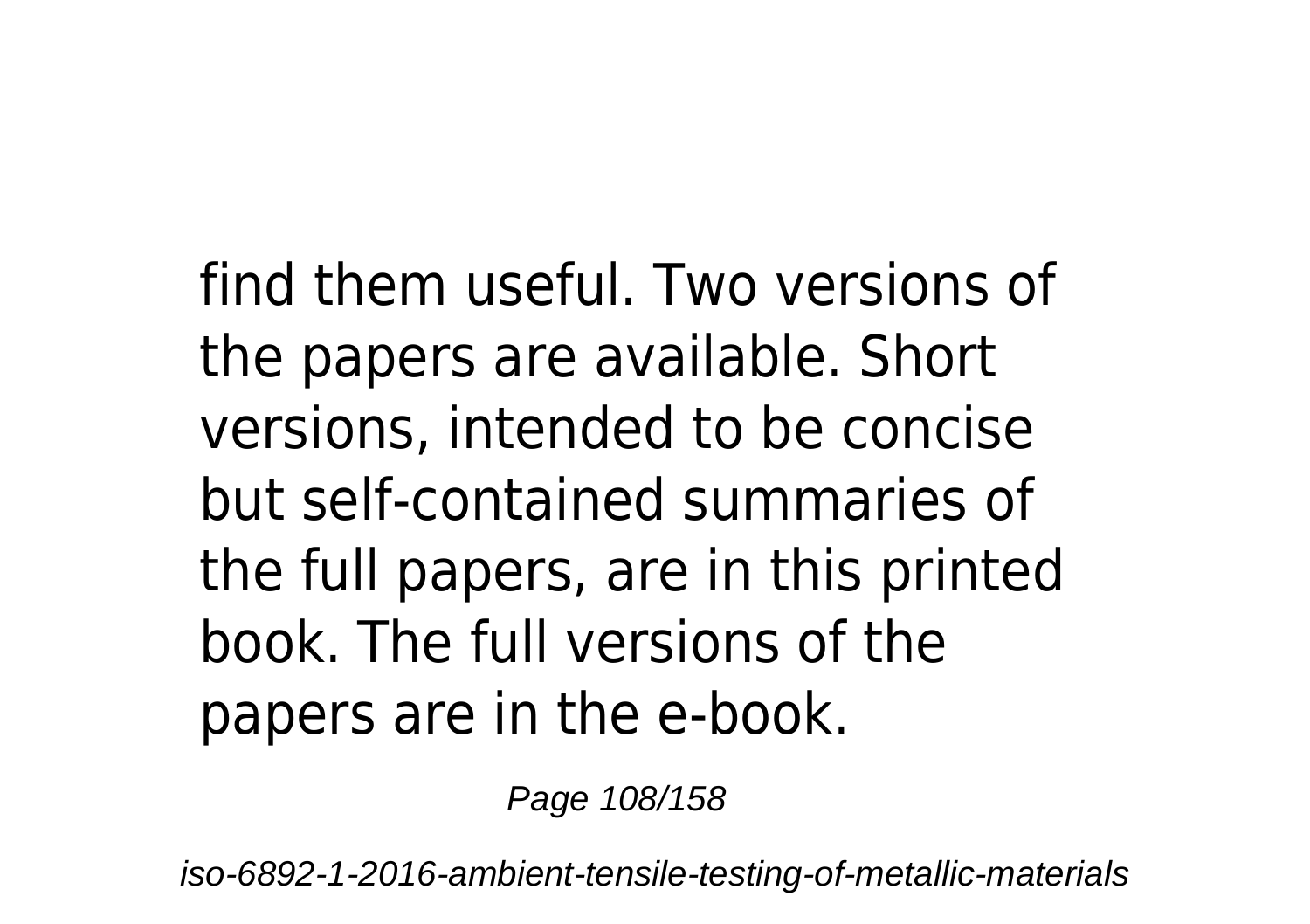find them useful. Two versions of the papers are available. Short versions, intended to be concise but self-contained summaries of the full papers, are in this printed book. The full versions of the papers are in the e-book.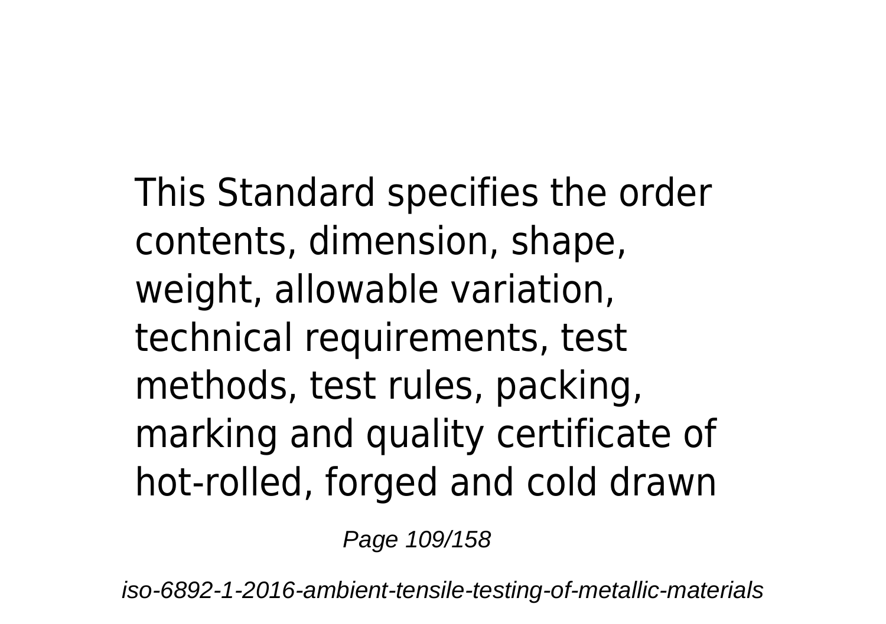This Standard specifies the order contents, dimension, shape, weight, allowable variation, technical requirements, test methods, test rules, packing, marking and quality certificate of hot-rolled, forged and cold drawn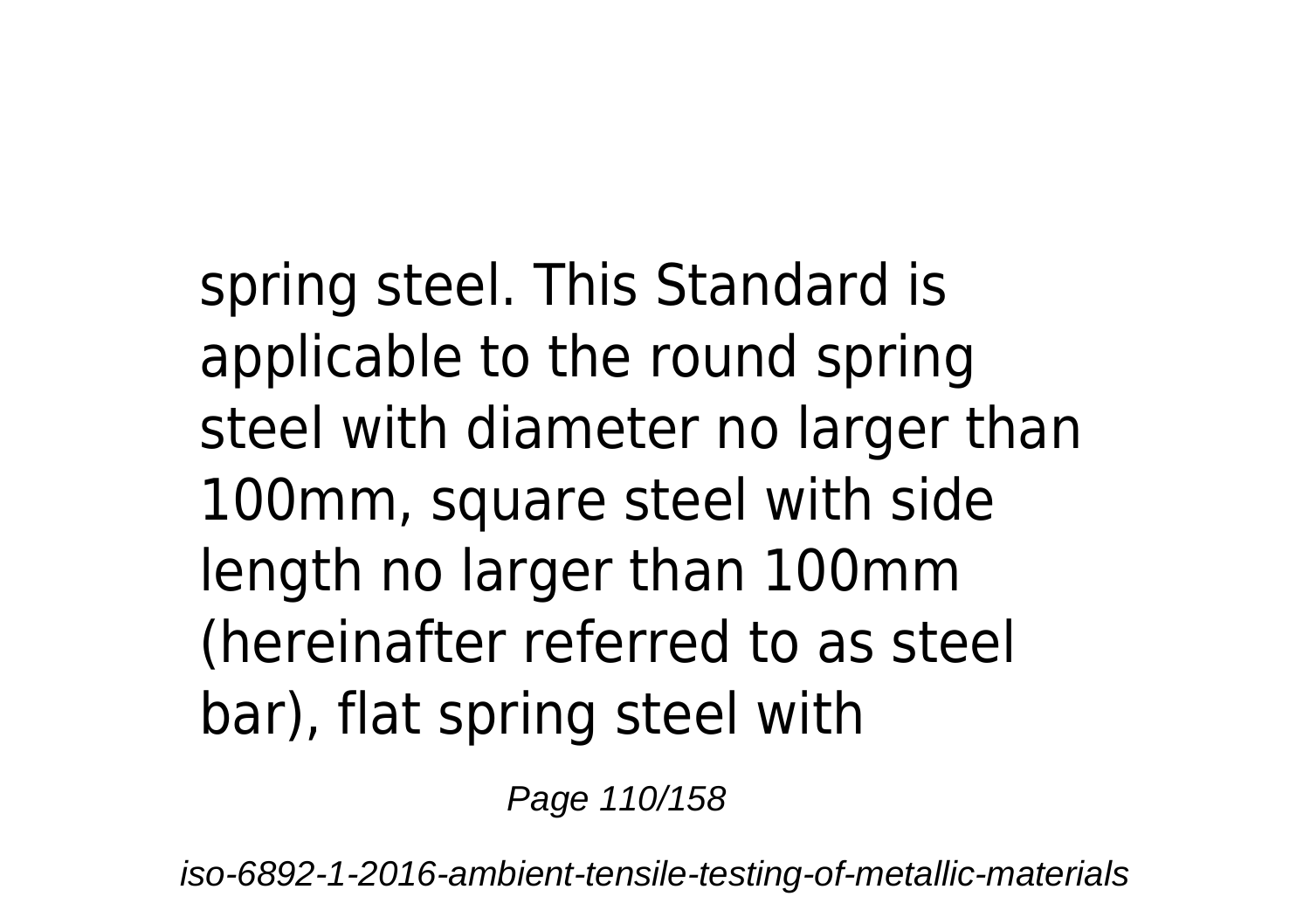spring steel. This Standard is applicable to the round spring steel with diameter no larger than 100mm, square steel with side length no larger than 100mm (hereinafter referred to as steel bar), flat spring steel with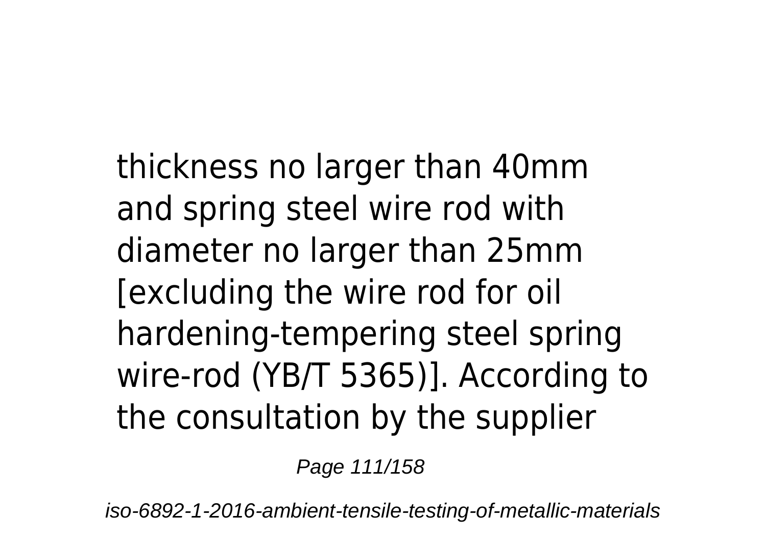thickness no larger than 40mm and spring steel wire rod with diameter no larger than 25mm [excluding the wire rod for oil hardening-tempering steel spring wire-rod (YB/T 5365)]. According to the consultation by the supplier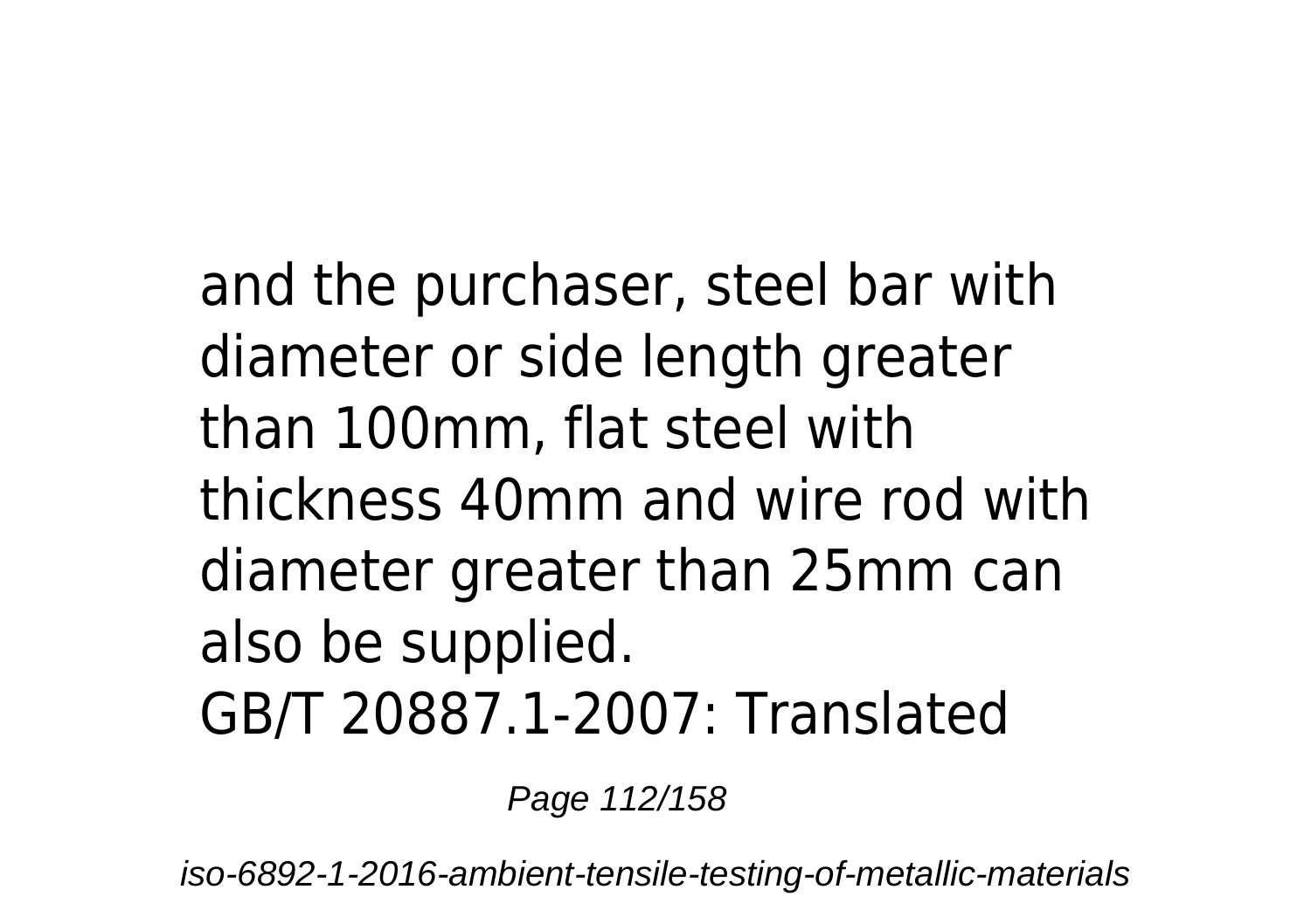and the purchaser, steel bar with diameter or side length greater than 100mm, flat steel with thickness 40mm and wire rod with diameter greater than 25mm can also be supplied.

GB/T 20887.1-2007: Translated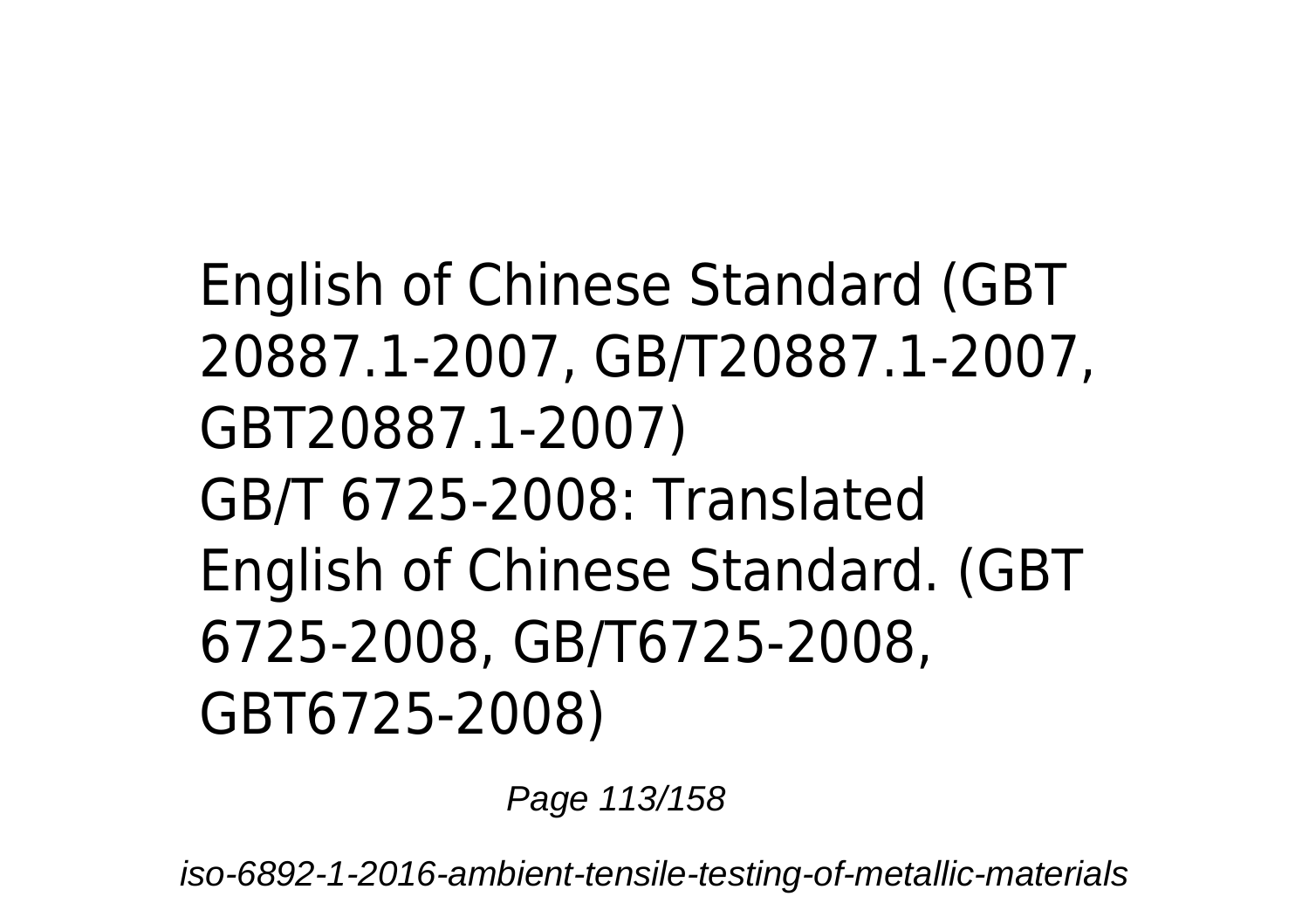English of Chinese Standard (GBT 20887.1-2007, GB/T20887.1-2007, GBT20887.1-2007)

GB/T 6725-2008: Translated English of Chinese Standard. (GBT 6725-2008, GB/T6725-2008, GBT6725-2008)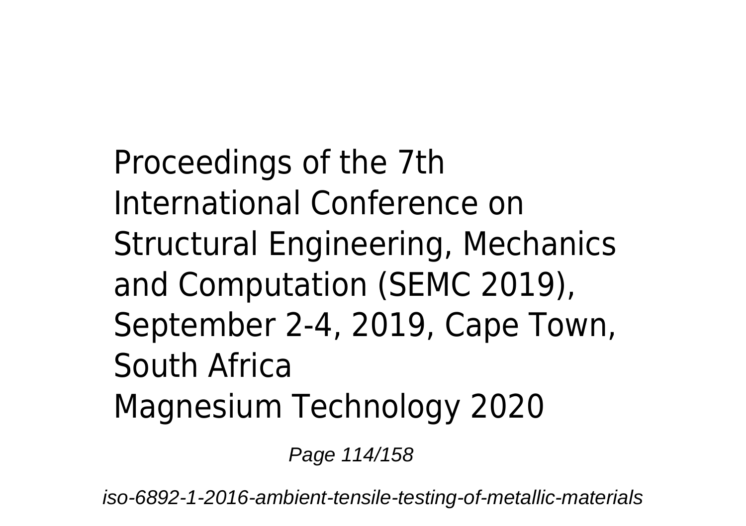Proceedings of the 7th International Conference on Structural Engineering, Mechanics and Computation (SEMC 2019), September 2-4, 2019, Cape Town, South Africa

Magnesium Technology 2020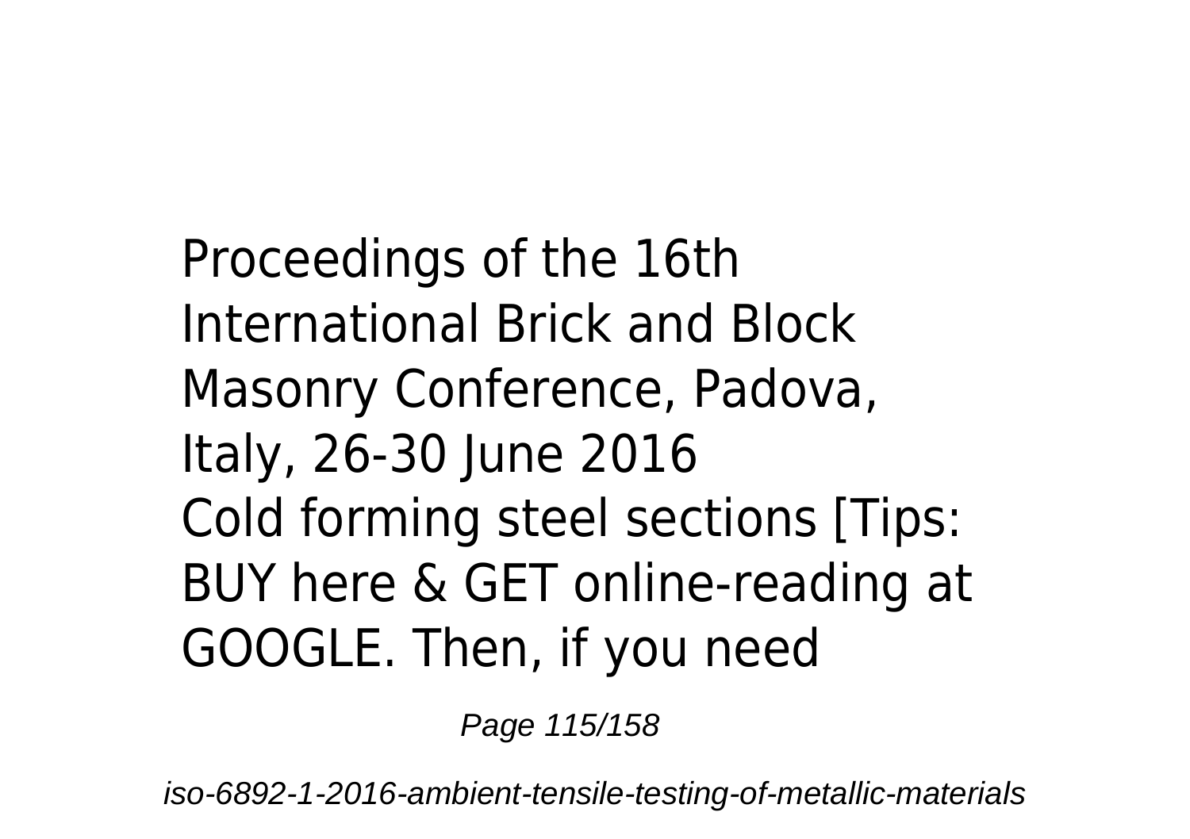Proceedings of the 16th International Brick and Block Masonry Conference, Padova, Italy, 26-30 June 2016
Cold forming steel sections [Tips: BUY here & GET online-reading at GOOGLE. Then, if you need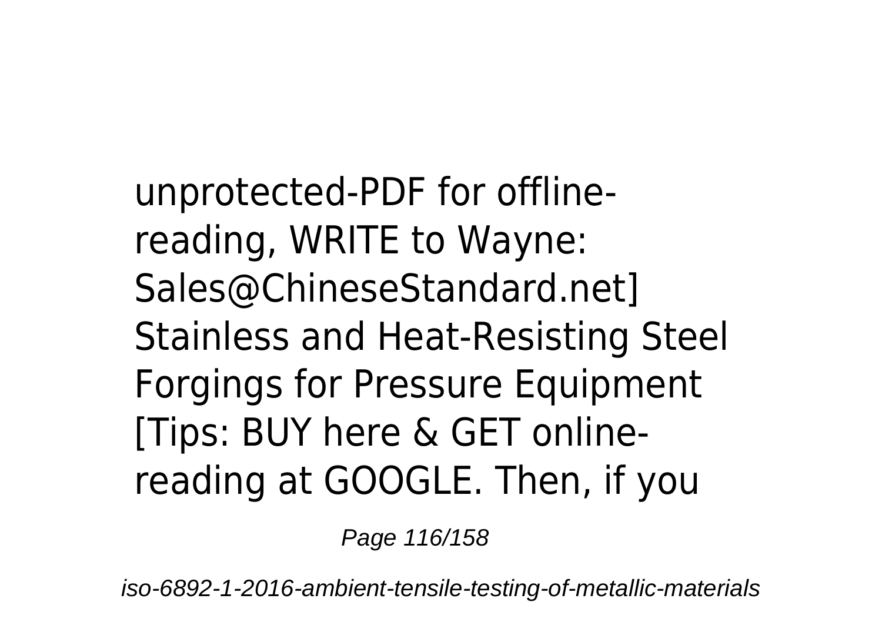unprotected-PDF for offline-reading, WRITE to Wayne: Sales@ChineseStandard.net] Stainless and Heat-Resisting Steel Forgings for Pressure Equipment [Tips: BUY here & GET online-reading at GOOGLE. Then, if you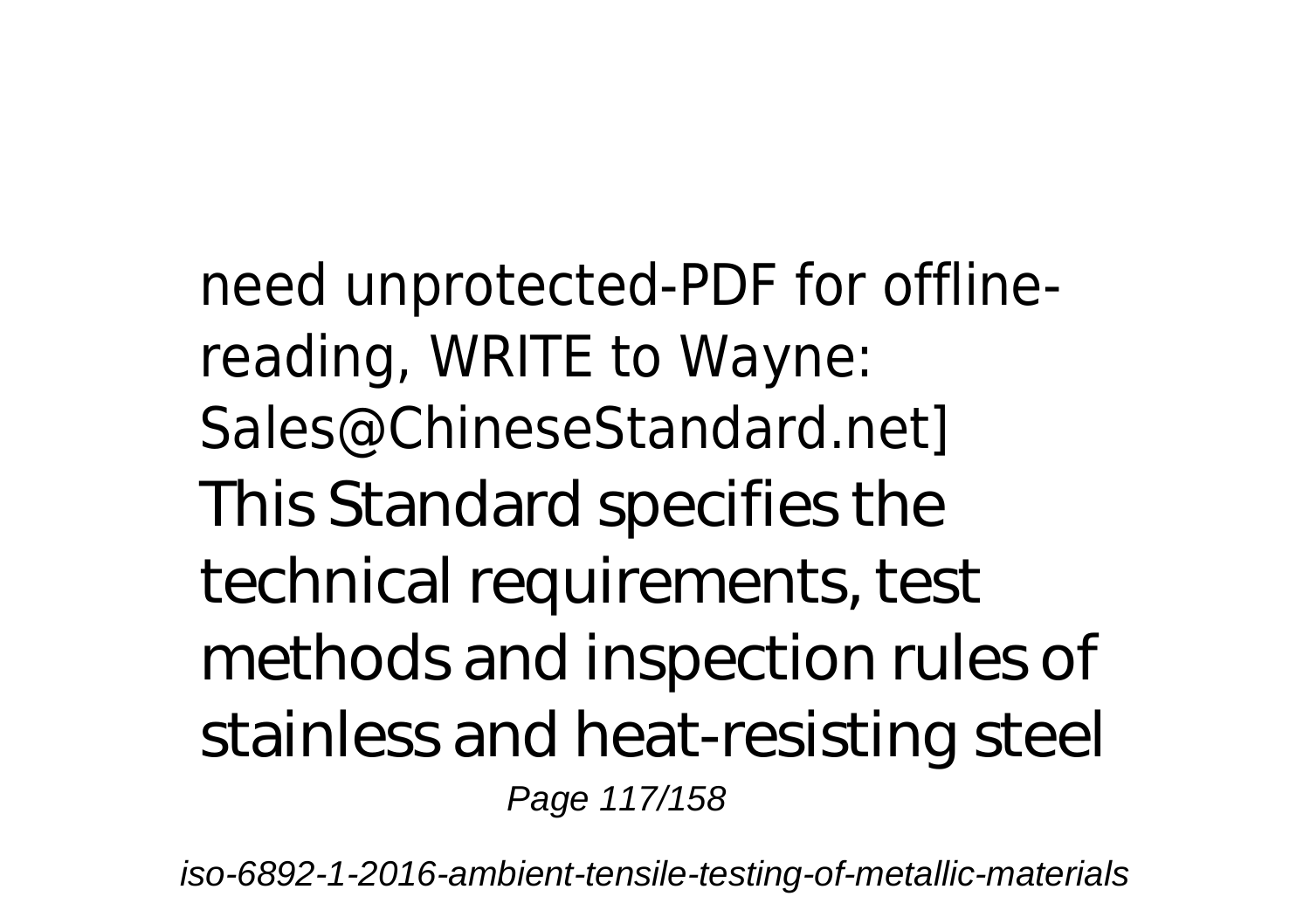need unprotected-PDF for offline-reading, WRITE to Wayne: Sales@ChineseStandard.net]
This Standard specifies the technical requirements, test methods and inspection rules of stainless and heat-resisting steel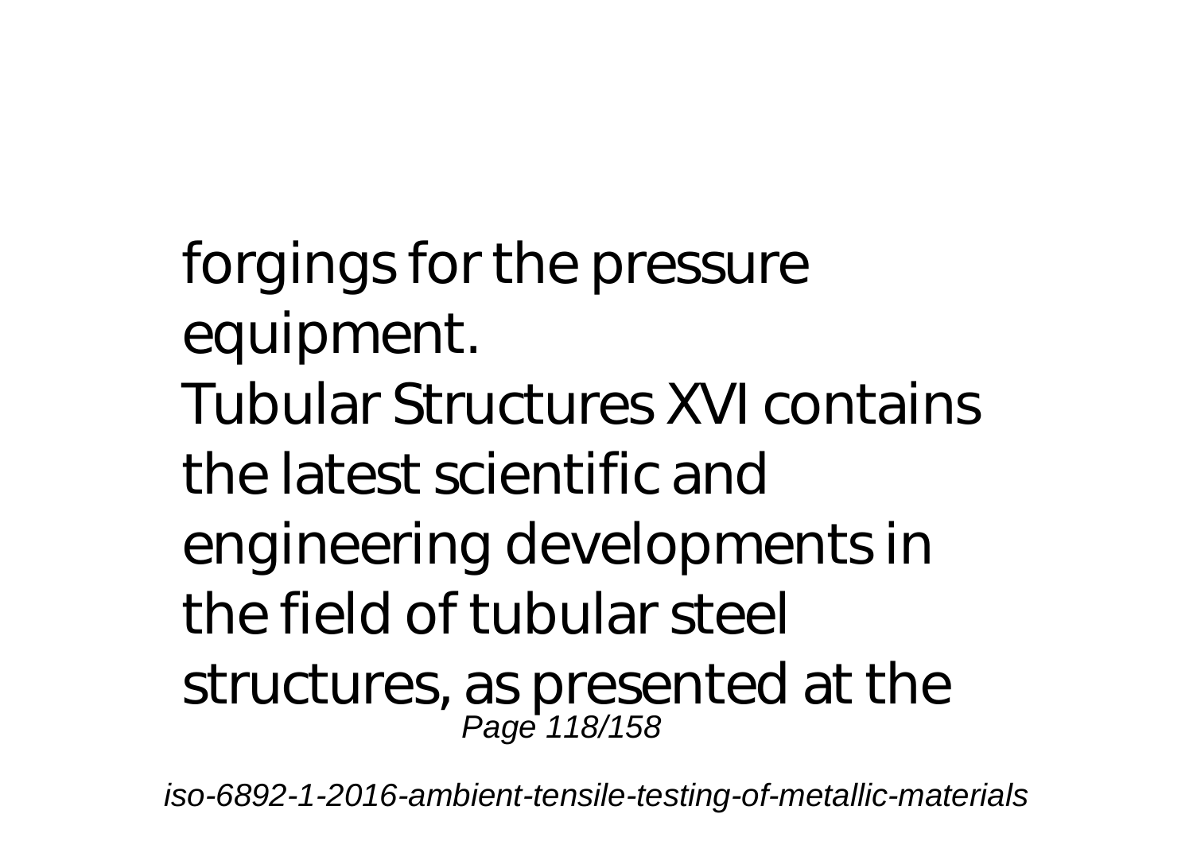forgings for the pressure equipment.

Tubular Structures XVI contains the latest scientific and engineering developments in the field of tubular steel structures, as presented at the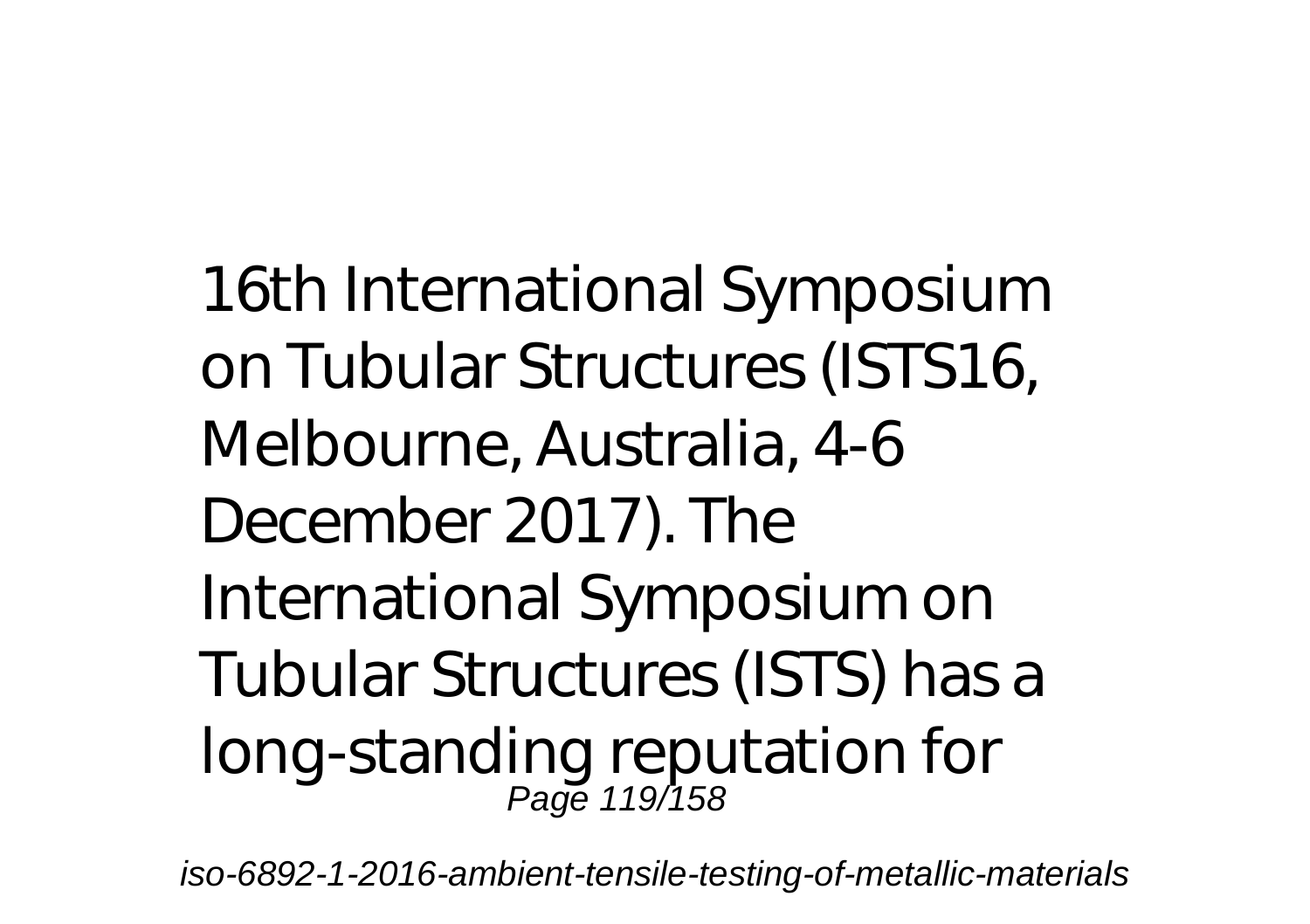16th International Symposium on Tubular Structures (ISTS16, Melbourne, Australia, 4-6 December 2017). The International Symposium on Tubular Structures (ISTS) has a long-standing reputation for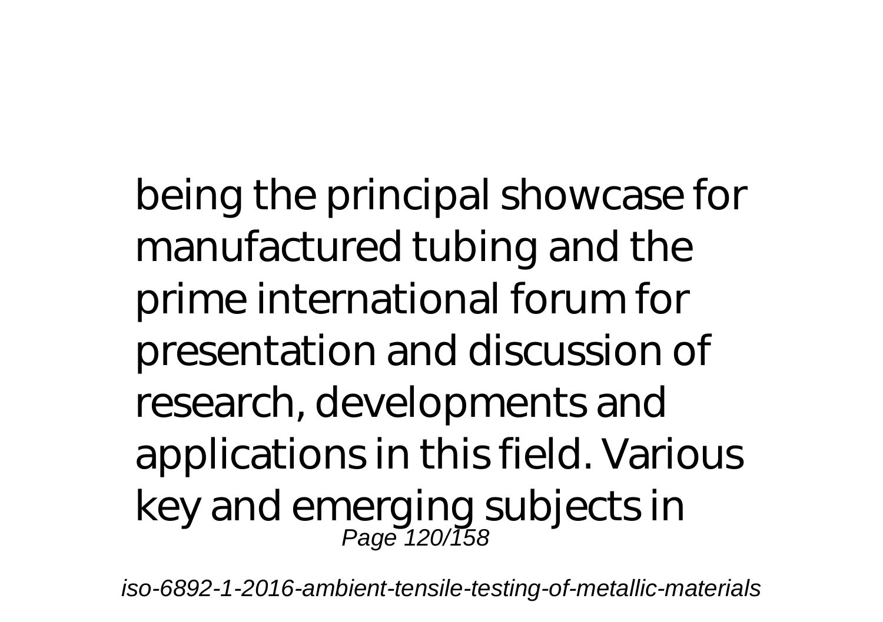being the principal showcase for manufactured tubing and the prime international forum for presentation and discussion of research, developments and applications in this field. Various key and emerging subjects in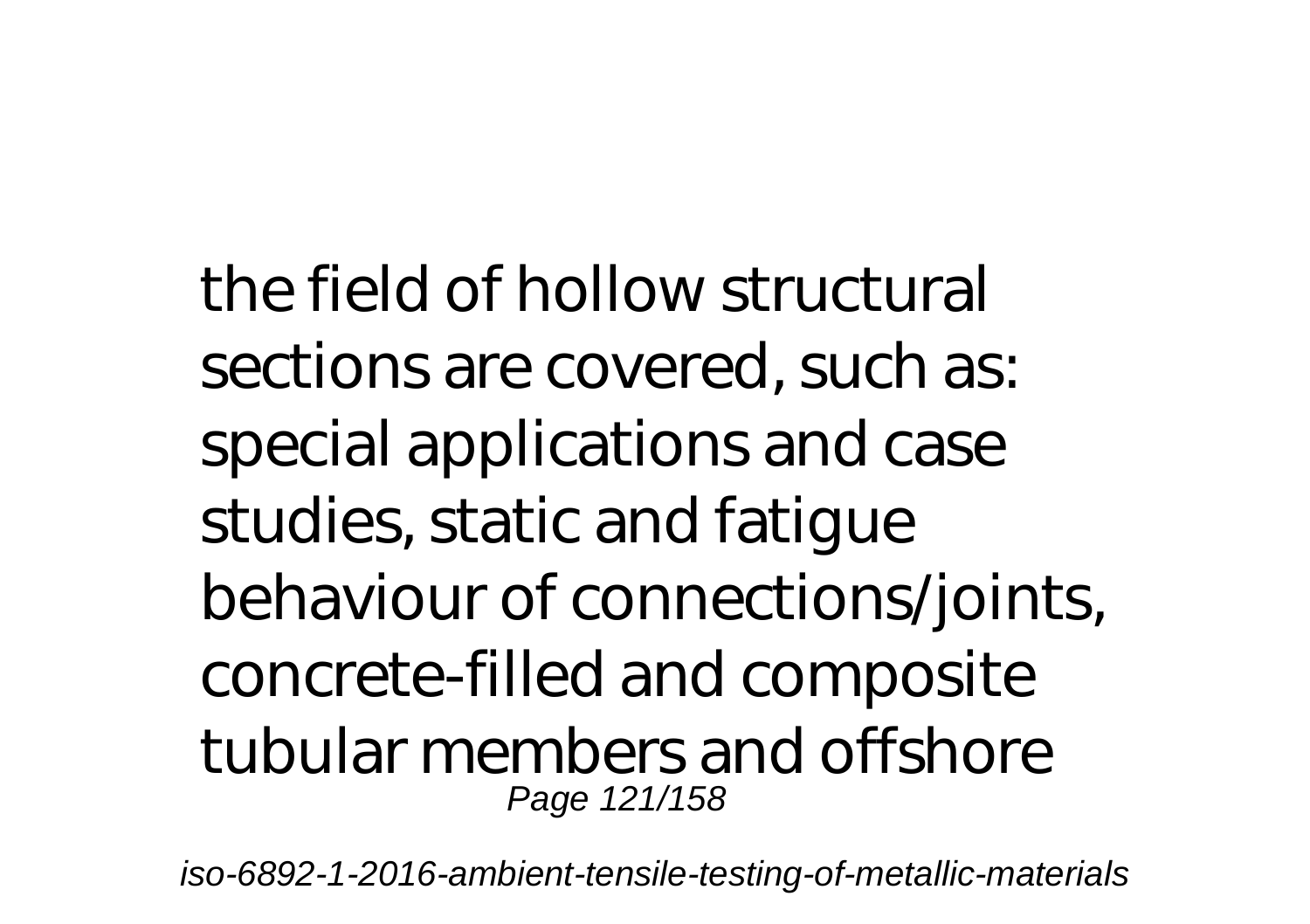the field of hollow structural sections are covered, such as: special applications and case studies, static and fatigue behaviour of connections/joints, concrete-filled and composite tubular members and offshore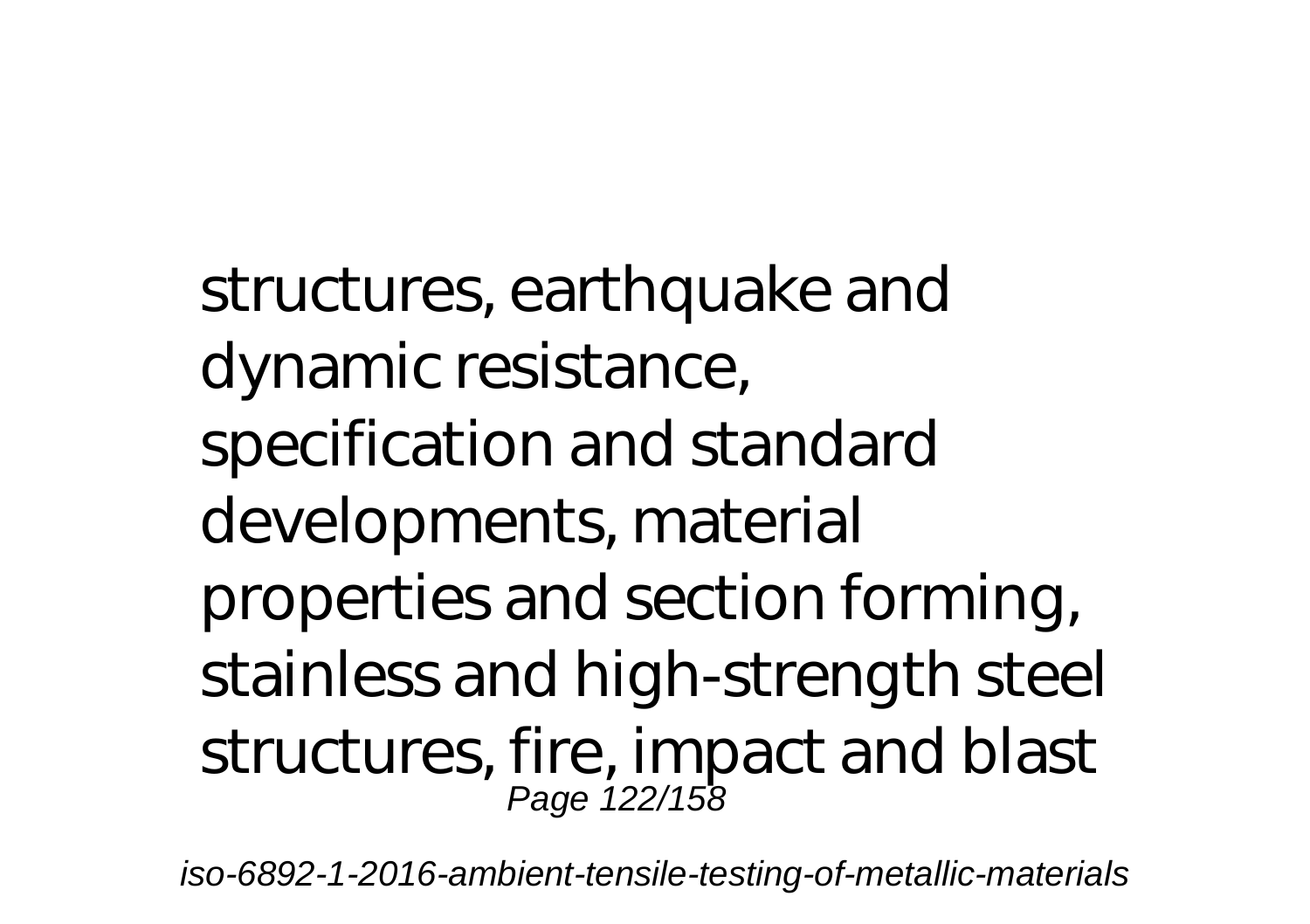structures, earthquake and dynamic resistance, specification and standard developments, material properties and section forming, stainless and high-strength steel structures, fire, impact and blast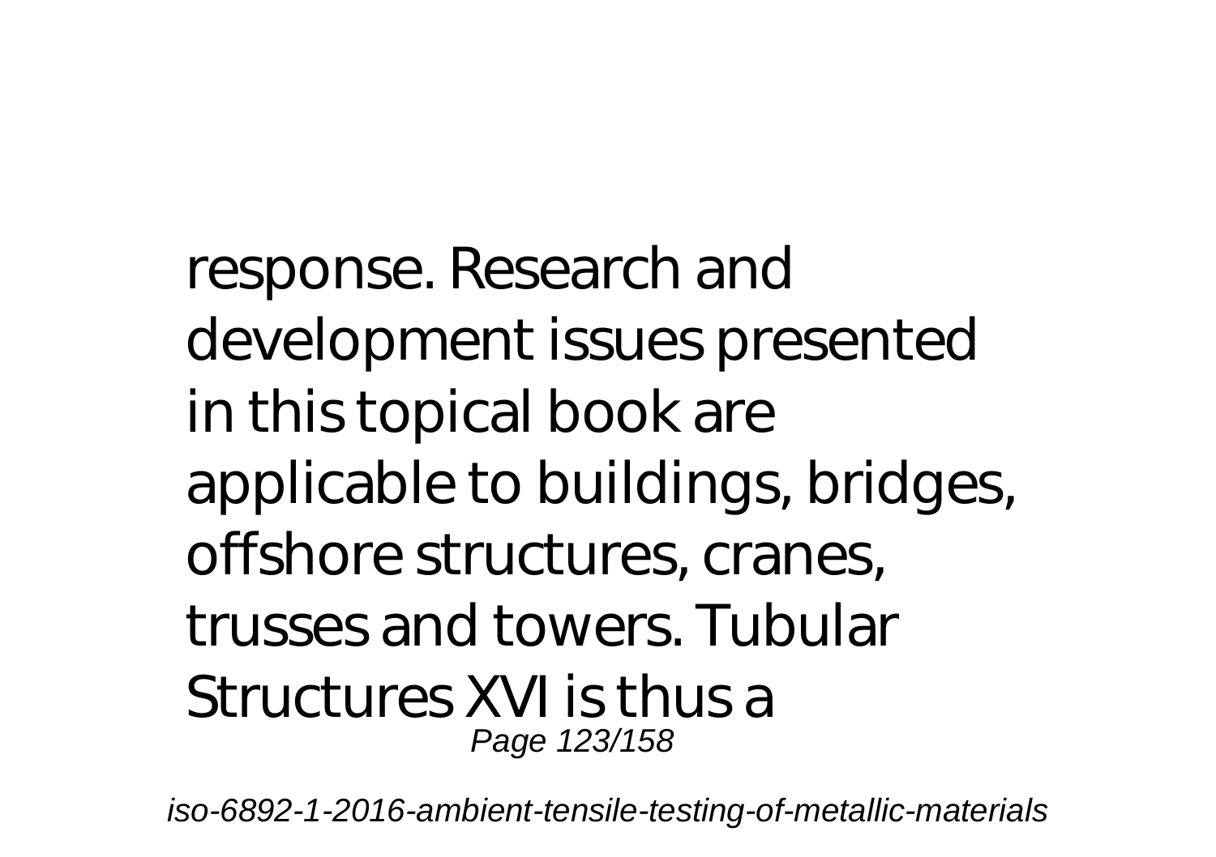response. Research and development issues presented in this topical book are applicable to buildings, bridges, offshore structures, cranes, trusses and towers. Tubular Structures XVI is thus a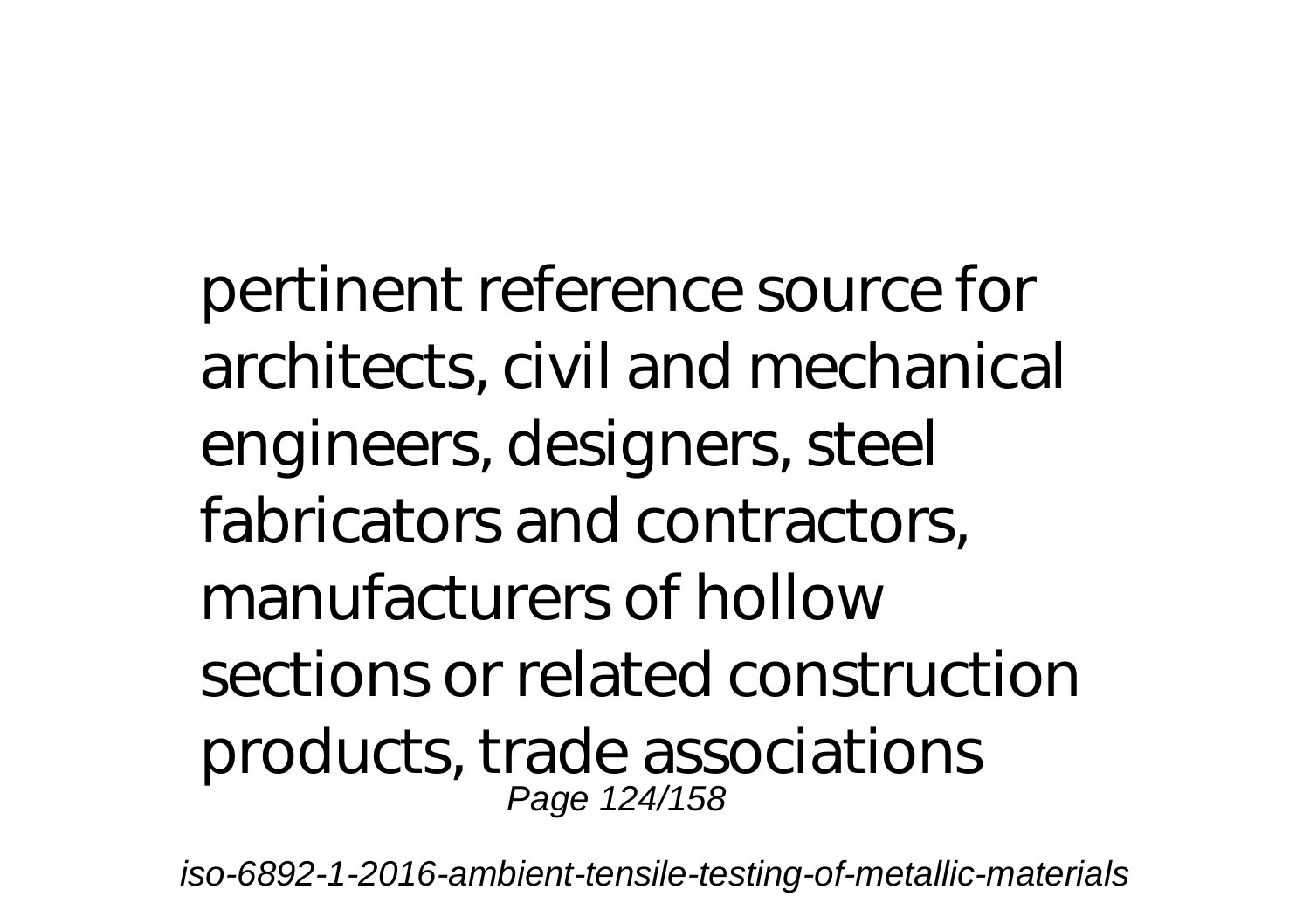pertinent reference source for architects, civil and mechanical engineers, designers, steel fabricators and contractors, manufacturers of hollow sections or related construction products, trade associations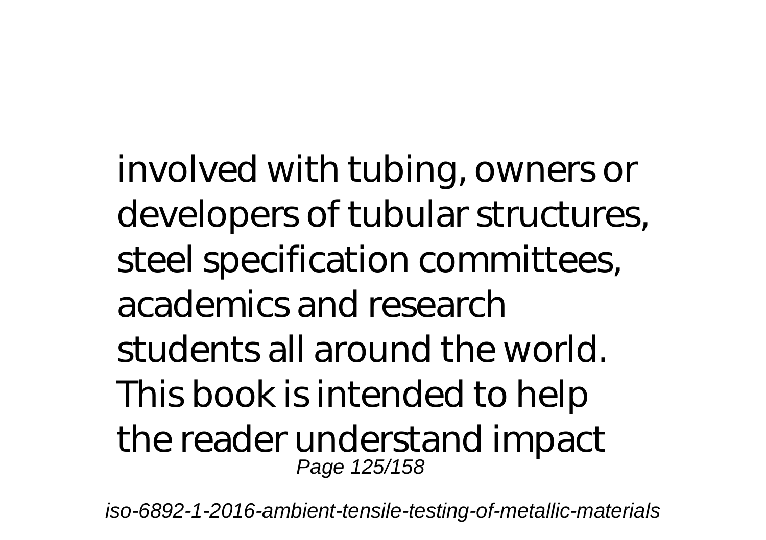involved with tubing, owners or developers of tubular structures, steel specification committees, academics and research students all around the world. This book is intended to help the reader understand impact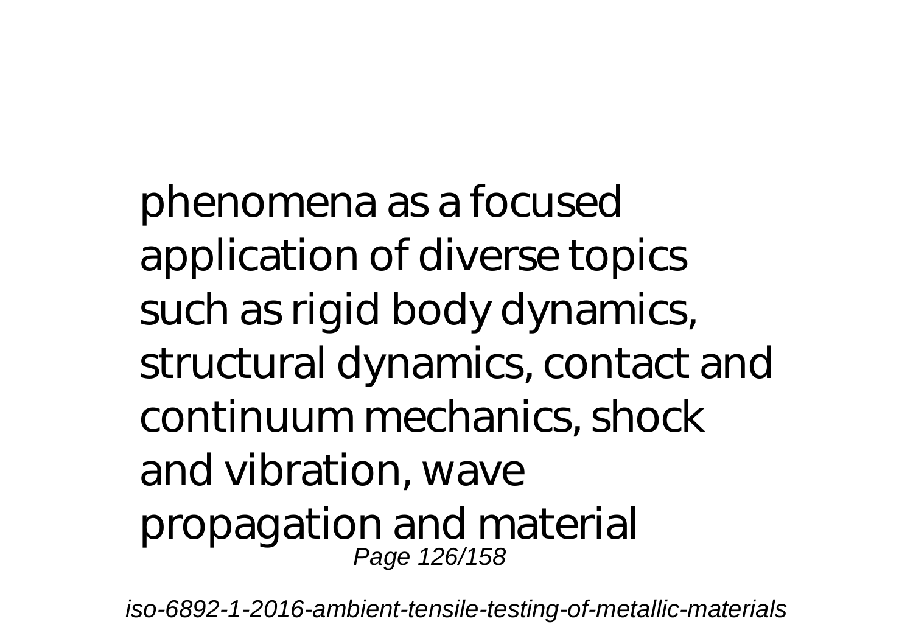phenomena as a focused application of diverse topics such as rigid body dynamics, structural dynamics, contact and continuum mechanics, shock and vibration, wave propagation and material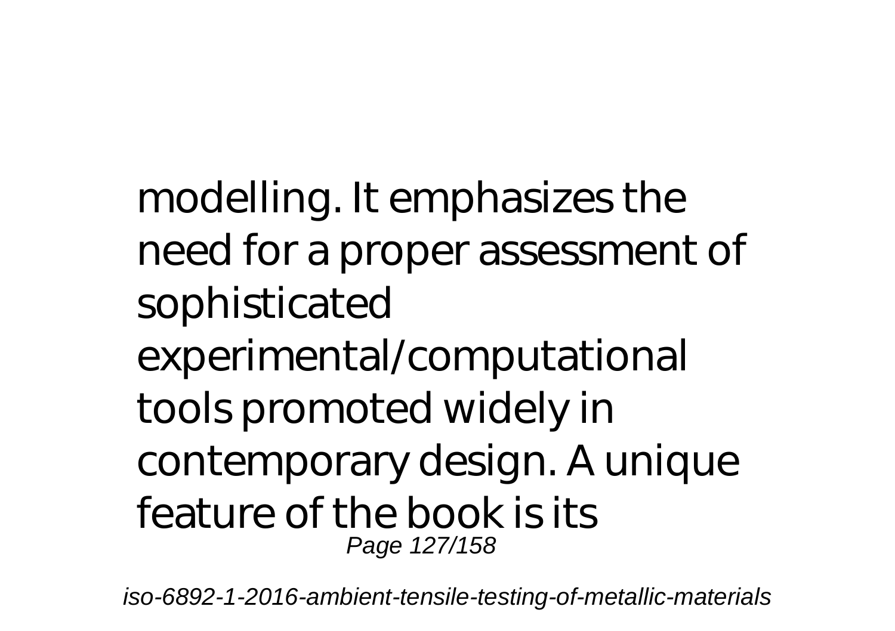modelling. It emphasizes the need for a proper assessment of sophisticated experimental/computational tools promoted widely in contemporary design. A unique feature of the book is its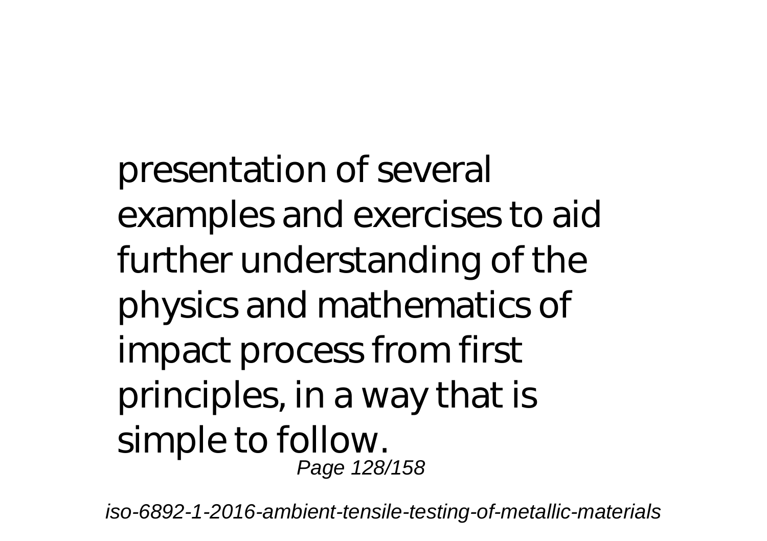presentation of several examples and exercises to aid further understanding of the physics and mathematics of impact process from first principles, in a way that is simple to follow.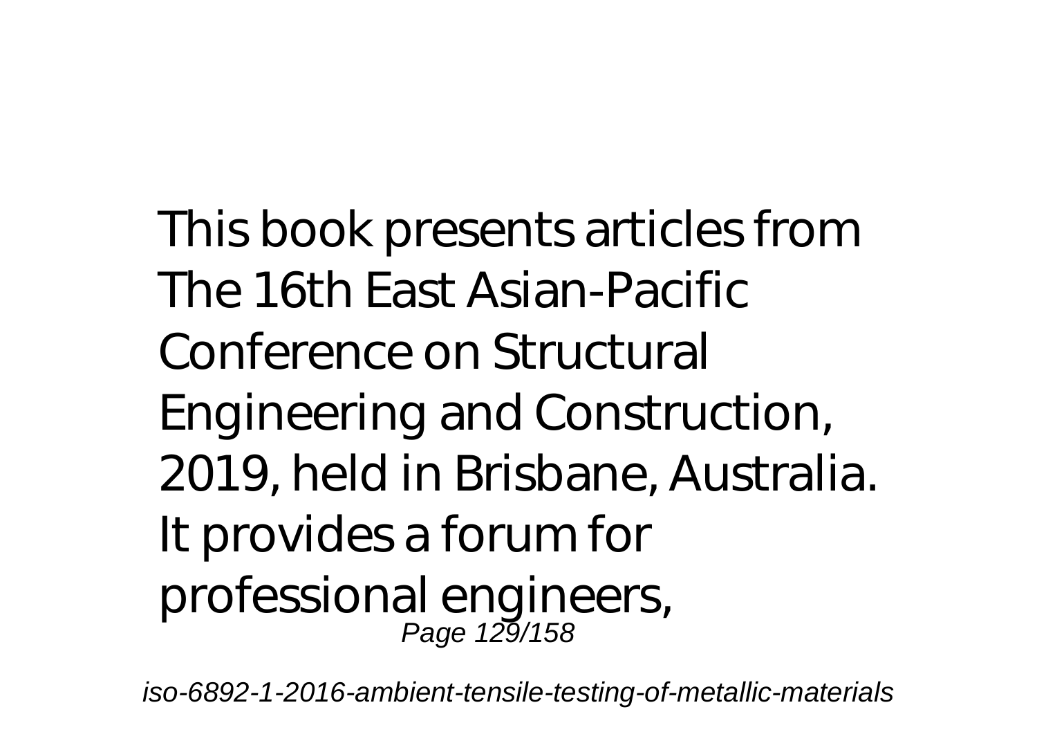This book presents articles from The 16th East Asian-Pacific Conference on Structural Engineering and Construction, 2019, held in Brisbane, Australia. It provides a forum for professional engineers,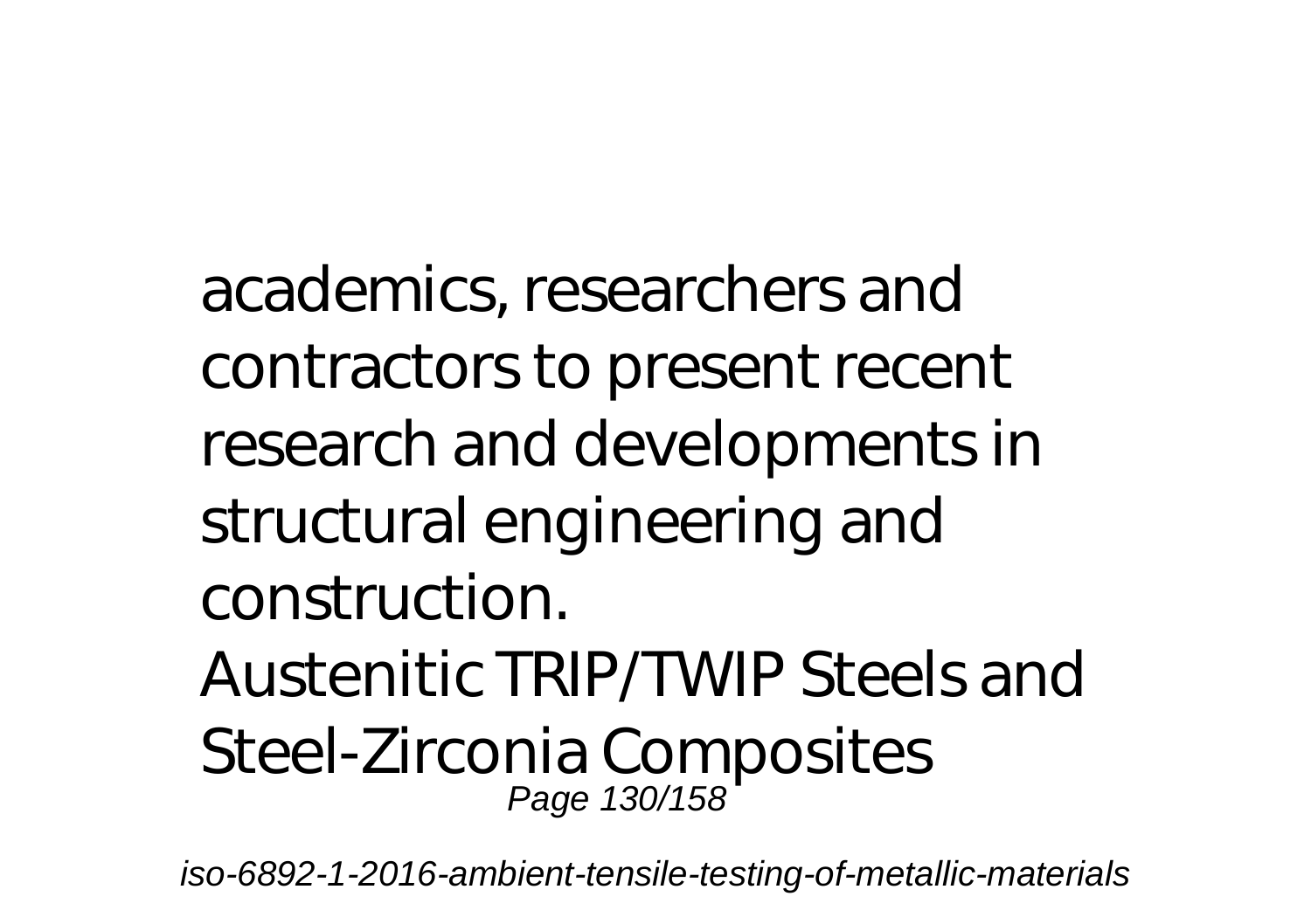academics, researchers and contractors to present recent research and developments in structural engineering and construction.

Austenitic TRIP/TWIP Steels and Steel-Zirconia Composites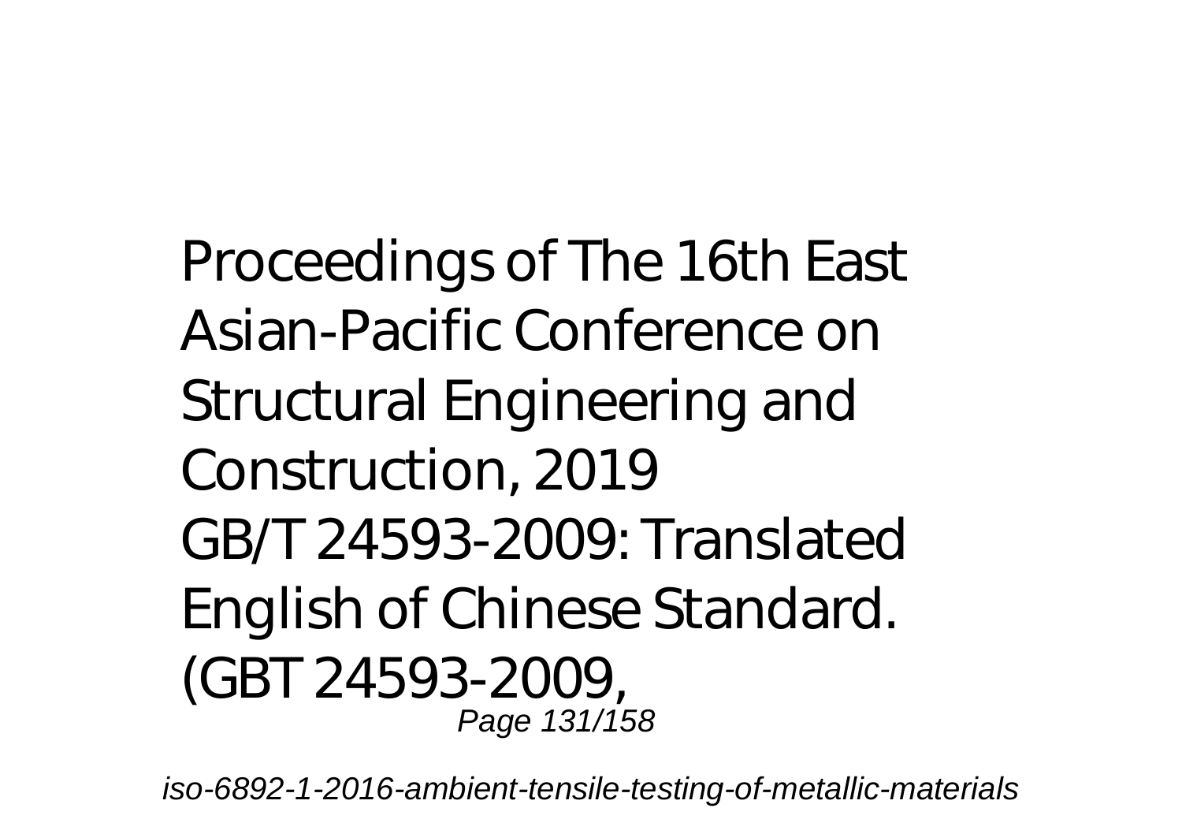Proceedings of The 16th East Asian-Pacific Conference on Structural Engineering and Construction, 2019

GB/T 24593-2009: Translated English of Chinese Standard. (GBT 24593-2009,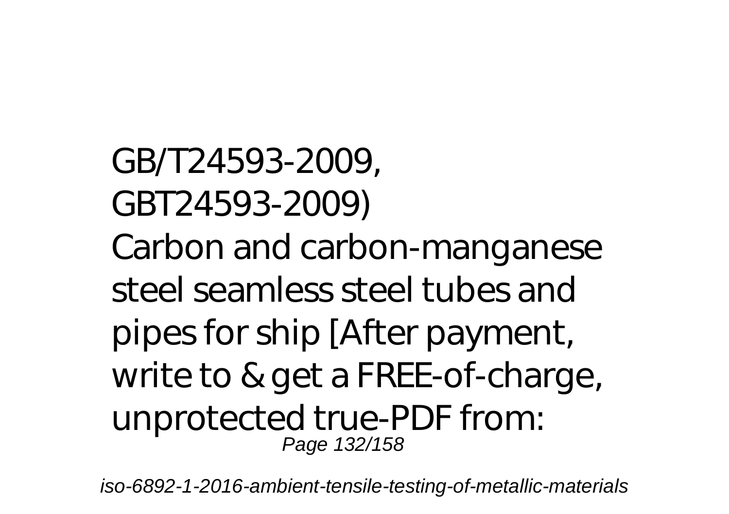GB/T24593-2009, GBT24593-2009)
Carbon and carbon-manganese steel seamless steel tubes and pipes for ship [After payment, write to & get a FREE-of-charge, unprotected true-PDF from: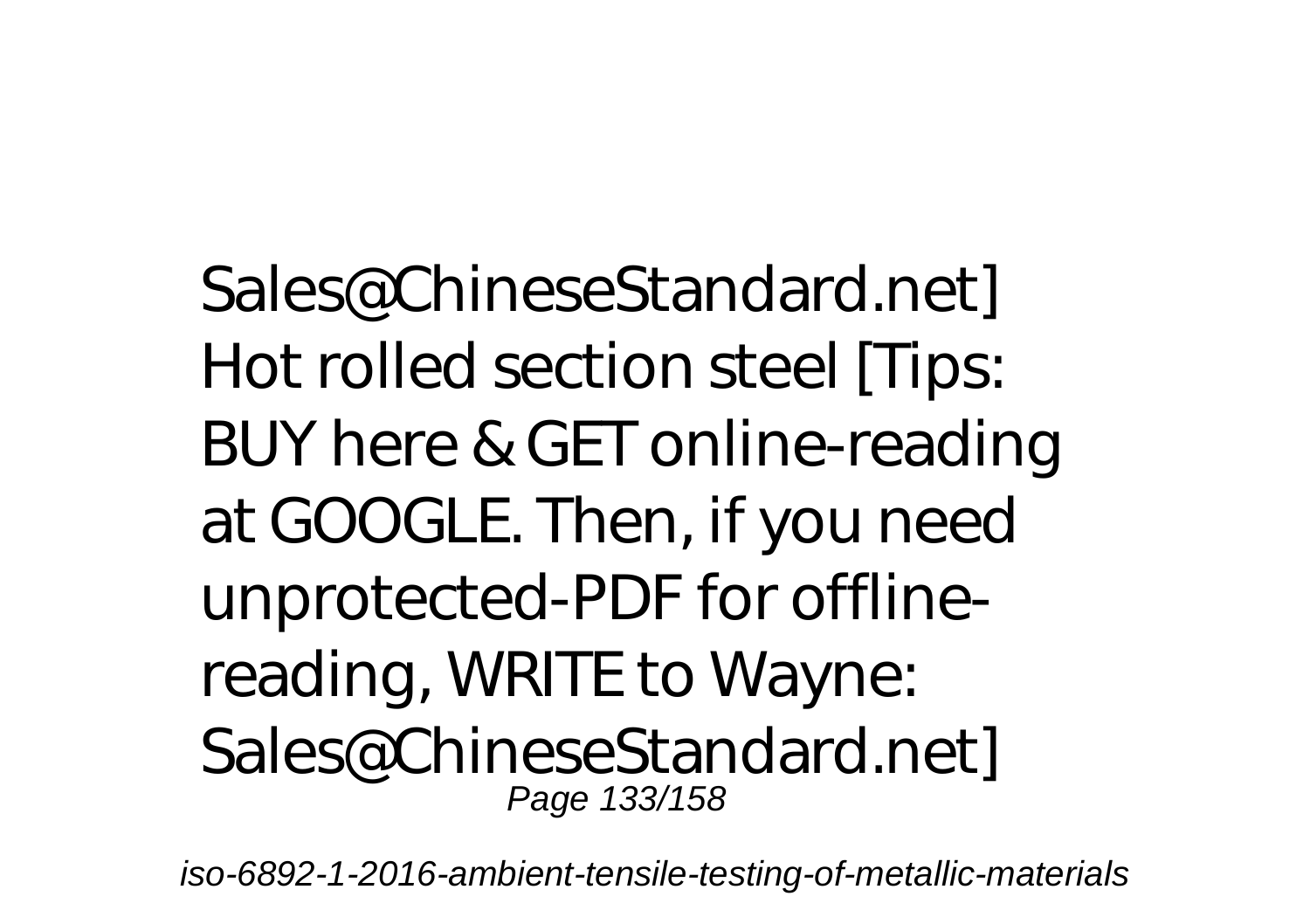Sales@ChineseStandard.net]
Hot rolled section steel [Tips: BUY here & GET online-reading at GOOGLE. Then, if you need unprotected-PDF for offline-reading, WRITE to Wayne: Sales@ChineseStandard.net]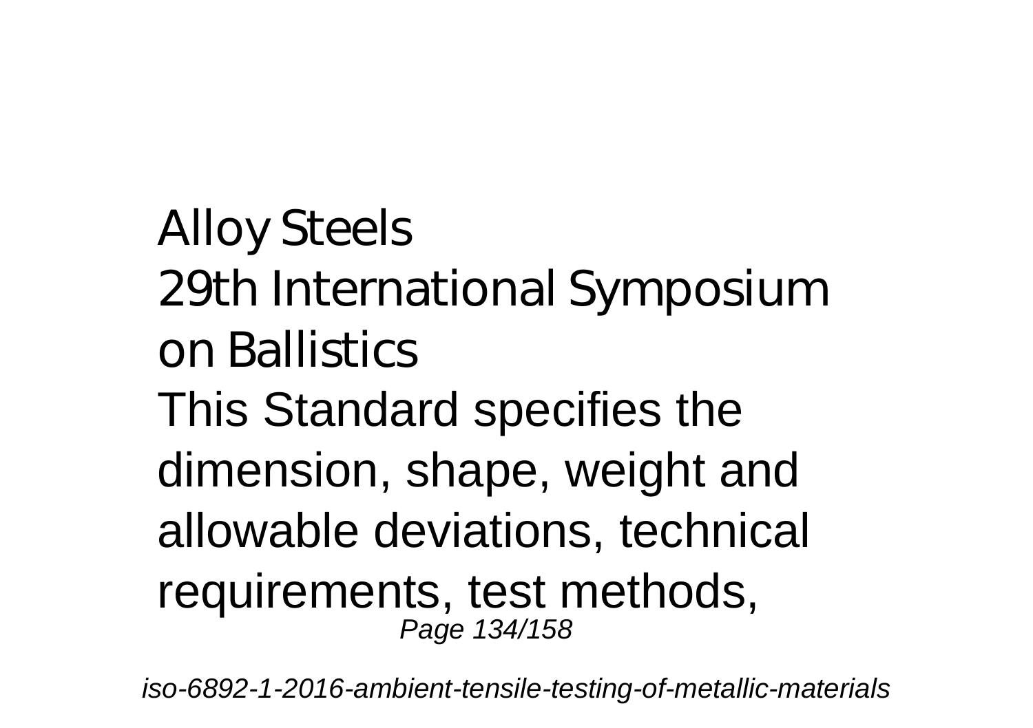Alloy Steels
29th International Symposium on Ballistics
This Standard specifies the dimension, shape, weight and allowable deviations, technical requirements, test methods,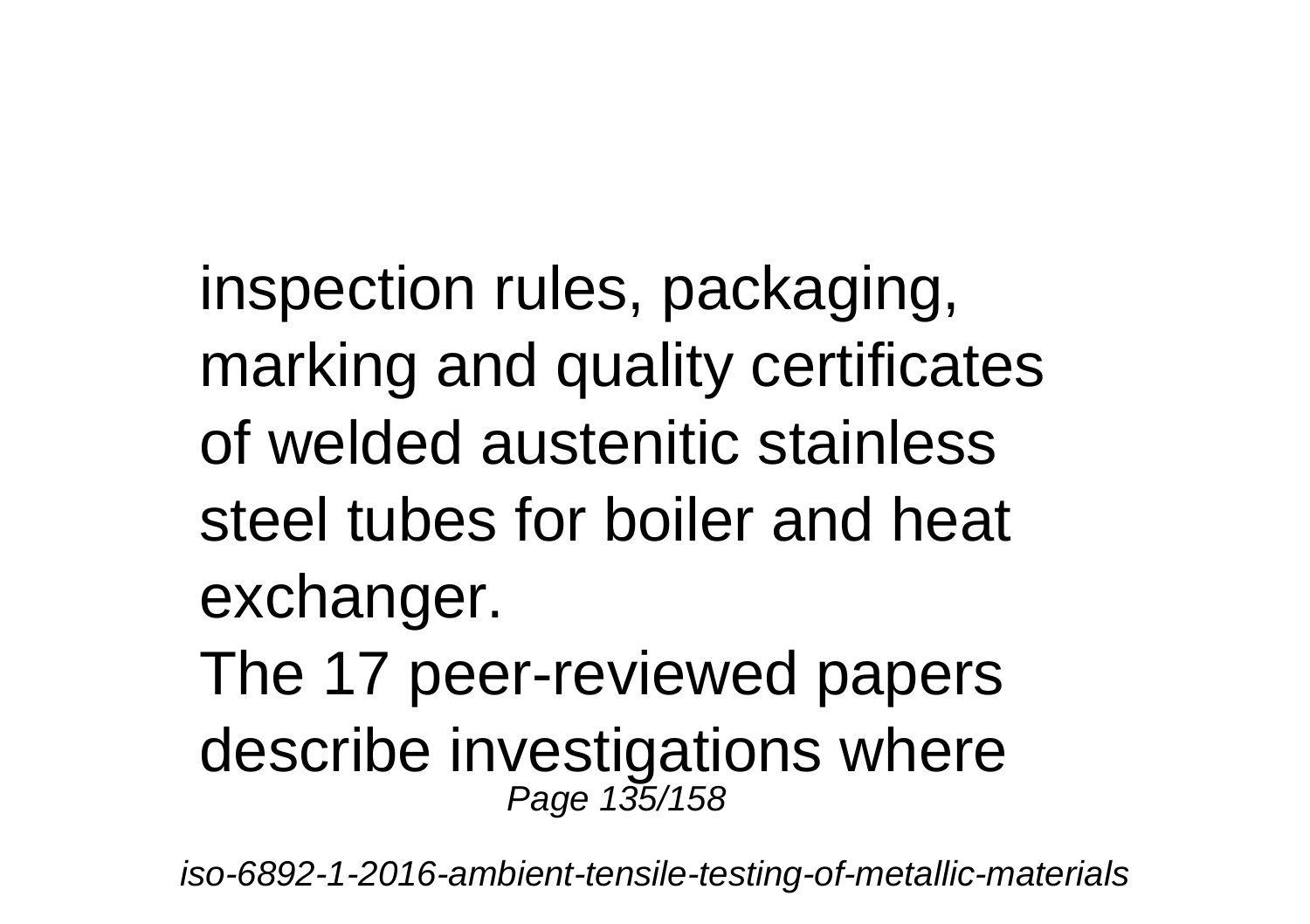inspection rules, packaging, marking and quality certificates of welded austenitic stainless steel tubes for boiler and heat exchanger.

The 17 peer-reviewed papers describe investigations where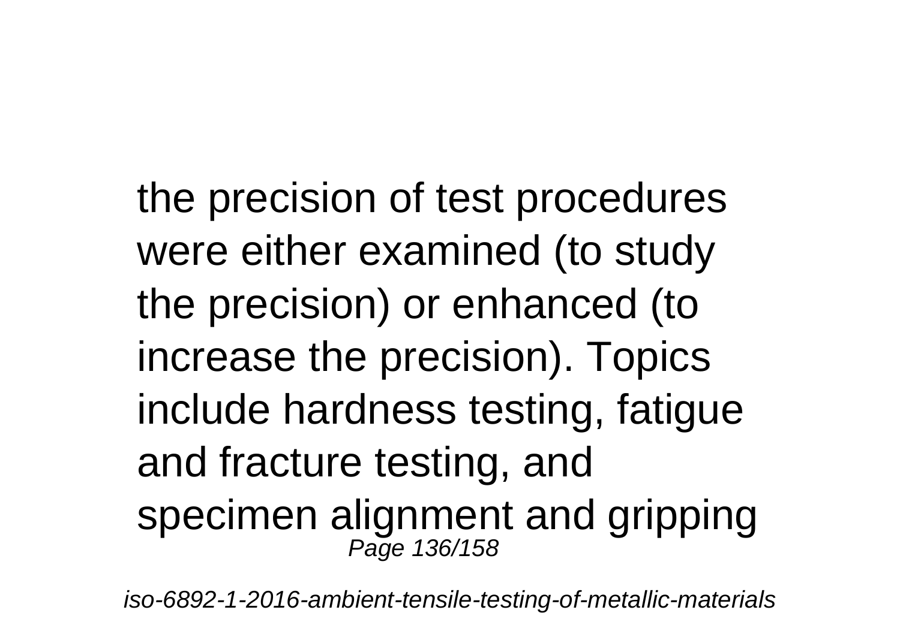the precision of test procedures were either examined (to study the precision) or enhanced (to increase the precision). Topics include hardness testing, fatigue and fracture testing, and specimen alignment and gripping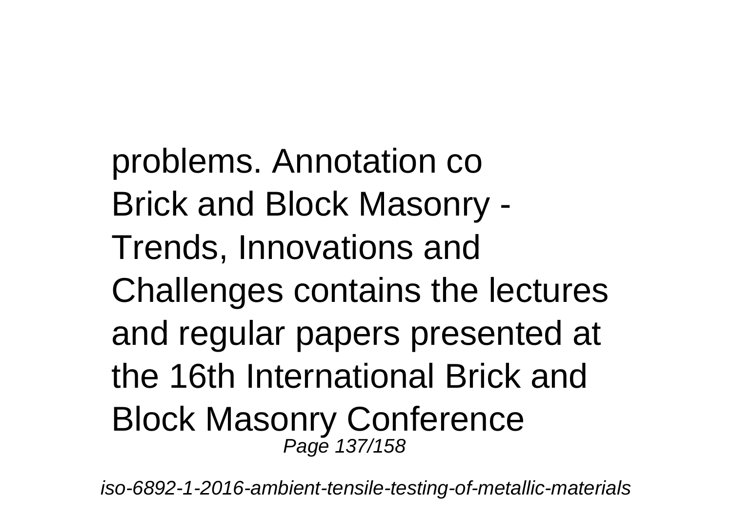problems. Annotation co
Brick and Block Masonry - Trends, Innovations and Challenges contains the lectures and regular papers presented at the 16th International Brick and Block Masonry Conference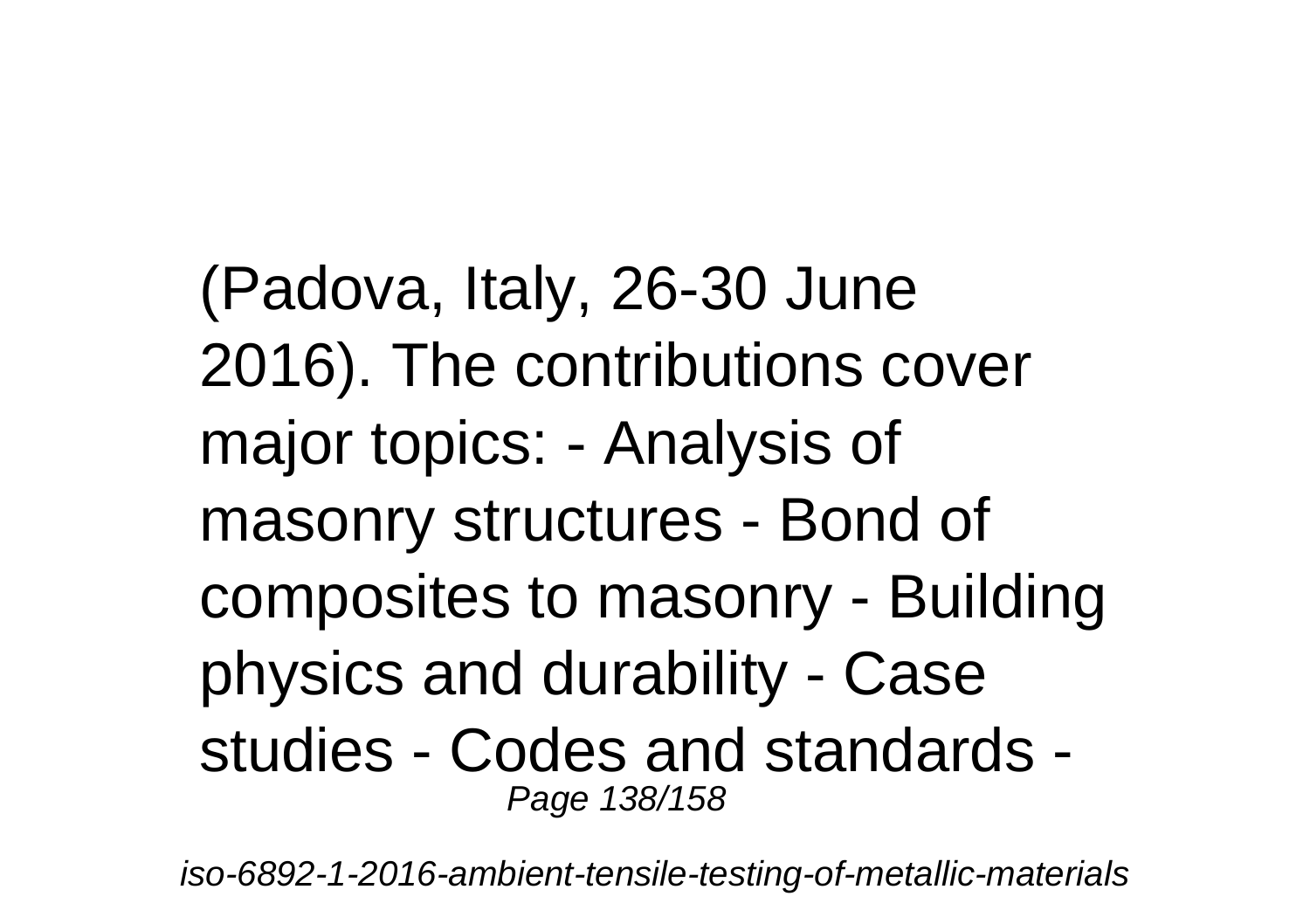(Padova, Italy, 26-30 June 2016). The contributions cover major topics: - Analysis of masonry structures - Bond of composites to masonry - Building physics and durability - Case studies - Codes and standards -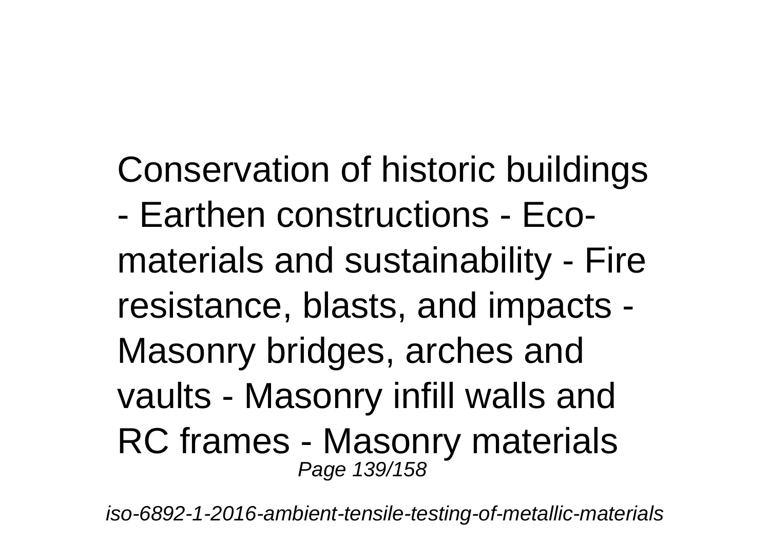Conservation of historic buildings - Earthen constructions - Eco-materials and sustainability - Fire resistance, blasts, and impacts - Masonry bridges, arches and vaults - Masonry infill walls and RC frames - Masonry materials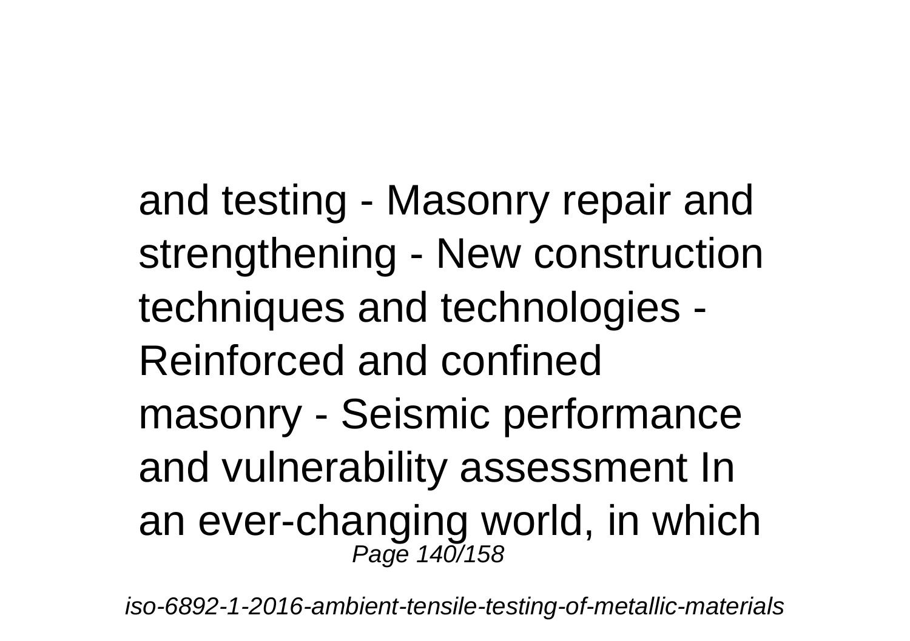and testing - Masonry repair and strengthening - New construction techniques and technologies - Reinforced and confined masonry - Seismic performance and vulnerability assessment In an ever-changing world, in which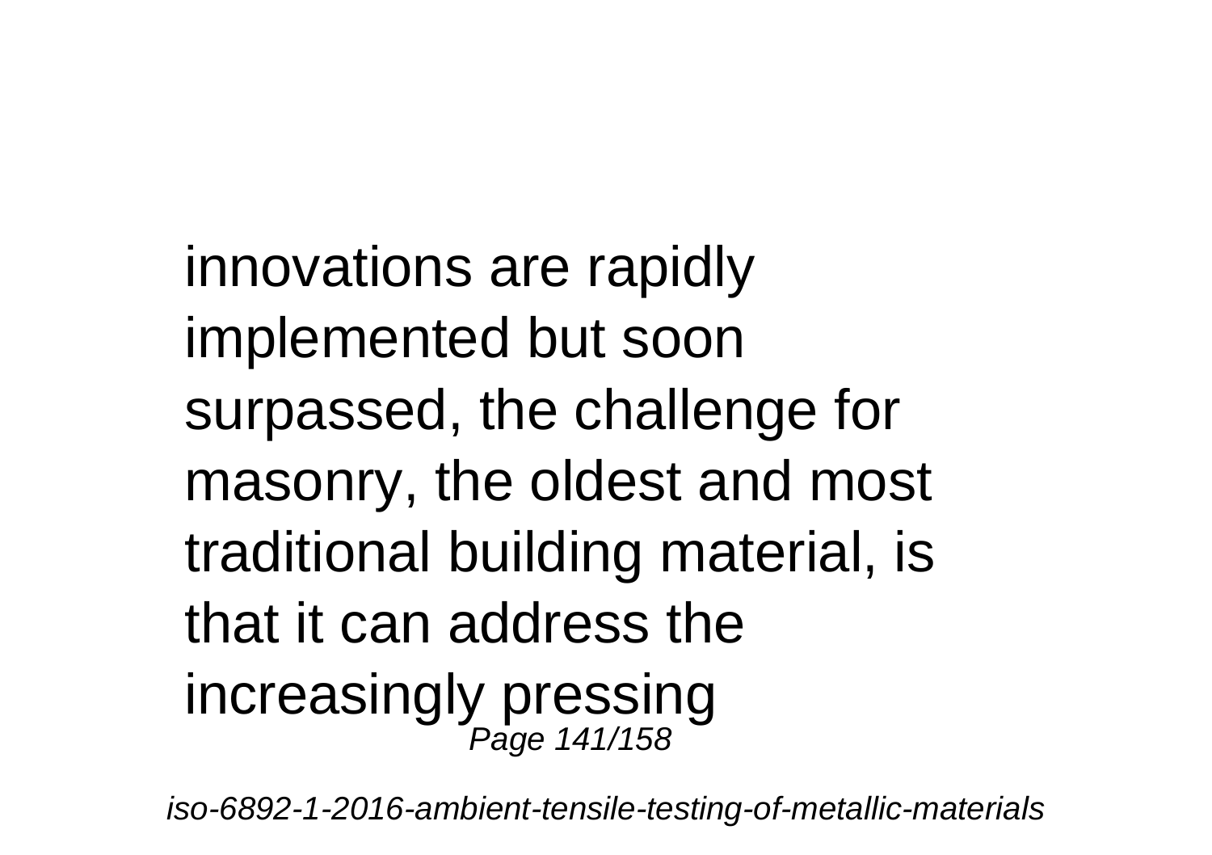innovations are rapidly implemented but soon surpassed, the challenge for masonry, the oldest and most traditional building material, is that it can address the increasingly pressing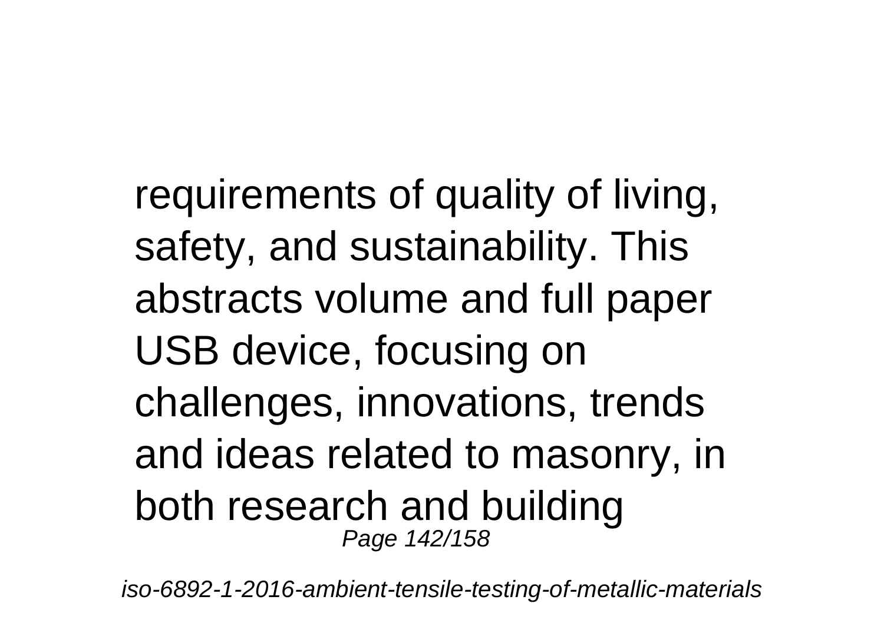requirements of quality of living, safety, and sustainability. This abstracts volume and full paper USB device, focusing on challenges, innovations, trends and ideas related to masonry, in both research and building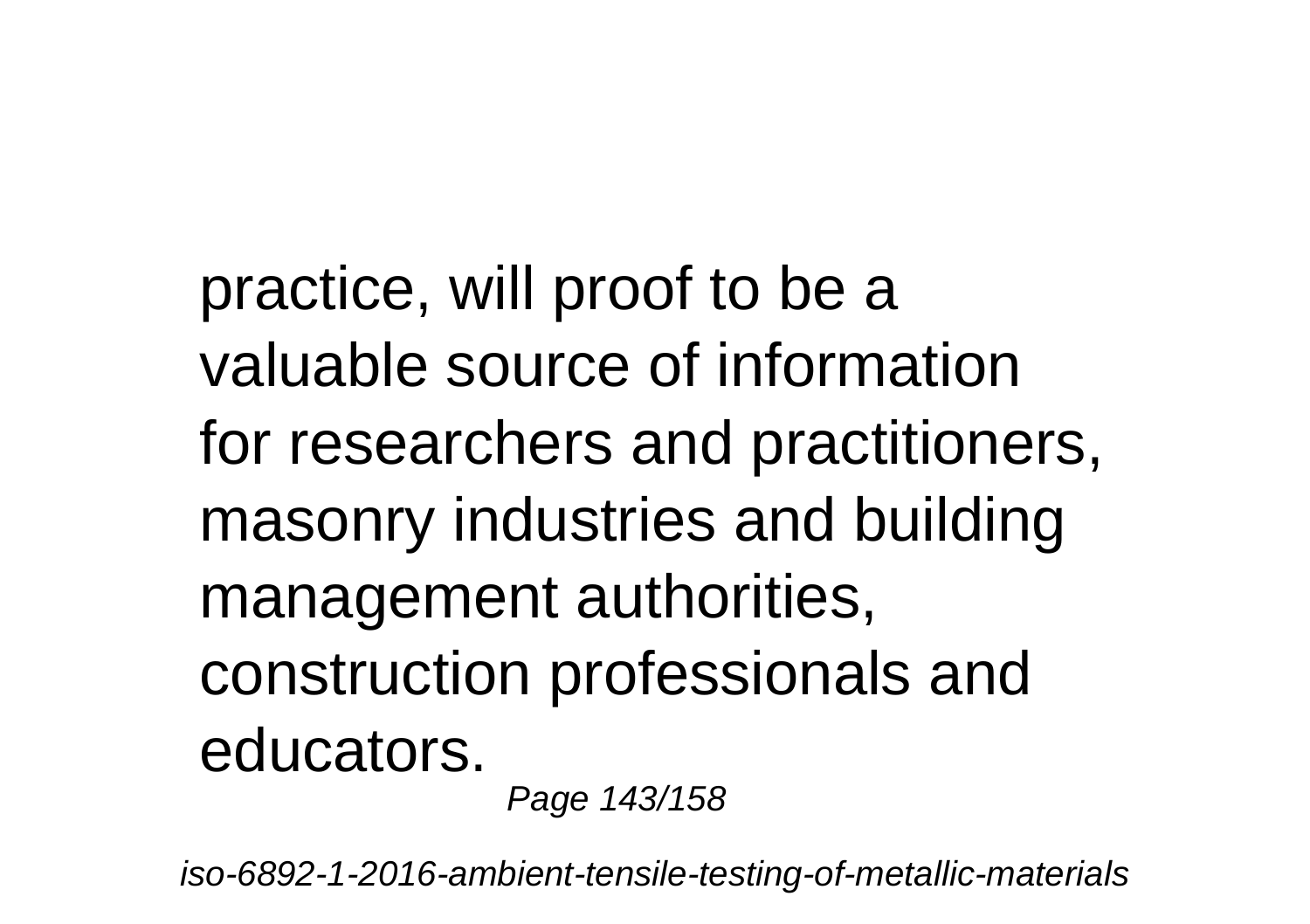practice, will proof to be a valuable source of information for researchers and practitioners, masonry industries and building management authorities, construction professionals and educators.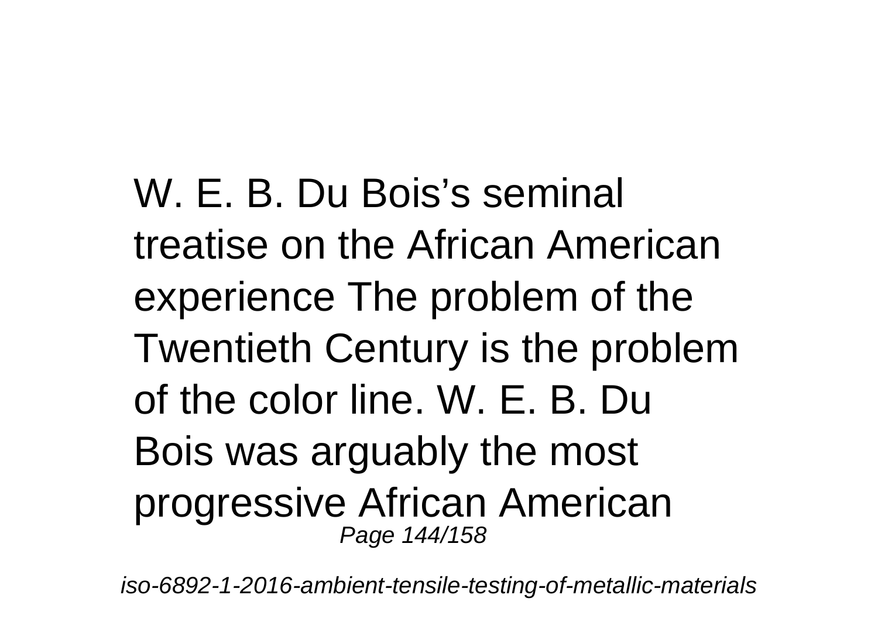W. E. B. Du Bois's seminal treatise on the African American experience The problem of the Twentieth Century is the problem of the color line. W. E. B. Du Bois was arguably the most progressive African American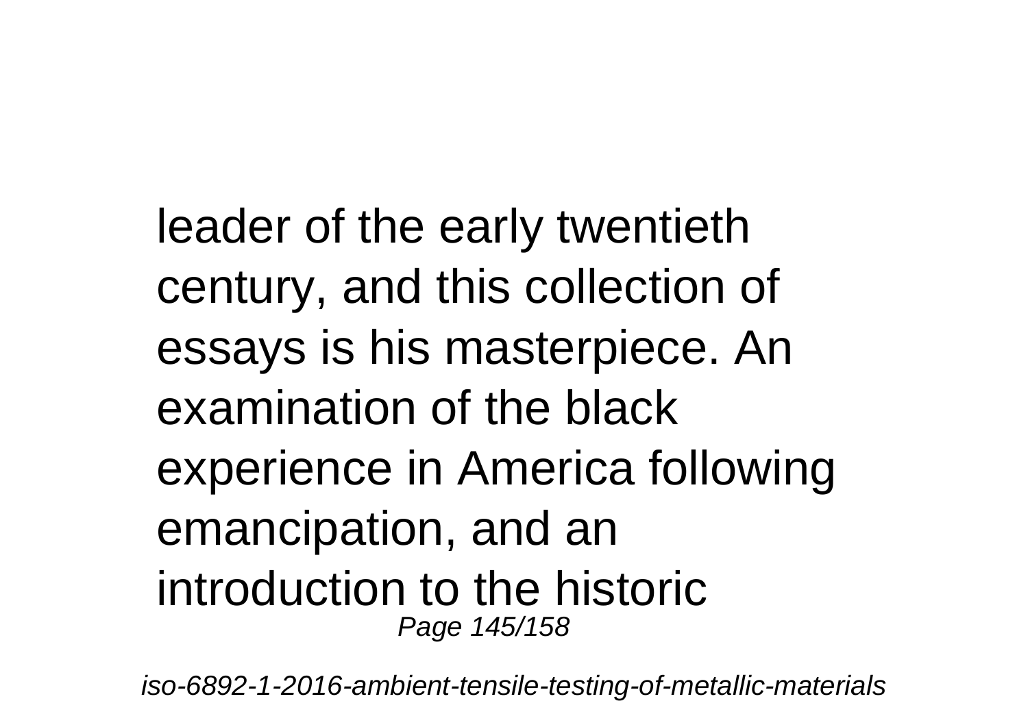leader of the early twentieth century, and this collection of essays is his masterpiece. An examination of the black experience in America following emancipation, and an introduction to the historic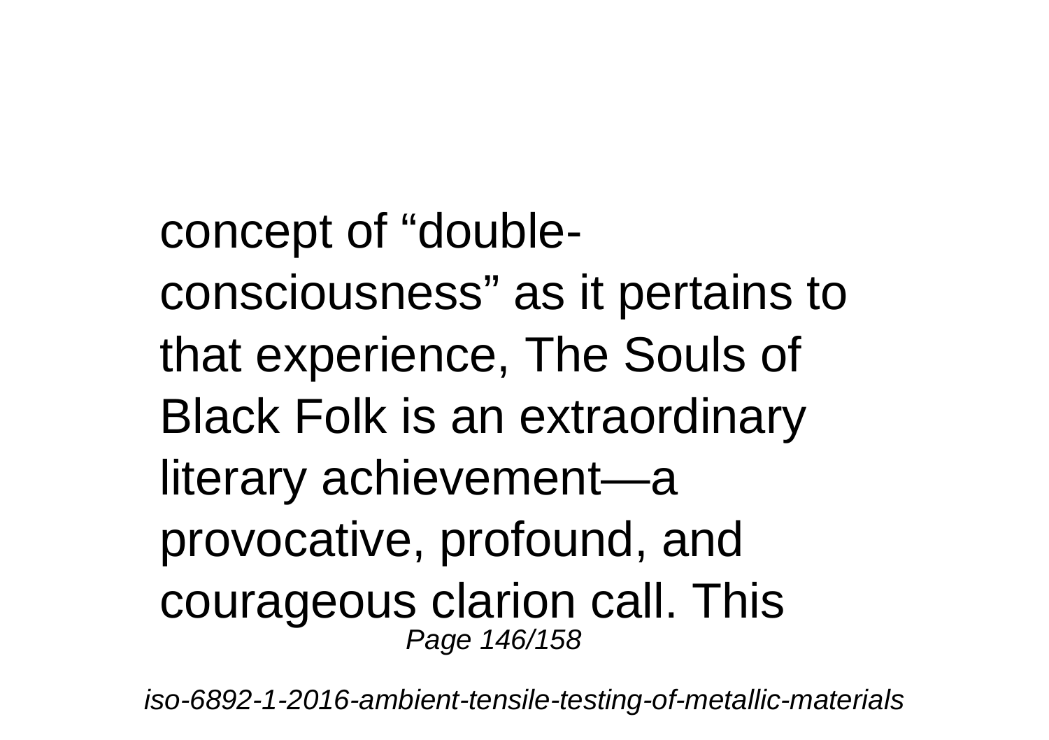concept of “double-consciousness” as it pertains to that experience, The Souls of Black Folk is an extraordinary literary achievement—a provocative, profound, and courageous clarion call. This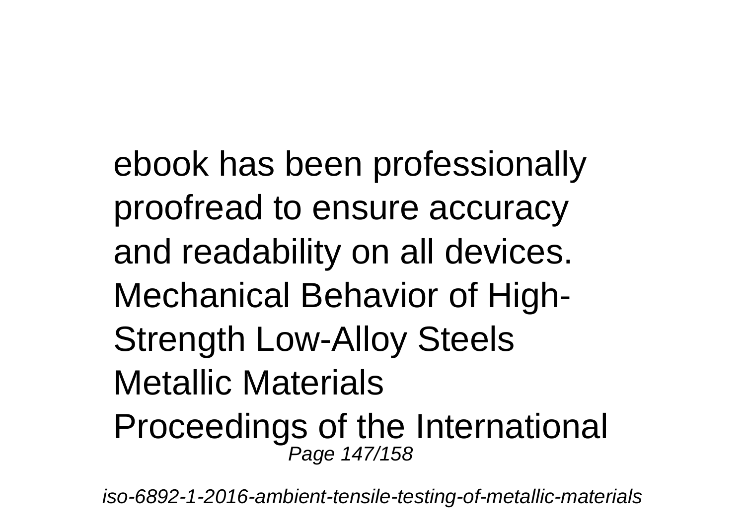ebook has been professionally proofread to ensure accuracy and readability on all devices.

Mechanical Behavior of High-Strength Low-Alloy Steels

Metallic Materials

Proceedings of the International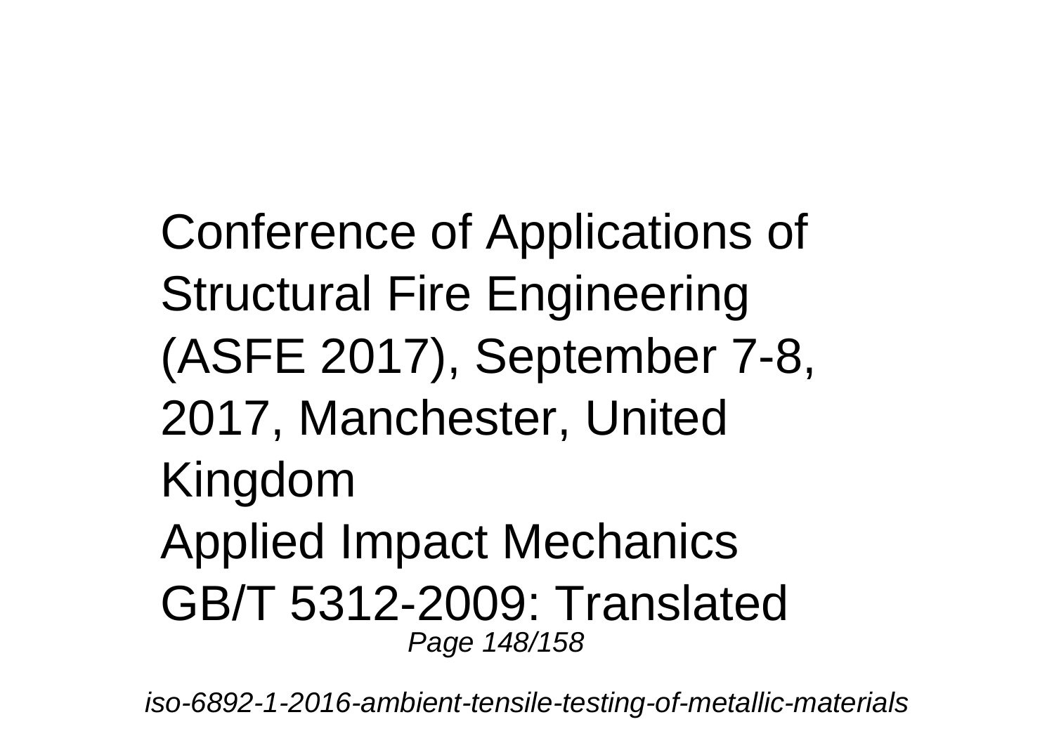Conference of Applications of Structural Fire Engineering (ASFE 2017), September 7-8, 2017, Manchester, United Kingdom

Applied Impact Mechanics

GB/T 5312-2009: Translated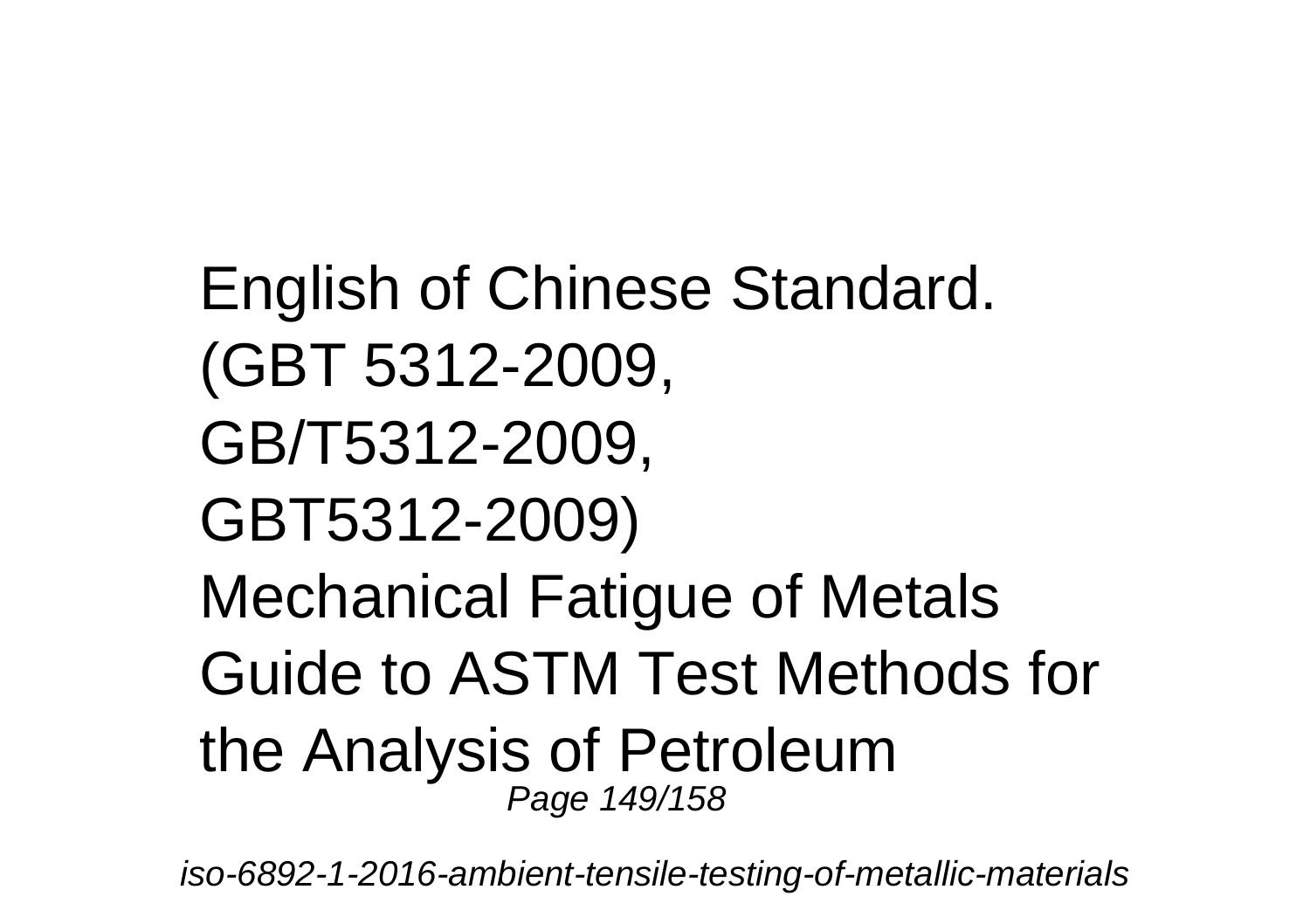English of Chinese Standard. (GBT 5312-2009, GB/T5312-2009, GBT5312-2009)
Mechanical Fatigue of Metals
Guide to ASTM Test Methods for the Analysis of Petroleum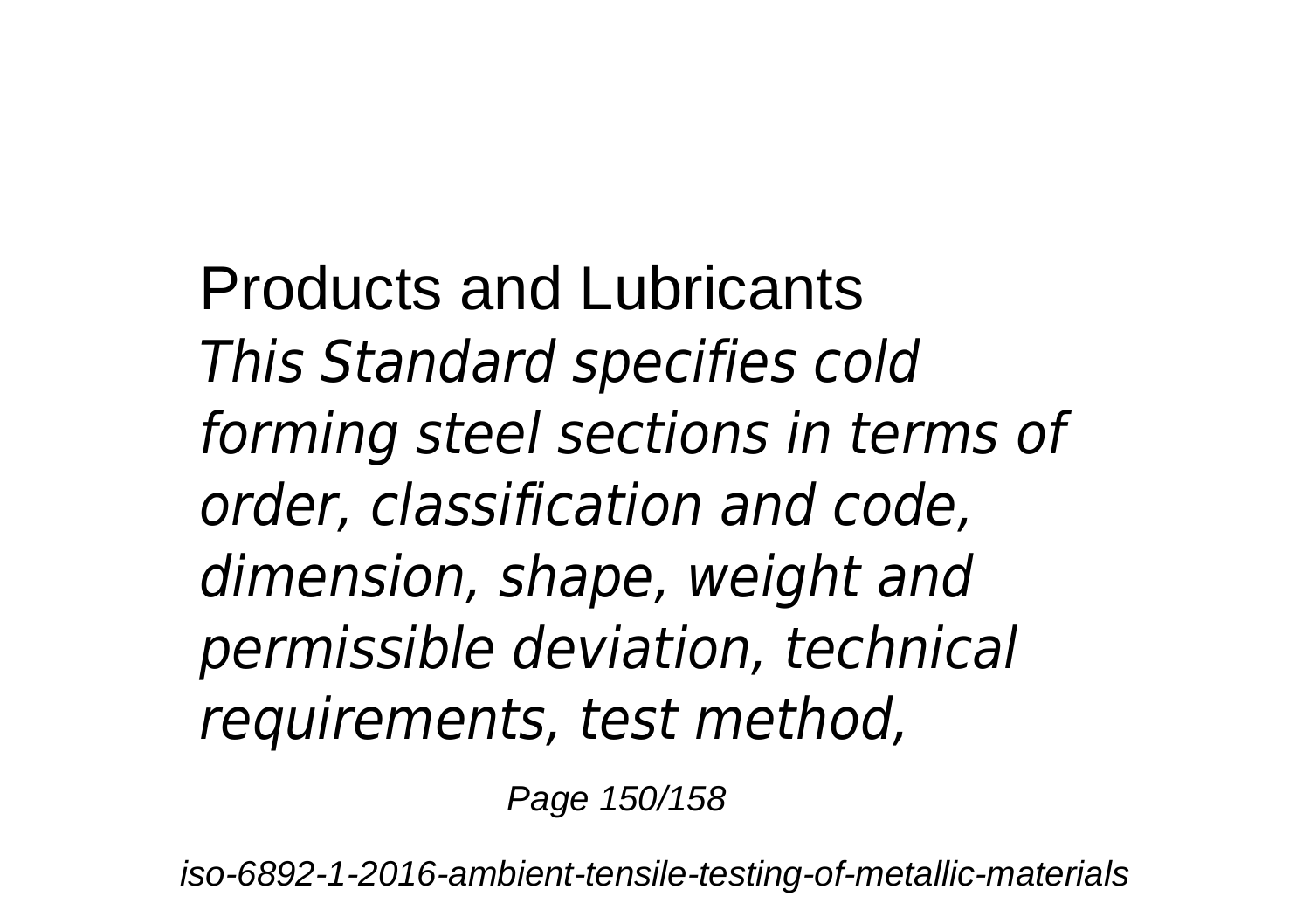Products and Lubricants

*This Standard specifies cold forming steel sections in terms of order, classification and code, dimension, shape, weight and permissible deviation, technical requirements, test method,*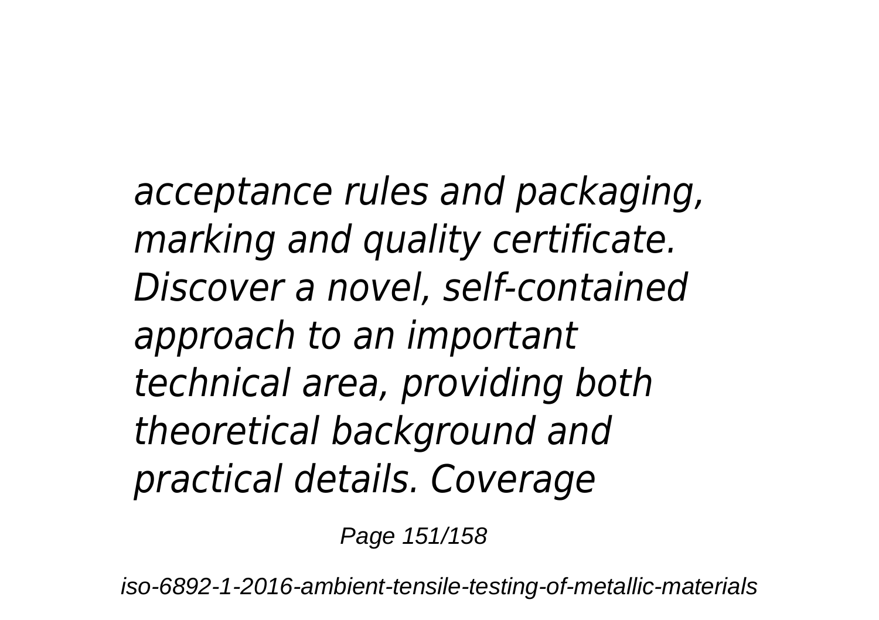*acceptance rules and packaging, marking and quality certificate. Discover a novel, self-contained approach to an important technical area, providing both theoretical background and practical details. Coverage*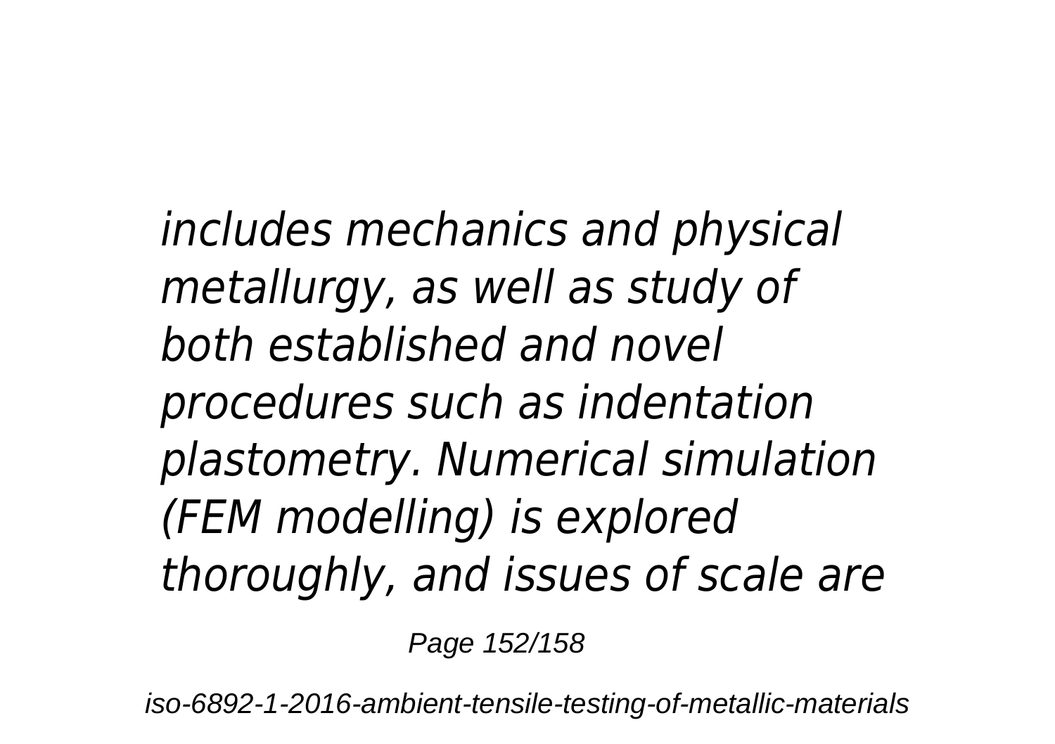*includes mechanics and physical metallurgy, as well as study of both established and novel procedures such as indentation plastometry. Numerical simulation (FEM modelling) is explored thoroughly, and issues of scale are*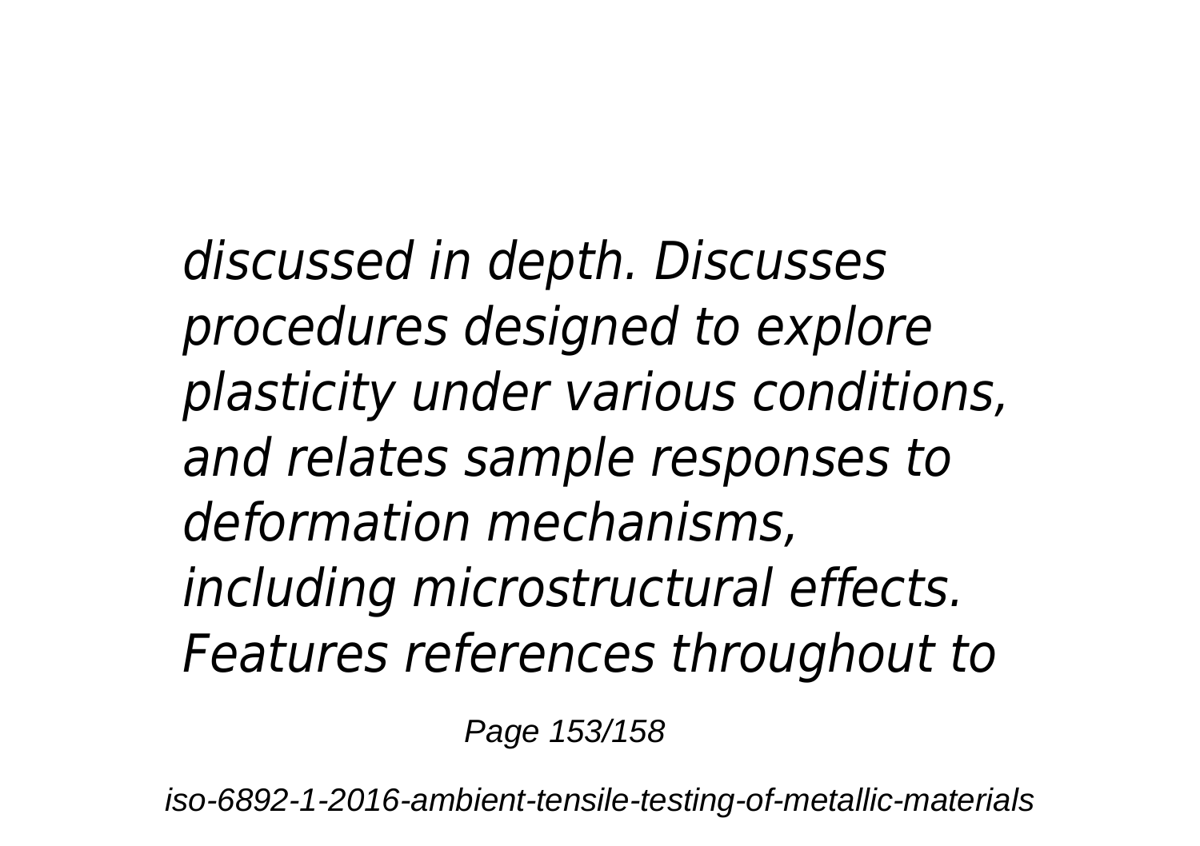*discussed in depth. Discusses procedures designed to explore plasticity under various conditions, and relates sample responses to deformation mechanisms, including microstructural effects. Features references throughout to*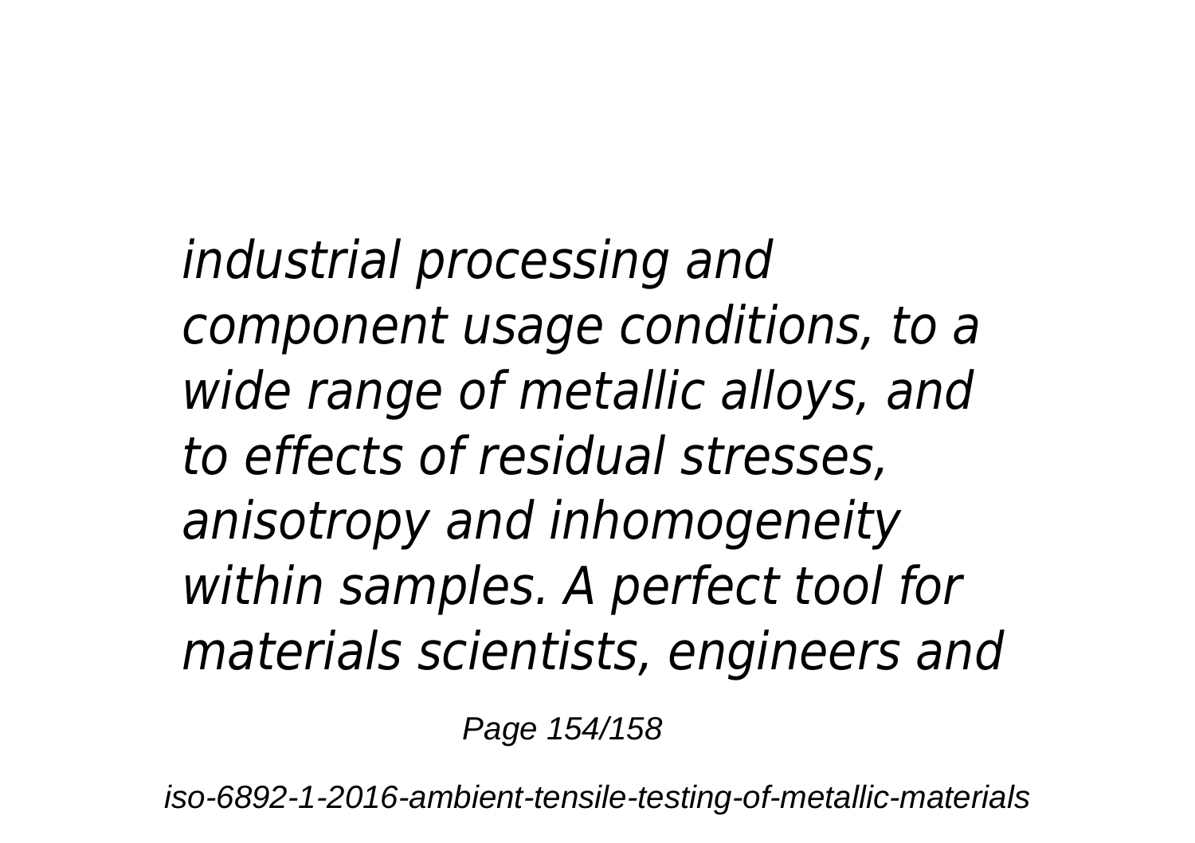*industrial processing and component usage conditions, to a wide range of metallic alloys, and to effects of residual stresses, anisotropy and inhomogeneity within samples. A perfect tool for materials scientists, engineers and*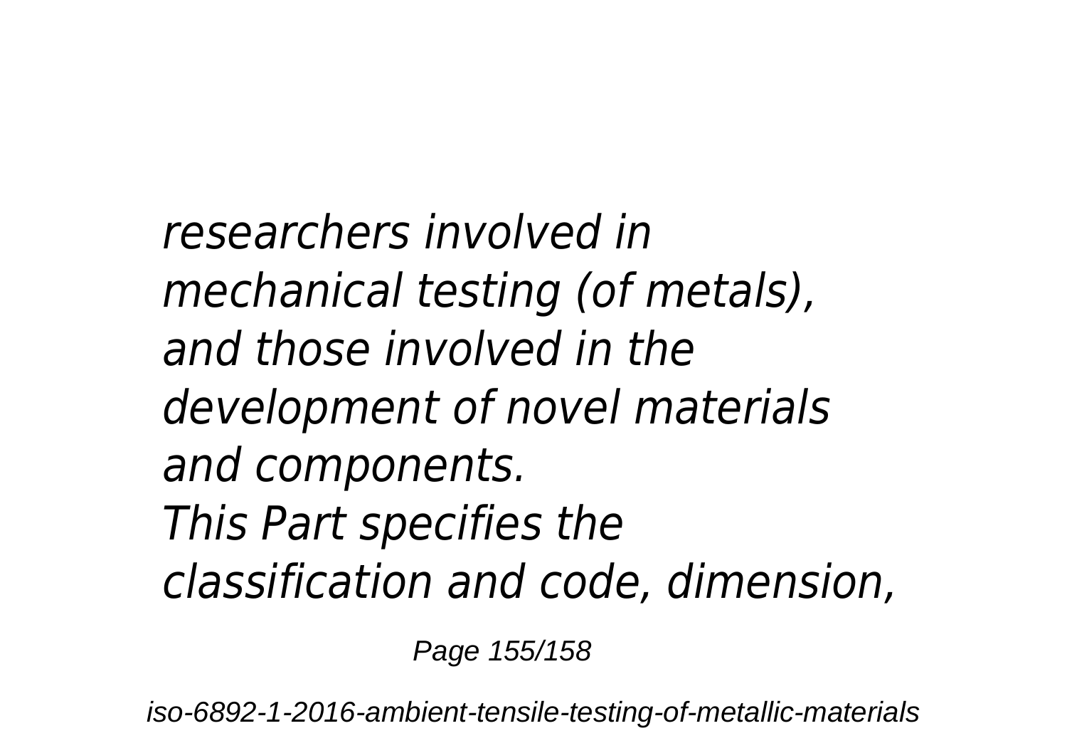*researchers involved in mechanical testing (of metals), and those involved in the development of novel materials and components.*
*This Part specifies the classification and code, dimension,*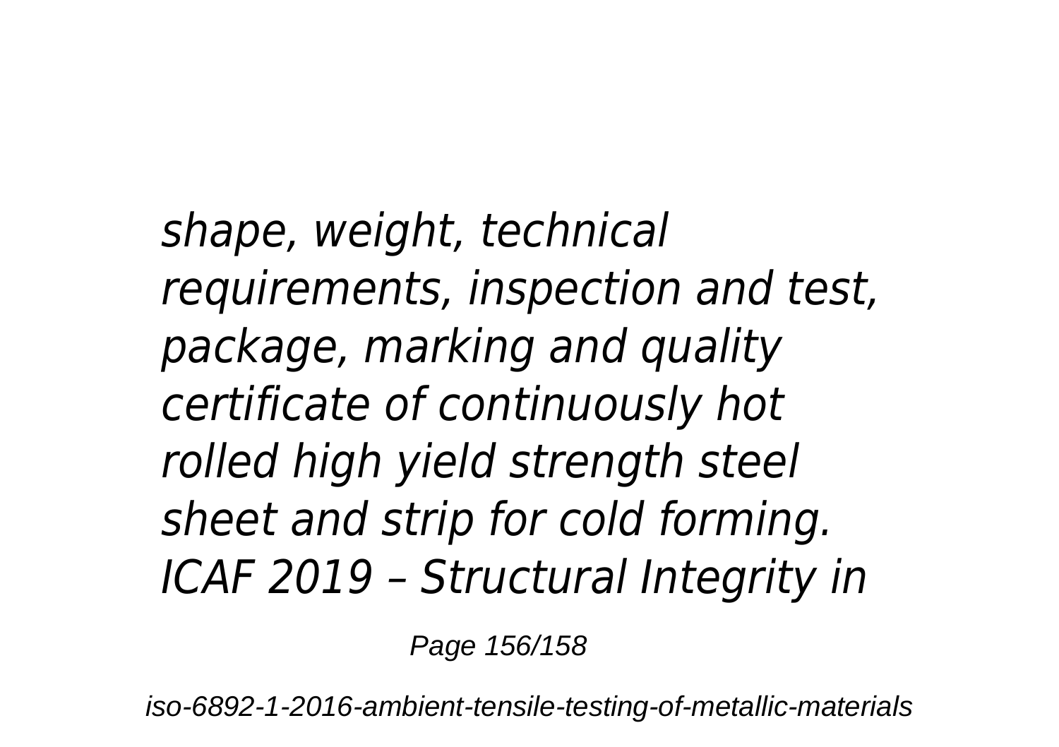*shape, weight, technical requirements, inspection and test, package, marking and quality certificate of continuously hot rolled high yield strength steel sheet and strip for cold forming. ICAF 2019 – Structural Integrity in*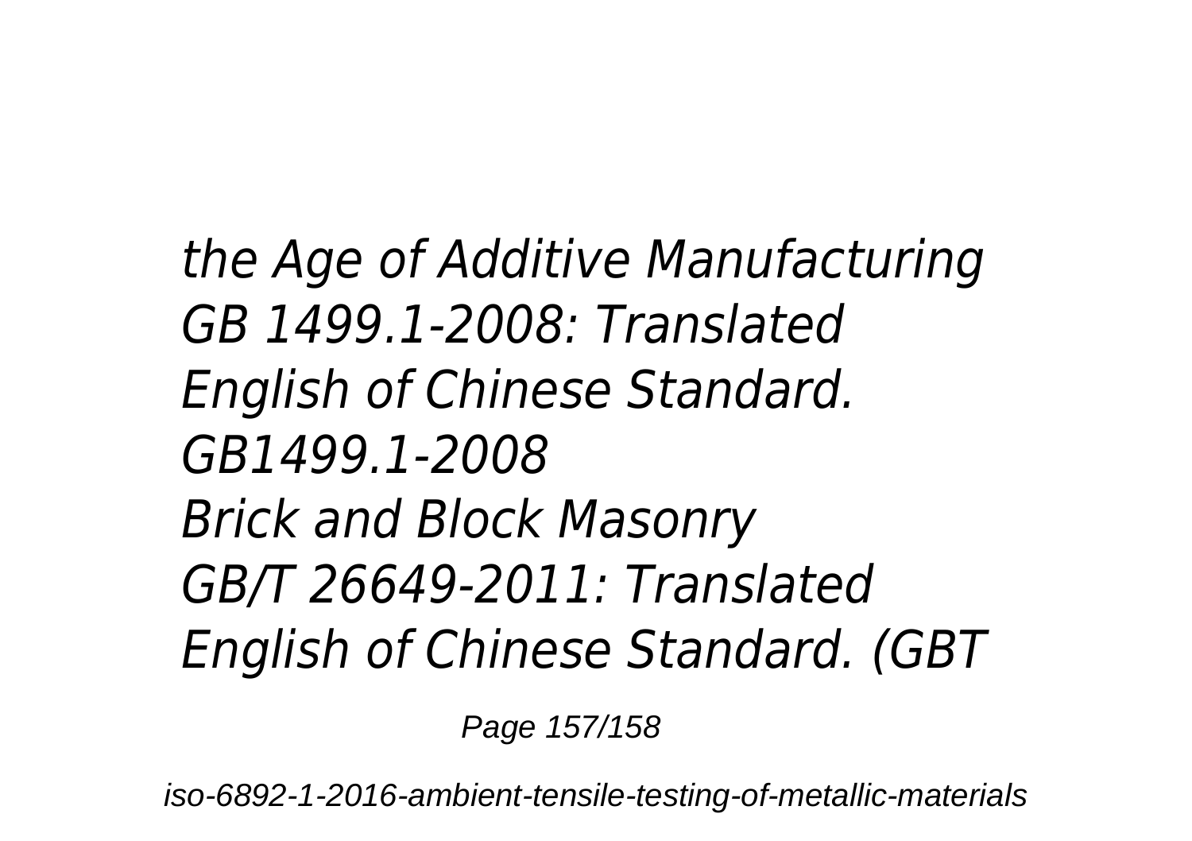*the Age of Additive Manufacturing*
*GB 1499.1-2008: Translated English of Chinese Standard. GB1499.1-2008*
*Brick and Block Masonry*
*GB/T 26649-2011: Translated English of Chinese Standard. (GBT*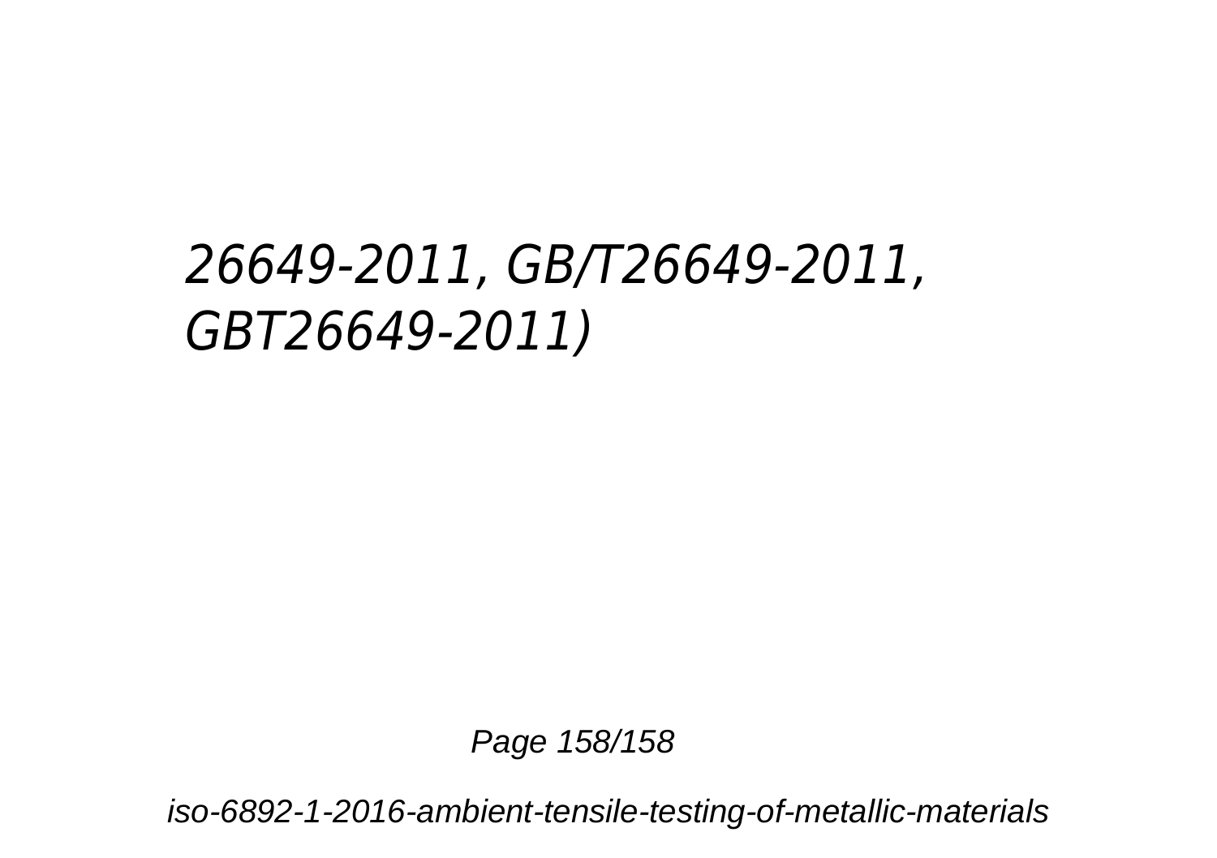*26649-2011, GB/T26649-2011, GBT26649-2011)*